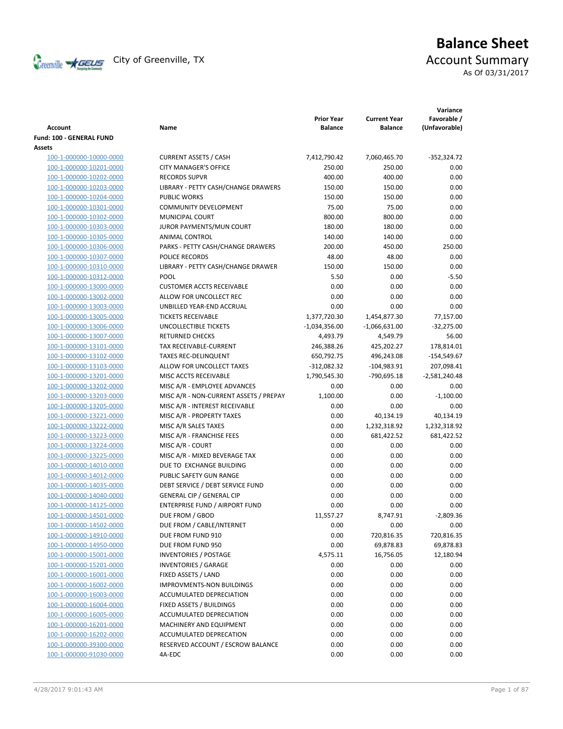City of Greenville, TX

# Balance Sheet

## Account Summary

As Of 03/31/2017

| Account | Name | Prior Year Balance | Current Year Balance | Variance Favorable / (Unfavorable) |
|---|---|---|---|---|
| **Fund: 100 - GENERAL FUND** | | | | |
| **Assets** | | | | |
| 100-1-000000-10000-0000 | CURRENT ASSETS / CASH | 7,412,790.42 | 7,060,465.70 | -352,324.72 |
| 100-1-000000-10201-0000 | CITY MANAGER'S OFFICE | 250.00 | 250.00 | 0.00 |
| 100-1-000000-10202-0000 | RECORDS SUPVR | 400.00 | 400.00 | 0.00 |
| 100-1-000000-10203-0000 | LIBRARY - PETTY CASH/CHANGE DRAWERS | 150.00 | 150.00 | 0.00 |
| 100-1-000000-10204-0000 | PUBLIC WORKS | 150.00 | 150.00 | 0.00 |
| 100-1-000000-10301-0000 | COMMUNITY DEVELOPMENT | 75.00 | 75.00 | 0.00 |
| 100-1-000000-10302-0000 | MUNICIPAL COURT | 800.00 | 800.00 | 0.00 |
| 100-1-000000-10303-0000 | JUROR PAYMENTS/MUN COURT | 180.00 | 180.00 | 0.00 |
| 100-1-000000-10305-0000 | ANIMAL CONTROL | 140.00 | 140.00 | 0.00 |
| 100-1-000000-10306-0000 | PARKS - PETTY CASH/CHANGE DRAWERS | 200.00 | 450.00 | 250.00 |
| 100-1-000000-10307-0000 | POLICE RECORDS | 48.00 | 48.00 | 0.00 |
| 100-1-000000-10310-0000 | LIBRARY - PETTY CASH/CHANGE DRAWER | 150.00 | 150.00 | 0.00 |
| 100-1-000000-10312-0000 | POOL | 5.50 | 0.00 | -5.50 |
| 100-1-000000-13000-0000 | CUSTOMER ACCTS RECEIVABLE | 0.00 | 0.00 | 0.00 |
| 100-1-000000-13002-0000 | ALLOW FOR UNCOLLECT REC | 0.00 | 0.00 | 0.00 |
| 100-1-000000-13003-0000 | UNBILLED YEAR-END ACCRUAL | 0.00 | 0.00 | 0.00 |
| 100-1-000000-13005-0000 | TICKETS RECEIVABLE | 1,377,720.30 | 1,454,877.30 | 77,157.00 |
| 100-1-000000-13006-0000 | UNCOLLECTIBLE TICKETS | -1,034,356.00 | -1,066,631.00 | -32,275.00 |
| 100-1-000000-13007-0000 | RETURNED CHECKS | 4,493.79 | 4,549.79 | 56.00 |
| 100-1-000000-13101-0000 | TAX RECEIVABLE-CURRENT | 246,388.26 | 425,202.27 | 178,814.01 |
| 100-1-000000-13102-0000 | TAXES REC-DELINQUENT | 650,792.75 | 496,243.08 | -154,549.67 |
| 100-1-000000-13103-0000 | ALLOW FOR UNCOLLECT TAXES | -312,082.32 | -104,983.91 | 207,098.41 |
| 100-1-000000-13201-0000 | MISC ACCTS RECEIVABLE | 1,790,545.30 | -790,695.18 | -2,581,240.48 |
| 100-1-000000-13202-0000 | MISC A/R - EMPLOYEE ADVANCES | 0.00 | 0.00 | 0.00 |
| 100-1-000000-13203-0000 | MISC A/R - NON-CURRENT ASSETS / PREPAY | 1,100.00 | 0.00 | -1,100.00 |
| 100-1-000000-13205-0000 | MISC A/R - INTEREST RECEIVABLE | 0.00 | 0.00 | 0.00 |
| 100-1-000000-13221-0000 | MISC A/R - PROPERTY TAXES | 0.00 | 40,134.19 | 40,134.19 |
| 100-1-000000-13222-0000 | MISC A/R SALES TAXES | 0.00 | 1,232,318.92 | 1,232,318.92 |
| 100-1-000000-13223-0000 | MISC A/R - FRANCHISE FEES | 0.00 | 681,422.52 | 681,422.52 |
| 100-1-000000-13224-0000 | MISC A/R - COURT | 0.00 | 0.00 | 0.00 |
| 100-1-000000-13225-0000 | MISC A/R - MIXED BEVERAGE TAX | 0.00 | 0.00 | 0.00 |
| 100-1-000000-14010-0000 | DUE TO EXCHANGE BUILDING | 0.00 | 0.00 | 0.00 |
| 100-1-000000-14012-0000 | PUBLIC SAFETY GUN RANGE | 0.00 | 0.00 | 0.00 |
| 100-1-000000-14035-0000 | DEBT SERVICE / DEBT SERVICE FUND | 0.00 | 0.00 | 0.00 |
| 100-1-000000-14040-0000 | GENERAL CIP / GENERAL CIP | 0.00 | 0.00 | 0.00 |
| 100-1-000000-14125-0000 | ENTERPRISE FUND / AIRPORT FUND | 0.00 | 0.00 | 0.00 |
| 100-1-000000-14501-0000 | DUE FROM / GBOD | 11,557.27 | 8,747.91 | -2,809.36 |
| 100-1-000000-14502-0000 | DUE FROM / CABLE/INTERNET | 0.00 | 0.00 | 0.00 |
| 100-1-000000-14910-0000 | DUE FROM FUND 910 | 0.00 | 720,816.35 | 720,816.35 |
| 100-1-000000-14950-0000 | DUE FROM FUND 950 | 0.00 | 69,878.83 | 69,878.83 |
| 100-1-000000-15001-0000 | INVENTORIES / POSTAGE | 4,575.11 | 16,756.05 | 12,180.94 |
| 100-1-000000-15201-0000 | INVENTORIES / GARAGE | 0.00 | 0.00 | 0.00 |
| 100-1-000000-16001-0000 | FIXED ASSETS / LAND | 0.00 | 0.00 | 0.00 |
| 100-1-000000-16002-0000 | IMPROVMENTS-NON BUILDINGS | 0.00 | 0.00 | 0.00 |
| 100-1-000000-16003-0000 | ACCUMULATED DEPRECIATION | 0.00 | 0.00 | 0.00 |
| 100-1-000000-16004-0000 | FIXED ASSETS / BUILDINGS | 0.00 | 0.00 | 0.00 |
| 100-1-000000-16005-0000 | ACCUMULATED DEPRECIATION | 0.00 | 0.00 | 0.00 |
| 100-1-000000-16201-0000 | MACHINERY AND EQUIPMENT | 0.00 | 0.00 | 0.00 |
| 100-1-000000-16202-0000 | ACCUMULATED DEPRECATION | 0.00 | 0.00 | 0.00 |
| 100-1-000000-39300-0000 | RESERVED ACCOUNT / ESCROW BALANCE | 0.00 | 0.00 | 0.00 |
| 100-1-000000-91030-0000 | 4A-EDC | 0.00 | 0.00 | 0.00 |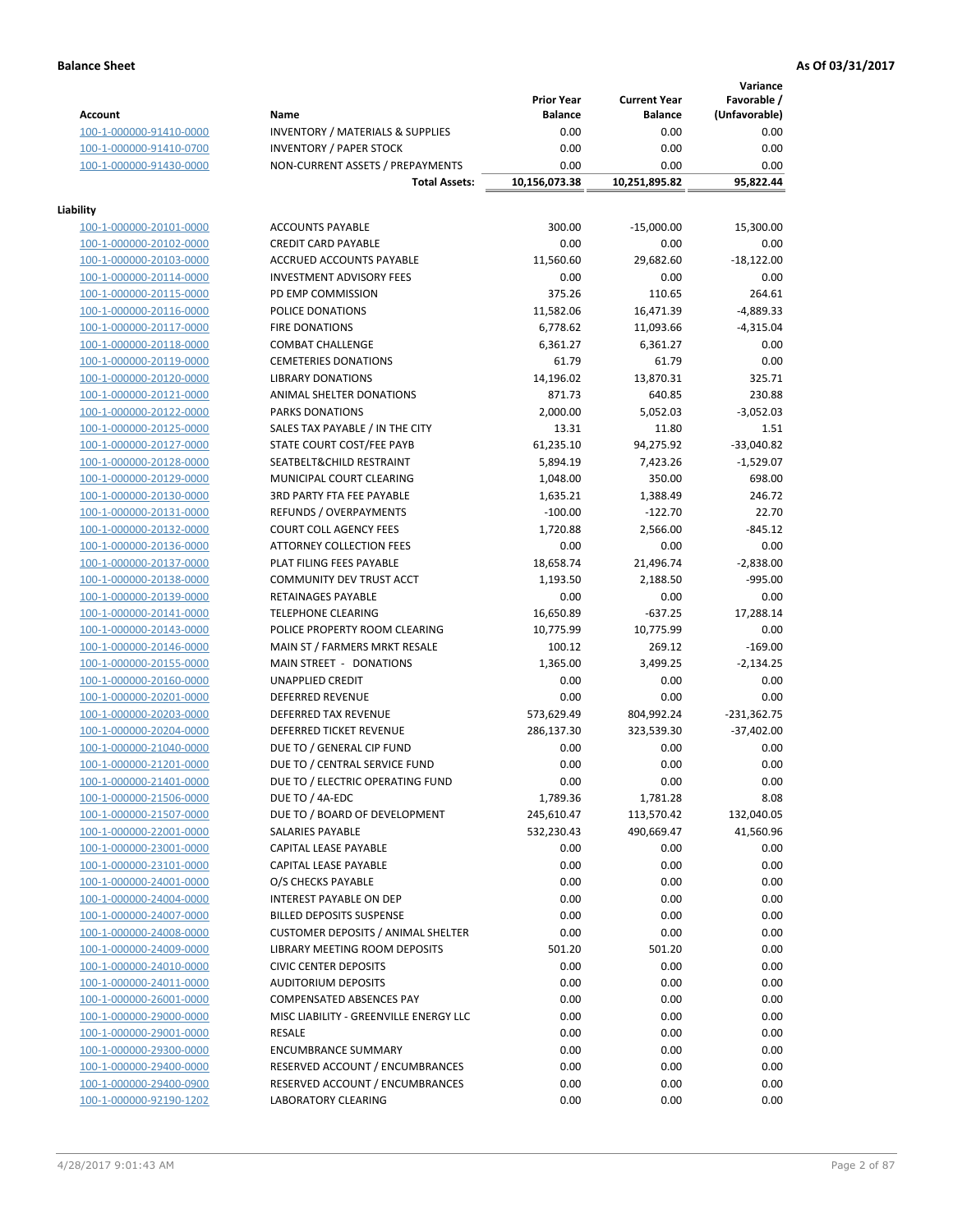**Balance Sheet** **As Of 03/31/2017**

| Account | Name | Prior Year Balance | Current Year Balance | Variance Favorable / (Unfavorable) |
|---|---|---|---|---|
| 100-1-000000-91410-0000 | INVENTORY / MATERIALS & SUPPLIES | 0.00 | 0.00 | 0.00 |
| 100-1-000000-91410-0700 | INVENTORY / PAPER STOCK | 0.00 | 0.00 | 0.00 |
| 100-1-000000-91430-0000 | NON-CURRENT ASSETS / PREPAYMENTS | 0.00 | 0.00 | 0.00 |
| | **Total Assets:** | **10,156,073.38** | **10,251,895.82** | **95,822.44** |
| **Liability** | | | | |
| 100-1-000000-20101-0000 | ACCOUNTS PAYABLE | 300.00 | -15,000.00 | 15,300.00 |
| 100-1-000000-20102-0000 | CREDIT CARD PAYABLE | 0.00 | 0.00 | 0.00 |
| 100-1-000000-20103-0000 | ACCRUED ACCOUNTS PAYABLE | 11,560.60 | 29,682.60 | -18,122.00 |
| 100-1-000000-20114-0000 | INVESTMENT ADVISORY FEES | 0.00 | 0.00 | 0.00 |
| 100-1-000000-20115-0000 | PD EMP COMMISSION | 375.26 | 110.65 | 264.61 |
| 100-1-000000-20116-0000 | POLICE DONATIONS | 11,582.06 | 16,471.39 | -4,889.33 |
| 100-1-000000-20117-0000 | FIRE DONATIONS | 6,778.62 | 11,093.66 | -4,315.04 |
| 100-1-000000-20118-0000 | COMBAT CHALLENGE | 6,361.27 | 6,361.27 | 0.00 |
| 100-1-000000-20119-0000 | CEMETERIES DONATIONS | 61.79 | 61.79 | 0.00 |
| 100-1-000000-20120-0000 | LIBRARY DONATIONS | 14,196.02 | 13,870.31 | 325.71 |
| 100-1-000000-20121-0000 | ANIMAL SHELTER DONATIONS | 871.73 | 640.85 | 230.88 |
| 100-1-000000-20122-0000 | PARKS DONATIONS | 2,000.00 | 5,052.03 | -3,052.03 |
| 100-1-000000-20125-0000 | SALES TAX PAYABLE / IN THE CITY | 13.31 | 11.80 | 1.51 |
| 100-1-000000-20127-0000 | STATE COURT COST/FEE PAYB | 61,235.10 | 94,275.92 | -33,040.82 |
| 100-1-000000-20128-0000 | SEATBELT&CHILD RESTRAINT | 5,894.19 | 7,423.26 | -1,529.07 |
| 100-1-000000-20129-0000 | MUNICIPAL COURT CLEARING | 1,048.00 | 350.00 | 698.00 |
| 100-1-000000-20130-0000 | 3RD PARTY FTA FEE PAYABLE | 1,635.21 | 1,388.49 | 246.72 |
| 100-1-000000-20131-0000 | REFUNDS / OVERPAYMENTS | -100.00 | -122.70 | 22.70 |
| 100-1-000000-20132-0000 | COURT COLL AGENCY FEES | 1,720.88 | 2,566.00 | -845.12 |
| 100-1-000000-20136-0000 | ATTORNEY COLLECTION FEES | 0.00 | 0.00 | 0.00 |
| 100-1-000000-20137-0000 | PLAT FILING FEES PAYABLE | 18,658.74 | 21,496.74 | -2,838.00 |
| 100-1-000000-20138-0000 | COMMUNITY DEV TRUST ACCT | 1,193.50 | 2,188.50 | -995.00 |
| 100-1-000000-20139-0000 | RETAINAGES PAYABLE | 0.00 | 0.00 | 0.00 |
| 100-1-000000-20141-0000 | TELEPHONE CLEARING | 16,650.89 | -637.25 | 17,288.14 |
| 100-1-000000-20143-0000 | POLICE PROPERTY ROOM CLEARING | 10,775.99 | 10,775.99 | 0.00 |
| 100-1-000000-20146-0000 | MAIN ST / FARMERS MRKT RESALE | 100.12 | 269.12 | -169.00 |
| 100-1-000000-20155-0000 | MAIN STREET - DONATIONS | 1,365.00 | 3,499.25 | -2,134.25 |
| 100-1-000000-20160-0000 | UNAPPLIED CREDIT | 0.00 | 0.00 | 0.00 |
| 100-1-000000-20201-0000 | DEFERRED REVENUE | 0.00 | 0.00 | 0.00 |
| 100-1-000000-20203-0000 | DEFERRED TAX REVENUE | 573,629.49 | 804,992.24 | -231,362.75 |
| 100-1-000000-20204-0000 | DEFERRED TICKET REVENUE | 286,137.30 | 323,539.30 | -37,402.00 |
| 100-1-000000-21040-0000 | DUE TO / GENERAL CIP FUND | 0.00 | 0.00 | 0.00 |
| 100-1-000000-21201-0000 | DUE TO / CENTRAL SERVICE FUND | 0.00 | 0.00 | 0.00 |
| 100-1-000000-21401-0000 | DUE TO / ELECTRIC OPERATING FUND | 0.00 | 0.00 | 0.00 |
| 100-1-000000-21506-0000 | DUE TO / 4A-EDC | 1,789.36 | 1,781.28 | 8.08 |
| 100-1-000000-21507-0000 | DUE TO / BOARD OF DEVELOPMENT | 245,610.47 | 113,570.42 | 132,040.05 |
| 100-1-000000-22001-0000 | SALARIES PAYABLE | 532,230.43 | 490,669.47 | 41,560.96 |
| 100-1-000000-23001-0000 | CAPITAL LEASE PAYABLE | 0.00 | 0.00 | 0.00 |
| 100-1-000000-23101-0000 | CAPITAL LEASE PAYABLE | 0.00 | 0.00 | 0.00 |
| 100-1-000000-24001-0000 | O/S CHECKS PAYABLE | 0.00 | 0.00 | 0.00 |
| 100-1-000000-24004-0000 | INTEREST PAYABLE ON DEP | 0.00 | 0.00 | 0.00 |
| 100-1-000000-24007-0000 | BILLED DEPOSITS SUSPENSE | 0.00 | 0.00 | 0.00 |
| 100-1-000000-24008-0000 | CUSTOMER DEPOSITS / ANIMAL SHELTER | 0.00 | 0.00 | 0.00 |
| 100-1-000000-24009-0000 | LIBRARY MEETING ROOM DEPOSITS | 501.20 | 501.20 | 0.00 |
| 100-1-000000-24010-0000 | CIVIC CENTER DEPOSITS | 0.00 | 0.00 | 0.00 |
| 100-1-000000-24011-0000 | AUDITORIUM DEPOSITS | 0.00 | 0.00 | 0.00 |
| 100-1-000000-26001-0000 | COMPENSATED ABSENCES PAY | 0.00 | 0.00 | 0.00 |
| 100-1-000000-29000-0000 | MISC LIABILITY - GREENVILLE ENERGY LLC | 0.00 | 0.00 | 0.00 |
| 100-1-000000-29001-0000 | RESALE | 0.00 | 0.00 | 0.00 |
| 100-1-000000-29300-0000 | ENCUMBRANCE SUMMARY | 0.00 | 0.00 | 0.00 |
| 100-1-000000-29400-0000 | RESERVED ACCOUNT / ENCUMBRANCES | 0.00 | 0.00 | 0.00 |
| 100-1-000000-29400-0900 | RESERVED ACCOUNT / ENCUMBRANCES | 0.00 | 0.00 | 0.00 |
| 100-1-000000-92190-1202 | LABORATORY CLEARING | 0.00 | 0.00 | 0.00 |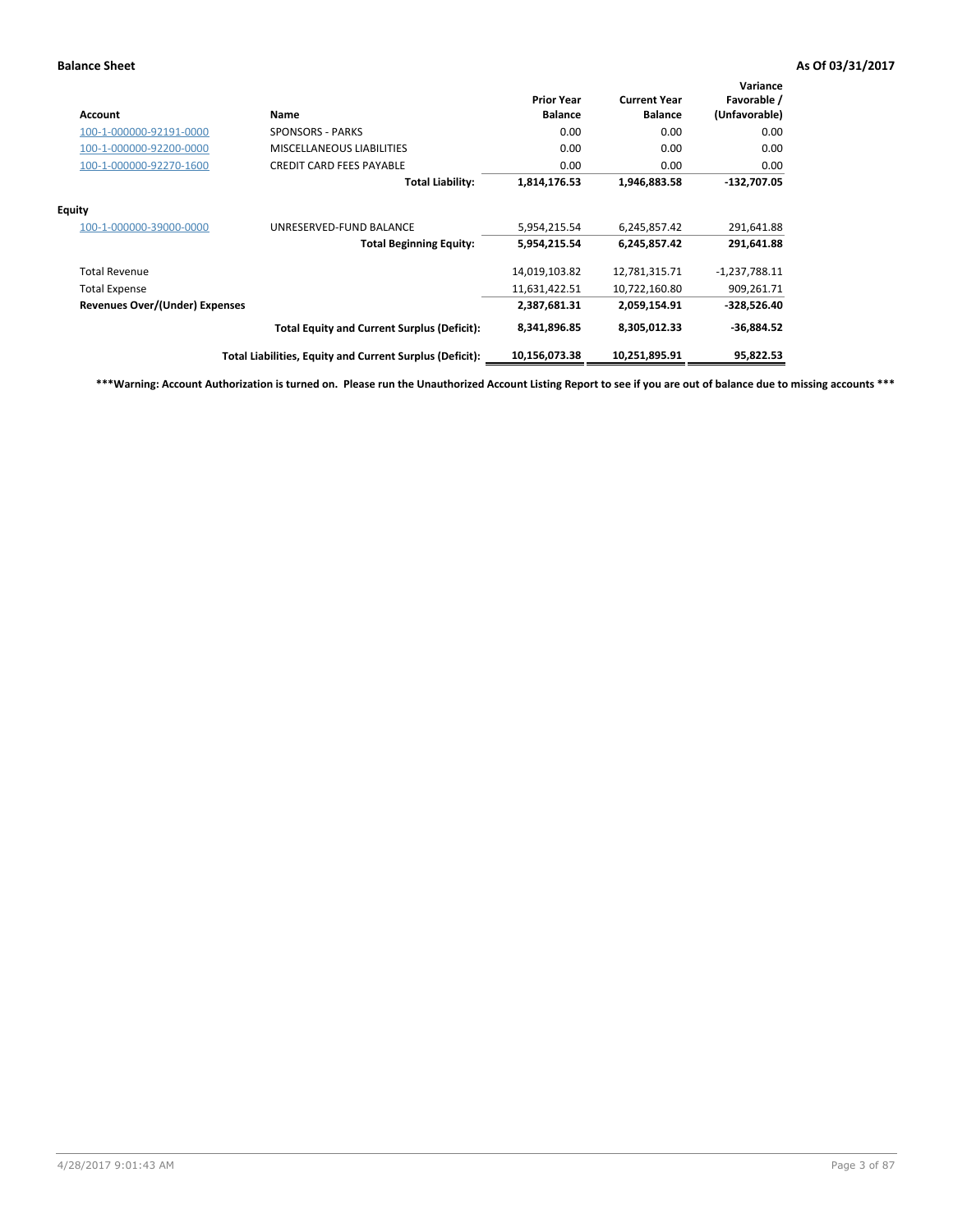**Balance Sheet** **As Of 03/31/2017**

| Account | Name | Prior Year Balance | Current Year Balance | Variance Favorable / (Unfavorable) |
|---|---|---|---|---|
| 100-1-000000-92191-0000 | SPONSORS - PARKS | 0.00 | 0.00 | 0.00 |
| 100-1-000000-92200-0000 | MISCELLANEOUS LIABILITIES | 0.00 | 0.00 | 0.00 |
| 100-1-000000-92270-1600 | CREDIT CARD FEES PAYABLE | 0.00 | 0.00 | 0.00 |
| | **Total Liability:** | **1,814,176.53** | **1,946,883.58** | **-132,707.05** |
| **Equity** | | | | |
| 100-1-000000-39000-0000 | UNRESERVED-FUND BALANCE | 5,954,215.54 | 6,245,857.42 | 291,641.88 |
| | **Total Beginning Equity:** | **5,954,215.54** | **6,245,857.42** | **291,641.88** |
| Total Revenue | | 14,019,103.82 | 12,781,315.71 | -1,237,788.11 |
| Total Expense | | 11,631,422.51 | 10,722,160.80 | 909,261.71 |
| **Revenues Over/(Under) Expenses** | | **2,387,681.31** | **2,059,154.91** | **-328,526.40** |
| | **Total Equity and Current Surplus (Deficit):** | **8,341,896.85** | **8,305,012.33** | **-36,884.52** |
| | **Total Liabilities, Equity and Current Surplus (Deficit):** | **10,156,073.38** | **10,251,895.91** | **95,822.53** |

**\*\*\*Warning: Account Authorization is turned on. Please run the Unauthorized Account Listing Report to see if you are out of balance due to missing accounts \*\*\***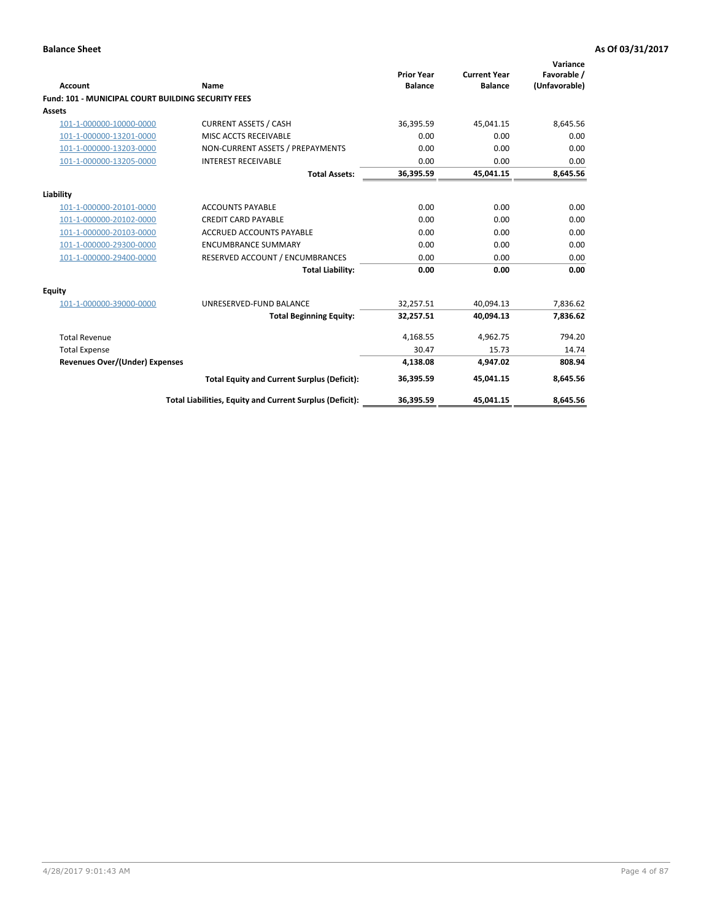**Balance Sheet** — **As Of 03/31/2017**

| Account | Name | Prior Year Balance | Current Year Balance | Variance Favorable / (Unfavorable) |
|---|---|---|---|---|
| **Fund: 101 - MUNICIPAL COURT BUILDING SECURITY FEES** | | | | |
| **Assets** | | | | |
| 101-1-000000-10000-0000 | CURRENT ASSETS / CASH | 36,395.59 | 45,041.15 | 8,645.56 |
| 101-1-000000-13201-0000 | MISC ACCTS RECEIVABLE | 0.00 | 0.00 | 0.00 |
| 101-1-000000-13203-0000 | NON-CURRENT ASSETS / PREPAYMENTS | 0.00 | 0.00 | 0.00 |
| 101-1-000000-13205-0000 | INTEREST RECEIVABLE | 0.00 | 0.00 | 0.00 |
| | **Total Assets:** | **36,395.59** | **45,041.15** | **8,645.56** |
| **Liability** | | | | |
| 101-1-000000-20101-0000 | ACCOUNTS PAYABLE | 0.00 | 0.00 | 0.00 |
| 101-1-000000-20102-0000 | CREDIT CARD PAYABLE | 0.00 | 0.00 | 0.00 |
| 101-1-000000-20103-0000 | ACCRUED ACCOUNTS PAYABLE | 0.00 | 0.00 | 0.00 |
| 101-1-000000-29300-0000 | ENCUMBRANCE SUMMARY | 0.00 | 0.00 | 0.00 |
| 101-1-000000-29400-0000 | RESERVED ACCOUNT / ENCUMBRANCES | 0.00 | 0.00 | 0.00 |
| | **Total Liability:** | **0.00** | **0.00** | **0.00** |
| **Equity** | | | | |
| 101-1-000000-39000-0000 | UNRESERVED-FUND BALANCE | 32,257.51 | 40,094.13 | 7,836.62 |
| | **Total Beginning Equity:** | **32,257.51** | **40,094.13** | **7,836.62** |
| Total Revenue | | 4,168.55 | 4,962.75 | 794.20 |
| Total Expense | | 30.47 | 15.73 | 14.74 |
| **Revenues Over/(Under) Expenses** | | **4,138.08** | **4,947.02** | **808.94** |
| | **Total Equity and Current Surplus (Deficit):** | **36,395.59** | **45,041.15** | **8,645.56** |
| | **Total Liabilities, Equity and Current Surplus (Deficit):** | **36,395.59** | **45,041.15** | **8,645.56** |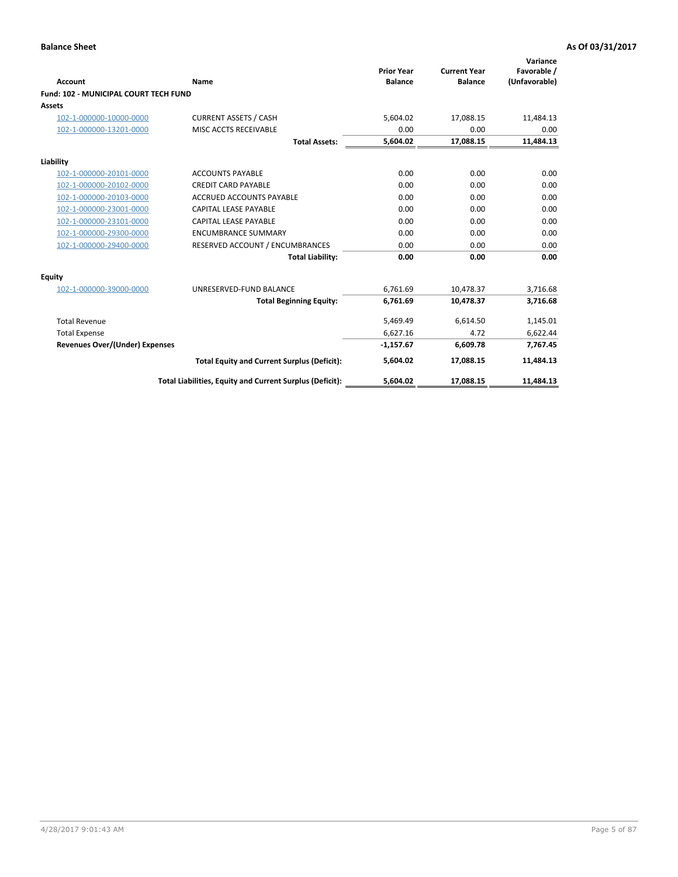**Balance Sheet** **As Of 03/31/2017**

| Account | Name | Prior Year Balance | Current Year Balance | Variance Favorable / (Unfavorable) |
|---|---|---|---|---|
| **Fund: 102 - MUNICIPAL COURT TECH FUND** | | | | |
| **Assets** | | | | |
| 102-1-000000-10000-0000 | CURRENT ASSETS / CASH | 5,604.02 | 17,088.15 | 11,484.13 |
| 102-1-000000-13201-0000 | MISC ACCTS RECEIVABLE | 0.00 | 0.00 | 0.00 |
| | **Total Assets:** | **5,604.02** | **17,088.15** | **11,484.13** |
| **Liability** | | | | |
| 102-1-000000-20101-0000 | ACCOUNTS PAYABLE | 0.00 | 0.00 | 0.00 |
| 102-1-000000-20102-0000 | CREDIT CARD PAYABLE | 0.00 | 0.00 | 0.00 |
| 102-1-000000-20103-0000 | ACCRUED ACCOUNTS PAYABLE | 0.00 | 0.00 | 0.00 |
| 102-1-000000-23001-0000 | CAPITAL LEASE PAYABLE | 0.00 | 0.00 | 0.00 |
| 102-1-000000-23101-0000 | CAPITAL LEASE PAYABLE | 0.00 | 0.00 | 0.00 |
| 102-1-000000-29300-0000 | ENCUMBRANCE SUMMARY | 0.00 | 0.00 | 0.00 |
| 102-1-000000-29400-0000 | RESERVED ACCOUNT / ENCUMBRANCES | 0.00 | 0.00 | 0.00 |
| | **Total Liability:** | **0.00** | **0.00** | **0.00** |
| **Equity** | | | | |
| 102-1-000000-39000-0000 | UNRESERVED-FUND BALANCE | 6,761.69 | 10,478.37 | 3,716.68 |
| | **Total Beginning Equity:** | **6,761.69** | **10,478.37** | **3,716.68** |
| Total Revenue | | 5,469.49 | 6,614.50 | 1,145.01 |
| Total Expense | | 6,627.16 | 4.72 | 6,622.44 |
| **Revenues Over/(Under) Expenses** | | **-1,157.67** | **6,609.78** | **7,767.45** |
| | **Total Equity and Current Surplus (Deficit):** | **5,604.02** | **17,088.15** | **11,484.13** |
| | **Total Liabilities, Equity and Current Surplus (Deficit):** | **5,604.02** | **17,088.15** | **11,484.13** |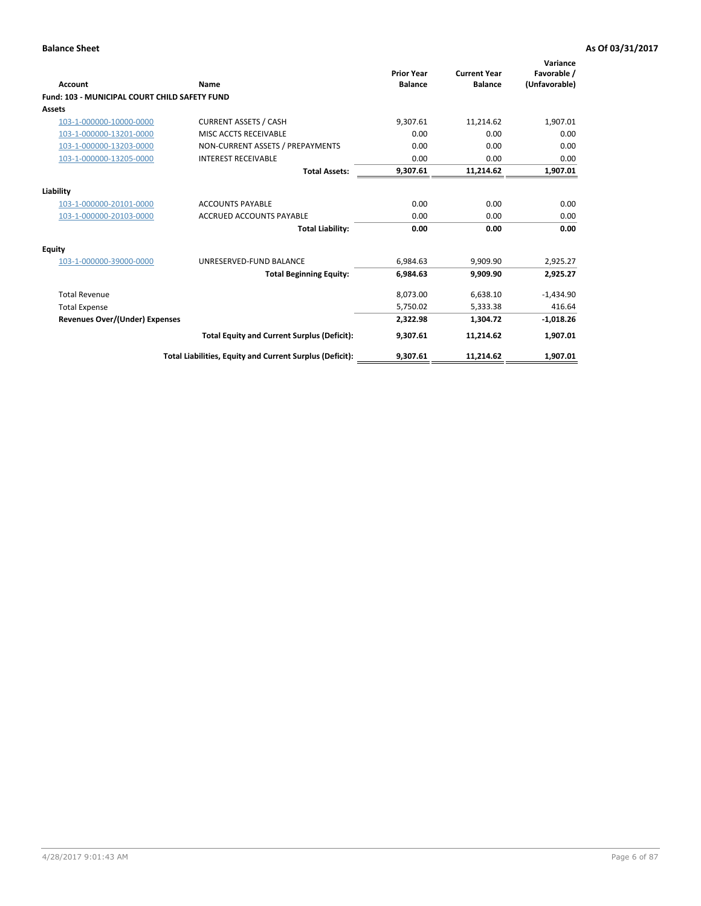**Balance Sheet** **As Of 03/31/2017**

| Account | Name | Prior Year Balance | Current Year Balance | Variance Favorable / (Unfavorable) |
|---|---|---|---|---|
| **Fund: 103 - MUNICIPAL COURT CHILD SAFETY FUND** | | | | |
| **Assets** | | | | |
| 103-1-000000-10000-0000 | CURRENT ASSETS / CASH | 9,307.61 | 11,214.62 | 1,907.01 |
| 103-1-000000-13201-0000 | MISC ACCTS RECEIVABLE | 0.00 | 0.00 | 0.00 |
| 103-1-000000-13203-0000 | NON-CURRENT ASSETS / PREPAYMENTS | 0.00 | 0.00 | 0.00 |
| 103-1-000000-13205-0000 | INTEREST RECEIVABLE | 0.00 | 0.00 | 0.00 |
| | **Total Assets:** | **9,307.61** | **11,214.62** | **1,907.01** |
| **Liability** | | | | |
| 103-1-000000-20101-0000 | ACCOUNTS PAYABLE | 0.00 | 0.00 | 0.00 |
| 103-1-000000-20103-0000 | ACCRUED ACCOUNTS PAYABLE | 0.00 | 0.00 | 0.00 |
| | **Total Liability:** | **0.00** | **0.00** | **0.00** |
| **Equity** | | | | |
| 103-1-000000-39000-0000 | UNRESERVED-FUND BALANCE | 6,984.63 | 9,909.90 | 2,925.27 |
| | **Total Beginning Equity:** | **6,984.63** | **9,909.90** | **2,925.27** |
| Total Revenue | | 8,073.00 | 6,638.10 | -1,434.90 |
| Total Expense | | 5,750.02 | 5,333.38 | 416.64 |
| **Revenues Over/(Under) Expenses** | | **2,322.98** | **1,304.72** | **-1,018.26** |
| | **Total Equity and Current Surplus (Deficit):** | **9,307.61** | **11,214.62** | **1,907.01** |
| | **Total Liabilities, Equity and Current Surplus (Deficit):** | **9,307.61** | **11,214.62** | **1,907.01** |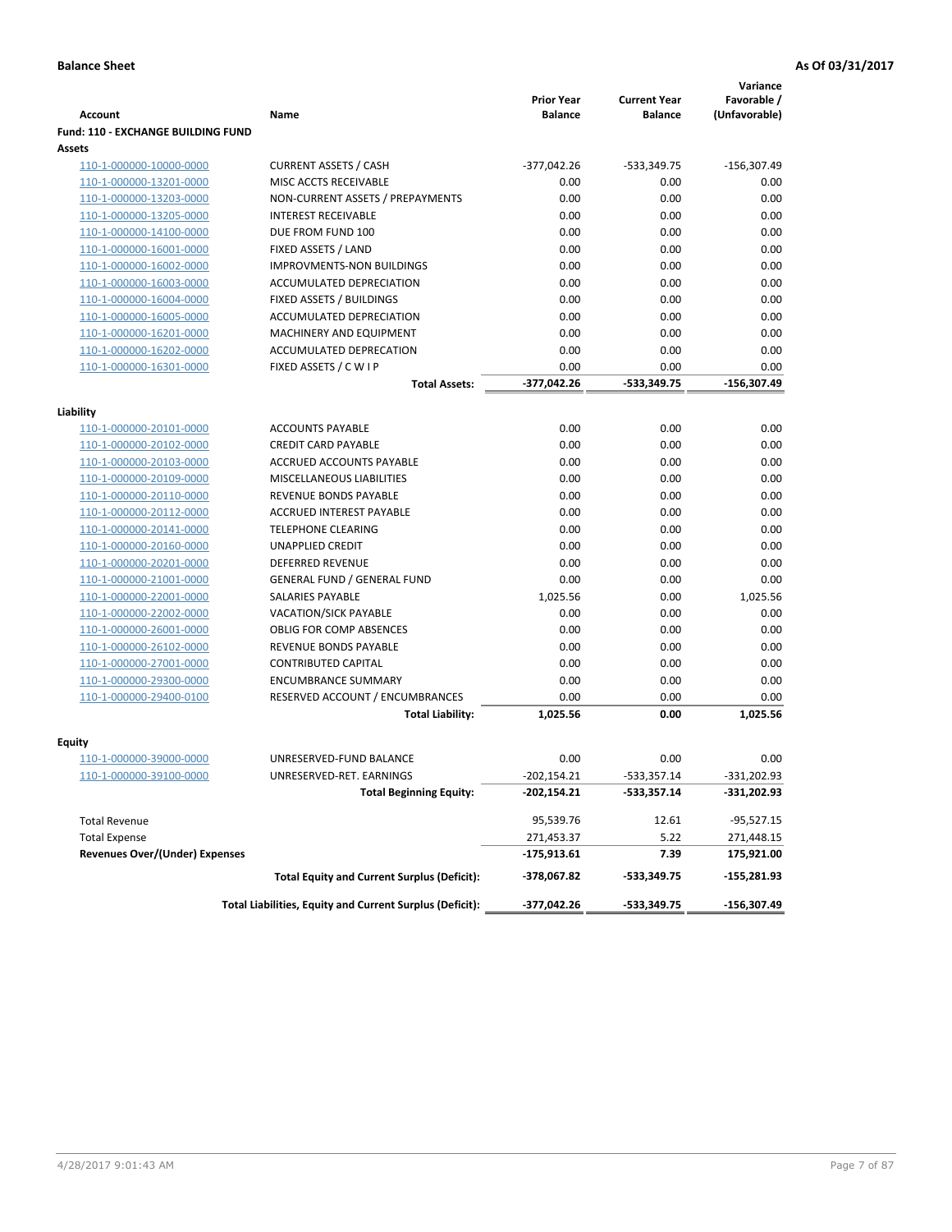**Balance Sheet** **As Of 03/31/2017**

| Account | Name | Prior Year Balance | Current Year Balance | Variance Favorable / (Unfavorable) |
|---|---|---|---|---|
| **Fund: 110 - EXCHANGE BUILDING FUND** | | | | |
| **Assets** | | | | |
| 110-1-000000-10000-0000 | CURRENT ASSETS / CASH | -377,042.26 | -533,349.75 | -156,307.49 |
| 110-1-000000-13201-0000 | MISC ACCTS RECEIVABLE | 0.00 | 0.00 | 0.00 |
| 110-1-000000-13203-0000 | NON-CURRENT ASSETS / PREPAYMENTS | 0.00 | 0.00 | 0.00 |
| 110-1-000000-13205-0000 | INTEREST RECEIVABLE | 0.00 | 0.00 | 0.00 |
| 110-1-000000-14100-0000 | DUE FROM FUND 100 | 0.00 | 0.00 | 0.00 |
| 110-1-000000-16001-0000 | FIXED ASSETS / LAND | 0.00 | 0.00 | 0.00 |
| 110-1-000000-16002-0000 | IMPROVMENTS-NON BUILDINGS | 0.00 | 0.00 | 0.00 |
| 110-1-000000-16003-0000 | ACCUMULATED DEPRECIATION | 0.00 | 0.00 | 0.00 |
| 110-1-000000-16004-0000 | FIXED ASSETS / BUILDINGS | 0.00 | 0.00 | 0.00 |
| 110-1-000000-16005-0000 | ACCUMULATED DEPRECIATION | 0.00 | 0.00 | 0.00 |
| 110-1-000000-16201-0000 | MACHINERY AND EQUIPMENT | 0.00 | 0.00 | 0.00 |
| 110-1-000000-16202-0000 | ACCUMULATED DEPRECATION | 0.00 | 0.00 | 0.00 |
| 110-1-000000-16301-0000 | FIXED ASSETS / C W I P | 0.00 | 0.00 | 0.00 |
| | **Total Assets:** | **-377,042.26** | **-533,349.75** | **-156,307.49** |
| **Liability** | | | | |
| 110-1-000000-20101-0000 | ACCOUNTS PAYABLE | 0.00 | 0.00 | 0.00 |
| 110-1-000000-20102-0000 | CREDIT CARD PAYABLE | 0.00 | 0.00 | 0.00 |
| 110-1-000000-20103-0000 | ACCRUED ACCOUNTS PAYABLE | 0.00 | 0.00 | 0.00 |
| 110-1-000000-20109-0000 | MISCELLANEOUS LIABILITIES | 0.00 | 0.00 | 0.00 |
| 110-1-000000-20110-0000 | REVENUE BONDS PAYABLE | 0.00 | 0.00 | 0.00 |
| 110-1-000000-20112-0000 | ACCRUED INTEREST PAYABLE | 0.00 | 0.00 | 0.00 |
| 110-1-000000-20141-0000 | TELEPHONE CLEARING | 0.00 | 0.00 | 0.00 |
| 110-1-000000-20160-0000 | UNAPPLIED CREDIT | 0.00 | 0.00 | 0.00 |
| 110-1-000000-20201-0000 | DEFERRED REVENUE | 0.00 | 0.00 | 0.00 |
| 110-1-000000-21001-0000 | GENERAL FUND / GENERAL FUND | 0.00 | 0.00 | 0.00 |
| 110-1-000000-22001-0000 | SALARIES PAYABLE | 1,025.56 | 0.00 | 1,025.56 |
| 110-1-000000-22002-0000 | VACATION/SICK PAYABLE | 0.00 | 0.00 | 0.00 |
| 110-1-000000-26001-0000 | OBLIG FOR COMP ABSENCES | 0.00 | 0.00 | 0.00 |
| 110-1-000000-26102-0000 | REVENUE BONDS PAYABLE | 0.00 | 0.00 | 0.00 |
| 110-1-000000-27001-0000 | CONTRIBUTED CAPITAL | 0.00 | 0.00 | 0.00 |
| 110-1-000000-29300-0000 | ENCUMBRANCE SUMMARY | 0.00 | 0.00 | 0.00 |
| 110-1-000000-29400-0100 | RESERVED ACCOUNT / ENCUMBRANCES | 0.00 | 0.00 | 0.00 |
| | **Total Liability:** | **1,025.56** | **0.00** | **1,025.56** |
| **Equity** | | | | |
| 110-1-000000-39000-0000 | UNRESERVED-FUND BALANCE | 0.00 | 0.00 | 0.00 |
| 110-1-000000-39100-0000 | UNRESERVED-RET. EARNINGS | -202,154.21 | -533,357.14 | -331,202.93 |
| | **Total Beginning Equity:** | **-202,154.21** | **-533,357.14** | **-331,202.93** |
| Total Revenue | | 95,539.76 | 12.61 | -95,527.15 |
| Total Expense | | 271,453.37 | 5.22 | 271,448.15 |
| **Revenues Over/(Under) Expenses** | | **-175,913.61** | **7.39** | **175,921.00** |
| | **Total Equity and Current Surplus (Deficit):** | **-378,067.82** | **-533,349.75** | **-155,281.93** |
| | **Total Liabilities, Equity and Current Surplus (Deficit):** | **-377,042.26** | **-533,349.75** | **-156,307.49** |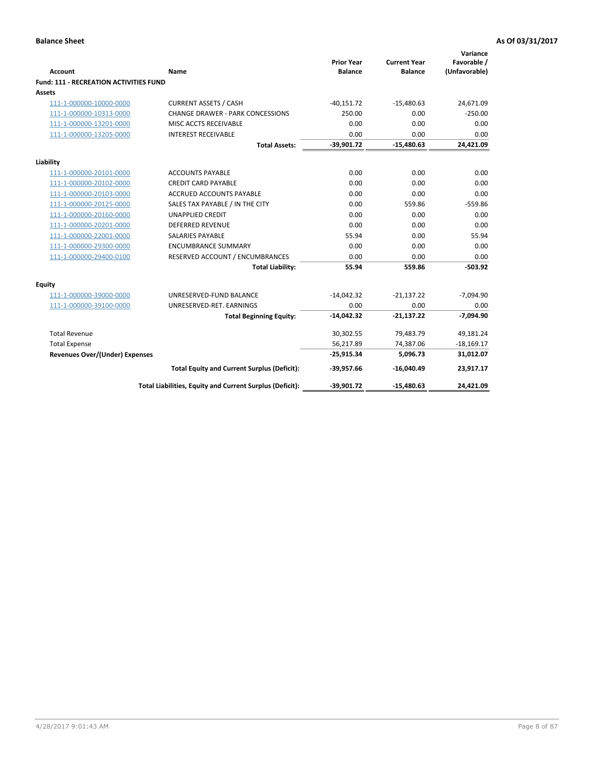**Balance Sheet** **As Of 03/31/2017**

| Account | Name | Prior Year Balance | Current Year Balance | Variance Favorable / (Unfavorable) |
|---|---|---|---|---|
| **Fund: 111 - RECREATION ACTIVITIES FUND** | | | | |
| **Assets** | | | | |
| 111-1-000000-10000-0000 | CURRENT ASSETS / CASH | -40,151.72 | -15,480.63 | 24,671.09 |
| 111-1-000000-10313-0000 | CHANGE DRAWER - PARK CONCESSIONS | 250.00 | 0.00 | -250.00 |
| 111-1-000000-13201-0000 | MISC ACCTS RECEIVABLE | 0.00 | 0.00 | 0.00 |
| 111-1-000000-13205-0000 | INTEREST RECEIVABLE | 0.00 | 0.00 | 0.00 |
| | **Total Assets:** | **-39,901.72** | **-15,480.63** | **24,421.09** |
| **Liability** | | | | |
| 111-1-000000-20101-0000 | ACCOUNTS PAYABLE | 0.00 | 0.00 | 0.00 |
| 111-1-000000-20102-0000 | CREDIT CARD PAYABLE | 0.00 | 0.00 | 0.00 |
| 111-1-000000-20103-0000 | ACCRUED ACCOUNTS PAYABLE | 0.00 | 0.00 | 0.00 |
| 111-1-000000-20125-0000 | SALES TAX PAYABLE / IN THE CITY | 0.00 | 559.86 | -559.86 |
| 111-1-000000-20160-0000 | UNAPPLIED CREDIT | 0.00 | 0.00 | 0.00 |
| 111-1-000000-20201-0000 | DEFERRED REVENUE | 0.00 | 0.00 | 0.00 |
| 111-1-000000-22001-0000 | SALARIES PAYABLE | 55.94 | 0.00 | 55.94 |
| 111-1-000000-29300-0000 | ENCUMBRANCE SUMMARY | 0.00 | 0.00 | 0.00 |
| 111-1-000000-29400-0100 | RESERVED ACCOUNT / ENCUMBRANCES | 0.00 | 0.00 | 0.00 |
| | **Total Liability:** | **55.94** | **559.86** | **-503.92** |
| **Equity** | | | | |
| 111-1-000000-39000-0000 | UNRESERVED-FUND BALANCE | -14,042.32 | -21,137.22 | -7,094.90 |
| 111-1-000000-39100-0000 | UNRESERVED-RET. EARNINGS | 0.00 | 0.00 | 0.00 |
| | **Total Beginning Equity:** | **-14,042.32** | **-21,137.22** | **-7,094.90** |
| Total Revenue | | 30,302.55 | 79,483.79 | 49,181.24 |
| Total Expense | | 56,217.89 | 74,387.06 | -18,169.17 |
| **Revenues Over/(Under) Expenses** | | **-25,915.34** | **5,096.73** | **31,012.07** |
| | **Total Equity and Current Surplus (Deficit):** | **-39,957.66** | **-16,040.49** | **23,917.17** |
| | **Total Liabilities, Equity and Current Surplus (Deficit):** | **-39,901.72** | **-15,480.63** | **24,421.09** |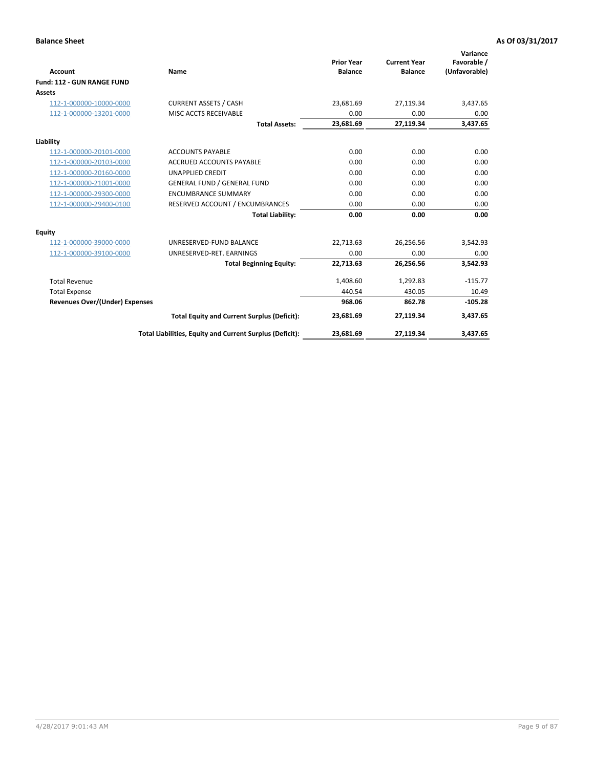**Balance Sheet** **As Of 03/31/2017**

| Account | Name | Prior Year Balance | Current Year Balance | Variance Favorable / (Unfavorable) |
|---|---|---|---|---|
| **Fund: 112 - GUN RANGE FUND** | | | | |
| **Assets** | | | | |
| 112-1-000000-10000-0000 | CURRENT ASSETS / CASH | 23,681.69 | 27,119.34 | 3,437.65 |
| 112-1-000000-13201-0000 | MISC ACCTS RECEIVABLE | 0.00 | 0.00 | 0.00 |
| | **Total Assets:** | **23,681.69** | **27,119.34** | **3,437.65** |
| **Liability** | | | | |
| 112-1-000000-20101-0000 | ACCOUNTS PAYABLE | 0.00 | 0.00 | 0.00 |
| 112-1-000000-20103-0000 | ACCRUED ACCOUNTS PAYABLE | 0.00 | 0.00 | 0.00 |
| 112-1-000000-20160-0000 | UNAPPLIED CREDIT | 0.00 | 0.00 | 0.00 |
| 112-1-000000-21001-0000 | GENERAL FUND / GENERAL FUND | 0.00 | 0.00 | 0.00 |
| 112-1-000000-29300-0000 | ENCUMBRANCE SUMMARY | 0.00 | 0.00 | 0.00 |
| 112-1-000000-29400-0100 | RESERVED ACCOUNT / ENCUMBRANCES | 0.00 | 0.00 | 0.00 |
| | **Total Liability:** | **0.00** | **0.00** | **0.00** |
| **Equity** | | | | |
| 112-1-000000-39000-0000 | UNRESERVED-FUND BALANCE | 22,713.63 | 26,256.56 | 3,542.93 |
| 112-1-000000-39100-0000 | UNRESERVED-RET. EARNINGS | 0.00 | 0.00 | 0.00 |
| | **Total Beginning Equity:** | **22,713.63** | **26,256.56** | **3,542.93** |
| Total Revenue | | 1,408.60 | 1,292.83 | -115.77 |
| Total Expense | | 440.54 | 430.05 | 10.49 |
| **Revenues Over/(Under) Expenses** | | **968.06** | **862.78** | **-105.28** |
| | **Total Equity and Current Surplus (Deficit):** | **23,681.69** | **27,119.34** | **3,437.65** |
| | **Total Liabilities, Equity and Current Surplus (Deficit):** | **23,681.69** | **27,119.34** | **3,437.65** |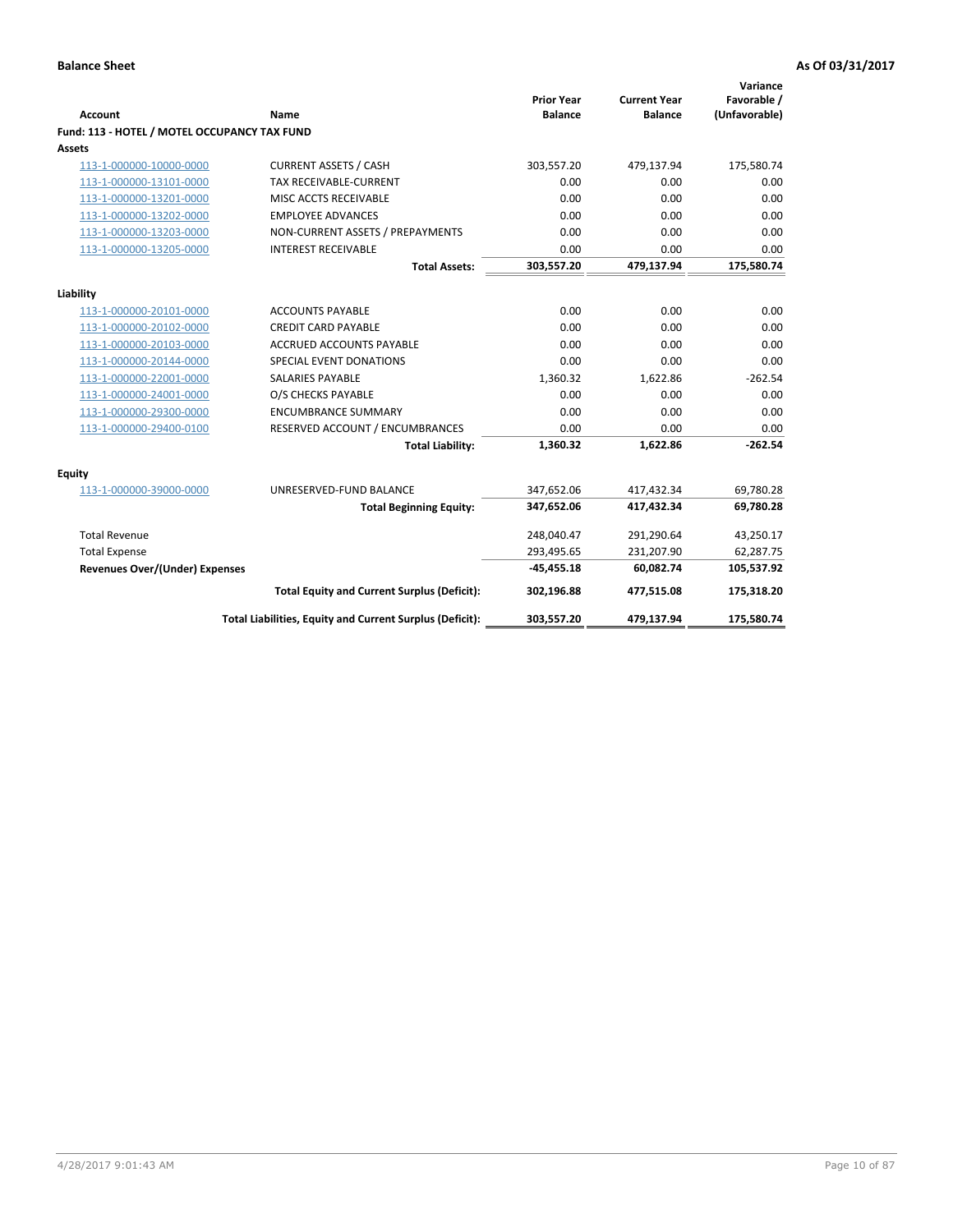**Balance Sheet** | **As Of 03/31/2017**

| Account | Name | Prior Year Balance | Current Year Balance | Variance Favorable / (Unfavorable) |
|---|---|---|---|---|
| **Fund: 113 - HOTEL / MOTEL OCCUPANCY TAX FUND** | | | | |
| **Assets** | | | | |
| 113-1-000000-10000-0000 | CURRENT ASSETS / CASH | 303,557.20 | 479,137.94 | 175,580.74 |
| 113-1-000000-13101-0000 | TAX RECEIVABLE-CURRENT | 0.00 | 0.00 | 0.00 |
| 113-1-000000-13201-0000 | MISC ACCTS RECEIVABLE | 0.00 | 0.00 | 0.00 |
| 113-1-000000-13202-0000 | EMPLOYEE ADVANCES | 0.00 | 0.00 | 0.00 |
| 113-1-000000-13203-0000 | NON-CURRENT ASSETS / PREPAYMENTS | 0.00 | 0.00 | 0.00 |
| 113-1-000000-13205-0000 | INTEREST RECEIVABLE | 0.00 | 0.00 | 0.00 |
| | **Total Assets:** | **303,557.20** | **479,137.94** | **175,580.74** |
| **Liability** | | | | |
| 113-1-000000-20101-0000 | ACCOUNTS PAYABLE | 0.00 | 0.00 | 0.00 |
| 113-1-000000-20102-0000 | CREDIT CARD PAYABLE | 0.00 | 0.00 | 0.00 |
| 113-1-000000-20103-0000 | ACCRUED ACCOUNTS PAYABLE | 0.00 | 0.00 | 0.00 |
| 113-1-000000-20144-0000 | SPECIAL EVENT DONATIONS | 0.00 | 0.00 | 0.00 |
| 113-1-000000-22001-0000 | SALARIES PAYABLE | 1,360.32 | 1,622.86 | -262.54 |
| 113-1-000000-24001-0000 | O/S CHECKS PAYABLE | 0.00 | 0.00 | 0.00 |
| 113-1-000000-29300-0000 | ENCUMBRANCE SUMMARY | 0.00 | 0.00 | 0.00 |
| 113-1-000000-29400-0100 | RESERVED ACCOUNT / ENCUMBRANCES | 0.00 | 0.00 | 0.00 |
| | **Total Liability:** | **1,360.32** | **1,622.86** | **-262.54** |
| **Equity** | | | | |
| 113-1-000000-39000-0000 | UNRESERVED-FUND BALANCE | 347,652.06 | 417,432.34 | 69,780.28 |
| | **Total Beginning Equity:** | **347,652.06** | **417,432.34** | **69,780.28** |
| Total Revenue | | 248,040.47 | 291,290.64 | 43,250.17 |
| Total Expense | | 293,495.65 | 231,207.90 | 62,287.75 |
| **Revenues Over/(Under) Expenses** | | **-45,455.18** | **60,082.74** | **105,537.92** |
| | **Total Equity and Current Surplus (Deficit):** | **302,196.88** | **477,515.08** | **175,318.20** |
| | **Total Liabilities, Equity and Current Surplus (Deficit):** | **303,557.20** | **479,137.94** | **175,580.74** |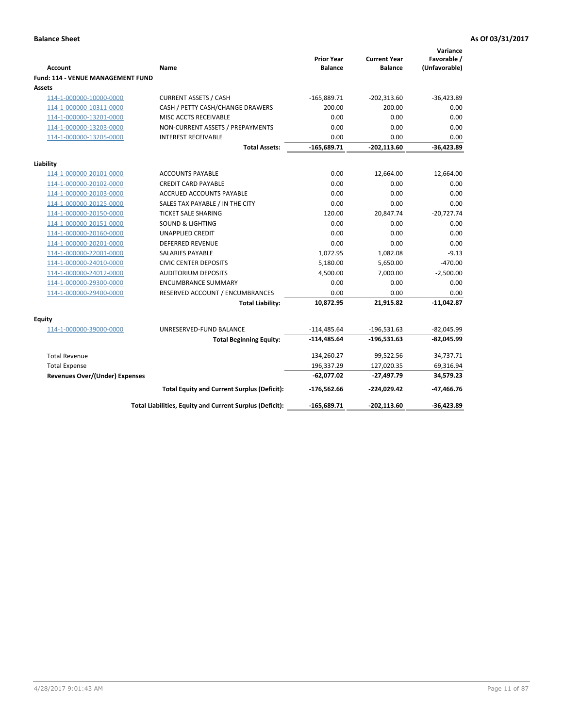**Balance Sheet** **As Of 03/31/2017**

| Account | Name | Prior Year Balance | Current Year Balance | Variance Favorable / (Unfavorable) |
|---|---|---|---|---|
| **Fund: 114 - VENUE MANAGEMENT FUND** | | | | |
| **Assets** | | | | |
| 114-1-000000-10000-0000 | CURRENT ASSETS / CASH | -165,889.71 | -202,313.60 | -36,423.89 |
| 114-1-000000-10311-0000 | CASH / PETTY CASH/CHANGE DRAWERS | 200.00 | 200.00 | 0.00 |
| 114-1-000000-13201-0000 | MISC ACCTS RECEIVABLE | 0.00 | 0.00 | 0.00 |
| 114-1-000000-13203-0000 | NON-CURRENT ASSETS / PREPAYMENTS | 0.00 | 0.00 | 0.00 |
| 114-1-000000-13205-0000 | INTEREST RECEIVABLE | 0.00 | 0.00 | 0.00 |
| | **Total Assets:** | **-165,689.71** | **-202,113.60** | **-36,423.89** |
| **Liability** | | | | |
| 114-1-000000-20101-0000 | ACCOUNTS PAYABLE | 0.00 | -12,664.00 | 12,664.00 |
| 114-1-000000-20102-0000 | CREDIT CARD PAYABLE | 0.00 | 0.00 | 0.00 |
| 114-1-000000-20103-0000 | ACCRUED ACCOUNTS PAYABLE | 0.00 | 0.00 | 0.00 |
| 114-1-000000-20125-0000 | SALES TAX PAYABLE / IN THE CITY | 0.00 | 0.00 | 0.00 |
| 114-1-000000-20150-0000 | TICKET SALE SHARING | 120.00 | 20,847.74 | -20,727.74 |
| 114-1-000000-20151-0000 | SOUND & LIGHTING | 0.00 | 0.00 | 0.00 |
| 114-1-000000-20160-0000 | UNAPPLIED CREDIT | 0.00 | 0.00 | 0.00 |
| 114-1-000000-20201-0000 | DEFERRED REVENUE | 0.00 | 0.00 | 0.00 |
| 114-1-000000-22001-0000 | SALARIES PAYABLE | 1,072.95 | 1,082.08 | -9.13 |
| 114-1-000000-24010-0000 | CIVIC CENTER DEPOSITS | 5,180.00 | 5,650.00 | -470.00 |
| 114-1-000000-24012-0000 | AUDITORIUM DEPOSITS | 4,500.00 | 7,000.00 | -2,500.00 |
| 114-1-000000-29300-0000 | ENCUMBRANCE SUMMARY | 0.00 | 0.00 | 0.00 |
| 114-1-000000-29400-0000 | RESERVED ACCOUNT / ENCUMBRANCES | 0.00 | 0.00 | 0.00 |
| | **Total Liability:** | **10,872.95** | **21,915.82** | **-11,042.87** |
| **Equity** | | | | |
| 114-1-000000-39000-0000 | UNRESERVED-FUND BALANCE | -114,485.64 | -196,531.63 | -82,045.99 |
| | **Total Beginning Equity:** | **-114,485.64** | **-196,531.63** | **-82,045.99** |
| Total Revenue | | 134,260.27 | 99,522.56 | -34,737.71 |
| Total Expense | | 196,337.29 | 127,020.35 | 69,316.94 |
| **Revenues Over/(Under) Expenses** | | **-62,077.02** | **-27,497.79** | **34,579.23** |
| | **Total Equity and Current Surplus (Deficit):** | **-176,562.66** | **-224,029.42** | **-47,466.76** |
| | **Total Liabilities, Equity and Current Surplus (Deficit):** | **-165,689.71** | **-202,113.60** | **-36,423.89** |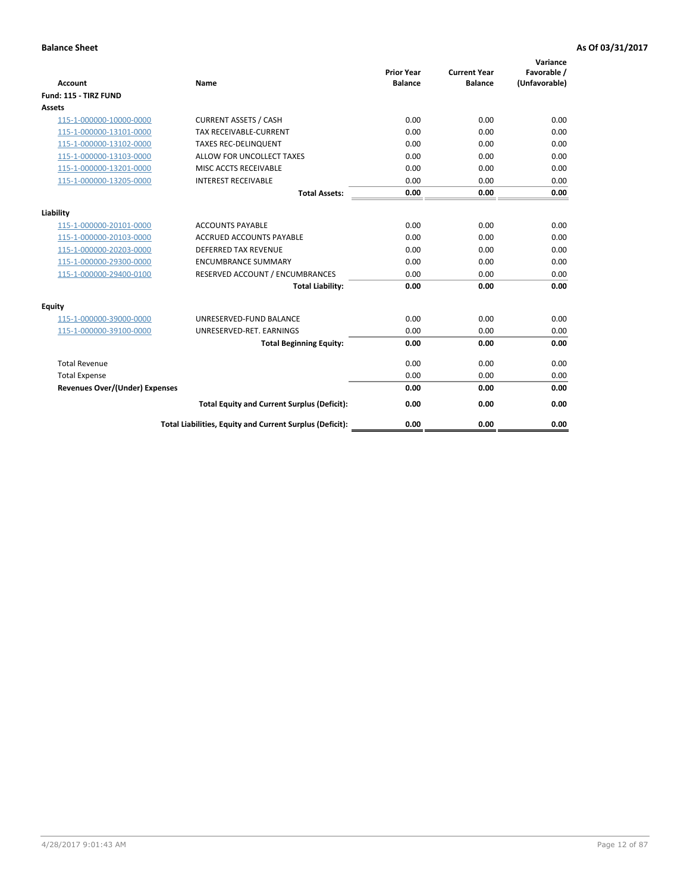**Balance Sheet** **As Of 03/31/2017**

| Account | Name | Prior Year Balance | Current Year Balance | Variance Favorable / (Unfavorable) |
|---|---|---|---|---|
| **Fund: 115 - TIRZ FUND** | | | | |
| **Assets** | | | | |
| 115-1-000000-10000-0000 | CURRENT ASSETS / CASH | 0.00 | 0.00 | 0.00 |
| 115-1-000000-13101-0000 | TAX RECEIVABLE-CURRENT | 0.00 | 0.00 | 0.00 |
| 115-1-000000-13102-0000 | TAXES REC-DELINQUENT | 0.00 | 0.00 | 0.00 |
| 115-1-000000-13103-0000 | ALLOW FOR UNCOLLECT TAXES | 0.00 | 0.00 | 0.00 |
| 115-1-000000-13201-0000 | MISC ACCTS RECEIVABLE | 0.00 | 0.00 | 0.00 |
| 115-1-000000-13205-0000 | INTEREST RECEIVABLE | 0.00 | 0.00 | 0.00 |
| | **Total Assets:** | **0.00** | **0.00** | **0.00** |
| **Liability** | | | | |
| 115-1-000000-20101-0000 | ACCOUNTS PAYABLE | 0.00 | 0.00 | 0.00 |
| 115-1-000000-20103-0000 | ACCRUED ACCOUNTS PAYABLE | 0.00 | 0.00 | 0.00 |
| 115-1-000000-20203-0000 | DEFERRED TAX REVENUE | 0.00 | 0.00 | 0.00 |
| 115-1-000000-29300-0000 | ENCUMBRANCE SUMMARY | 0.00 | 0.00 | 0.00 |
| 115-1-000000-29400-0100 | RESERVED ACCOUNT / ENCUMBRANCES | 0.00 | 0.00 | 0.00 |
| | **Total Liability:** | **0.00** | **0.00** | **0.00** |
| **Equity** | | | | |
| 115-1-000000-39000-0000 | UNRESERVED-FUND BALANCE | 0.00 | 0.00 | 0.00 |
| 115-1-000000-39100-0000 | UNRESERVED-RET. EARNINGS | 0.00 | 0.00 | 0.00 |
| | **Total Beginning Equity:** | **0.00** | **0.00** | **0.00** |
| Total Revenue | | 0.00 | 0.00 | 0.00 |
| Total Expense | | 0.00 | 0.00 | 0.00 |
| **Revenues Over/(Under) Expenses** | | **0.00** | **0.00** | **0.00** |
| | **Total Equity and Current Surplus (Deficit):** | **0.00** | **0.00** | **0.00** |
| | **Total Liabilities, Equity and Current Surplus (Deficit):** | **0.00** | **0.00** | **0.00** |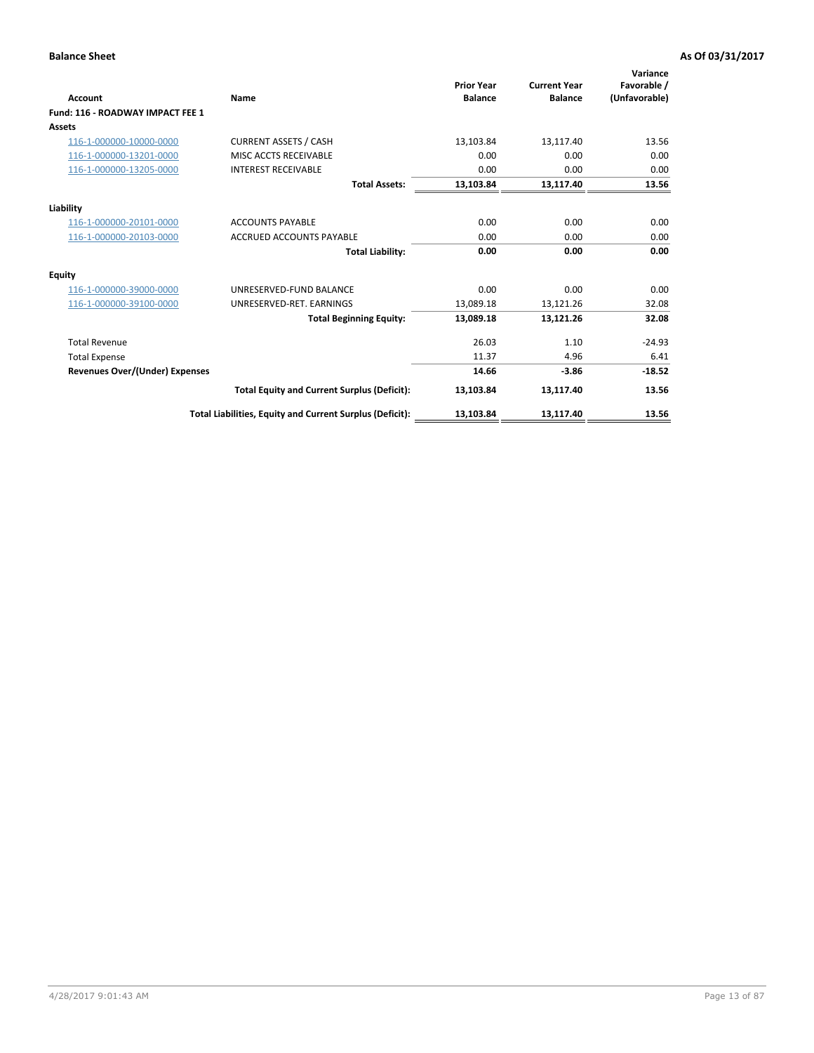**Balance Sheet** **As Of 03/31/2017**

| Account | Name | Prior Year Balance | Current Year Balance | Variance Favorable / (Unfavorable) |
|---|---|---|---|---|
| **Fund: 116 - ROADWAY IMPACT FEE 1** | | | | |
| **Assets** | | | | |
| 116-1-000000-10000-0000 | CURRENT ASSETS / CASH | 13,103.84 | 13,117.40 | 13.56 |
| 116-1-000000-13201-0000 | MISC ACCTS RECEIVABLE | 0.00 | 0.00 | 0.00 |
| 116-1-000000-13205-0000 | INTEREST RECEIVABLE | 0.00 | 0.00 | 0.00 |
| | **Total Assets:** | **13,103.84** | **13,117.40** | **13.56** |
| **Liability** | | | | |
| 116-1-000000-20101-0000 | ACCOUNTS PAYABLE | 0.00 | 0.00 | 0.00 |
| 116-1-000000-20103-0000 | ACCRUED ACCOUNTS PAYABLE | 0.00 | 0.00 | 0.00 |
| | **Total Liability:** | **0.00** | **0.00** | **0.00** |
| **Equity** | | | | |
| 116-1-000000-39000-0000 | UNRESERVED-FUND BALANCE | 0.00 | 0.00 | 0.00 |
| 116-1-000000-39100-0000 | UNRESERVED-RET. EARNINGS | 13,089.18 | 13,121.26 | 32.08 |
| | **Total Beginning Equity:** | **13,089.18** | **13,121.26** | **32.08** |
| Total Revenue | | 26.03 | 1.10 | -24.93 |
| Total Expense | | 11.37 | 4.96 | 6.41 |
| **Revenues Over/(Under) Expenses** | | **14.66** | **-3.86** | **-18.52** |
| | **Total Equity and Current Surplus (Deficit):** | **13,103.84** | **13,117.40** | **13.56** |
| | **Total Liabilities, Equity and Current Surplus (Deficit):** | **13,103.84** | **13,117.40** | **13.56** |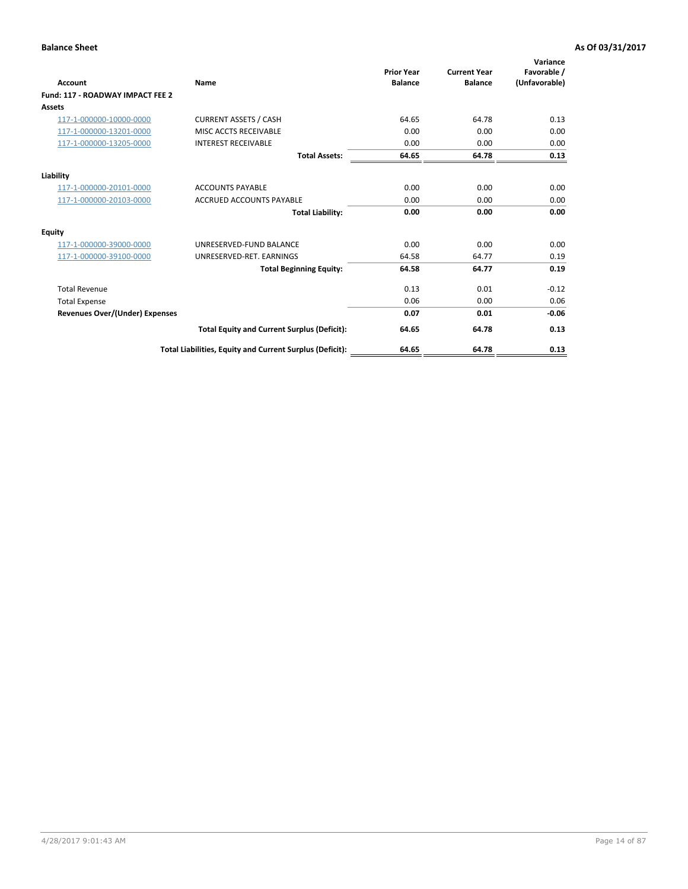**Balance Sheet** **As Of 03/31/2017**

| Account | Name | Prior Year Balance | Current Year Balance | Variance Favorable / (Unfavorable) |
|---|---|---|---|---|
| **Fund: 117 - ROADWAY IMPACT FEE 2** | | | | |
| **Assets** | | | | |
| 117-1-000000-10000-0000 | CURRENT ASSETS / CASH | 64.65 | 64.78 | 0.13 |
| 117-1-000000-13201-0000 | MISC ACCTS RECEIVABLE | 0.00 | 0.00 | 0.00 |
| 117-1-000000-13205-0000 | INTEREST RECEIVABLE | 0.00 | 0.00 | 0.00 |
| | **Total Assets:** | **64.65** | **64.78** | **0.13** |
| **Liability** | | | | |
| 117-1-000000-20101-0000 | ACCOUNTS PAYABLE | 0.00 | 0.00 | 0.00 |
| 117-1-000000-20103-0000 | ACCRUED ACCOUNTS PAYABLE | 0.00 | 0.00 | 0.00 |
| | **Total Liability:** | **0.00** | **0.00** | **0.00** |
| **Equity** | | | | |
| 117-1-000000-39000-0000 | UNRESERVED-FUND BALANCE | 0.00 | 0.00 | 0.00 |
| 117-1-000000-39100-0000 | UNRESERVED-RET. EARNINGS | 64.58 | 64.77 | 0.19 |
| | **Total Beginning Equity:** | **64.58** | **64.77** | **0.19** |
| Total Revenue | | 0.13 | 0.01 | -0.12 |
| Total Expense | | 0.06 | 0.00 | 0.06 |
| **Revenues Over/(Under) Expenses** | | **0.07** | **0.01** | **-0.06** |
| | **Total Equity and Current Surplus (Deficit):** | **64.65** | **64.78** | **0.13** |
| | **Total Liabilities, Equity and Current Surplus (Deficit):** | **64.65** | **64.78** | **0.13** |

4/28/2017 9:01:43 AM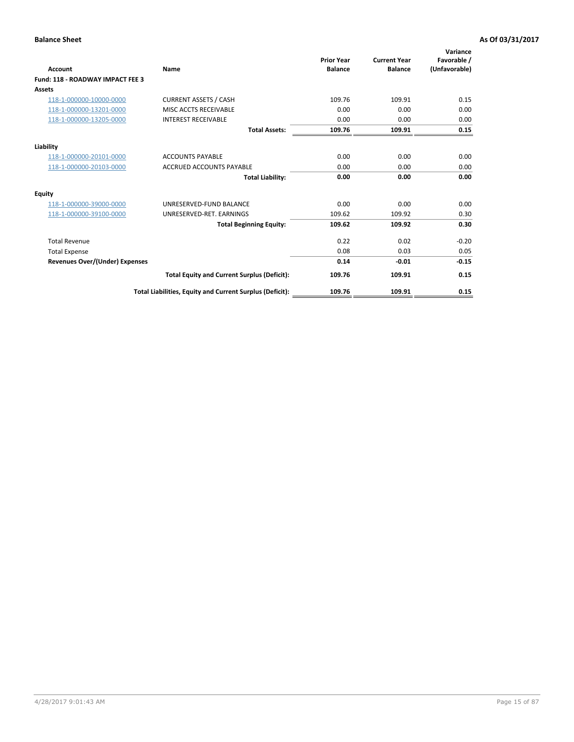**Balance Sheet** **As Of 03/31/2017**

| Account | Name | Prior Year Balance | Current Year Balance | Variance Favorable / (Unfavorable) |
|---|---|---|---|---|
| **Fund: 118 - ROADWAY IMPACT FEE 3** | | | | |
| **Assets** | | | | |
| 118-1-000000-10000-0000 | CURRENT ASSETS / CASH | 109.76 | 109.91 | 0.15 |
| 118-1-000000-13201-0000 | MISC ACCTS RECEIVABLE | 0.00 | 0.00 | 0.00 |
| 118-1-000000-13205-0000 | INTEREST RECEIVABLE | 0.00 | 0.00 | 0.00 |
| | **Total Assets:** | **109.76** | **109.91** | **0.15** |
| **Liability** | | | | |
| 118-1-000000-20101-0000 | ACCOUNTS PAYABLE | 0.00 | 0.00 | 0.00 |
| 118-1-000000-20103-0000 | ACCRUED ACCOUNTS PAYABLE | 0.00 | 0.00 | 0.00 |
| | **Total Liability:** | **0.00** | **0.00** | **0.00** |
| **Equity** | | | | |
| 118-1-000000-39000-0000 | UNRESERVED-FUND BALANCE | 0.00 | 0.00 | 0.00 |
| 118-1-000000-39100-0000 | UNRESERVED-RET. EARNINGS | 109.62 | 109.92 | 0.30 |
| | **Total Beginning Equity:** | **109.62** | **109.92** | **0.30** |
| Total Revenue | | 0.22 | 0.02 | -0.20 |
| Total Expense | | 0.08 | 0.03 | 0.05 |
| **Revenues Over/(Under) Expenses** | | **0.14** | **-0.01** | **-0.15** |
| | **Total Equity and Current Surplus (Deficit):** | **109.76** | **109.91** | **0.15** |
| | **Total Liabilities, Equity and Current Surplus (Deficit):** | **109.76** | **109.91** | **0.15** |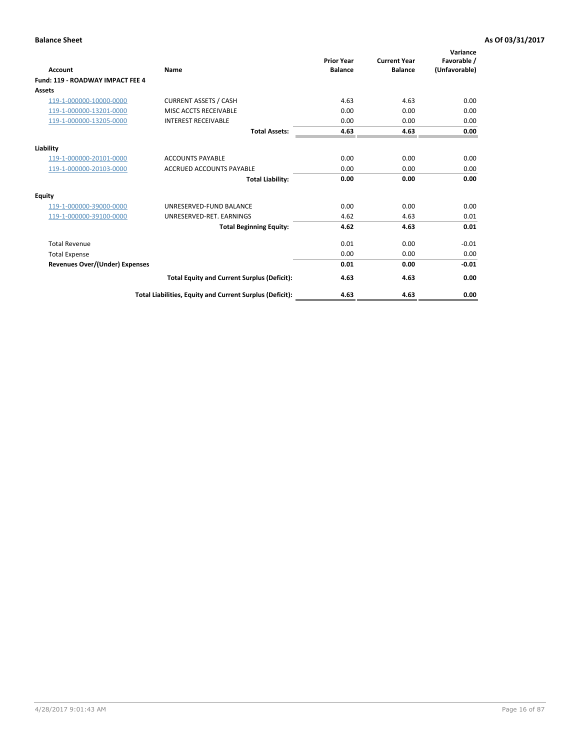**Balance Sheet** **As Of 03/31/2017**

| Account | Name | Prior Year Balance | Current Year Balance | Variance Favorable / (Unfavorable) |
|---|---|---|---|---|
| **Fund: 119 - ROADWAY IMPACT FEE 4** | | | | |
| **Assets** | | | | |
| 119-1-000000-10000-0000 | CURRENT ASSETS / CASH | 4.63 | 4.63 | 0.00 |
| 119-1-000000-13201-0000 | MISC ACCTS RECEIVABLE | 0.00 | 0.00 | 0.00 |
| 119-1-000000-13205-0000 | INTEREST RECEIVABLE | 0.00 | 0.00 | 0.00 |
| | **Total Assets:** | **4.63** | **4.63** | **0.00** |
| **Liability** | | | | |
| 119-1-000000-20101-0000 | ACCOUNTS PAYABLE | 0.00 | 0.00 | 0.00 |
| 119-1-000000-20103-0000 | ACCRUED ACCOUNTS PAYABLE | 0.00 | 0.00 | 0.00 |
| | **Total Liability:** | **0.00** | **0.00** | **0.00** |
| **Equity** | | | | |
| 119-1-000000-39000-0000 | UNRESERVED-FUND BALANCE | 0.00 | 0.00 | 0.00 |
| 119-1-000000-39100-0000 | UNRESERVED-RET. EARNINGS | 4.62 | 4.63 | 0.01 |
| | **Total Beginning Equity:** | **4.62** | **4.63** | **0.01** |
| Total Revenue | | 0.01 | 0.00 | -0.01 |
| Total Expense | | 0.00 | 0.00 | 0.00 |
| **Revenues Over/(Under) Expenses** | | **0.01** | **0.00** | **-0.01** |
| | **Total Equity and Current Surplus (Deficit):** | **4.63** | **4.63** | **0.00** |
| | **Total Liabilities, Equity and Current Surplus (Deficit):** | **4.63** | **4.63** | **0.00** |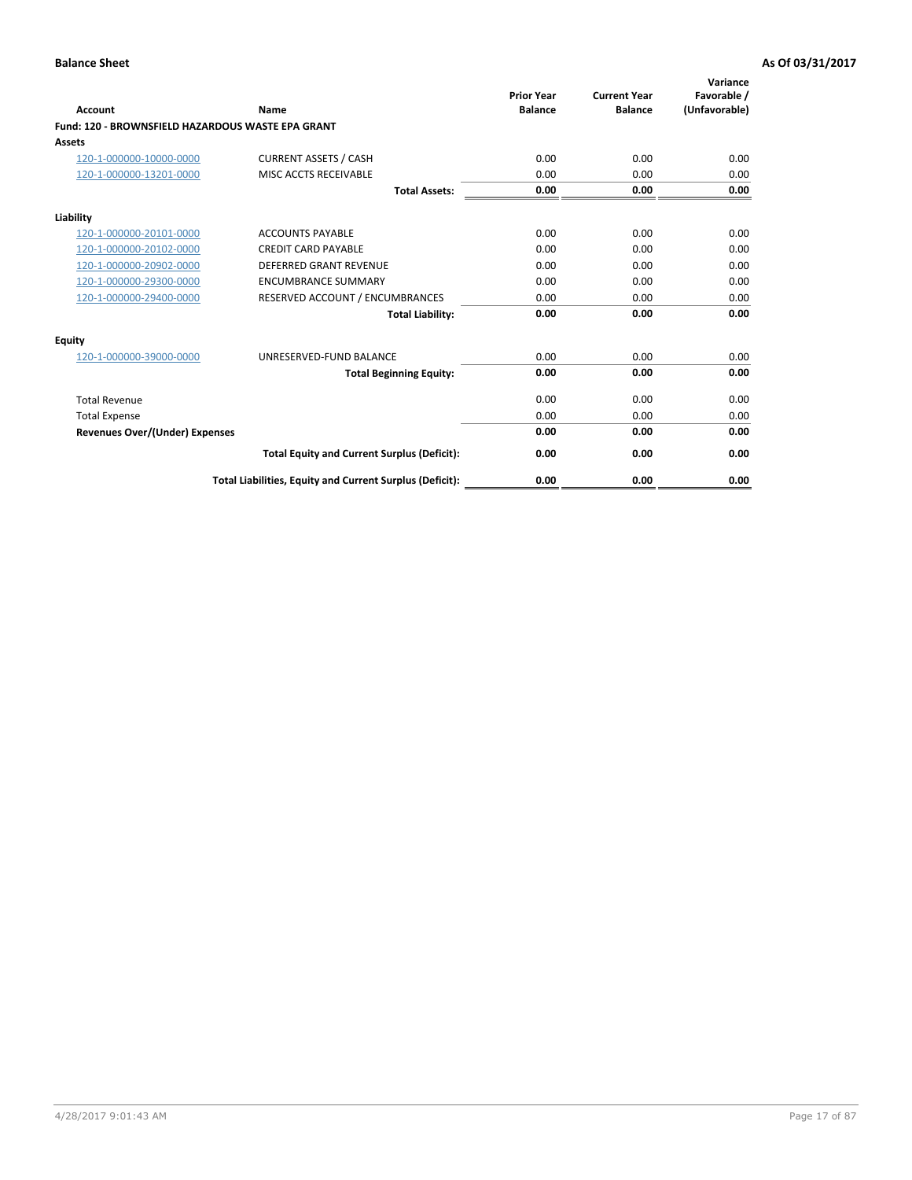**Balance Sheet** — As Of 03/31/2017

| Account | Name | Prior Year Balance | Current Year Balance | Variance Favorable / (Unfavorable) |
|---|---|---|---|---|
| **Fund: 120 - BROWNSFIELD HAZARDOUS WASTE EPA GRANT** | | | | |
| **Assets** | | | | |
| 120-1-000000-10000-0000 | CURRENT ASSETS / CASH | 0.00 | 0.00 | 0.00 |
| 120-1-000000-13201-0000 | MISC ACCTS RECEIVABLE | 0.00 | 0.00 | 0.00 |
| | **Total Assets:** | **0.00** | **0.00** | **0.00** |
| **Liability** | | | | |
| 120-1-000000-20101-0000 | ACCOUNTS PAYABLE | 0.00 | 0.00 | 0.00 |
| 120-1-000000-20102-0000 | CREDIT CARD PAYABLE | 0.00 | 0.00 | 0.00 |
| 120-1-000000-20902-0000 | DEFERRED GRANT REVENUE | 0.00 | 0.00 | 0.00 |
| 120-1-000000-29300-0000 | ENCUMBRANCE SUMMARY | 0.00 | 0.00 | 0.00 |
| 120-1-000000-29400-0000 | RESERVED ACCOUNT / ENCUMBRANCES | 0.00 | 0.00 | 0.00 |
| | **Total Liability:** | **0.00** | **0.00** | **0.00** |
| **Equity** | | | | |
| 120-1-000000-39000-0000 | UNRESERVED-FUND BALANCE | 0.00 | 0.00 | 0.00 |
| | **Total Beginning Equity:** | **0.00** | **0.00** | **0.00** |
| Total Revenue | | 0.00 | 0.00 | 0.00 |
| Total Expense | | 0.00 | 0.00 | 0.00 |
| **Revenues Over/(Under) Expenses** | | **0.00** | **0.00** | **0.00** |
| | **Total Equity and Current Surplus (Deficit):** | **0.00** | **0.00** | **0.00** |
| | **Total Liabilities, Equity and Current Surplus (Deficit):** | **0.00** | **0.00** | **0.00** |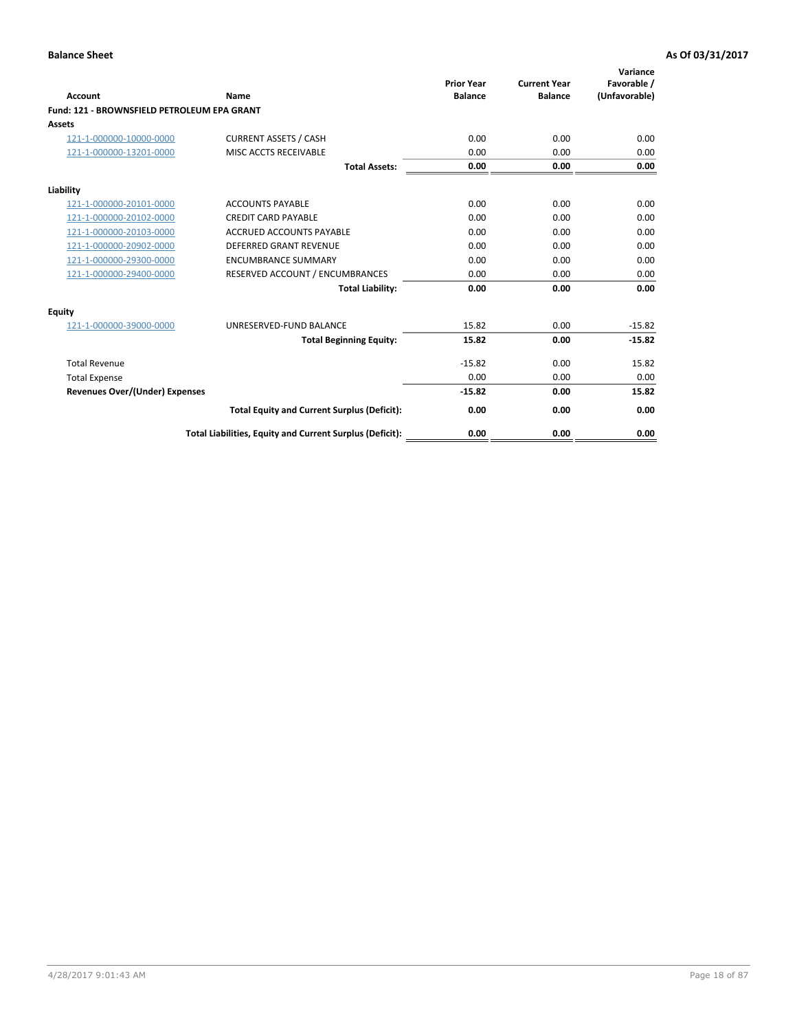**Balance Sheet** — **As Of 03/31/2017**

| Account | Name | Prior Year Balance | Current Year Balance | Variance Favorable / (Unfavorable) |
|---|---|---|---|---|
| **Fund: 121 - BROWNSFIELD PETROLEUM EPA GRANT** | | | | |
| **Assets** | | | | |
| 121-1-000000-10000-0000 | CURRENT ASSETS / CASH | 0.00 | 0.00 | 0.00 |
| 121-1-000000-13201-0000 | MISC ACCTS RECEIVABLE | 0.00 | 0.00 | 0.00 |
| | **Total Assets:** | **0.00** | **0.00** | **0.00** |
| **Liability** | | | | |
| 121-1-000000-20101-0000 | ACCOUNTS PAYABLE | 0.00 | 0.00 | 0.00 |
| 121-1-000000-20102-0000 | CREDIT CARD PAYABLE | 0.00 | 0.00 | 0.00 |
| 121-1-000000-20103-0000 | ACCRUED ACCOUNTS PAYABLE | 0.00 | 0.00 | 0.00 |
| 121-1-000000-20902-0000 | DEFERRED GRANT REVENUE | 0.00 | 0.00 | 0.00 |
| 121-1-000000-29300-0000 | ENCUMBRANCE SUMMARY | 0.00 | 0.00 | 0.00 |
| 121-1-000000-29400-0000 | RESERVED ACCOUNT / ENCUMBRANCES | 0.00 | 0.00 | 0.00 |
| | **Total Liability:** | **0.00** | **0.00** | **0.00** |
| **Equity** | | | | |
| 121-1-000000-39000-0000 | UNRESERVED-FUND BALANCE | 15.82 | 0.00 | -15.82 |
| | **Total Beginning Equity:** | **15.82** | **0.00** | **-15.82** |
| Total Revenue | | -15.82 | 0.00 | 15.82 |
| Total Expense | | 0.00 | 0.00 | 0.00 |
| **Revenues Over/(Under) Expenses** | | **-15.82** | **0.00** | **15.82** |
| | **Total Equity and Current Surplus (Deficit):** | **0.00** | **0.00** | **0.00** |
| | **Total Liabilities, Equity and Current Surplus (Deficit):** | **0.00** | **0.00** | **0.00** |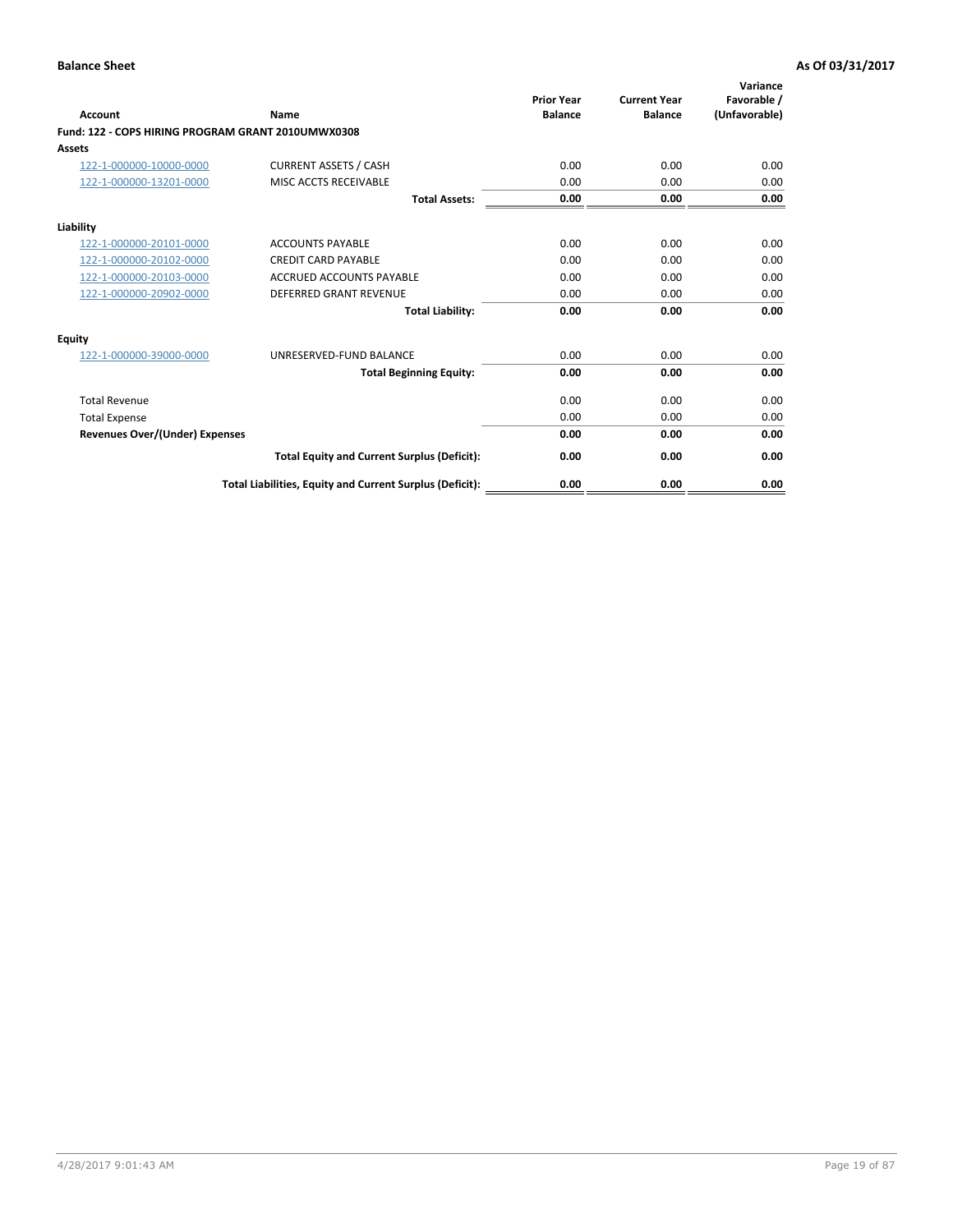**Balance Sheet** | **As Of 03/31/2017**

| Account | Name | Prior Year Balance | Current Year Balance | Variance Favorable / (Unfavorable) |
|---|---|---|---|---|
| **Fund: 122 - COPS HIRING PROGRAM GRANT 2010UMWX0308** | | | | |
| **Assets** | | | | |
| 122-1-000000-10000-0000 | CURRENT ASSETS / CASH | 0.00 | 0.00 | 0.00 |
| 122-1-000000-13201-0000 | MISC ACCTS RECEIVABLE | 0.00 | 0.00 | 0.00 |
| | **Total Assets:** | **0.00** | **0.00** | **0.00** |
| **Liability** | | | | |
| 122-1-000000-20101-0000 | ACCOUNTS PAYABLE | 0.00 | 0.00 | 0.00 |
| 122-1-000000-20102-0000 | CREDIT CARD PAYABLE | 0.00 | 0.00 | 0.00 |
| 122-1-000000-20103-0000 | ACCRUED ACCOUNTS PAYABLE | 0.00 | 0.00 | 0.00 |
| 122-1-000000-20902-0000 | DEFERRED GRANT REVENUE | 0.00 | 0.00 | 0.00 |
| | **Total Liability:** | **0.00** | **0.00** | **0.00** |
| **Equity** | | | | |
| 122-1-000000-39000-0000 | UNRESERVED-FUND BALANCE | 0.00 | 0.00 | 0.00 |
| | **Total Beginning Equity:** | **0.00** | **0.00** | **0.00** |
| Total Revenue | | 0.00 | 0.00 | 0.00 |
| Total Expense | | 0.00 | 0.00 | 0.00 |
| **Revenues Over/(Under) Expenses** | | **0.00** | **0.00** | **0.00** |
| | **Total Equity and Current Surplus (Deficit):** | **0.00** | **0.00** | **0.00** |
| | **Total Liabilities, Equity and Current Surplus (Deficit):** | **0.00** | **0.00** | **0.00** |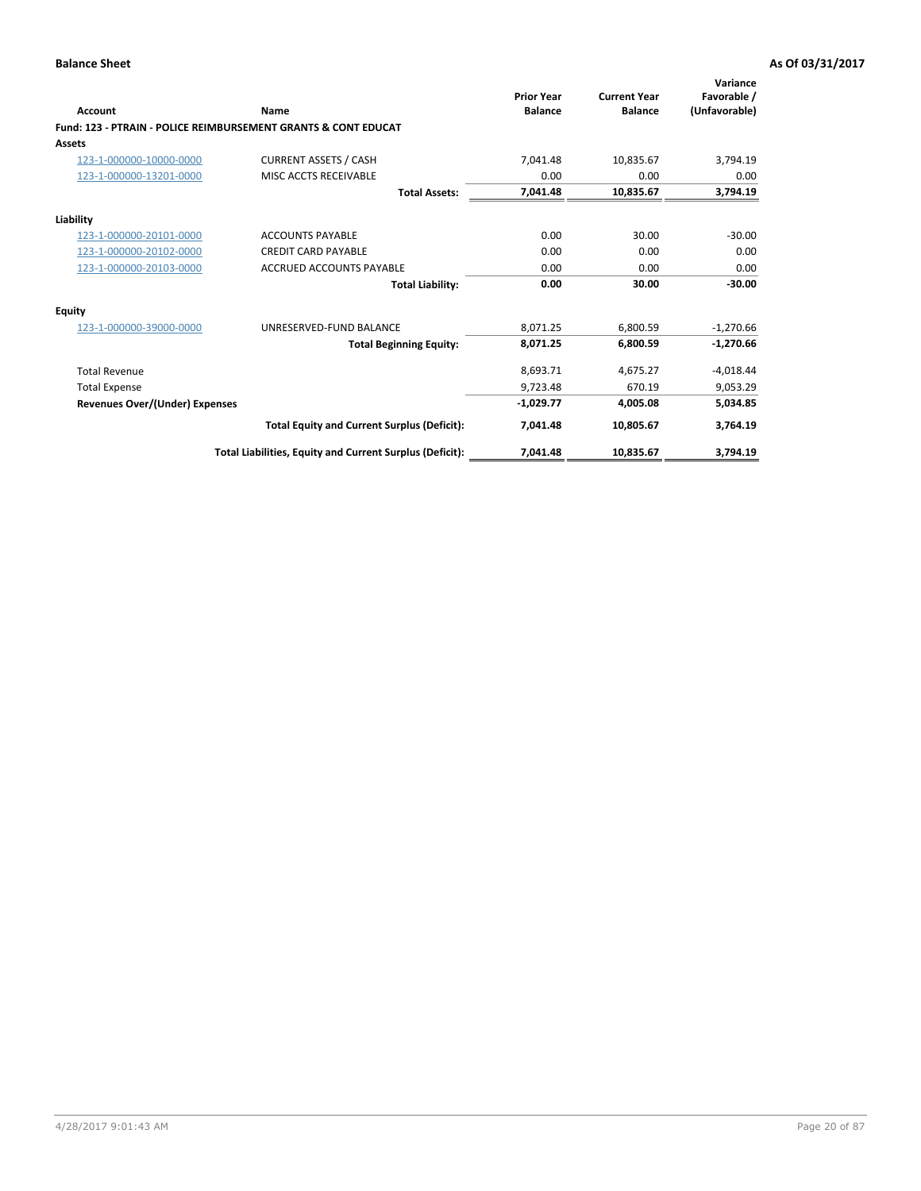**Balance Sheet** | **As Of 03/31/2017**

| Account | Name | Prior Year Balance | Current Year Balance | Variance Favorable / (Unfavorable) |
|---|---|---|---|---|
| **Fund: 123 - PTRAIN - POLICE REIMBURSEMENT GRANTS & CONT EDUCAT** | | | | |
| **Assets** | | | | |
| 123-1-000000-10000-0000 | CURRENT ASSETS / CASH | 7,041.48 | 10,835.67 | 3,794.19 |
| 123-1-000000-13201-0000 | MISC ACCTS RECEIVABLE | 0.00 | 0.00 | 0.00 |
| | **Total Assets:** | **7,041.48** | **10,835.67** | **3,794.19** |
| **Liability** | | | | |
| 123-1-000000-20101-0000 | ACCOUNTS PAYABLE | 0.00 | 30.00 | -30.00 |
| 123-1-000000-20102-0000 | CREDIT CARD PAYABLE | 0.00 | 0.00 | 0.00 |
| 123-1-000000-20103-0000 | ACCRUED ACCOUNTS PAYABLE | 0.00 | 0.00 | 0.00 |
| | **Total Liability:** | **0.00** | **30.00** | **-30.00** |
| **Equity** | | | | |
| 123-1-000000-39000-0000 | UNRESERVED-FUND BALANCE | 8,071.25 | 6,800.59 | -1,270.66 |
| | **Total Beginning Equity:** | **8,071.25** | **6,800.59** | **-1,270.66** |
| Total Revenue | | 8,693.71 | 4,675.27 | -4,018.44 |
| Total Expense | | 9,723.48 | 670.19 | 9,053.29 |
| **Revenues Over/(Under) Expenses** | | **-1,029.77** | **4,005.08** | **5,034.85** |
| | **Total Equity and Current Surplus (Deficit):** | **7,041.48** | **10,805.67** | **3,764.19** |
| | **Total Liabilities, Equity and Current Surplus (Deficit):** | **7,041.48** | **10,835.67** | **3,794.19** |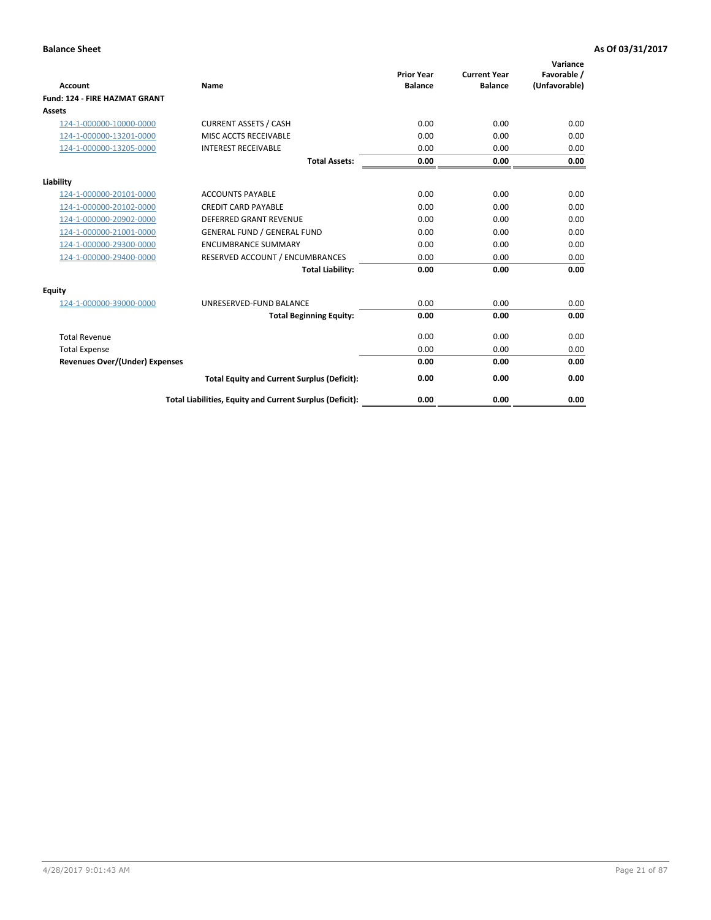**Balance Sheet** **As Of 03/31/2017**

| Account | Name | Prior Year Balance | Current Year Balance | Variance Favorable / (Unfavorable) |
|---|---|---|---|---|
| **Fund: 124 - FIRE HAZMAT GRANT** | | | | |
| **Assets** | | | | |
| 124-1-000000-10000-0000 | CURRENT ASSETS / CASH | 0.00 | 0.00 | 0.00 |
| 124-1-000000-13201-0000 | MISC ACCTS RECEIVABLE | 0.00 | 0.00 | 0.00 |
| 124-1-000000-13205-0000 | INTEREST RECEIVABLE | 0.00 | 0.00 | 0.00 |
| | **Total Assets:** | **0.00** | **0.00** | **0.00** |
| **Liability** | | | | |
| 124-1-000000-20101-0000 | ACCOUNTS PAYABLE | 0.00 | 0.00 | 0.00 |
| 124-1-000000-20102-0000 | CREDIT CARD PAYABLE | 0.00 | 0.00 | 0.00 |
| 124-1-000000-20902-0000 | DEFERRED GRANT REVENUE | 0.00 | 0.00 | 0.00 |
| 124-1-000000-21001-0000 | GENERAL FUND / GENERAL FUND | 0.00 | 0.00 | 0.00 |
| 124-1-000000-29300-0000 | ENCUMBRANCE SUMMARY | 0.00 | 0.00 | 0.00 |
| 124-1-000000-29400-0000 | RESERVED ACCOUNT / ENCUMBRANCES | 0.00 | 0.00 | 0.00 |
| | **Total Liability:** | **0.00** | **0.00** | **0.00** |
| **Equity** | | | | |
| 124-1-000000-39000-0000 | UNRESERVED-FUND BALANCE | 0.00 | 0.00 | 0.00 |
| | **Total Beginning Equity:** | **0.00** | **0.00** | **0.00** |
| Total Revenue | | 0.00 | 0.00 | 0.00 |
| Total Expense | | 0.00 | 0.00 | 0.00 |
| **Revenues Over/(Under) Expenses** | | **0.00** | **0.00** | **0.00** |
| | **Total Equity and Current Surplus (Deficit):** | **0.00** | **0.00** | **0.00** |
| | **Total Liabilities, Equity and Current Surplus (Deficit):** | **0.00** | **0.00** | **0.00** |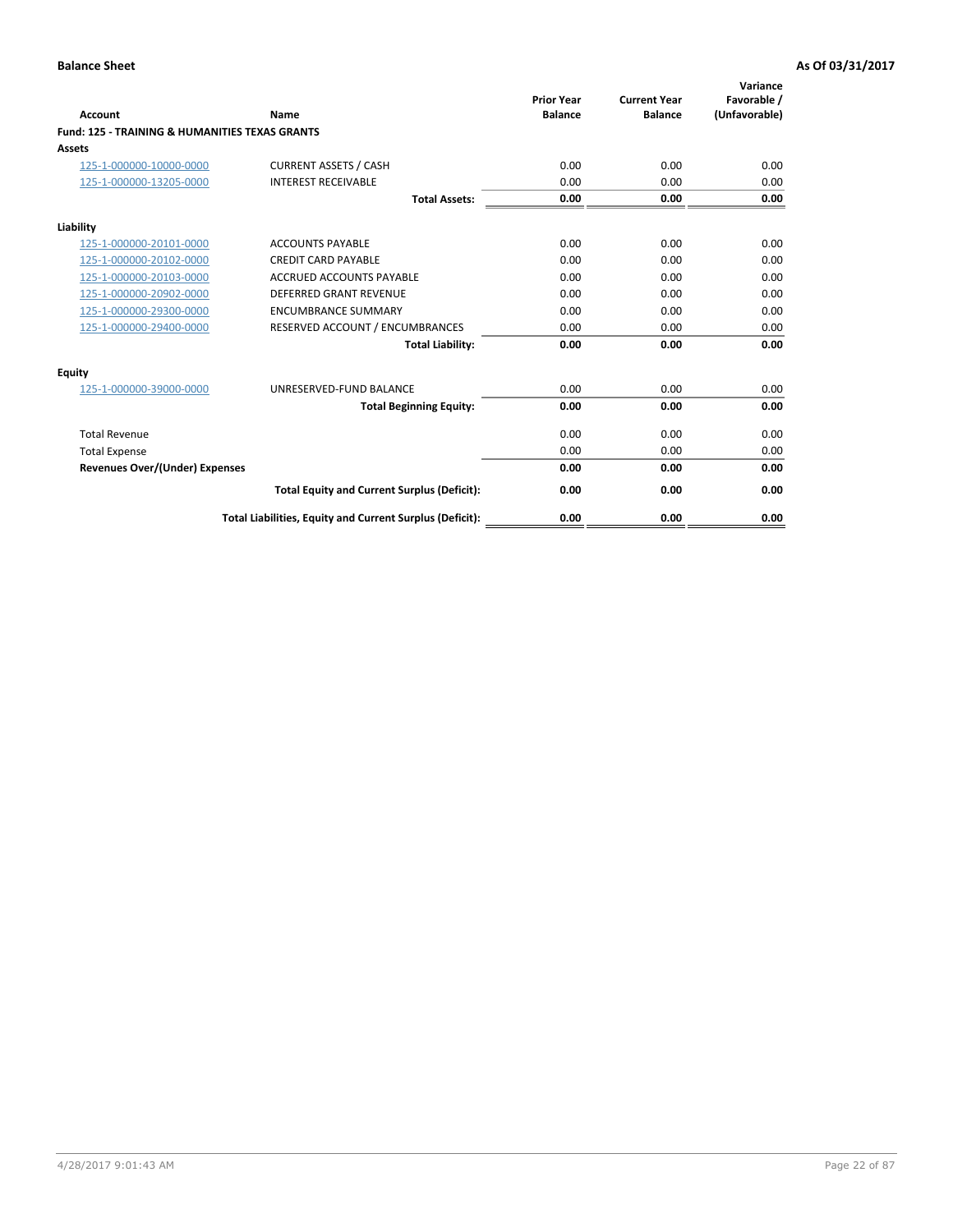**Balance Sheet** | **As Of 03/31/2017**

| Account | Name | Prior Year Balance | Current Year Balance | Variance Favorable / (Unfavorable) |
|---|---|---|---|---|
| **Fund: 125 - TRAINING & HUMANITIES TEXAS GRANTS** | | | | |
| **Assets** | | | | |
| 125-1-000000-10000-0000 | CURRENT ASSETS / CASH | 0.00 | 0.00 | 0.00 |
| 125-1-000000-13205-0000 | INTEREST RECEIVABLE | 0.00 | 0.00 | 0.00 |
| | **Total Assets:** | **0.00** | **0.00** | **0.00** |
| **Liability** | | | | |
| 125-1-000000-20101-0000 | ACCOUNTS PAYABLE | 0.00 | 0.00 | 0.00 |
| 125-1-000000-20102-0000 | CREDIT CARD PAYABLE | 0.00 | 0.00 | 0.00 |
| 125-1-000000-20103-0000 | ACCRUED ACCOUNTS PAYABLE | 0.00 | 0.00 | 0.00 |
| 125-1-000000-20902-0000 | DEFERRED GRANT REVENUE | 0.00 | 0.00 | 0.00 |
| 125-1-000000-29300-0000 | ENCUMBRANCE SUMMARY | 0.00 | 0.00 | 0.00 |
| 125-1-000000-29400-0000 | RESERVED ACCOUNT / ENCUMBRANCES | 0.00 | 0.00 | 0.00 |
| | **Total Liability:** | **0.00** | **0.00** | **0.00** |
| **Equity** | | | | |
| 125-1-000000-39000-0000 | UNRESERVED-FUND BALANCE | 0.00 | 0.00 | 0.00 |
| | **Total Beginning Equity:** | **0.00** | **0.00** | **0.00** |
| Total Revenue | | 0.00 | 0.00 | 0.00 |
| Total Expense | | 0.00 | 0.00 | 0.00 |
| **Revenues Over/(Under) Expenses** | | **0.00** | **0.00** | **0.00** |
| | **Total Equity and Current Surplus (Deficit):** | **0.00** | **0.00** | **0.00** |
| | **Total Liabilities, Equity and Current Surplus (Deficit):** | **0.00** | **0.00** | **0.00** |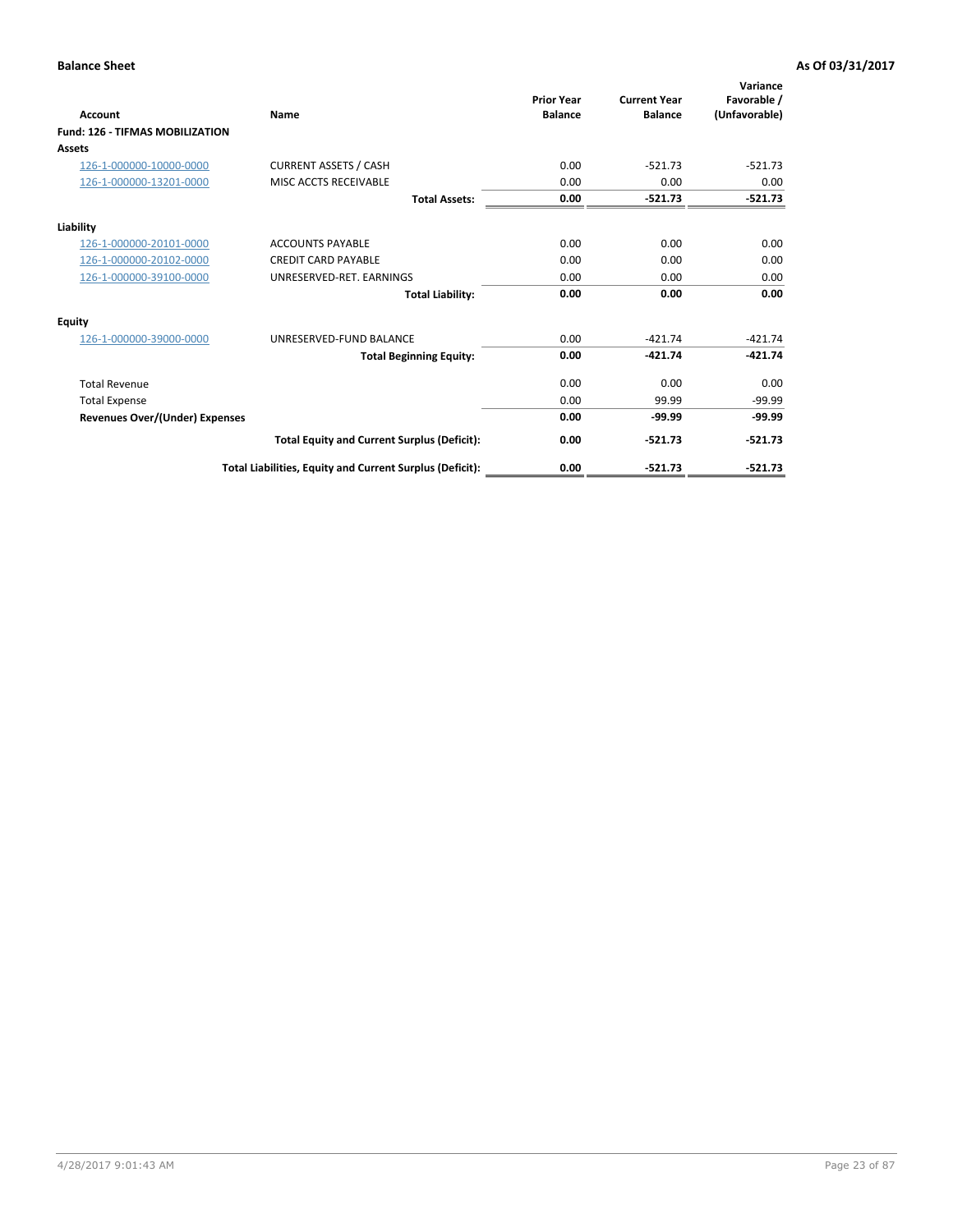**Balance Sheet** **As Of 03/31/2017**

| Account | Name | Prior Year Balance | Current Year Balance | Variance Favorable / (Unfavorable) |
|---|---|---|---|---|
| **Fund: 126 - TIFMAS MOBILIZATION** | | | | |
| **Assets** | | | | |
| 126-1-000000-10000-0000 | CURRENT ASSETS / CASH | 0.00 | -521.73 | -521.73 |
| 126-1-000000-13201-0000 | MISC ACCTS RECEIVABLE | 0.00 | 0.00 | 0.00 |
| | **Total Assets:** | **0.00** | **-521.73** | **-521.73** |
| **Liability** | | | | |
| 126-1-000000-20101-0000 | ACCOUNTS PAYABLE | 0.00 | 0.00 | 0.00 |
| 126-1-000000-20102-0000 | CREDIT CARD PAYABLE | 0.00 | 0.00 | 0.00 |
| 126-1-000000-39100-0000 | UNRESERVED-RET. EARNINGS | 0.00 | 0.00 | 0.00 |
| | **Total Liability:** | **0.00** | **0.00** | **0.00** |
| **Equity** | | | | |
| 126-1-000000-39000-0000 | UNRESERVED-FUND BALANCE | 0.00 | -421.74 | -421.74 |
| | **Total Beginning Equity:** | **0.00** | **-421.74** | **-421.74** |
| Total Revenue | | 0.00 | 0.00 | 0.00 |
| Total Expense | | 0.00 | 99.99 | -99.99 |
| **Revenues Over/(Under) Expenses** | | **0.00** | **-99.99** | **-99.99** |
| | **Total Equity and Current Surplus (Deficit):** | **0.00** | **-521.73** | **-521.73** |
| | **Total Liabilities, Equity and Current Surplus (Deficit):** | **0.00** | **-521.73** | **-521.73** |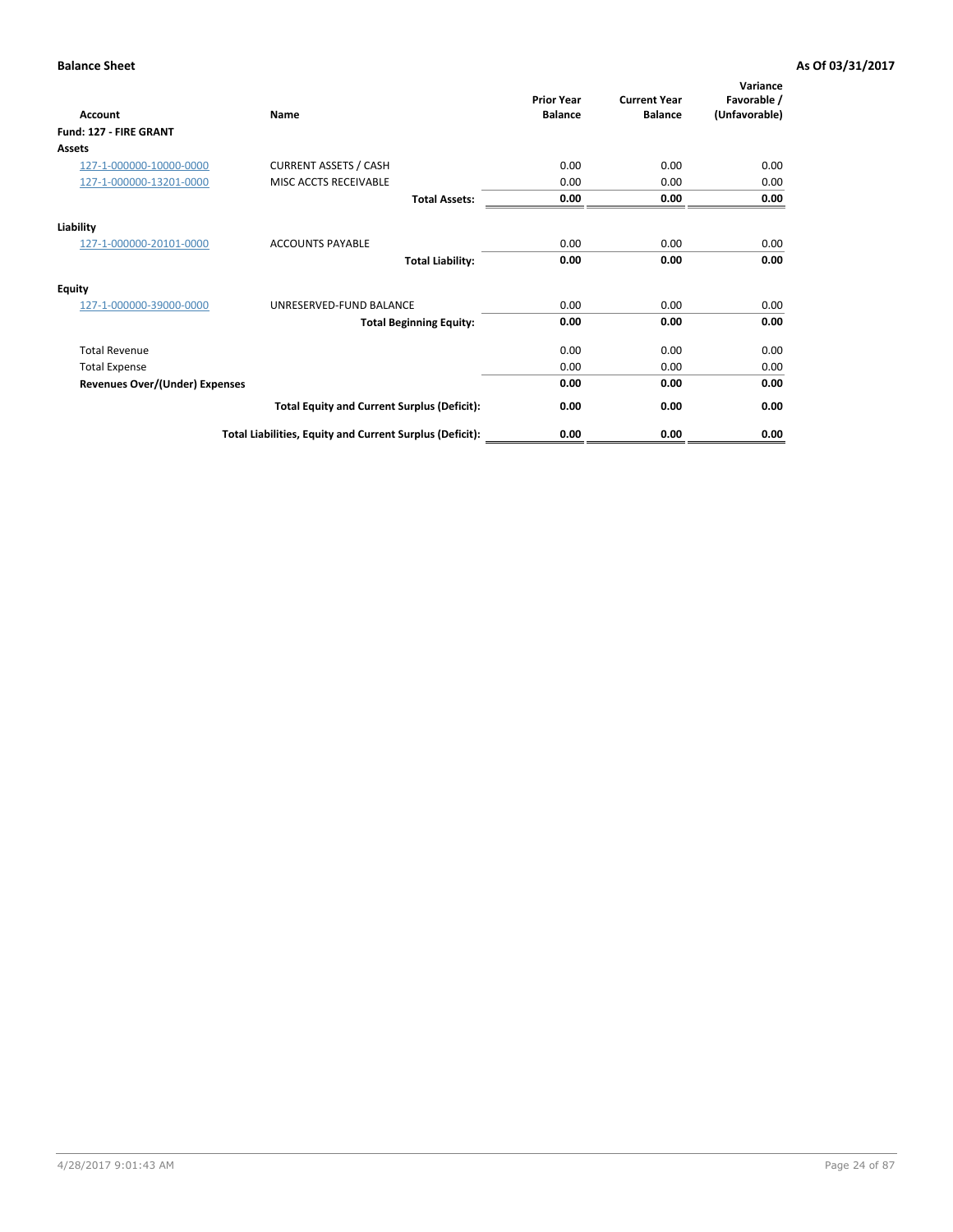**Balance Sheet** **As Of 03/31/2017**

| Account | Name | Prior Year Balance | Current Year Balance | Variance Favorable / (Unfavorable) |
|---|---|---|---|---|
| **Fund: 127 - FIRE GRANT** | | | | |
| **Assets** | | | | |
| 127-1-000000-10000-0000 | CURRENT ASSETS / CASH | 0.00 | 0.00 | 0.00 |
| 127-1-000000-13201-0000 | MISC ACCTS RECEIVABLE | 0.00 | 0.00 | 0.00 |
| | **Total Assets:** | **0.00** | **0.00** | **0.00** |
| **Liability** | | | | |
| 127-1-000000-20101-0000 | ACCOUNTS PAYABLE | 0.00 | 0.00 | 0.00 |
| | **Total Liability:** | **0.00** | **0.00** | **0.00** |
| **Equity** | | | | |
| 127-1-000000-39000-0000 | UNRESERVED-FUND BALANCE | 0.00 | 0.00 | 0.00 |
| | **Total Beginning Equity:** | **0.00** | **0.00** | **0.00** |
| Total Revenue | | 0.00 | 0.00 | 0.00 |
| Total Expense | | 0.00 | 0.00 | 0.00 |
| **Revenues Over/(Under) Expenses** | | **0.00** | **0.00** | **0.00** |
| | **Total Equity and Current Surplus (Deficit):** | **0.00** | **0.00** | **0.00** |
| | **Total Liabilities, Equity and Current Surplus (Deficit):** | **0.00** | **0.00** | **0.00** |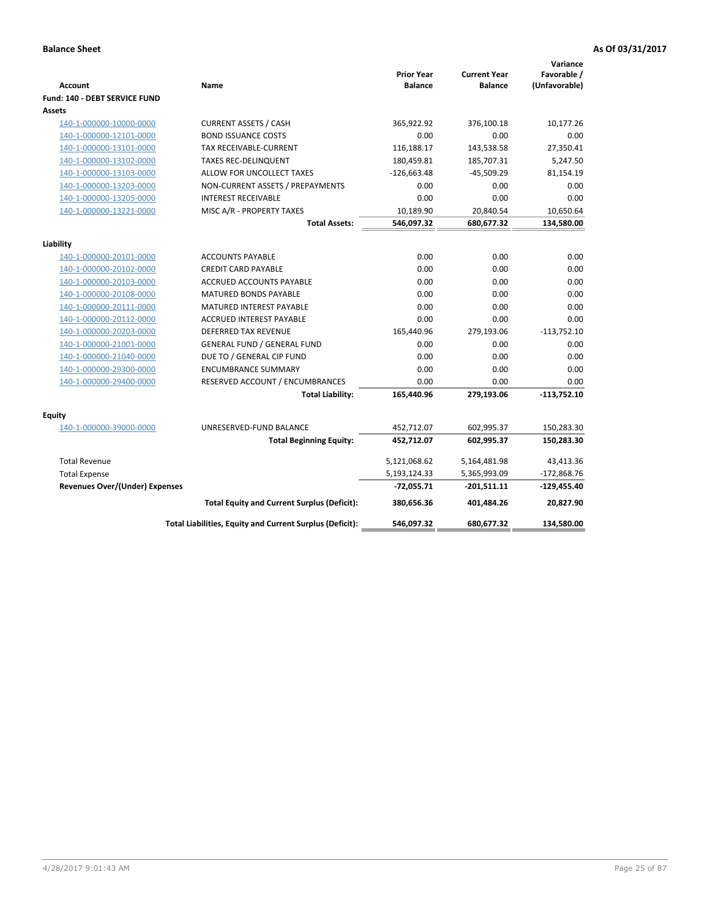**Balance Sheet** **As Of 03/31/2017**

| Account | Name | Prior Year Balance | Current Year Balance | Variance Favorable / (Unfavorable) |
|---|---|---|---|---|
| **Fund: 140 - DEBT SERVICE FUND** | | | | |
| **Assets** | | | | |
| 140-1-000000-10000-0000 | CURRENT ASSETS / CASH | 365,922.92 | 376,100.18 | 10,177.26 |
| 140-1-000000-12101-0000 | BOND ISSUANCE COSTS | 0.00 | 0.00 | 0.00 |
| 140-1-000000-13101-0000 | TAX RECEIVABLE-CURRENT | 116,188.17 | 143,538.58 | 27,350.41 |
| 140-1-000000-13102-0000 | TAXES REC-DELINQUENT | 180,459.81 | 185,707.31 | 5,247.50 |
| 140-1-000000-13103-0000 | ALLOW FOR UNCOLLECT TAXES | -126,663.48 | -45,509.29 | 81,154.19 |
| 140-1-000000-13203-0000 | NON-CURRENT ASSETS / PREPAYMENTS | 0.00 | 0.00 | 0.00 |
| 140-1-000000-13205-0000 | INTEREST RECEIVABLE | 0.00 | 0.00 | 0.00 |
| 140-1-000000-13221-0000 | MISC A/R - PROPERTY TAXES | 10,189.90 | 20,840.54 | 10,650.64 |
| | **Total Assets:** | **546,097.32** | **680,677.32** | **134,580.00** |
| **Liability** | | | | |
| 140-1-000000-20101-0000 | ACCOUNTS PAYABLE | 0.00 | 0.00 | 0.00 |
| 140-1-000000-20102-0000 | CREDIT CARD PAYABLE | 0.00 | 0.00 | 0.00 |
| 140-1-000000-20103-0000 | ACCRUED ACCOUNTS PAYABLE | 0.00 | 0.00 | 0.00 |
| 140-1-000000-20108-0000 | MATURED BONDS PAYABLE | 0.00 | 0.00 | 0.00 |
| 140-1-000000-20111-0000 | MATURED INTEREST PAYABLE | 0.00 | 0.00 | 0.00 |
| 140-1-000000-20112-0000 | ACCRUED INTEREST PAYABLE | 0.00 | 0.00 | 0.00 |
| 140-1-000000-20203-0000 | DEFERRED TAX REVENUE | 165,440.96 | 279,193.06 | -113,752.10 |
| 140-1-000000-21001-0000 | GENERAL FUND / GENERAL FUND | 0.00 | 0.00 | 0.00 |
| 140-1-000000-21040-0000 | DUE TO / GENERAL CIP FUND | 0.00 | 0.00 | 0.00 |
| 140-1-000000-29300-0000 | ENCUMBRANCE SUMMARY | 0.00 | 0.00 | 0.00 |
| 140-1-000000-29400-0000 | RESERVED ACCOUNT / ENCUMBRANCES | 0.00 | 0.00 | 0.00 |
| | **Total Liability:** | **165,440.96** | **279,193.06** | **-113,752.10** |
| **Equity** | | | | |
| 140-1-000000-39000-0000 | UNRESERVED-FUND BALANCE | 452,712.07 | 602,995.37 | 150,283.30 |
| | **Total Beginning Equity:** | **452,712.07** | **602,995.37** | **150,283.30** |
| Total Revenue | | 5,121,068.62 | 5,164,481.98 | 43,413.36 |
| Total Expense | | 5,193,124.33 | 5,365,993.09 | -172,868.76 |
| **Revenues Over/(Under) Expenses** | | **-72,055.71** | **-201,511.11** | **-129,455.40** |
| | **Total Equity and Current Surplus (Deficit):** | **380,656.36** | **401,484.26** | **20,827.90** |
| | **Total Liabilities, Equity and Current Surplus (Deficit):** | **546,097.32** | **680,677.32** | **134,580.00** |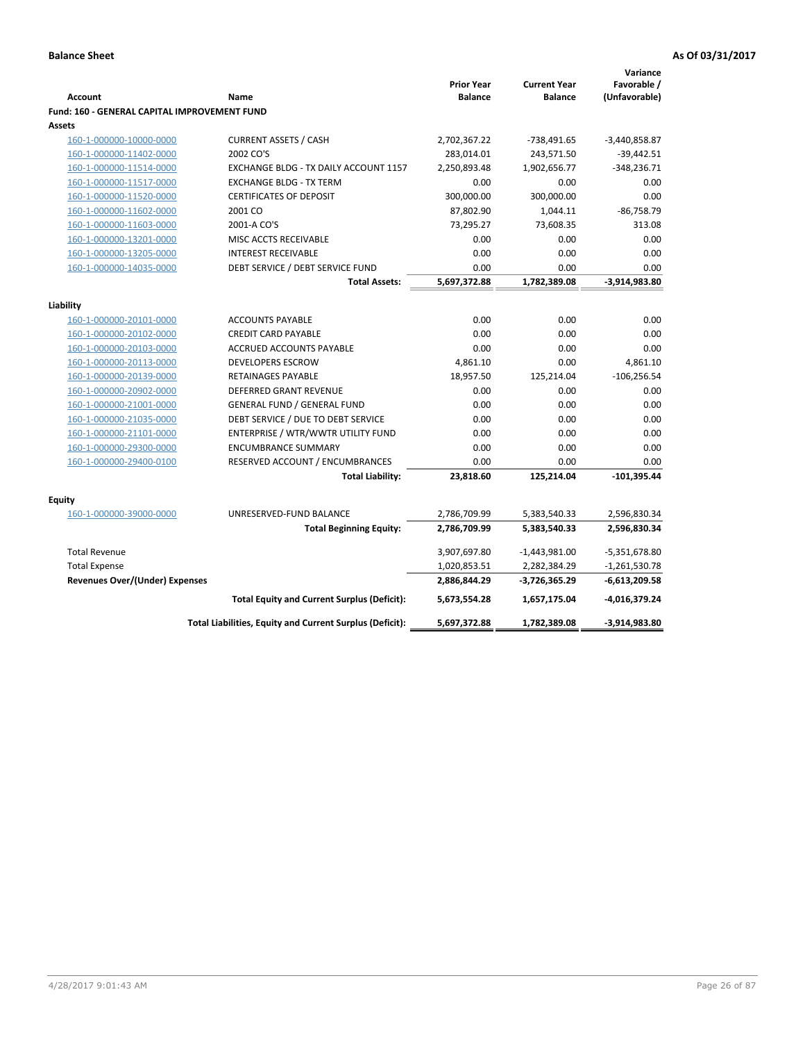**Balance Sheet** — As Of 03/31/2017

| Account | Name | Prior Year Balance | Current Year Balance | Variance Favorable / (Unfavorable) |
|---|---|---|---|---|
| **Fund: 160 - GENERAL CAPITAL IMPROVEMENT FUND** | | | | |
| **Assets** | | | | |
| 160-1-000000-10000-0000 | CURRENT ASSETS / CASH | 2,702,367.22 | -738,491.65 | -3,440,858.87 |
| 160-1-000000-11402-0000 | 2002 CO'S | 283,014.01 | 243,571.50 | -39,442.51 |
| 160-1-000000-11514-0000 | EXCHANGE BLDG - TX DAILY ACCOUNT 1157 | 2,250,893.48 | 1,902,656.77 | -348,236.71 |
| 160-1-000000-11517-0000 | EXCHANGE BLDG - TX TERM | 0.00 | 0.00 | 0.00 |
| 160-1-000000-11520-0000 | CERTIFICATES OF DEPOSIT | 300,000.00 | 300,000.00 | 0.00 |
| 160-1-000000-11602-0000 | 2001 CO | 87,802.90 | 1,044.11 | -86,758.79 |
| 160-1-000000-11603-0000 | 2001-A CO'S | 73,295.27 | 73,608.35 | 313.08 |
| 160-1-000000-13201-0000 | MISC ACCTS RECEIVABLE | 0.00 | 0.00 | 0.00 |
| 160-1-000000-13205-0000 | INTEREST RECEIVABLE | 0.00 | 0.00 | 0.00 |
| 160-1-000000-14035-0000 | DEBT SERVICE / DEBT SERVICE FUND | 0.00 | 0.00 | 0.00 |
| | **Total Assets:** | **5,697,372.88** | **1,782,389.08** | **-3,914,983.80** |
| **Liability** | | | | |
| 160-1-000000-20101-0000 | ACCOUNTS PAYABLE | 0.00 | 0.00 | 0.00 |
| 160-1-000000-20102-0000 | CREDIT CARD PAYABLE | 0.00 | 0.00 | 0.00 |
| 160-1-000000-20103-0000 | ACCRUED ACCOUNTS PAYABLE | 0.00 | 0.00 | 0.00 |
| 160-1-000000-20113-0000 | DEVELOPERS ESCROW | 4,861.10 | 0.00 | 4,861.10 |
| 160-1-000000-20139-0000 | RETAINAGES PAYABLE | 18,957.50 | 125,214.04 | -106,256.54 |
| 160-1-000000-20902-0000 | DEFERRED GRANT REVENUE | 0.00 | 0.00 | 0.00 |
| 160-1-000000-21001-0000 | GENERAL FUND / GENERAL FUND | 0.00 | 0.00 | 0.00 |
| 160-1-000000-21035-0000 | DEBT SERVICE / DUE TO DEBT SERVICE | 0.00 | 0.00 | 0.00 |
| 160-1-000000-21101-0000 | ENTERPRISE / WTR/WWTR UTILITY FUND | 0.00 | 0.00 | 0.00 |
| 160-1-000000-29300-0000 | ENCUMBRANCE SUMMARY | 0.00 | 0.00 | 0.00 |
| 160-1-000000-29400-0100 | RESERVED ACCOUNT / ENCUMBRANCES | 0.00 | 0.00 | 0.00 |
| | **Total Liability:** | **23,818.60** | **125,214.04** | **-101,395.44** |
| **Equity** | | | | |
| 160-1-000000-39000-0000 | UNRESERVED-FUND BALANCE | 2,786,709.99 | 5,383,540.33 | 2,596,830.34 |
| | **Total Beginning Equity:** | **2,786,709.99** | **5,383,540.33** | **2,596,830.34** |
| Total Revenue | | 3,907,697.80 | -1,443,981.00 | -5,351,678.80 |
| Total Expense | | 1,020,853.51 | 2,282,384.29 | -1,261,530.78 |
| **Revenues Over/(Under) Expenses** | | **2,886,844.29** | **-3,726,365.29** | **-6,613,209.58** |
| | **Total Equity and Current Surplus (Deficit):** | **5,673,554.28** | **1,657,175.04** | **-4,016,379.24** |
| | **Total Liabilities, Equity and Current Surplus (Deficit):** | **5,697,372.88** | **1,782,389.08** | **-3,914,983.80** |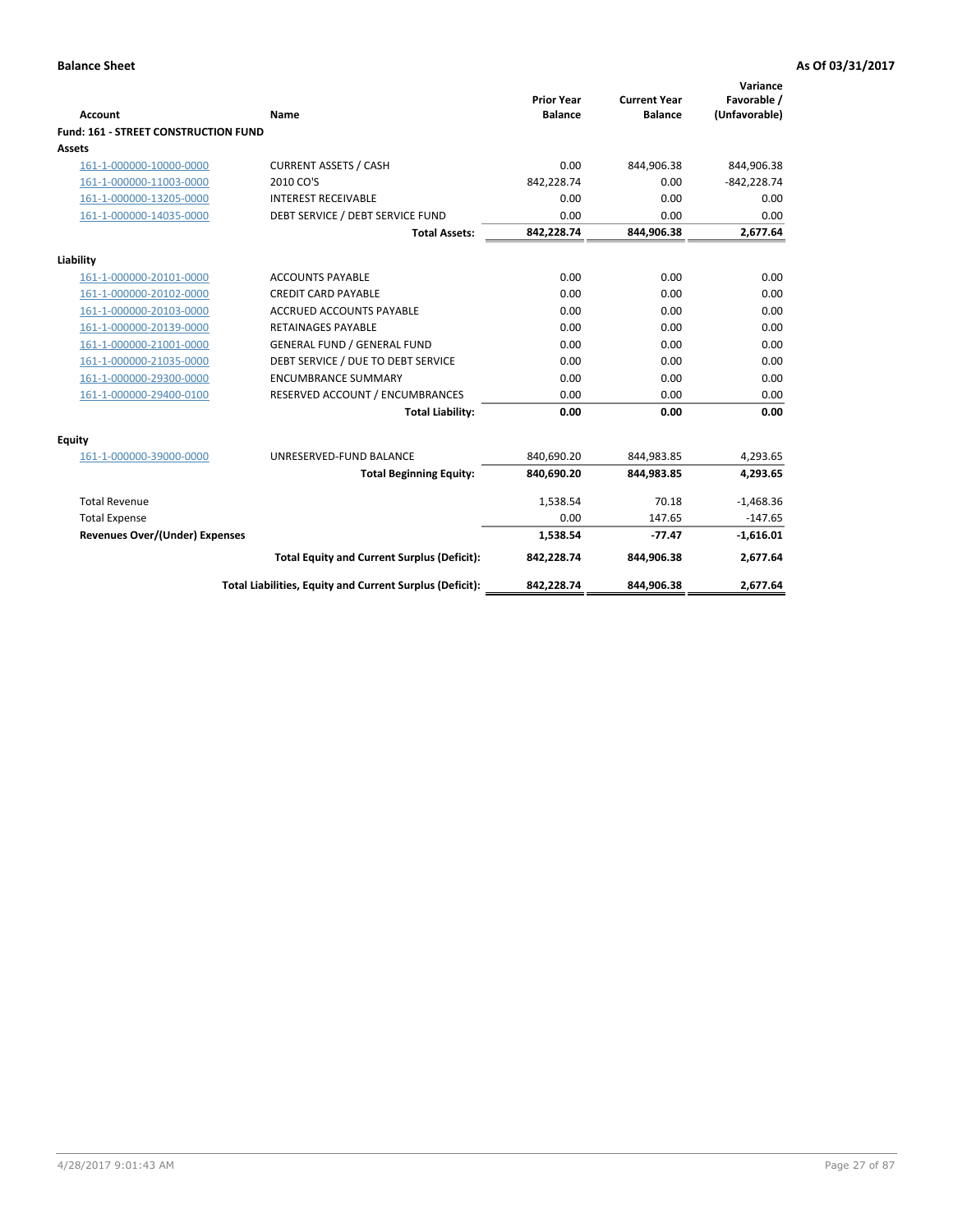**Balance Sheet** | **As Of 03/31/2017**

| Account | Name | Prior Year Balance | Current Year Balance | Variance Favorable / (Unfavorable) |
|---|---|---|---|---|
| **Fund: 161 - STREET CONSTRUCTION FUND** | | | | |
| **Assets** | | | | |
| 161-1-000000-10000-0000 | CURRENT ASSETS / CASH | 0.00 | 844,906.38 | 844,906.38 |
| 161-1-000000-11003-0000 | 2010 CO'S | 842,228.74 | 0.00 | -842,228.74 |
| 161-1-000000-13205-0000 | INTEREST RECEIVABLE | 0.00 | 0.00 | 0.00 |
| 161-1-000000-14035-0000 | DEBT SERVICE / DEBT SERVICE FUND | 0.00 | 0.00 | 0.00 |
| | **Total Assets:** | **842,228.74** | **844,906.38** | **2,677.64** |
| **Liability** | | | | |
| 161-1-000000-20101-0000 | ACCOUNTS PAYABLE | 0.00 | 0.00 | 0.00 |
| 161-1-000000-20102-0000 | CREDIT CARD PAYABLE | 0.00 | 0.00 | 0.00 |
| 161-1-000000-20103-0000 | ACCRUED ACCOUNTS PAYABLE | 0.00 | 0.00 | 0.00 |
| 161-1-000000-20139-0000 | RETAINAGES PAYABLE | 0.00 | 0.00 | 0.00 |
| 161-1-000000-21001-0000 | GENERAL FUND / GENERAL FUND | 0.00 | 0.00 | 0.00 |
| 161-1-000000-21035-0000 | DEBT SERVICE / DUE TO DEBT SERVICE | 0.00 | 0.00 | 0.00 |
| 161-1-000000-29300-0000 | ENCUMBRANCE SUMMARY | 0.00 | 0.00 | 0.00 |
| 161-1-000000-29400-0100 | RESERVED ACCOUNT / ENCUMBRANCES | 0.00 | 0.00 | 0.00 |
| | **Total Liability:** | **0.00** | **0.00** | **0.00** |
| **Equity** | | | | |
| 161-1-000000-39000-0000 | UNRESERVED-FUND BALANCE | 840,690.20 | 844,983.85 | 4,293.65 |
| | **Total Beginning Equity:** | **840,690.20** | **844,983.85** | **4,293.65** |
| Total Revenue | | 1,538.54 | 70.18 | -1,468.36 |
| Total Expense | | 0.00 | 147.65 | -147.65 |
| **Revenues Over/(Under) Expenses** | | **1,538.54** | **-77.47** | **-1,616.01** |
| | **Total Equity and Current Surplus (Deficit):** | **842,228.74** | **844,906.38** | **2,677.64** |
| | **Total Liabilities, Equity and Current Surplus (Deficit):** | **842,228.74** | **844,906.38** | **2,677.64** |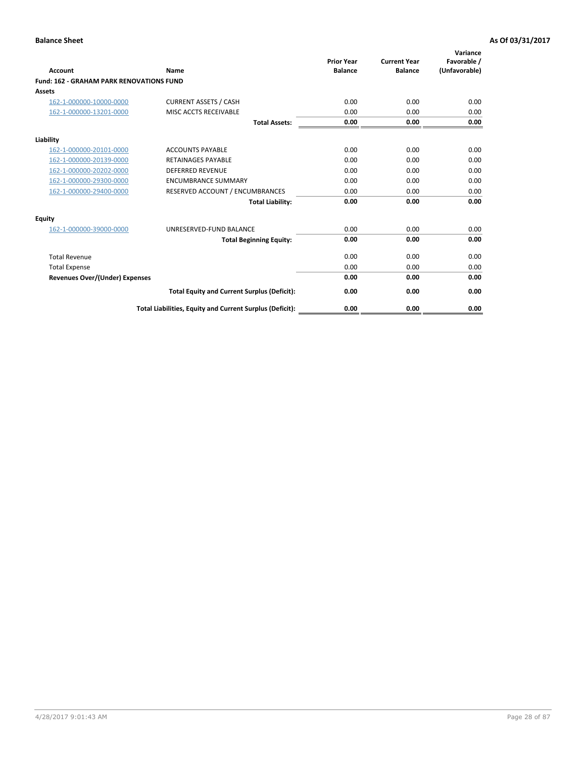**Balance Sheet** **As Of 03/31/2017**

| Account | Name | Prior Year Balance | Current Year Balance | Variance Favorable / (Unfavorable) |
|---|---|---|---|---|
| **Fund: 162 - GRAHAM PARK RENOVATIONS FUND** | | | | |
| **Assets** | | | | |
| 162-1-000000-10000-0000 | CURRENT ASSETS / CASH | 0.00 | 0.00 | 0.00 |
| 162-1-000000-13201-0000 | MISC ACCTS RECEIVABLE | 0.00 | 0.00 | 0.00 |
| | **Total Assets:** | **0.00** | **0.00** | **0.00** |
| **Liability** | | | | |
| 162-1-000000-20101-0000 | ACCOUNTS PAYABLE | 0.00 | 0.00 | 0.00 |
| 162-1-000000-20139-0000 | RETAINAGES PAYABLE | 0.00 | 0.00 | 0.00 |
| 162-1-000000-20202-0000 | DEFERRED REVENUE | 0.00 | 0.00 | 0.00 |
| 162-1-000000-29300-0000 | ENCUMBRANCE SUMMARY | 0.00 | 0.00 | 0.00 |
| 162-1-000000-29400-0000 | RESERVED ACCOUNT / ENCUMBRANCES | 0.00 | 0.00 | 0.00 |
| | **Total Liability:** | **0.00** | **0.00** | **0.00** |
| **Equity** | | | | |
| 162-1-000000-39000-0000 | UNRESERVED-FUND BALANCE | 0.00 | 0.00 | 0.00 |
| | **Total Beginning Equity:** | **0.00** | **0.00** | **0.00** |
| Total Revenue | | 0.00 | 0.00 | 0.00 |
| Total Expense | | 0.00 | 0.00 | 0.00 |
| **Revenues Over/(Under) Expenses** | | **0.00** | **0.00** | **0.00** |
| | **Total Equity and Current Surplus (Deficit):** | **0.00** | **0.00** | **0.00** |
| | **Total Liabilities, Equity and Current Surplus (Deficit):** | **0.00** | **0.00** | **0.00** |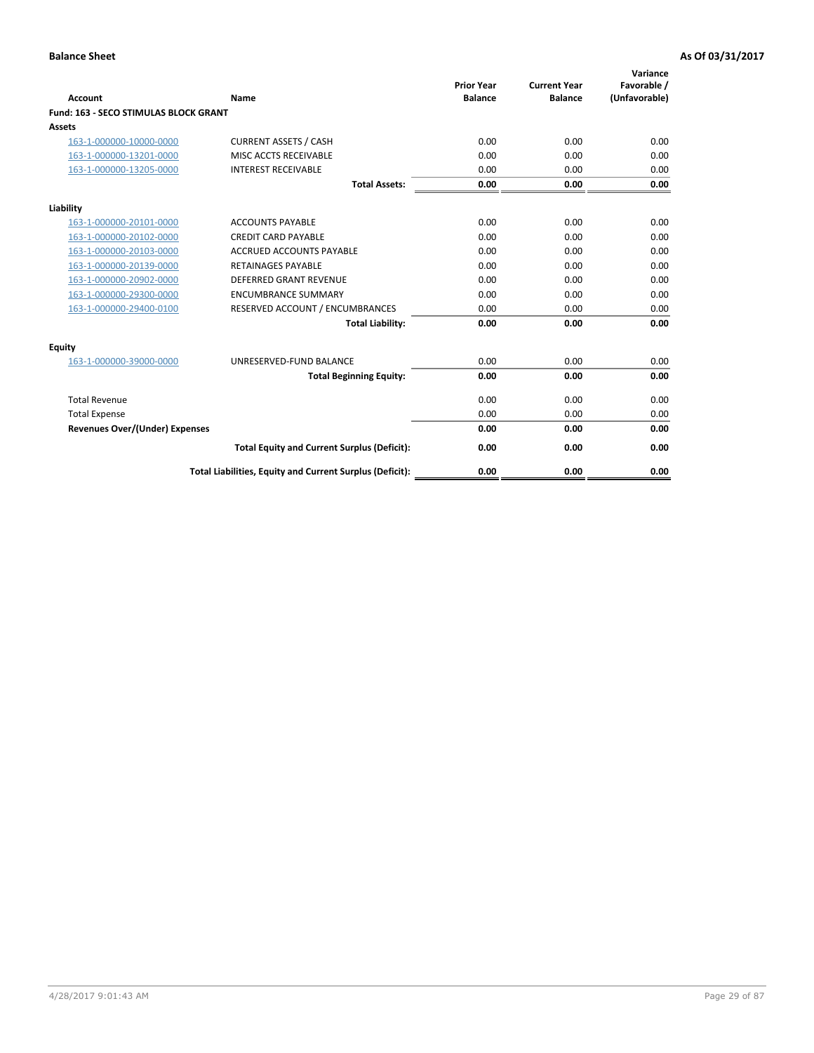**Balance Sheet** | **As Of 03/31/2017**

| Account | Name | Prior Year Balance | Current Year Balance | Variance Favorable / (Unfavorable) |
|---|---|---|---|---|
| **Fund: 163 - SECO STIMULAS BLOCK GRANT** | | | | |
| **Assets** | | | | |
| 163-1-000000-10000-0000 | CURRENT ASSETS / CASH | 0.00 | 0.00 | 0.00 |
| 163-1-000000-13201-0000 | MISC ACCTS RECEIVABLE | 0.00 | 0.00 | 0.00 |
| 163-1-000000-13205-0000 | INTEREST RECEIVABLE | 0.00 | 0.00 | 0.00 |
| | **Total Assets:** | **0.00** | **0.00** | **0.00** |
| **Liability** | | | | |
| 163-1-000000-20101-0000 | ACCOUNTS PAYABLE | 0.00 | 0.00 | 0.00 |
| 163-1-000000-20102-0000 | CREDIT CARD PAYABLE | 0.00 | 0.00 | 0.00 |
| 163-1-000000-20103-0000 | ACCRUED ACCOUNTS PAYABLE | 0.00 | 0.00 | 0.00 |
| 163-1-000000-20139-0000 | RETAINAGES PAYABLE | 0.00 | 0.00 | 0.00 |
| 163-1-000000-20902-0000 | DEFERRED GRANT REVENUE | 0.00 | 0.00 | 0.00 |
| 163-1-000000-29300-0000 | ENCUMBRANCE SUMMARY | 0.00 | 0.00 | 0.00 |
| 163-1-000000-29400-0100 | RESERVED ACCOUNT / ENCUMBRANCES | 0.00 | 0.00 | 0.00 |
| | **Total Liability:** | **0.00** | **0.00** | **0.00** |
| **Equity** | | | | |
| 163-1-000000-39000-0000 | UNRESERVED-FUND BALANCE | 0.00 | 0.00 | 0.00 |
| | **Total Beginning Equity:** | **0.00** | **0.00** | **0.00** |
| Total Revenue | | 0.00 | 0.00 | 0.00 |
| Total Expense | | 0.00 | 0.00 | 0.00 |
| **Revenues Over/(Under) Expenses** | | **0.00** | **0.00** | **0.00** |
| | **Total Equity and Current Surplus (Deficit):** | **0.00** | **0.00** | **0.00** |
| | **Total Liabilities, Equity and Current Surplus (Deficit):** | **0.00** | **0.00** | **0.00** |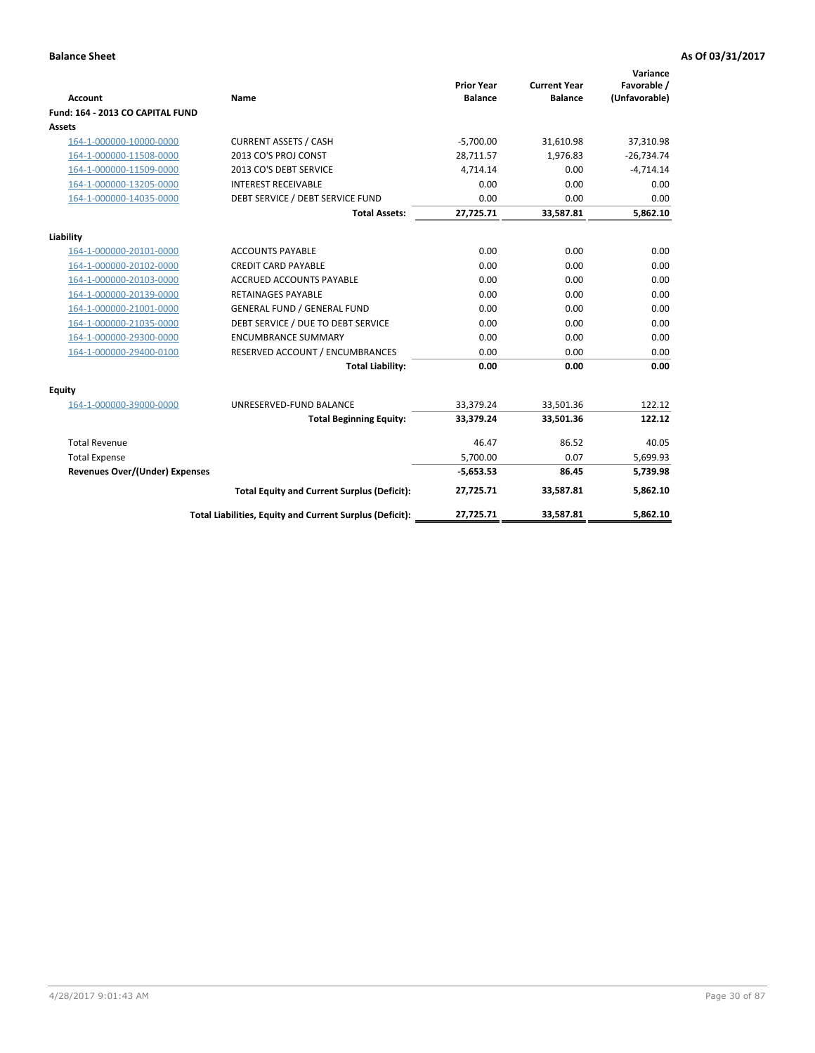**Balance Sheet** **As Of 03/31/2017**

| Account | Name | Prior Year Balance | Current Year Balance | Variance Favorable / (Unfavorable) |
|---|---|---|---|---|
| **Fund: 164 - 2013 CO CAPITAL FUND** | | | | |
| **Assets** | | | | |
| 164-1-000000-10000-0000 | CURRENT ASSETS / CASH | -5,700.00 | 31,610.98 | 37,310.98 |
| 164-1-000000-11508-0000 | 2013 CO'S PROJ CONST | 28,711.57 | 1,976.83 | -26,734.74 |
| 164-1-000000-11509-0000 | 2013 CO'S DEBT SERVICE | 4,714.14 | 0.00 | -4,714.14 |
| 164-1-000000-13205-0000 | INTEREST RECEIVABLE | 0.00 | 0.00 | 0.00 |
| 164-1-000000-14035-0000 | DEBT SERVICE / DEBT SERVICE FUND | 0.00 | 0.00 | 0.00 |
| | **Total Assets:** | **27,725.71** | **33,587.81** | **5,862.10** |
| **Liability** | | | | |
| 164-1-000000-20101-0000 | ACCOUNTS PAYABLE | 0.00 | 0.00 | 0.00 |
| 164-1-000000-20102-0000 | CREDIT CARD PAYABLE | 0.00 | 0.00 | 0.00 |
| 164-1-000000-20103-0000 | ACCRUED ACCOUNTS PAYABLE | 0.00 | 0.00 | 0.00 |
| 164-1-000000-20139-0000 | RETAINAGES PAYABLE | 0.00 | 0.00 | 0.00 |
| 164-1-000000-21001-0000 | GENERAL FUND / GENERAL FUND | 0.00 | 0.00 | 0.00 |
| 164-1-000000-21035-0000 | DEBT SERVICE / DUE TO DEBT SERVICE | 0.00 | 0.00 | 0.00 |
| 164-1-000000-29300-0000 | ENCUMBRANCE SUMMARY | 0.00 | 0.00 | 0.00 |
| 164-1-000000-29400-0100 | RESERVED ACCOUNT / ENCUMBRANCES | 0.00 | 0.00 | 0.00 |
| | **Total Liability:** | **0.00** | **0.00** | **0.00** |
| **Equity** | | | | |
| 164-1-000000-39000-0000 | UNRESERVED-FUND BALANCE | 33,379.24 | 33,501.36 | 122.12 |
| | **Total Beginning Equity:** | **33,379.24** | **33,501.36** | **122.12** |
| Total Revenue | | 46.47 | 86.52 | 40.05 |
| Total Expense | | 5,700.00 | 0.07 | 5,699.93 |
| **Revenues Over/(Under) Expenses** | | **-5,653.53** | **86.45** | **5,739.98** |
| | **Total Equity and Current Surplus (Deficit):** | **27,725.71** | **33,587.81** | **5,862.10** |
| | **Total Liabilities, Equity and Current Surplus (Deficit):** | **27,725.71** | **33,587.81** | **5,862.10** |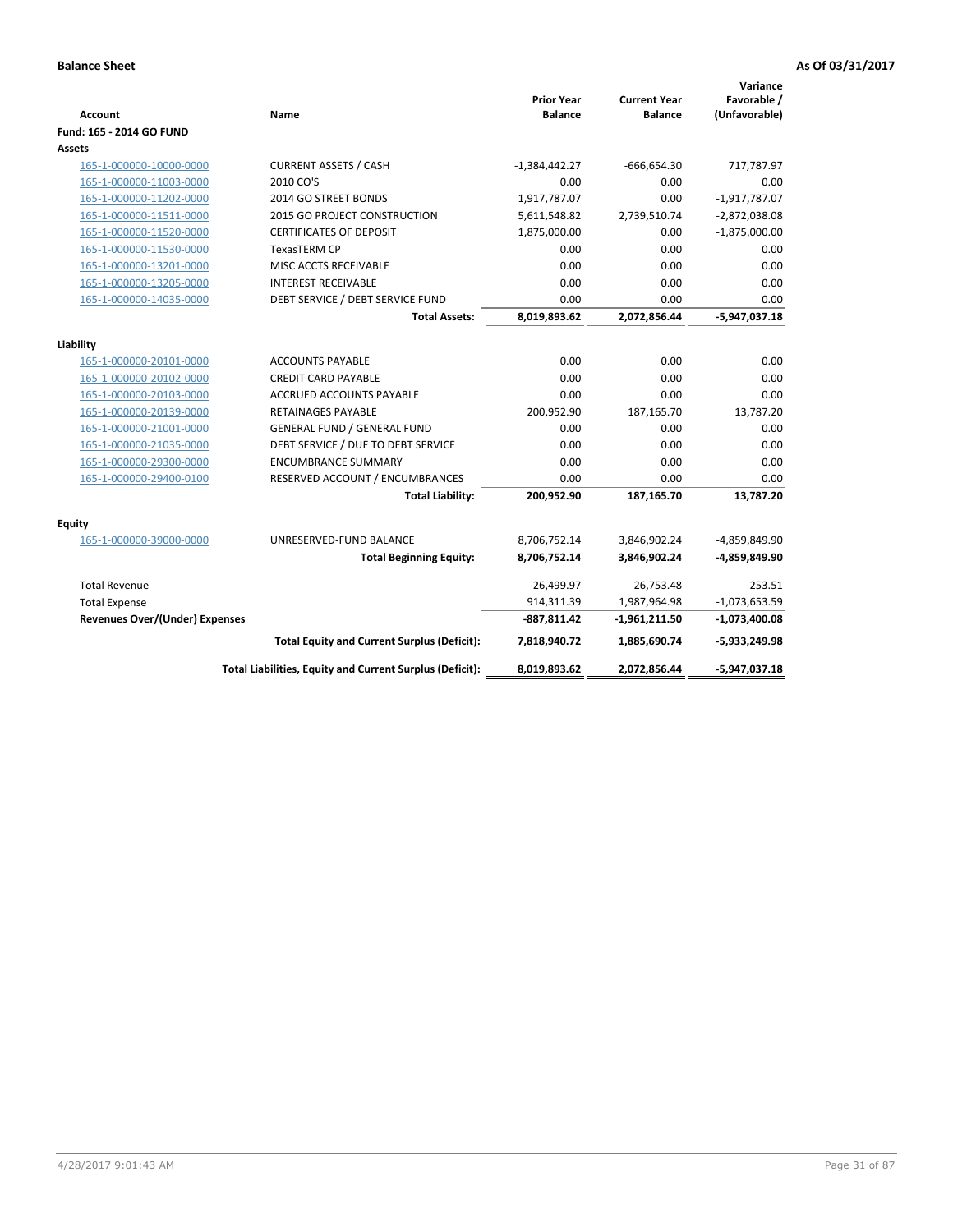**Balance Sheet** **As Of 03/31/2017**

| Account | Name | Prior Year Balance | Current Year Balance | Variance Favorable / (Unfavorable) |
|---|---|---|---|---|
| **Fund: 165 - 2014 GO FUND** | | | | |
| **Assets** | | | | |
| 165-1-000000-10000-0000 | CURRENT ASSETS / CASH | -1,384,442.27 | -666,654.30 | 717,787.97 |
| 165-1-000000-11003-0000 | 2010 CO'S | 0.00 | 0.00 | 0.00 |
| 165-1-000000-11202-0000 | 2014 GO STREET BONDS | 1,917,787.07 | 0.00 | -1,917,787.07 |
| 165-1-000000-11511-0000 | 2015 GO PROJECT CONSTRUCTION | 5,611,548.82 | 2,739,510.74 | -2,872,038.08 |
| 165-1-000000-11520-0000 | CERTIFICATES OF DEPOSIT | 1,875,000.00 | 0.00 | -1,875,000.00 |
| 165-1-000000-11530-0000 | TexasTERM CP | 0.00 | 0.00 | 0.00 |
| 165-1-000000-13201-0000 | MISC ACCTS RECEIVABLE | 0.00 | 0.00 | 0.00 |
| 165-1-000000-13205-0000 | INTEREST RECEIVABLE | 0.00 | 0.00 | 0.00 |
| 165-1-000000-14035-0000 | DEBT SERVICE / DEBT SERVICE FUND | 0.00 | 0.00 | 0.00 |
| | **Total Assets:** | **8,019,893.62** | **2,072,856.44** | **-5,947,037.18** |
| **Liability** | | | | |
| 165-1-000000-20101-0000 | ACCOUNTS PAYABLE | 0.00 | 0.00 | 0.00 |
| 165-1-000000-20102-0000 | CREDIT CARD PAYABLE | 0.00 | 0.00 | 0.00 |
| 165-1-000000-20103-0000 | ACCRUED ACCOUNTS PAYABLE | 0.00 | 0.00 | 0.00 |
| 165-1-000000-20139-0000 | RETAINAGES PAYABLE | 200,952.90 | 187,165.70 | 13,787.20 |
| 165-1-000000-21001-0000 | GENERAL FUND / GENERAL FUND | 0.00 | 0.00 | 0.00 |
| 165-1-000000-21035-0000 | DEBT SERVICE / DUE TO DEBT SERVICE | 0.00 | 0.00 | 0.00 |
| 165-1-000000-29300-0000 | ENCUMBRANCE SUMMARY | 0.00 | 0.00 | 0.00 |
| 165-1-000000-29400-0100 | RESERVED ACCOUNT / ENCUMBRANCES | 0.00 | 0.00 | 0.00 |
| | **Total Liability:** | **200,952.90** | **187,165.70** | **13,787.20** |
| **Equity** | | | | |
| 165-1-000000-39000-0000 | UNRESERVED-FUND BALANCE | 8,706,752.14 | 3,846,902.24 | -4,859,849.90 |
| | **Total Beginning Equity:** | **8,706,752.14** | **3,846,902.24** | **-4,859,849.90** |
| Total Revenue | | 26,499.97 | 26,753.48 | 253.51 |
| Total Expense | | 914,311.39 | 1,987,964.98 | -1,073,653.59 |
| **Revenues Over/(Under) Expenses** | | **-887,811.42** | **-1,961,211.50** | **-1,073,400.08** |
| | **Total Equity and Current Surplus (Deficit):** | **7,818,940.72** | **1,885,690.74** | **-5,933,249.98** |
| | **Total Liabilities, Equity and Current Surplus (Deficit):** | **8,019,893.62** | **2,072,856.44** | **-5,947,037.18** |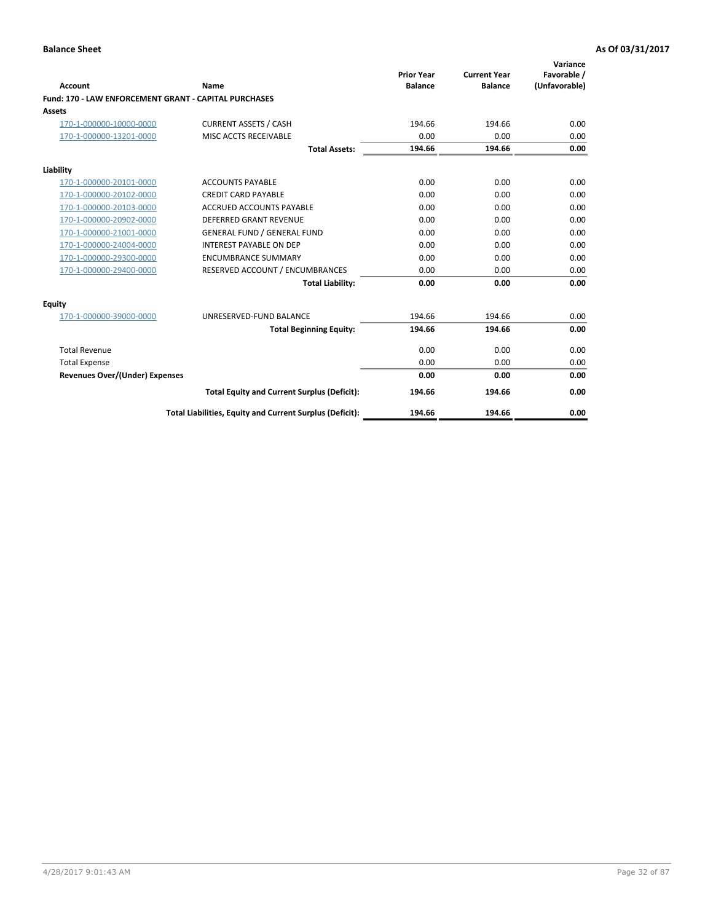**Balance Sheet** | **As Of 03/31/2017**

| Account | Name | Prior Year Balance | Current Year Balance | Variance Favorable / (Unfavorable) |
|---|---|---|---|---|
| **Fund: 170 - LAW ENFORCEMENT GRANT - CAPITAL PURCHASES** | | | | |
| **Assets** | | | | |
| 170-1-000000-10000-0000 | CURRENT ASSETS / CASH | 194.66 | 194.66 | 0.00 |
| 170-1-000000-13201-0000 | MISC ACCTS RECEIVABLE | 0.00 | 0.00 | 0.00 |
| | **Total Assets:** | **194.66** | **194.66** | **0.00** |
| **Liability** | | | | |
| 170-1-000000-20101-0000 | ACCOUNTS PAYABLE | 0.00 | 0.00 | 0.00 |
| 170-1-000000-20102-0000 | CREDIT CARD PAYABLE | 0.00 | 0.00 | 0.00 |
| 170-1-000000-20103-0000 | ACCRUED ACCOUNTS PAYABLE | 0.00 | 0.00 | 0.00 |
| 170-1-000000-20902-0000 | DEFERRED GRANT REVENUE | 0.00 | 0.00 | 0.00 |
| 170-1-000000-21001-0000 | GENERAL FUND / GENERAL FUND | 0.00 | 0.00 | 0.00 |
| 170-1-000000-24004-0000 | INTEREST PAYABLE ON DEP | 0.00 | 0.00 | 0.00 |
| 170-1-000000-29300-0000 | ENCUMBRANCE SUMMARY | 0.00 | 0.00 | 0.00 |
| 170-1-000000-29400-0000 | RESERVED ACCOUNT / ENCUMBRANCES | 0.00 | 0.00 | 0.00 |
| | **Total Liability:** | **0.00** | **0.00** | **0.00** |
| **Equity** | | | | |
| 170-1-000000-39000-0000 | UNRESERVED-FUND BALANCE | 194.66 | 194.66 | 0.00 |
| | **Total Beginning Equity:** | **194.66** | **194.66** | **0.00** |
| Total Revenue | | 0.00 | 0.00 | 0.00 |
| Total Expense | | 0.00 | 0.00 | 0.00 |
| **Revenues Over/(Under) Expenses** | | **0.00** | **0.00** | **0.00** |
| | **Total Equity and Current Surplus (Deficit):** | **194.66** | **194.66** | **0.00** |
| | **Total Liabilities, Equity and Current Surplus (Deficit):** | **194.66** | **194.66** | **0.00** |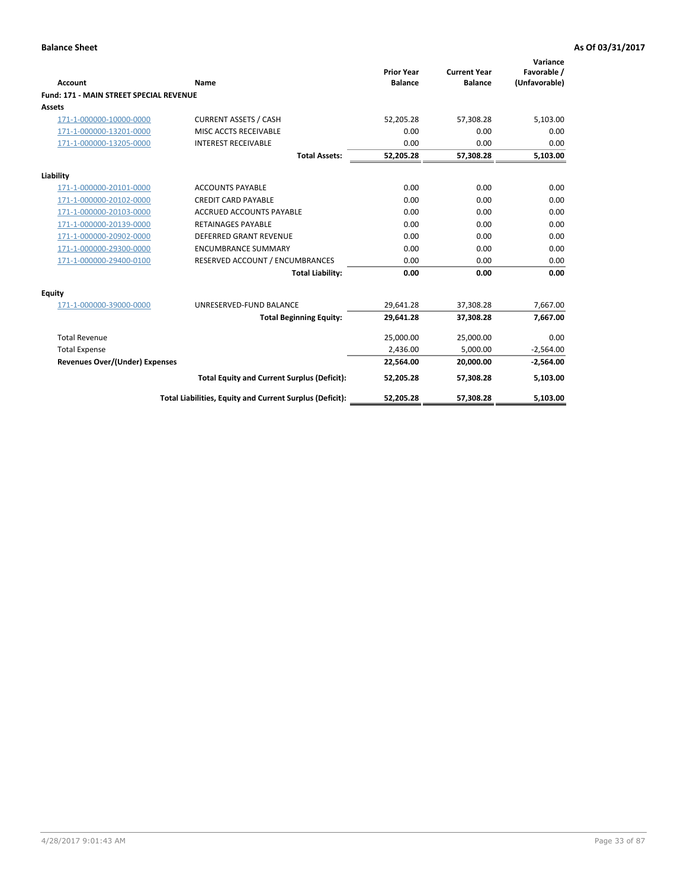**Balance Sheet** **As Of 03/31/2017**

| Account | Name | Prior Year Balance | Current Year Balance | Variance Favorable / (Unfavorable) |
|---|---|---|---|---|
| **Fund: 171 - MAIN STREET SPECIAL REVENUE** | | | | |
| **Assets** | | | | |
| 171-1-000000-10000-0000 | CURRENT ASSETS / CASH | 52,205.28 | 57,308.28 | 5,103.00 |
| 171-1-000000-13201-0000 | MISC ACCTS RECEIVABLE | 0.00 | 0.00 | 0.00 |
| 171-1-000000-13205-0000 | INTEREST RECEIVABLE | 0.00 | 0.00 | 0.00 |
| | **Total Assets:** | **52,205.28** | **57,308.28** | **5,103.00** |
| **Liability** | | | | |
| 171-1-000000-20101-0000 | ACCOUNTS PAYABLE | 0.00 | 0.00 | 0.00 |
| 171-1-000000-20102-0000 | CREDIT CARD PAYABLE | 0.00 | 0.00 | 0.00 |
| 171-1-000000-20103-0000 | ACCRUED ACCOUNTS PAYABLE | 0.00 | 0.00 | 0.00 |
| 171-1-000000-20139-0000 | RETAINAGES PAYABLE | 0.00 | 0.00 | 0.00 |
| 171-1-000000-20902-0000 | DEFERRED GRANT REVENUE | 0.00 | 0.00 | 0.00 |
| 171-1-000000-29300-0000 | ENCUMBRANCE SUMMARY | 0.00 | 0.00 | 0.00 |
| 171-1-000000-29400-0100 | RESERVED ACCOUNT / ENCUMBRANCES | 0.00 | 0.00 | 0.00 |
| | **Total Liability:** | **0.00** | **0.00** | **0.00** |
| **Equity** | | | | |
| 171-1-000000-39000-0000 | UNRESERVED-FUND BALANCE | 29,641.28 | 37,308.28 | 7,667.00 |
| | **Total Beginning Equity:** | **29,641.28** | **37,308.28** | **7,667.00** |
| Total Revenue | | 25,000.00 | 25,000.00 | 0.00 |
| Total Expense | | 2,436.00 | 5,000.00 | -2,564.00 |
| **Revenues Over/(Under) Expenses** | | **22,564.00** | **20,000.00** | **-2,564.00** |
| | **Total Equity and Current Surplus (Deficit):** | **52,205.28** | **57,308.28** | **5,103.00** |
| | **Total Liabilities, Equity and Current Surplus (Deficit):** | **52,205.28** | **57,308.28** | **5,103.00** |

4/28/2017 9:01:43 AM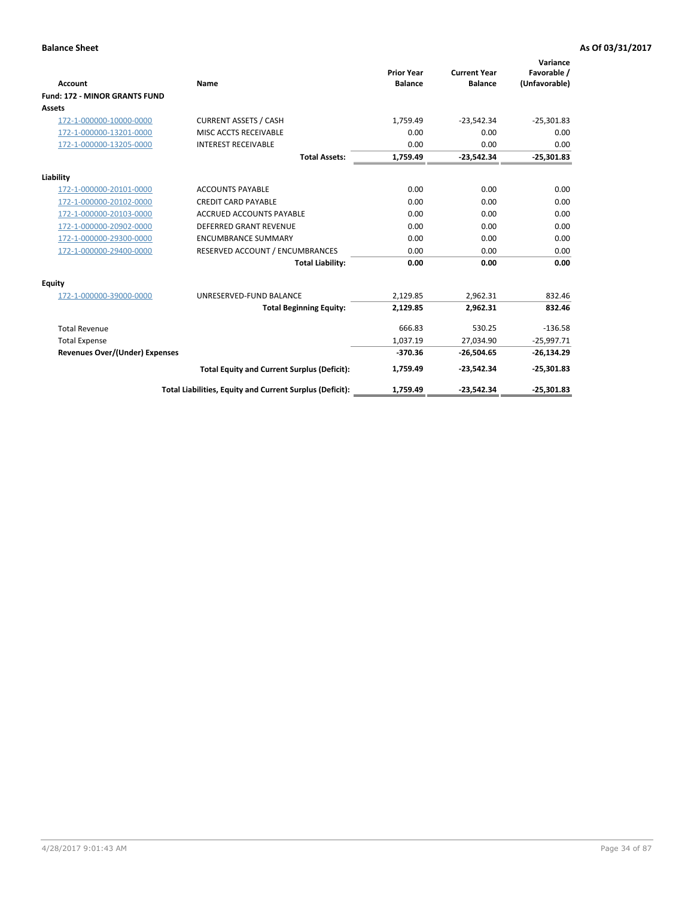**Balance Sheet** **As Of 03/31/2017**

| Account | Name | Prior Year Balance | Current Year Balance | Variance Favorable / (Unfavorable) |
|---|---|---|---|---|
| **Fund: 172 - MINOR GRANTS FUND** | | | | |
| **Assets** | | | | |
| 172-1-000000-10000-0000 | CURRENT ASSETS / CASH | 1,759.49 | -23,542.34 | -25,301.83 |
| 172-1-000000-13201-0000 | MISC ACCTS RECEIVABLE | 0.00 | 0.00 | 0.00 |
| 172-1-000000-13205-0000 | INTEREST RECEIVABLE | 0.00 | 0.00 | 0.00 |
| | **Total Assets:** | **1,759.49** | **-23,542.34** | **-25,301.83** |
| **Liability** | | | | |
| 172-1-000000-20101-0000 | ACCOUNTS PAYABLE | 0.00 | 0.00 | 0.00 |
| 172-1-000000-20102-0000 | CREDIT CARD PAYABLE | 0.00 | 0.00 | 0.00 |
| 172-1-000000-20103-0000 | ACCRUED ACCOUNTS PAYABLE | 0.00 | 0.00 | 0.00 |
| 172-1-000000-20902-0000 | DEFERRED GRANT REVENUE | 0.00 | 0.00 | 0.00 |
| 172-1-000000-29300-0000 | ENCUMBRANCE SUMMARY | 0.00 | 0.00 | 0.00 |
| 172-1-000000-29400-0000 | RESERVED ACCOUNT / ENCUMBRANCES | 0.00 | 0.00 | 0.00 |
| | **Total Liability:** | **0.00** | **0.00** | **0.00** |
| **Equity** | | | | |
| 172-1-000000-39000-0000 | UNRESERVED-FUND BALANCE | 2,129.85 | 2,962.31 | 832.46 |
| | **Total Beginning Equity:** | **2,129.85** | **2,962.31** | **832.46** |
| Total Revenue | | 666.83 | 530.25 | -136.58 |
| Total Expense | | 1,037.19 | 27,034.90 | -25,997.71 |
| **Revenues Over/(Under) Expenses** | | **-370.36** | **-26,504.65** | **-26,134.29** |
| | **Total Equity and Current Surplus (Deficit):** | **1,759.49** | **-23,542.34** | **-25,301.83** |
| | **Total Liabilities, Equity and Current Surplus (Deficit):** | **1,759.49** | **-23,542.34** | **-25,301.83** |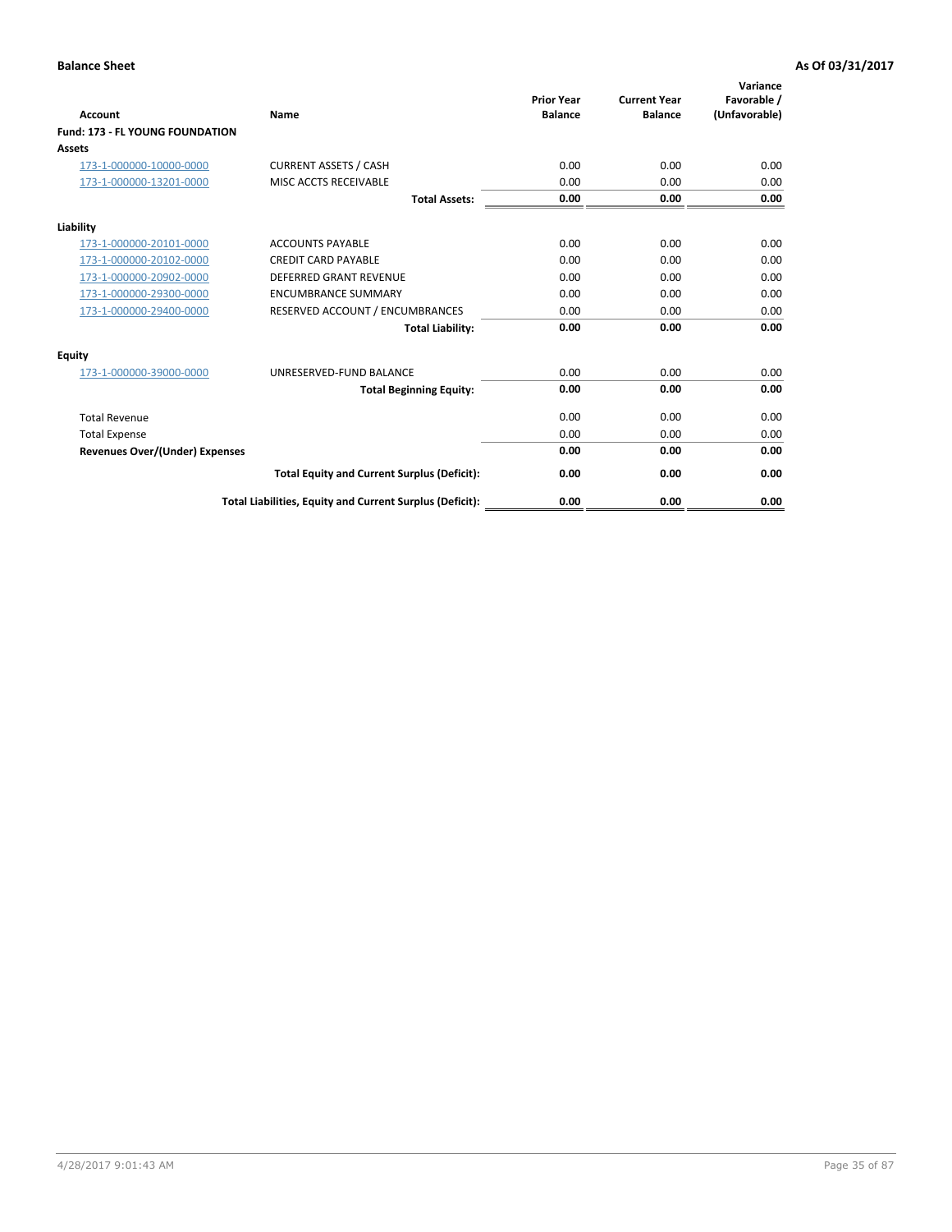**Balance Sheet** **As Of 03/31/2017**

| Account | Name | Prior Year Balance | Current Year Balance | Variance Favorable / (Unfavorable) |
|---|---|---|---|---|
| **Fund: 173 - FL YOUNG FOUNDATION** | | | | |
| **Assets** | | | | |
| 173-1-000000-10000-0000 | CURRENT ASSETS / CASH | 0.00 | 0.00 | 0.00 |
| 173-1-000000-13201-0000 | MISC ACCTS RECEIVABLE | 0.00 | 0.00 | 0.00 |
| | **Total Assets:** | **0.00** | **0.00** | **0.00** |
| **Liability** | | | | |
| 173-1-000000-20101-0000 | ACCOUNTS PAYABLE | 0.00 | 0.00 | 0.00 |
| 173-1-000000-20102-0000 | CREDIT CARD PAYABLE | 0.00 | 0.00 | 0.00 |
| 173-1-000000-20902-0000 | DEFERRED GRANT REVENUE | 0.00 | 0.00 | 0.00 |
| 173-1-000000-29300-0000 | ENCUMBRANCE SUMMARY | 0.00 | 0.00 | 0.00 |
| 173-1-000000-29400-0000 | RESERVED ACCOUNT / ENCUMBRANCES | 0.00 | 0.00 | 0.00 |
| | **Total Liability:** | **0.00** | **0.00** | **0.00** |
| **Equity** | | | | |
| 173-1-000000-39000-0000 | UNRESERVED-FUND BALANCE | 0.00 | 0.00 | 0.00 |
| | **Total Beginning Equity:** | **0.00** | **0.00** | **0.00** |
| Total Revenue | | 0.00 | 0.00 | 0.00 |
| Total Expense | | 0.00 | 0.00 | 0.00 |
| **Revenues Over/(Under) Expenses** | | **0.00** | **0.00** | **0.00** |
| | **Total Equity and Current Surplus (Deficit):** | **0.00** | **0.00** | **0.00** |
| | **Total Liabilities, Equity and Current Surplus (Deficit):** | **0.00** | **0.00** | **0.00** |

4/28/2017 9:01:43 AM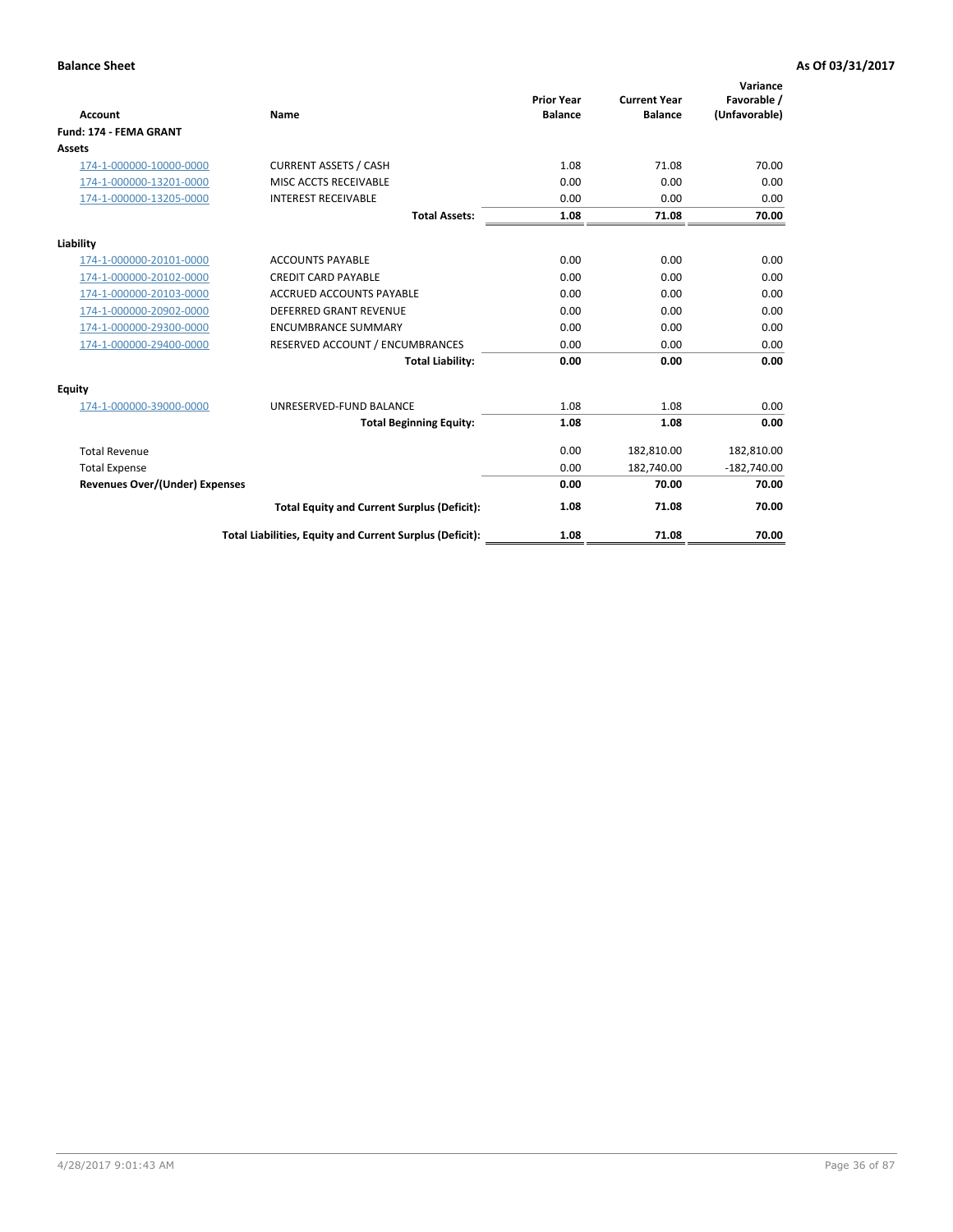**Balance Sheet** | **As Of 03/31/2017**

| Account | Name | Prior Year Balance | Current Year Balance | Variance Favorable / (Unfavorable) |
|---|---|---|---|---|
| **Fund: 174 - FEMA GRANT** | | | | |
| **Assets** | | | | |
| 174-1-000000-10000-0000 | CURRENT ASSETS / CASH | 1.08 | 71.08 | 70.00 |
| 174-1-000000-13201-0000 | MISC ACCTS RECEIVABLE | 0.00 | 0.00 | 0.00 |
| 174-1-000000-13205-0000 | INTEREST RECEIVABLE | 0.00 | 0.00 | 0.00 |
| | **Total Assets:** | **1.08** | **71.08** | **70.00** |
| **Liability** | | | | |
| 174-1-000000-20101-0000 | ACCOUNTS PAYABLE | 0.00 | 0.00 | 0.00 |
| 174-1-000000-20102-0000 | CREDIT CARD PAYABLE | 0.00 | 0.00 | 0.00 |
| 174-1-000000-20103-0000 | ACCRUED ACCOUNTS PAYABLE | 0.00 | 0.00 | 0.00 |
| 174-1-000000-20902-0000 | DEFERRED GRANT REVENUE | 0.00 | 0.00 | 0.00 |
| 174-1-000000-29300-0000 | ENCUMBRANCE SUMMARY | 0.00 | 0.00 | 0.00 |
| 174-1-000000-29400-0000 | RESERVED ACCOUNT / ENCUMBRANCES | 0.00 | 0.00 | 0.00 |
| | **Total Liability:** | **0.00** | **0.00** | **0.00** |
| **Equity** | | | | |
| 174-1-000000-39000-0000 | UNRESERVED-FUND BALANCE | 1.08 | 1.08 | 0.00 |
| | **Total Beginning Equity:** | **1.08** | **1.08** | **0.00** |
| Total Revenue | | 0.00 | 182,810.00 | 182,810.00 |
| Total Expense | | 0.00 | 182,740.00 | -182,740.00 |
| **Revenues Over/(Under) Expenses** | | **0.00** | **70.00** | **70.00** |
| | **Total Equity and Current Surplus (Deficit):** | **1.08** | **71.08** | **70.00** |
| | **Total Liabilities, Equity and Current Surplus (Deficit):** | **1.08** | **71.08** | **70.00** |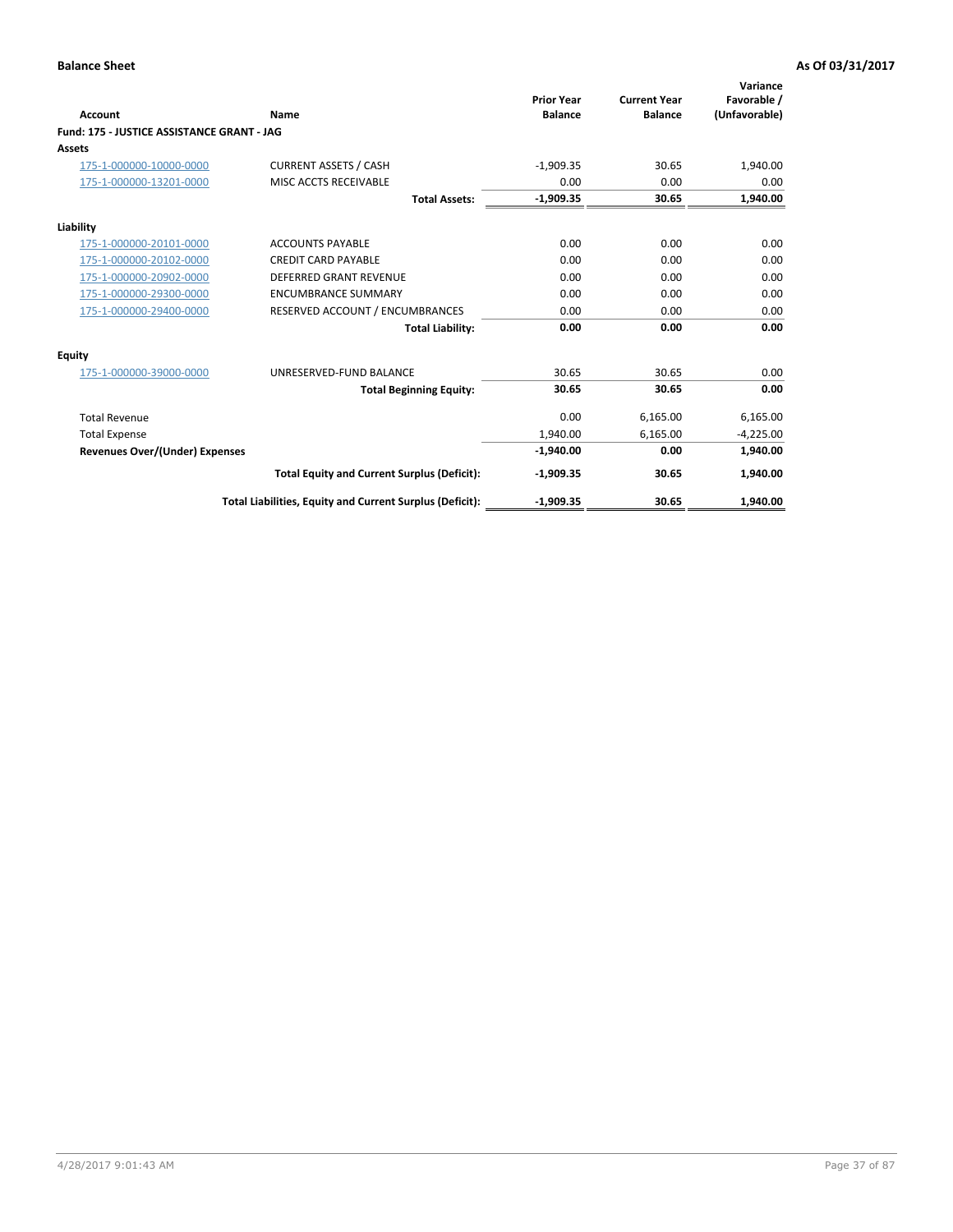**Balance Sheet** — As Of 03/31/2017

| Account | Name | Prior Year Balance | Current Year Balance | Variance Favorable / (Unfavorable) |
|---|---|---|---|---|
| **Fund: 175 - JUSTICE ASSISTANCE GRANT - JAG** | | | | |
| **Assets** | | | | |
| 175-1-000000-10000-0000 | CURRENT ASSETS / CASH | -1,909.35 | 30.65 | 1,940.00 |
| 175-1-000000-13201-0000 | MISC ACCTS RECEIVABLE | 0.00 | 0.00 | 0.00 |
| | **Total Assets:** | **-1,909.35** | **30.65** | **1,940.00** |
| **Liability** | | | | |
| 175-1-000000-20101-0000 | ACCOUNTS PAYABLE | 0.00 | 0.00 | 0.00 |
| 175-1-000000-20102-0000 | CREDIT CARD PAYABLE | 0.00 | 0.00 | 0.00 |
| 175-1-000000-20902-0000 | DEFERRED GRANT REVENUE | 0.00 | 0.00 | 0.00 |
| 175-1-000000-29300-0000 | ENCUMBRANCE SUMMARY | 0.00 | 0.00 | 0.00 |
| 175-1-000000-29400-0000 | RESERVED ACCOUNT / ENCUMBRANCES | 0.00 | 0.00 | 0.00 |
| | **Total Liability:** | **0.00** | **0.00** | **0.00** |
| **Equity** | | | | |
| 175-1-000000-39000-0000 | UNRESERVED-FUND BALANCE | 30.65 | 30.65 | 0.00 |
| | **Total Beginning Equity:** | **30.65** | **30.65** | **0.00** |
| Total Revenue | | 0.00 | 6,165.00 | 6,165.00 |
| Total Expense | | 1,940.00 | 6,165.00 | -4,225.00 |
| **Revenues Over/(Under) Expenses** | | **-1,940.00** | **0.00** | **1,940.00** |
| | **Total Equity and Current Surplus (Deficit):** | **-1,909.35** | **30.65** | **1,940.00** |
| | **Total Liabilities, Equity and Current Surplus (Deficit):** | **-1,909.35** | **30.65** | **1,940.00** |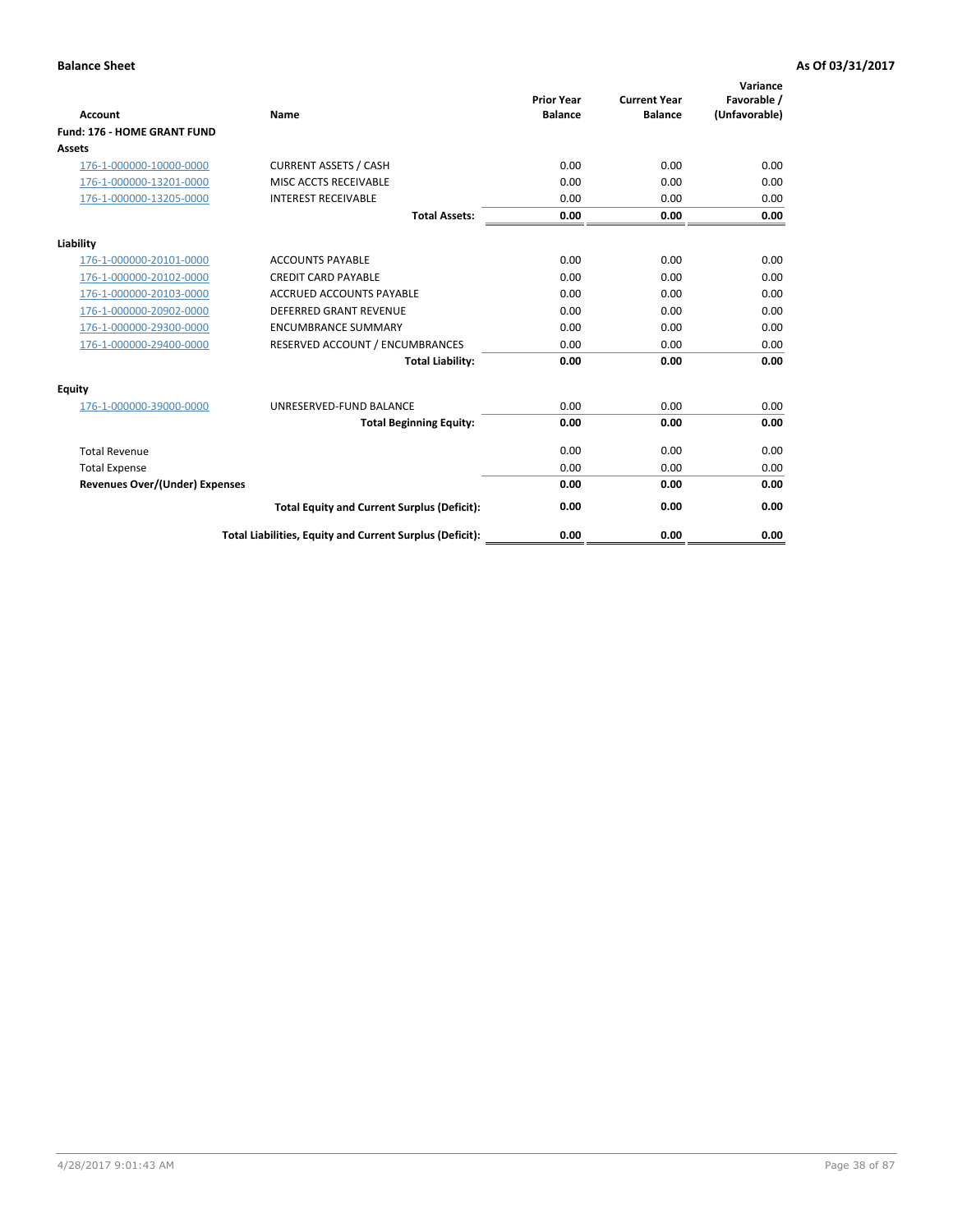**Balance Sheet** | **As Of 03/31/2017**

| Account | Name | Prior Year Balance | Current Year Balance | Variance Favorable / (Unfavorable) |
|---|---|---|---|---|
| **Fund: 176 - HOME GRANT FUND** | | | | |
| **Assets** | | | | |
| 176-1-000000-10000-0000 | CURRENT ASSETS / CASH | 0.00 | 0.00 | 0.00 |
| 176-1-000000-13201-0000 | MISC ACCTS RECEIVABLE | 0.00 | 0.00 | 0.00 |
| 176-1-000000-13205-0000 | INTEREST RECEIVABLE | 0.00 | 0.00 | 0.00 |
| | **Total Assets:** | **0.00** | **0.00** | **0.00** |
| **Liability** | | | | |
| 176-1-000000-20101-0000 | ACCOUNTS PAYABLE | 0.00 | 0.00 | 0.00 |
| 176-1-000000-20102-0000 | CREDIT CARD PAYABLE | 0.00 | 0.00 | 0.00 |
| 176-1-000000-20103-0000 | ACCRUED ACCOUNTS PAYABLE | 0.00 | 0.00 | 0.00 |
| 176-1-000000-20902-0000 | DEFERRED GRANT REVENUE | 0.00 | 0.00 | 0.00 |
| 176-1-000000-29300-0000 | ENCUMBRANCE SUMMARY | 0.00 | 0.00 | 0.00 |
| 176-1-000000-29400-0000 | RESERVED ACCOUNT / ENCUMBRANCES | 0.00 | 0.00 | 0.00 |
| | **Total Liability:** | **0.00** | **0.00** | **0.00** |
| **Equity** | | | | |
| 176-1-000000-39000-0000 | UNRESERVED-FUND BALANCE | 0.00 | 0.00 | 0.00 |
| | **Total Beginning Equity:** | **0.00** | **0.00** | **0.00** |
| Total Revenue | | 0.00 | 0.00 | 0.00 |
| Total Expense | | 0.00 | 0.00 | 0.00 |
| **Revenues Over/(Under) Expenses** | | **0.00** | **0.00** | **0.00** |
| | **Total Equity and Current Surplus (Deficit):** | **0.00** | **0.00** | **0.00** |
| | **Total Liabilities, Equity and Current Surplus (Deficit):** | **0.00** | **0.00** | **0.00** |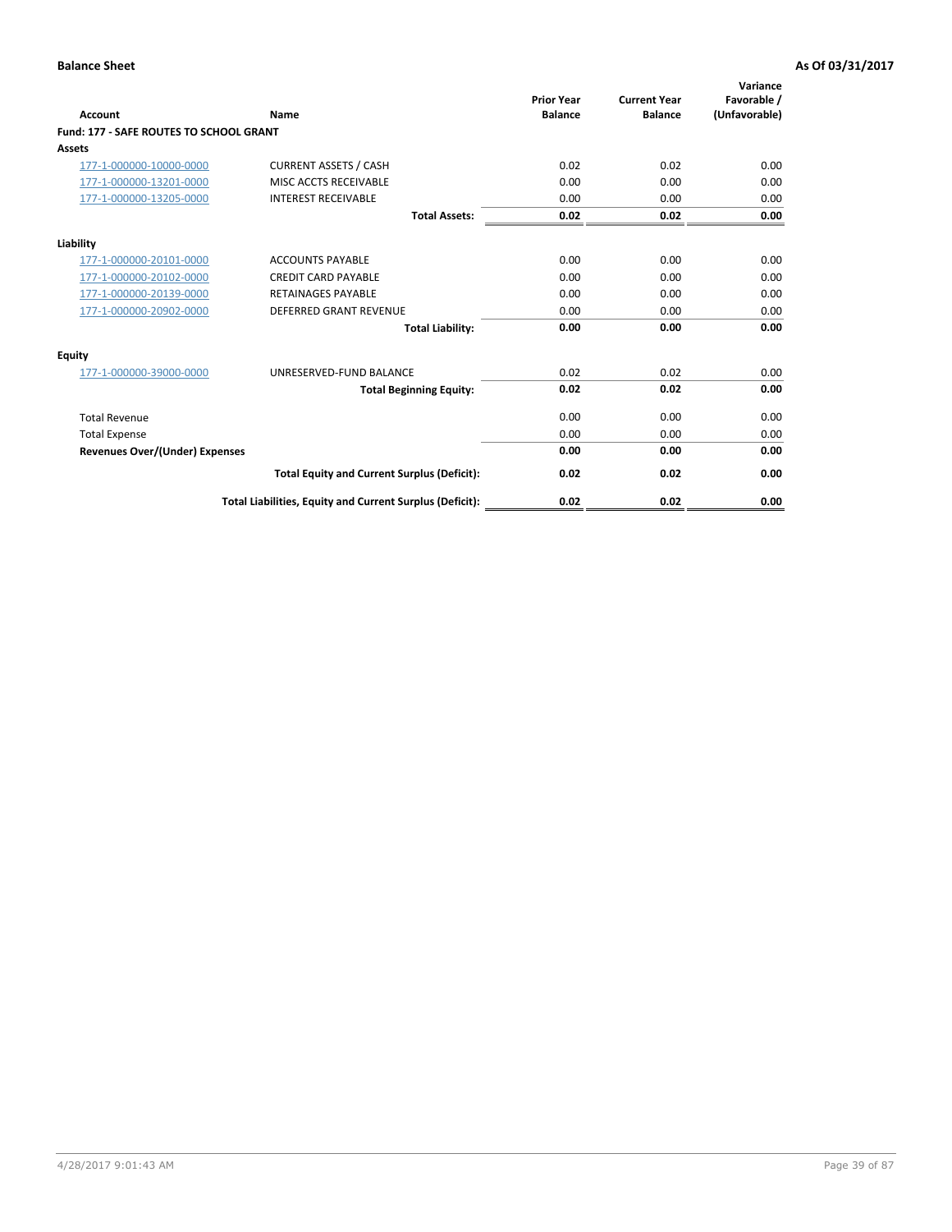**Balance Sheet** | **As Of 03/31/2017**

| Account | Name | Prior Year Balance | Current Year Balance | Variance Favorable / (Unfavorable) |
|---|---|---|---|---|
| **Fund: 177 - SAFE ROUTES TO SCHOOL GRANT** | | | | |
| **Assets** | | | | |
| 177-1-000000-10000-0000 | CURRENT ASSETS / CASH | 0.02 | 0.02 | 0.00 |
| 177-1-000000-13201-0000 | MISC ACCTS RECEIVABLE | 0.00 | 0.00 | 0.00 |
| 177-1-000000-13205-0000 | INTEREST RECEIVABLE | 0.00 | 0.00 | 0.00 |
| | **Total Assets:** | **0.02** | **0.02** | **0.00** |
| **Liability** | | | | |
| 177-1-000000-20101-0000 | ACCOUNTS PAYABLE | 0.00 | 0.00 | 0.00 |
| 177-1-000000-20102-0000 | CREDIT CARD PAYABLE | 0.00 | 0.00 | 0.00 |
| 177-1-000000-20139-0000 | RETAINAGES PAYABLE | 0.00 | 0.00 | 0.00 |
| 177-1-000000-20902-0000 | DEFERRED GRANT REVENUE | 0.00 | 0.00 | 0.00 |
| | **Total Liability:** | **0.00** | **0.00** | **0.00** |
| **Equity** | | | | |
| 177-1-000000-39000-0000 | UNRESERVED-FUND BALANCE | 0.02 | 0.02 | 0.00 |
| | **Total Beginning Equity:** | **0.02** | **0.02** | **0.00** |
| Total Revenue | | 0.00 | 0.00 | 0.00 |
| Total Expense | | 0.00 | 0.00 | 0.00 |
| **Revenues Over/(Under) Expenses** | | **0.00** | **0.00** | **0.00** |
| | **Total Equity and Current Surplus (Deficit):** | **0.02** | **0.02** | **0.00** |
| | **Total Liabilities, Equity and Current Surplus (Deficit):** | **0.02** | **0.02** | **0.00** |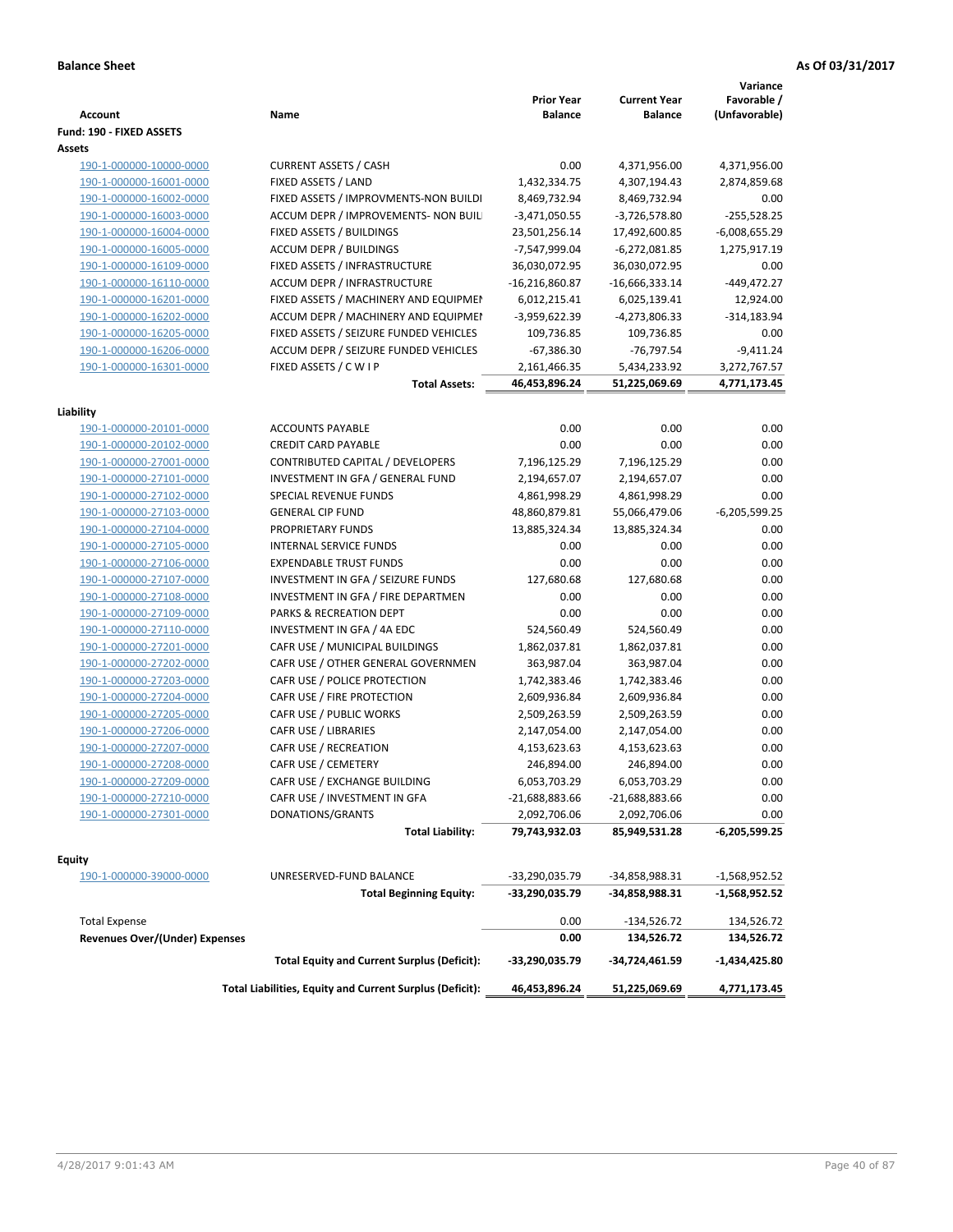**Balance Sheet** **As Of 03/31/2017**

| Account | Name | Prior Year Balance | Current Year Balance | Variance Favorable / (Unfavorable) |
|---|---|---|---|---|
| **Fund: 190 - FIXED ASSETS** | | | | |
| **Assets** | | | | |
| 190-1-000000-10000-0000 | CURRENT ASSETS / CASH | 0.00 | 4,371,956.00 | 4,371,956.00 |
| 190-1-000000-16001-0000 | FIXED ASSETS / LAND | 1,432,334.75 | 4,307,194.43 | 2,874,859.68 |
| 190-1-000000-16002-0000 | FIXED ASSETS / IMPROVMENTS-NON BUILDI | 8,469,732.94 | 8,469,732.94 | 0.00 |
| 190-1-000000-16003-0000 | ACCUM DEPR / IMPROVEMENTS- NON BUIL | -3,471,050.55 | -3,726,578.80 | -255,528.25 |
| 190-1-000000-16004-0000 | FIXED ASSETS / BUILDINGS | 23,501,256.14 | 17,492,600.85 | -6,008,655.29 |
| 190-1-000000-16005-0000 | ACCUM DEPR / BUILDINGS | -7,547,999.04 | -6,272,081.85 | 1,275,917.19 |
| 190-1-000000-16109-0000 | FIXED ASSETS / INFRASTRUCTURE | 36,030,072.95 | 36,030,072.95 | 0.00 |
| 190-1-000000-16110-0000 | ACCUM DEPR / INFRASTRUCTURE | -16,216,860.87 | -16,666,333.14 | -449,472.27 |
| 190-1-000000-16201-0000 | FIXED ASSETS / MACHINERY AND EQUIPMEI | 6,012,215.41 | 6,025,139.41 | 12,924.00 |
| 190-1-000000-16202-0000 | ACCUM DEPR / MACHINERY AND EQUIPMEI | -3,959,622.39 | -4,273,806.33 | -314,183.94 |
| 190-1-000000-16205-0000 | FIXED ASSETS / SEIZURE FUNDED VEHICLES | 109,736.85 | 109,736.85 | 0.00 |
| 190-1-000000-16206-0000 | ACCUM DEPR / SEIZURE FUNDED VEHICLES | -67,386.30 | -76,797.54 | -9,411.24 |
| 190-1-000000-16301-0000 | FIXED ASSETS / C W I P | 2,161,466.35 | 5,434,233.92 | 3,272,767.57 |
| | **Total Assets:** | **46,453,896.24** | **51,225,069.69** | **4,771,173.45** |
| **Liability** | | | | |
| 190-1-000000-20101-0000 | ACCOUNTS PAYABLE | 0.00 | 0.00 | 0.00 |
| 190-1-000000-20102-0000 | CREDIT CARD PAYABLE | 0.00 | 0.00 | 0.00 |
| 190-1-000000-27001-0000 | CONTRIBUTED CAPITAL / DEVELOPERS | 7,196,125.29 | 7,196,125.29 | 0.00 |
| 190-1-000000-27101-0000 | INVESTMENT IN GFA / GENERAL FUND | 2,194,657.07 | 2,194,657.07 | 0.00 |
| 190-1-000000-27102-0000 | SPECIAL REVENUE FUNDS | 4,861,998.29 | 4,861,998.29 | 0.00 |
| 190-1-000000-27103-0000 | GENERAL CIP FUND | 48,860,879.81 | 55,066,479.06 | -6,205,599.25 |
| 190-1-000000-27104-0000 | PROPRIETARY FUNDS | 13,885,324.34 | 13,885,324.34 | 0.00 |
| 190-1-000000-27105-0000 | INTERNAL SERVICE FUNDS | 0.00 | 0.00 | 0.00 |
| 190-1-000000-27106-0000 | EXPENDABLE TRUST FUNDS | 0.00 | 0.00 | 0.00 |
| 190-1-000000-27107-0000 | INVESTMENT IN GFA / SEIZURE FUNDS | 127,680.68 | 127,680.68 | 0.00 |
| 190-1-000000-27108-0000 | INVESTMENT IN GFA / FIRE DEPARTMEN | 0.00 | 0.00 | 0.00 |
| 190-1-000000-27109-0000 | PARKS & RECREATION DEPT | 0.00 | 0.00 | 0.00 |
| 190-1-000000-27110-0000 | INVESTMENT IN GFA / 4A EDC | 524,560.49 | 524,560.49 | 0.00 |
| 190-1-000000-27201-0000 | CAFR USE / MUNICIPAL BUILDINGS | 1,862,037.81 | 1,862,037.81 | 0.00 |
| 190-1-000000-27202-0000 | CAFR USE / OTHER GENERAL GOVERNMEN | 363,987.04 | 363,987.04 | 0.00 |
| 190-1-000000-27203-0000 | CAFR USE / POLICE PROTECTION | 1,742,383.46 | 1,742,383.46 | 0.00 |
| 190-1-000000-27204-0000 | CAFR USE / FIRE PROTECTION | 2,609,936.84 | 2,609,936.84 | 0.00 |
| 190-1-000000-27205-0000 | CAFR USE / PUBLIC WORKS | 2,509,263.59 | 2,509,263.59 | 0.00 |
| 190-1-000000-27206-0000 | CAFR USE / LIBRARIES | 2,147,054.00 | 2,147,054.00 | 0.00 |
| 190-1-000000-27207-0000 | CAFR USE / RECREATION | 4,153,623.63 | 4,153,623.63 | 0.00 |
| 190-1-000000-27208-0000 | CAFR USE / CEMETERY | 246,894.00 | 246,894.00 | 0.00 |
| 190-1-000000-27209-0000 | CAFR USE / EXCHANGE BUILDING | 6,053,703.29 | 6,053,703.29 | 0.00 |
| 190-1-000000-27210-0000 | CAFR USE / INVESTMENT IN GFA | -21,688,883.66 | -21,688,883.66 | 0.00 |
| 190-1-000000-27301-0000 | DONATIONS/GRANTS | 2,092,706.06 | 2,092,706.06 | 0.00 |
| | **Total Liability:** | **79,743,932.03** | **85,949,531.28** | **-6,205,599.25** |
| **Equity** | | | | |
| 190-1-000000-39000-0000 | UNRESERVED-FUND BALANCE | -33,290,035.79 | -34,858,988.31 | -1,568,952.52 |
| | **Total Beginning Equity:** | **-33,290,035.79** | **-34,858,988.31** | **-1,568,952.52** |
| Total Expense | | 0.00 | -134,526.72 | 134,526.72 |
| **Revenues Over/(Under) Expenses** | | **0.00** | **134,526.72** | **134,526.72** |
| | **Total Equity and Current Surplus (Deficit):** | **-33,290,035.79** | **-34,724,461.59** | **-1,434,425.80** |
| | **Total Liabilities, Equity and Current Surplus (Deficit):** | **46,453,896.24** | **51,225,069.69** | **4,771,173.45** |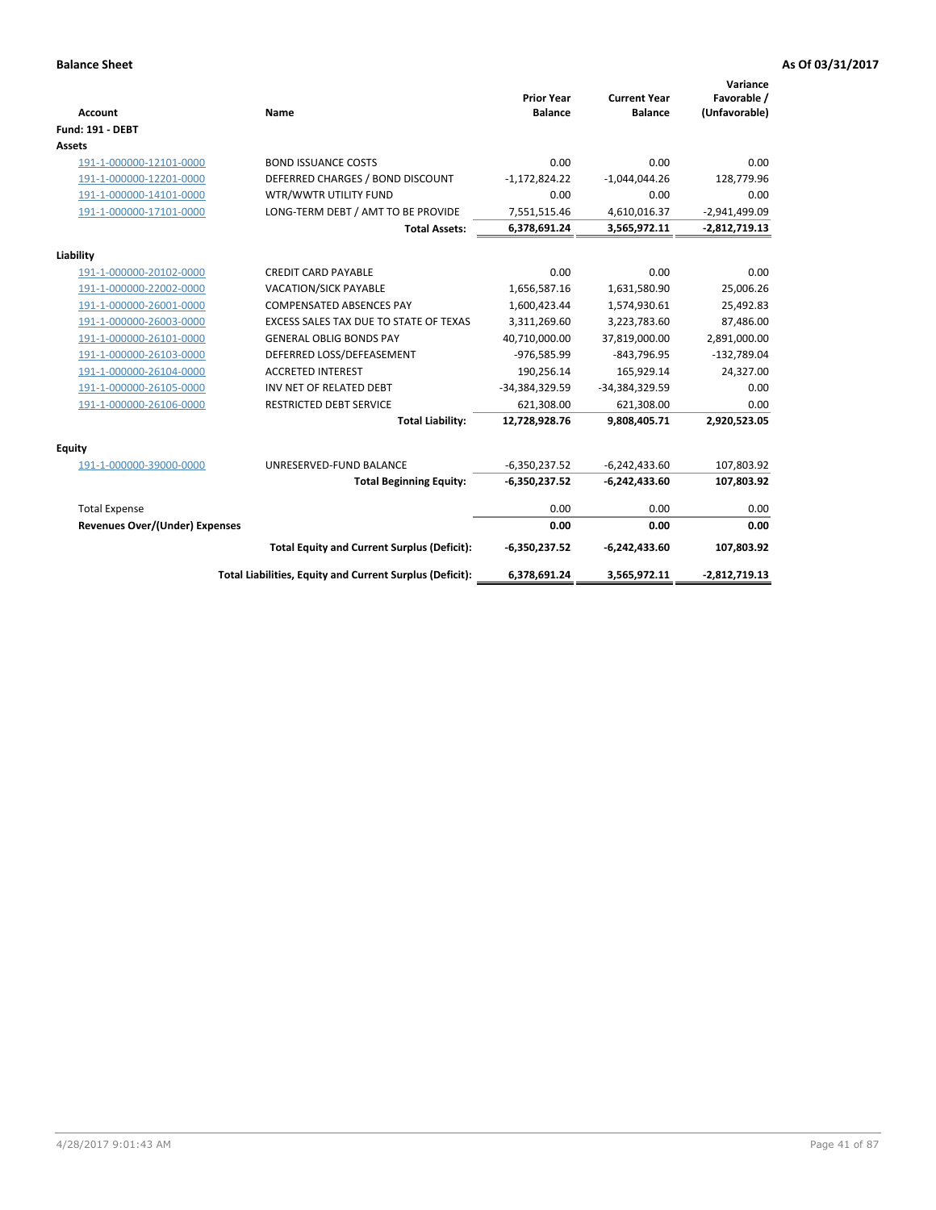**Balance Sheet** **As Of 03/31/2017**

| Account | Name | Prior Year Balance | Current Year Balance | Variance Favorable / (Unfavorable) |
|---|---|---|---|---|
| **Fund: 191 - DEBT** | | | | |
| **Assets** | | | | |
| 191-1-000000-12101-0000 | BOND ISSUANCE COSTS | 0.00 | 0.00 | 0.00 |
| 191-1-000000-12201-0000 | DEFERRED CHARGES / BOND DISCOUNT | -1,172,824.22 | -1,044,044.26 | 128,779.96 |
| 191-1-000000-14101-0000 | WTR/WWTR UTILITY FUND | 0.00 | 0.00 | 0.00 |
| 191-1-000000-17101-0000 | LONG-TERM DEBT / AMT TO BE PROVIDE | 7,551,515.46 | 4,610,016.37 | -2,941,499.09 |
| | **Total Assets:** | **6,378,691.24** | **3,565,972.11** | **-2,812,719.13** |
| **Liability** | | | | |
| 191-1-000000-20102-0000 | CREDIT CARD PAYABLE | 0.00 | 0.00 | 0.00 |
| 191-1-000000-22002-0000 | VACATION/SICK PAYABLE | 1,656,587.16 | 1,631,580.90 | 25,006.26 |
| 191-1-000000-26001-0000 | COMPENSATED ABSENCES PAY | 1,600,423.44 | 1,574,930.61 | 25,492.83 |
| 191-1-000000-26003-0000 | EXCESS SALES TAX DUE TO STATE OF TEXAS | 3,311,269.60 | 3,223,783.60 | 87,486.00 |
| 191-1-000000-26101-0000 | GENERAL OBLIG BONDS PAY | 40,710,000.00 | 37,819,000.00 | 2,891,000.00 |
| 191-1-000000-26103-0000 | DEFERRED LOSS/DEFEASEMENT | -976,585.99 | -843,796.95 | -132,789.04 |
| 191-1-000000-26104-0000 | ACCRETED INTEREST | 190,256.14 | 165,929.14 | 24,327.00 |
| 191-1-000000-26105-0000 | INV NET OF RELATED DEBT | -34,384,329.59 | -34,384,329.59 | 0.00 |
| 191-1-000000-26106-0000 | RESTRICTED DEBT SERVICE | 621,308.00 | 621,308.00 | 0.00 |
| | **Total Liability:** | **12,728,928.76** | **9,808,405.71** | **2,920,523.05** |
| **Equity** | | | | |
| 191-1-000000-39000-0000 | UNRESERVED-FUND BALANCE | -6,350,237.52 | -6,242,433.60 | 107,803.92 |
| | **Total Beginning Equity:** | **-6,350,237.52** | **-6,242,433.60** | **107,803.92** |
| Total Expense | | 0.00 | 0.00 | 0.00 |
| **Revenues Over/(Under) Expenses** | | **0.00** | **0.00** | **0.00** |
| | **Total Equity and Current Surplus (Deficit):** | **-6,350,237.52** | **-6,242,433.60** | **107,803.92** |
| | **Total Liabilities, Equity and Current Surplus (Deficit):** | **6,378,691.24** | **3,565,972.11** | **-2,812,719.13** |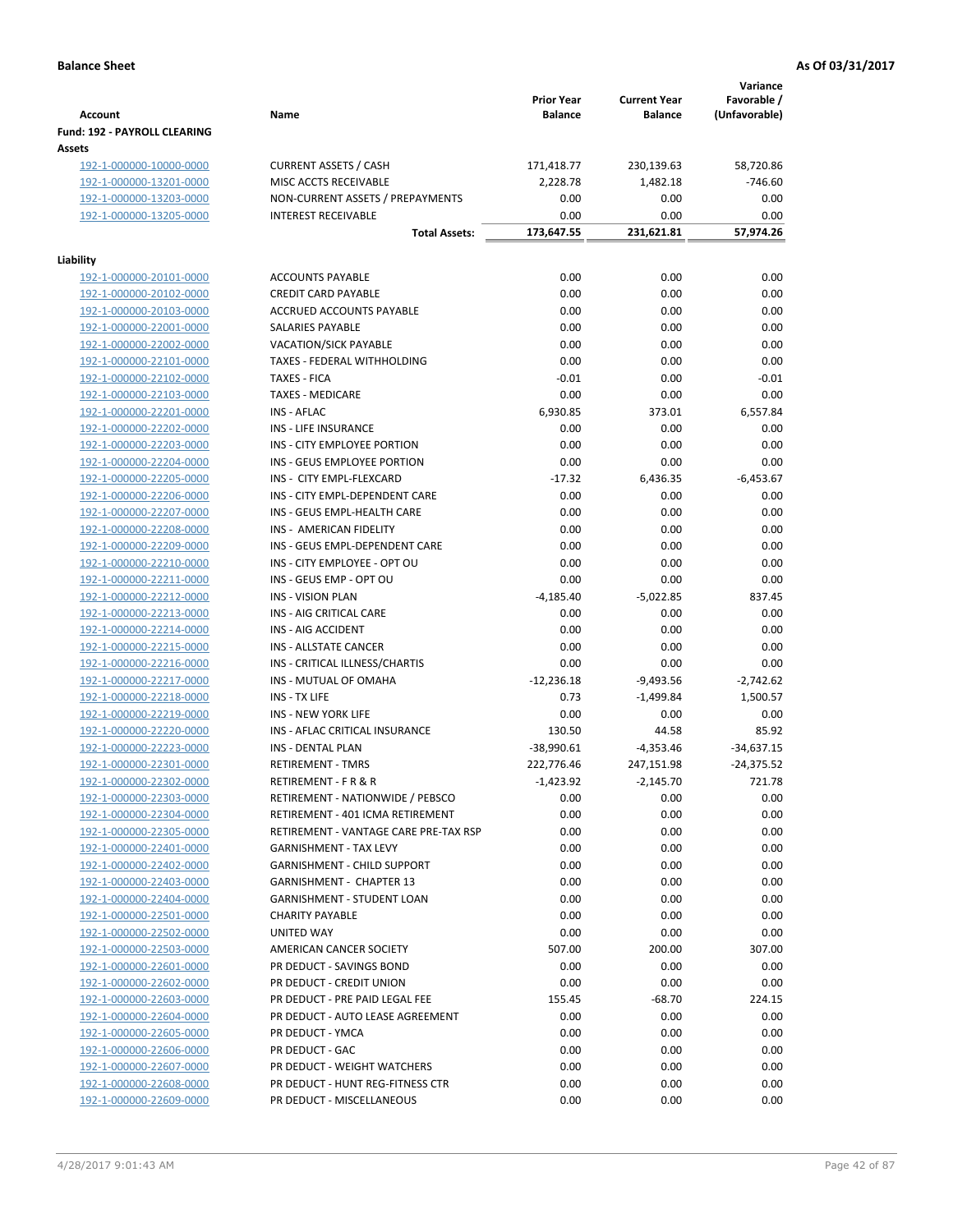**Balance Sheet** **As Of 03/31/2017**

| Account | Name | Prior Year Balance | Current Year Balance | Variance Favorable / (Unfavorable) |
|---|---|---|---|---|
| **Fund: 192 - PAYROLL CLEARING** | | | | |
| **Assets** | | | | |
| 192-1-000000-10000-0000 | CURRENT ASSETS / CASH | 171,418.77 | 230,139.63 | 58,720.86 |
| 192-1-000000-13201-0000 | MISC ACCTS RECEIVABLE | 2,228.78 | 1,482.18 | -746.60 |
| 192-1-000000-13203-0000 | NON-CURRENT ASSETS / PREPAYMENTS | 0.00 | 0.00 | 0.00 |
| 192-1-000000-13205-0000 | INTEREST RECEIVABLE | 0.00 | 0.00 | 0.00 |
| | **Total Assets:** | **173,647.55** | **231,621.81** | **57,974.26** |
| **Liability** | | | | |
| 192-1-000000-20101-0000 | ACCOUNTS PAYABLE | 0.00 | 0.00 | 0.00 |
| 192-1-000000-20102-0000 | CREDIT CARD PAYABLE | 0.00 | 0.00 | 0.00 |
| 192-1-000000-20103-0000 | ACCRUED ACCOUNTS PAYABLE | 0.00 | 0.00 | 0.00 |
| 192-1-000000-22001-0000 | SALARIES PAYABLE | 0.00 | 0.00 | 0.00 |
| 192-1-000000-22002-0000 | VACATION/SICK PAYABLE | 0.00 | 0.00 | 0.00 |
| 192-1-000000-22101-0000 | TAXES - FEDERAL WITHHOLDING | 0.00 | 0.00 | 0.00 |
| 192-1-000000-22102-0000 | TAXES - FICA | -0.01 | 0.00 | -0.01 |
| 192-1-000000-22103-0000 | TAXES - MEDICARE | 0.00 | 0.00 | 0.00 |
| 192-1-000000-22201-0000 | INS - AFLAC | 6,930.85 | 373.01 | 6,557.84 |
| 192-1-000000-22202-0000 | INS - LIFE INSURANCE | 0.00 | 0.00 | 0.00 |
| 192-1-000000-22203-0000 | INS - CITY EMPLOYEE PORTION | 0.00 | 0.00 | 0.00 |
| 192-1-000000-22204-0000 | INS - GEUS EMPLOYEE PORTION | 0.00 | 0.00 | 0.00 |
| 192-1-000000-22205-0000 | INS - CITY EMPL-FLEXCARD | -17.32 | 6,436.35 | -6,453.67 |
| 192-1-000000-22206-0000 | INS - CITY EMPL-DEPENDENT CARE | 0.00 | 0.00 | 0.00 |
| 192-1-000000-22207-0000 | INS - GEUS EMPL-HEALTH CARE | 0.00 | 0.00 | 0.00 |
| 192-1-000000-22208-0000 | INS - AMERICAN FIDELITY | 0.00 | 0.00 | 0.00 |
| 192-1-000000-22209-0000 | INS - GEUS EMPL-DEPENDENT CARE | 0.00 | 0.00 | 0.00 |
| 192-1-000000-22210-0000 | INS - CITY EMPLOYEE - OPT OU | 0.00 | 0.00 | 0.00 |
| 192-1-000000-22211-0000 | INS - GEUS EMP - OPT OU | 0.00 | 0.00 | 0.00 |
| 192-1-000000-22212-0000 | INS - VISION PLAN | -4,185.40 | -5,022.85 | 837.45 |
| 192-1-000000-22213-0000 | INS - AIG CRITICAL CARE | 0.00 | 0.00 | 0.00 |
| 192-1-000000-22214-0000 | INS - AIG ACCIDENT | 0.00 | 0.00 | 0.00 |
| 192-1-000000-22215-0000 | INS - ALLSTATE CANCER | 0.00 | 0.00 | 0.00 |
| 192-1-000000-22216-0000 | INS - CRITICAL ILLNESS/CHARTIS | 0.00 | 0.00 | 0.00 |
| 192-1-000000-22217-0000 | INS - MUTUAL OF OMAHA | -12,236.18 | -9,493.56 | -2,742.62 |
| 192-1-000000-22218-0000 | INS - TX LIFE | 0.73 | -1,499.84 | 1,500.57 |
| 192-1-000000-22219-0000 | INS - NEW YORK LIFE | 0.00 | 0.00 | 0.00 |
| 192-1-000000-22220-0000 | INS - AFLAC CRITICAL INSURANCE | 130.50 | 44.58 | 85.92 |
| 192-1-000000-22223-0000 | INS - DENTAL PLAN | -38,990.61 | -4,353.46 | -34,637.15 |
| 192-1-000000-22301-0000 | RETIREMENT - TMRS | 222,776.46 | 247,151.98 | -24,375.52 |
| 192-1-000000-22302-0000 | RETIREMENT - F R & R | -1,423.92 | -2,145.70 | 721.78 |
| 192-1-000000-22303-0000 | RETIREMENT - NATIONWIDE / PEBSCO | 0.00 | 0.00 | 0.00 |
| 192-1-000000-22304-0000 | RETIREMENT - 401 ICMA RETIREMENT | 0.00 | 0.00 | 0.00 |
| 192-1-000000-22305-0000 | RETIREMENT - VANTAGE CARE PRE-TAX RSP | 0.00 | 0.00 | 0.00 |
| 192-1-000000-22401-0000 | GARNISHMENT - TAX LEVY | 0.00 | 0.00 | 0.00 |
| 192-1-000000-22402-0000 | GARNISHMENT - CHILD SUPPORT | 0.00 | 0.00 | 0.00 |
| 192-1-000000-22403-0000 | GARNISHMENT - CHAPTER 13 | 0.00 | 0.00 | 0.00 |
| 192-1-000000-22404-0000 | GARNISHMENT - STUDENT LOAN | 0.00 | 0.00 | 0.00 |
| 192-1-000000-22501-0000 | CHARITY PAYABLE | 0.00 | 0.00 | 0.00 |
| 192-1-000000-22502-0000 | UNITED WAY | 0.00 | 0.00 | 0.00 |
| 192-1-000000-22503-0000 | AMERICAN CANCER SOCIETY | 507.00 | 200.00 | 307.00 |
| 192-1-000000-22601-0000 | PR DEDUCT - SAVINGS BOND | 0.00 | 0.00 | 0.00 |
| 192-1-000000-22602-0000 | PR DEDUCT - CREDIT UNION | 0.00 | 0.00 | 0.00 |
| 192-1-000000-22603-0000 | PR DEDUCT - PRE PAID LEGAL FEE | 155.45 | -68.70 | 224.15 |
| 192-1-000000-22604-0000 | PR DEDUCT - AUTO LEASE AGREEMENT | 0.00 | 0.00 | 0.00 |
| 192-1-000000-22605-0000 | PR DEDUCT - YMCA | 0.00 | 0.00 | 0.00 |
| 192-1-000000-22606-0000 | PR DEDUCT - GAC | 0.00 | 0.00 | 0.00 |
| 192-1-000000-22607-0000 | PR DEDUCT - WEIGHT WATCHERS | 0.00 | 0.00 | 0.00 |
| 192-1-000000-22608-0000 | PR DEDUCT - HUNT REG-FITNESS CTR | 0.00 | 0.00 | 0.00 |
| 192-1-000000-22609-0000 | PR DEDUCT - MISCELLANEOUS | 0.00 | 0.00 | 0.00 |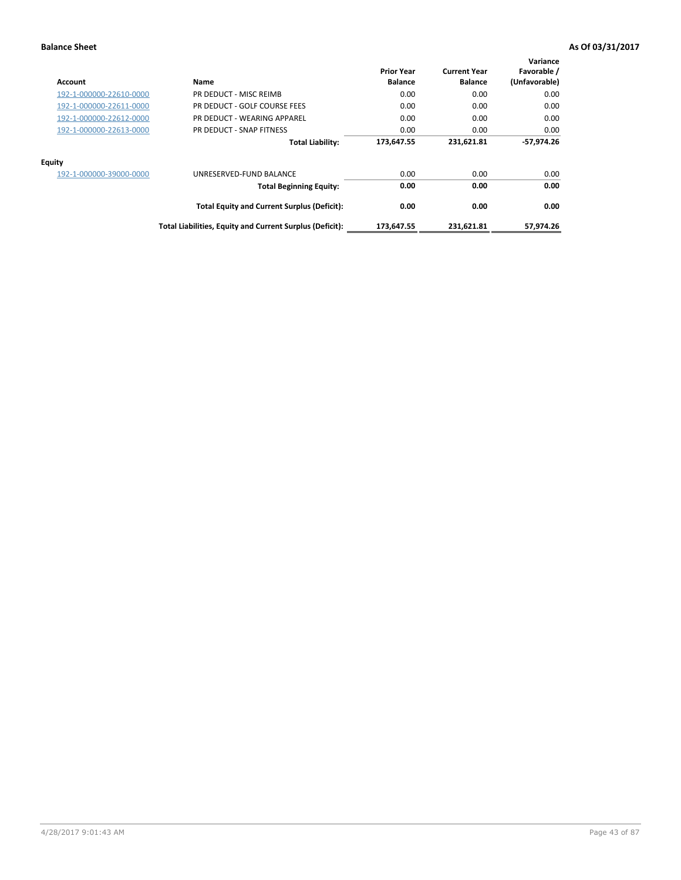**Balance Sheet** **As Of 03/31/2017**

| Account | Name | Prior Year Balance | Current Year Balance | Variance Favorable / (Unfavorable) |
|---|---|---|---|---|
| 192-1-000000-22610-0000 | PR DEDUCT - MISC REIMB | 0.00 | 0.00 | 0.00 |
| 192-1-000000-22611-0000 | PR DEDUCT - GOLF COURSE FEES | 0.00 | 0.00 | 0.00 |
| 192-1-000000-22612-0000 | PR DEDUCT - WEARING APPAREL | 0.00 | 0.00 | 0.00 |
| 192-1-000000-22613-0000 | PR DEDUCT - SNAP FITNESS | 0.00 | 0.00 | 0.00 |
| | **Total Liability:** | **173,647.55** | **231,621.81** | **-57,974.26** |
| **Equity** | | | | |
| 192-1-000000-39000-0000 | UNRESERVED-FUND BALANCE | 0.00 | 0.00 | 0.00 |
| | **Total Beginning Equity:** | **0.00** | **0.00** | **0.00** |
| | **Total Equity and Current Surplus (Deficit):** | **0.00** | **0.00** | **0.00** |
| | **Total Liabilities, Equity and Current Surplus (Deficit):** | **173,647.55** | **231,621.81** | **57,974.26** |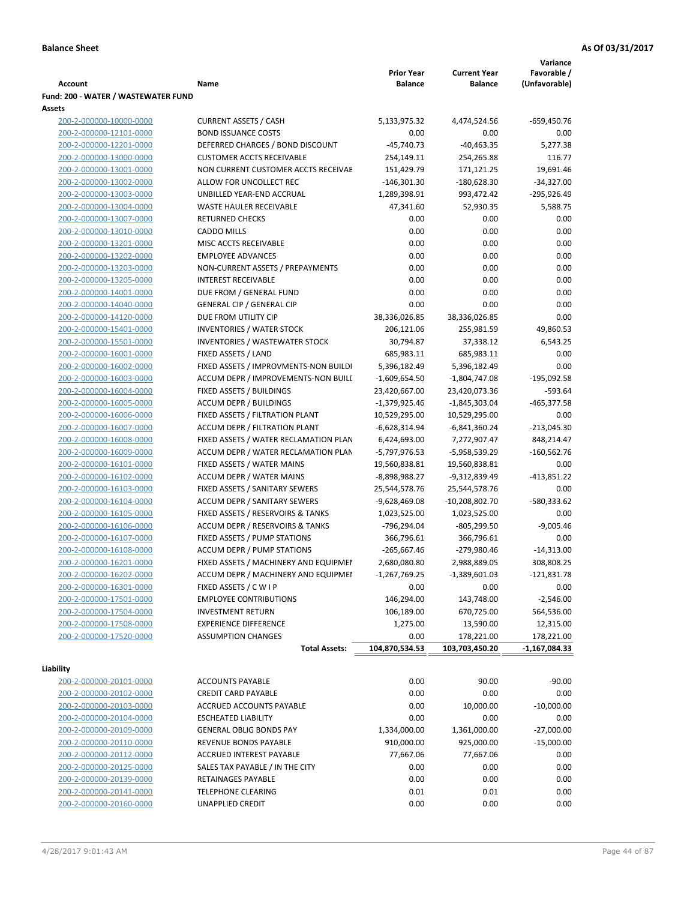**Balance Sheet** **As Of 03/31/2017**

| Account | Name | Prior Year Balance | Current Year Balance | Variance Favorable / (Unfavorable) |
|---|---|---|---|---|
| **Fund: 200 - WATER / WASTEWATER FUND** | | | | |
| **Assets** | | | | |
| 200-2-000000-10000-0000 | CURRENT ASSETS / CASH | 5,133,975.32 | 4,474,524.56 | -659,450.76 |
| 200-2-000000-12101-0000 | BOND ISSUANCE COSTS | 0.00 | 0.00 | 0.00 |
| 200-2-000000-12201-0000 | DEFERRED CHARGES / BOND DISCOUNT | -45,740.73 | -40,463.35 | 5,277.38 |
| 200-2-000000-13000-0000 | CUSTOMER ACCTS RECEIVABLE | 254,149.11 | 254,265.88 | 116.77 |
| 200-2-000000-13001-0000 | NON CURRENT CUSTOMER ACCTS RECEIVAE | 151,429.79 | 171,121.25 | 19,691.46 |
| 200-2-000000-13002-0000 | ALLOW FOR UNCOLLECT REC | -146,301.30 | -180,628.30 | -34,327.00 |
| 200-2-000000-13003-0000 | UNBILLED YEAR-END ACCRUAL | 1,289,398.91 | 993,472.42 | -295,926.49 |
| 200-2-000000-13004-0000 | WASTE HAULER RECEIVABLE | 47,341.60 | 52,930.35 | 5,588.75 |
| 200-2-000000-13007-0000 | RETURNED CHECKS | 0.00 | 0.00 | 0.00 |
| 200-2-000000-13010-0000 | CADDO MILLS | 0.00 | 0.00 | 0.00 |
| 200-2-000000-13201-0000 | MISC ACCTS RECEIVABLE | 0.00 | 0.00 | 0.00 |
| 200-2-000000-13202-0000 | EMPLOYEE ADVANCES | 0.00 | 0.00 | 0.00 |
| 200-2-000000-13203-0000 | NON-CURRENT ASSETS / PREPAYMENTS | 0.00 | 0.00 | 0.00 |
| 200-2-000000-13205-0000 | INTEREST RECEIVABLE | 0.00 | 0.00 | 0.00 |
| 200-2-000000-14001-0000 | DUE FROM / GENERAL FUND | 0.00 | 0.00 | 0.00 |
| 200-2-000000-14040-0000 | GENERAL CIP / GENERAL CIP | 0.00 | 0.00 | 0.00 |
| 200-2-000000-14120-0000 | DUE FROM UTILITY CIP | 38,336,026.85 | 38,336,026.85 | 0.00 |
| 200-2-000000-15401-0000 | INVENTORIES / WATER STOCK | 206,121.06 | 255,981.59 | 49,860.53 |
| 200-2-000000-15501-0000 | INVENTORIES / WASTEWATER STOCK | 30,794.87 | 37,338.12 | 6,543.25 |
| 200-2-000000-16001-0000 | FIXED ASSETS / LAND | 685,983.11 | 685,983.11 | 0.00 |
| 200-2-000000-16002-0000 | FIXED ASSETS / IMPROVMENTS-NON BUILDI | 5,396,182.49 | 5,396,182.49 | 0.00 |
| 200-2-000000-16003-0000 | ACCUM DEPR / IMPROVEMENTS-NON BUILD | -1,609,654.50 | -1,804,747.08 | -195,092.58 |
| 200-2-000000-16004-0000 | FIXED ASSETS / BUILDINGS | 23,420,667.00 | 23,420,073.36 | -593.64 |
| 200-2-000000-16005-0000 | ACCUM DEPR / BUILDINGS | -1,379,925.46 | -1,845,303.04 | -465,377.58 |
| 200-2-000000-16006-0000 | FIXED ASSETS / FILTRATION PLANT | 10,529,295.00 | 10,529,295.00 | 0.00 |
| 200-2-000000-16007-0000 | ACCUM DEPR / FILTRATION PLANT | -6,628,314.94 | -6,841,360.24 | -213,045.30 |
| 200-2-000000-16008-0000 | FIXED ASSETS / WATER RECLAMATION PLAN | 6,424,693.00 | 7,272,907.47 | 848,214.47 |
| 200-2-000000-16009-0000 | ACCUM DEPR / WATER RECLAMATION PLAN | -5,797,976.53 | -5,958,539.29 | -160,562.76 |
| 200-2-000000-16101-0000 | FIXED ASSETS / WATER MAINS | 19,560,838.81 | 19,560,838.81 | 0.00 |
| 200-2-000000-16102-0000 | ACCUM DEPR / WATER MAINS | -8,898,988.27 | -9,312,839.49 | -413,851.22 |
| 200-2-000000-16103-0000 | FIXED ASSETS / SANITARY SEWERS | 25,544,578.76 | 25,544,578.76 | 0.00 |
| 200-2-000000-16104-0000 | ACCUM DEPR / SANITARY SEWERS | -9,628,469.08 | -10,208,802.70 | -580,333.62 |
| 200-2-000000-16105-0000 | FIXED ASSETS / RESERVOIRS & TANKS | 1,023,525.00 | 1,023,525.00 | 0.00 |
| 200-2-000000-16106-0000 | ACCUM DEPR / RESERVOIRS & TANKS | -796,294.04 | -805,299.50 | -9,005.46 |
| 200-2-000000-16107-0000 | FIXED ASSETS / PUMP STATIONS | 366,796.61 | 366,796.61 | 0.00 |
| 200-2-000000-16108-0000 | ACCUM DEPR / PUMP STATIONS | -265,667.46 | -279,980.46 | -14,313.00 |
| 200-2-000000-16201-0000 | FIXED ASSETS / MACHINERY AND EQUIPMEN | 2,680,080.80 | 2,988,889.05 | 308,808.25 |
| 200-2-000000-16202-0000 | ACCUM DEPR / MACHINERY AND EQUIPMEI | -1,267,769.25 | -1,389,601.03 | -121,831.78 |
| 200-2-000000-16301-0000 | FIXED ASSETS / C W I P | 0.00 | 0.00 | 0.00 |
| 200-2-000000-17501-0000 | EMPLOYEE CONTRIBUTIONS | 146,294.00 | 143,748.00 | -2,546.00 |
| 200-2-000000-17504-0000 | INVESTMENT RETURN | 106,189.00 | 670,725.00 | 564,536.00 |
| 200-2-000000-17508-0000 | EXPERIENCE DIFFERENCE | 1,275.00 | 13,590.00 | 12,315.00 |
| 200-2-000000-17520-0000 | ASSUMPTION CHANGES | 0.00 | 178,221.00 | 178,221.00 |
| | **Total Assets:** | **104,870,534.53** | **103,703,450.20** | **-1,167,084.33** |
| **Liability** | | | | |
| 200-2-000000-20101-0000 | ACCOUNTS PAYABLE | 0.00 | 90.00 | -90.00 |
| 200-2-000000-20102-0000 | CREDIT CARD PAYABLE | 0.00 | 0.00 | 0.00 |
| 200-2-000000-20103-0000 | ACCRUED ACCOUNTS PAYABLE | 0.00 | 10,000.00 | -10,000.00 |
| 200-2-000000-20104-0000 | ESCHEATED LIABILITY | 0.00 | 0.00 | 0.00 |
| 200-2-000000-20109-0000 | GENERAL OBLIG BONDS PAY | 1,334,000.00 | 1,361,000.00 | -27,000.00 |
| 200-2-000000-20110-0000 | REVENUE BONDS PAYABLE | 910,000.00 | 925,000.00 | -15,000.00 |
| 200-2-000000-20112-0000 | ACCRUED INTEREST PAYABLE | 77,667.06 | 77,667.06 | 0.00 |
| 200-2-000000-20125-0000 | SALES TAX PAYABLE / IN THE CITY | 0.00 | 0.00 | 0.00 |
| 200-2-000000-20139-0000 | RETAINAGES PAYABLE | 0.00 | 0.00 | 0.00 |
| 200-2-000000-20141-0000 | TELEPHONE CLEARING | 0.01 | 0.01 | 0.00 |
| 200-2-000000-20160-0000 | UNAPPLIED CREDIT | 0.00 | 0.00 | 0.00 |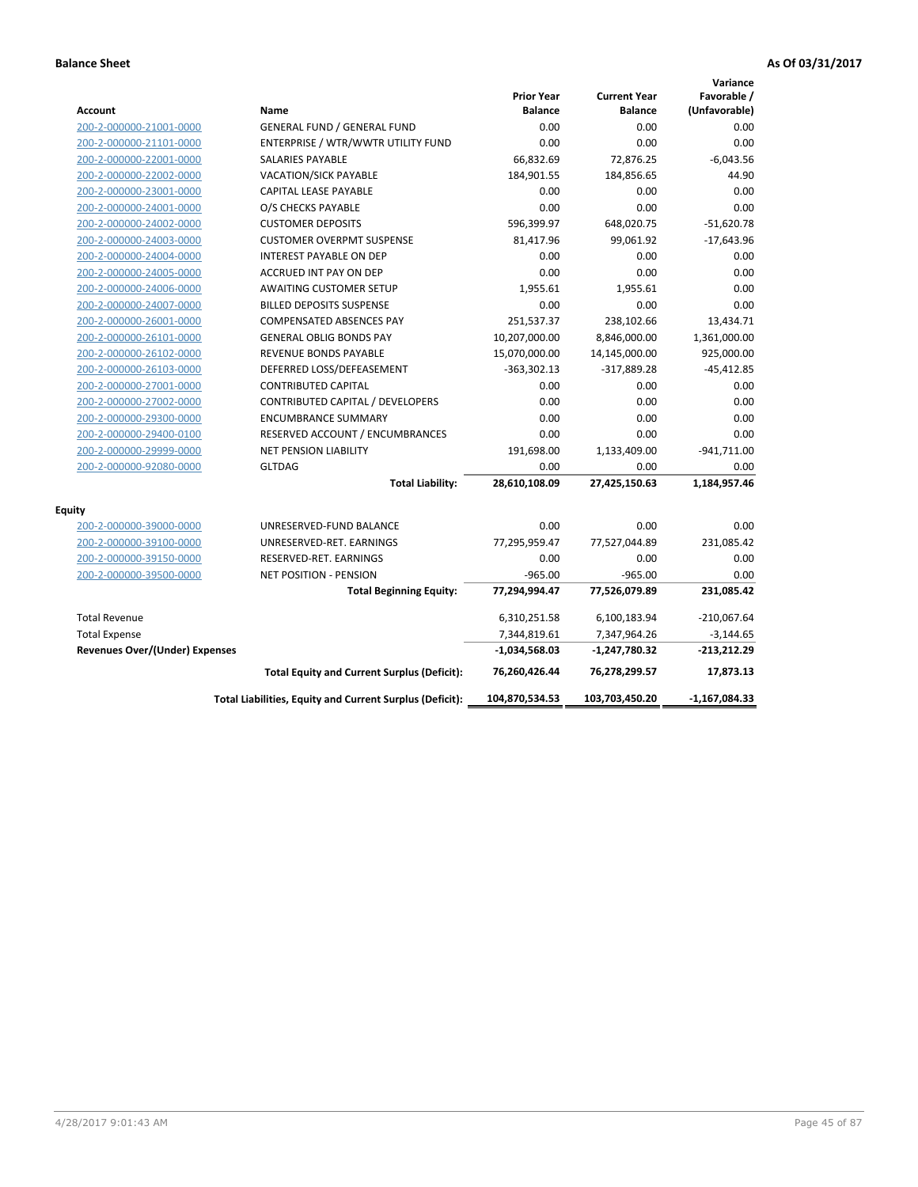**Balance Sheet** **As Of 03/31/2017**

| Account | Name | Prior Year Balance | Current Year Balance | Variance Favorable / (Unfavorable) |
|---|---|---|---|---|
| 200-2-000000-21001-0000 | GENERAL FUND / GENERAL FUND | 0.00 | 0.00 | 0.00 |
| 200-2-000000-21101-0000 | ENTERPRISE / WTR/WWTR UTILITY FUND | 0.00 | 0.00 | 0.00 |
| 200-2-000000-22001-0000 | SALARIES PAYABLE | 66,832.69 | 72,876.25 | -6,043.56 |
| 200-2-000000-22002-0000 | VACATION/SICK PAYABLE | 184,901.55 | 184,856.65 | 44.90 |
| 200-2-000000-23001-0000 | CAPITAL LEASE PAYABLE | 0.00 | 0.00 | 0.00 |
| 200-2-000000-24001-0000 | O/S CHECKS PAYABLE | 0.00 | 0.00 | 0.00 |
| 200-2-000000-24002-0000 | CUSTOMER DEPOSITS | 596,399.97 | 648,020.75 | -51,620.78 |
| 200-2-000000-24003-0000 | CUSTOMER OVERPMT SUSPENSE | 81,417.96 | 99,061.92 | -17,643.96 |
| 200-2-000000-24004-0000 | INTEREST PAYABLE ON DEP | 0.00 | 0.00 | 0.00 |
| 200-2-000000-24005-0000 | ACCRUED INT PAY ON DEP | 0.00 | 0.00 | 0.00 |
| 200-2-000000-24006-0000 | AWAITING CUSTOMER SETUP | 1,955.61 | 1,955.61 | 0.00 |
| 200-2-000000-24007-0000 | BILLED DEPOSITS SUSPENSE | 0.00 | 0.00 | 0.00 |
| 200-2-000000-26001-0000 | COMPENSATED ABSENCES PAY | 251,537.37 | 238,102.66 | 13,434.71 |
| 200-2-000000-26101-0000 | GENERAL OBLIG BONDS PAY | 10,207,000.00 | 8,846,000.00 | 1,361,000.00 |
| 200-2-000000-26102-0000 | REVENUE BONDS PAYABLE | 15,070,000.00 | 14,145,000.00 | 925,000.00 |
| 200-2-000000-26103-0000 | DEFERRED LOSS/DEFEASEMENT | -363,302.13 | -317,889.28 | -45,412.85 |
| 200-2-000000-27001-0000 | CONTRIBUTED CAPITAL | 0.00 | 0.00 | 0.00 |
| 200-2-000000-27002-0000 | CONTRIBUTED CAPITAL / DEVELOPERS | 0.00 | 0.00 | 0.00 |
| 200-2-000000-29300-0000 | ENCUMBRANCE SUMMARY | 0.00 | 0.00 | 0.00 |
| 200-2-000000-29400-0100 | RESERVED ACCOUNT / ENCUMBRANCES | 0.00 | 0.00 | 0.00 |
| 200-2-000000-29999-0000 | NET PENSION LIABILITY | 191,698.00 | 1,133,409.00 | -941,711.00 |
| 200-2-000000-92080-0000 | GLTDAG | 0.00 | 0.00 | 0.00 |
| | **Total Liability:** | **28,610,108.09** | **27,425,150.63** | **1,184,957.46** |
| **Equity** | | | | |
| 200-2-000000-39000-0000 | UNRESERVED-FUND BALANCE | 0.00 | 0.00 | 0.00 |
| 200-2-000000-39100-0000 | UNRESERVED-RET. EARNINGS | 77,295,959.47 | 77,527,044.89 | 231,085.42 |
| 200-2-000000-39150-0000 | RESERVED-RET. EARNINGS | 0.00 | 0.00 | 0.00 |
| 200-2-000000-39500-0000 | NET POSITION - PENSION | -965.00 | -965.00 | 0.00 |
| | **Total Beginning Equity:** | **77,294,994.47** | **77,526,079.89** | **231,085.42** |
| Total Revenue | | 6,310,251.58 | 6,100,183.94 | -210,067.64 |
| Total Expense | | 7,344,819.61 | 7,347,964.26 | -3,144.65 |
| **Revenues Over/(Under) Expenses** | | **-1,034,568.03** | **-1,247,780.32** | **-213,212.29** |
| | **Total Equity and Current Surplus (Deficit):** | **76,260,426.44** | **76,278,299.57** | **17,873.13** |
| | **Total Liabilities, Equity and Current Surplus (Deficit):** | **104,870,534.53** | **103,703,450.20** | **-1,167,084.33** |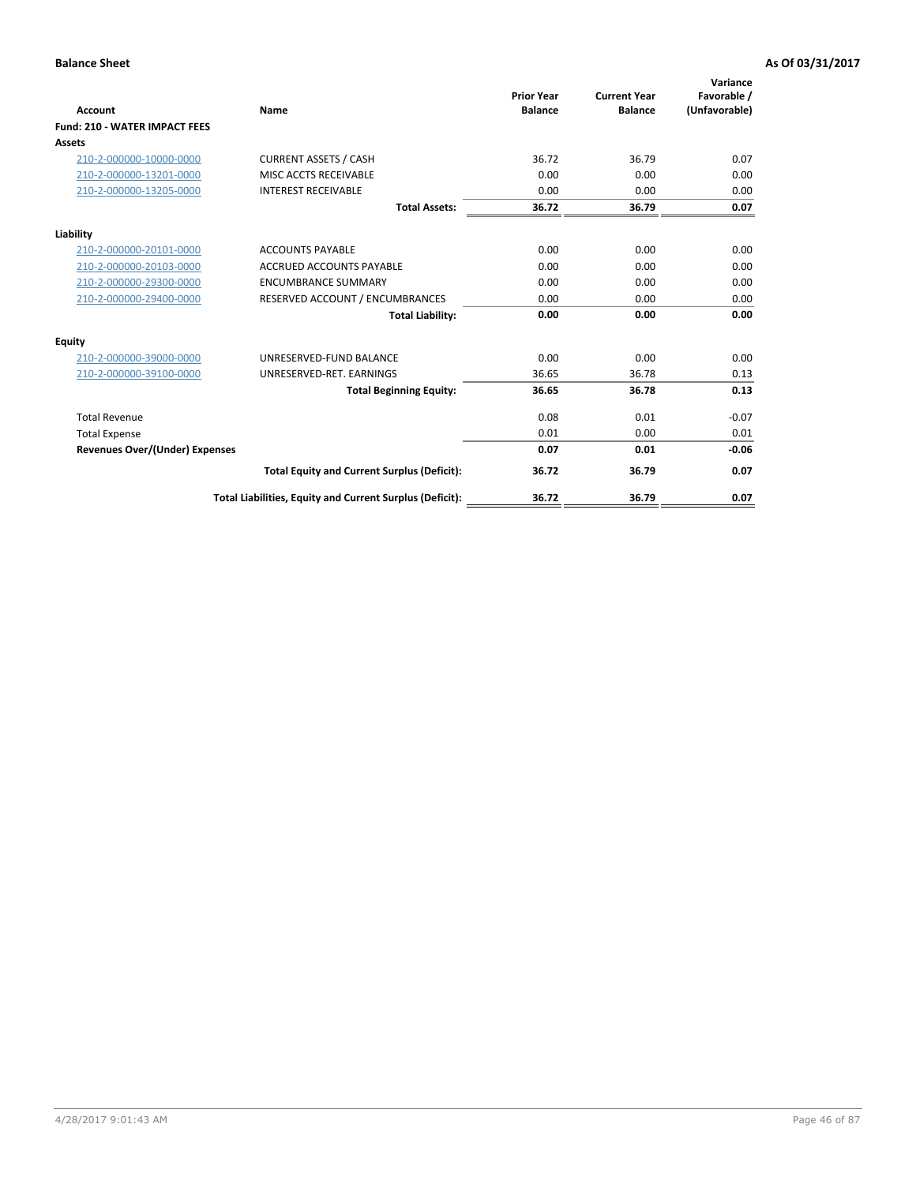**Balance Sheet** — As Of 03/31/2017

| Account | Name | Prior Year Balance | Current Year Balance | Variance Favorable / (Unfavorable) |
|---|---|---|---|---|
| **Fund: 210 - WATER IMPACT FEES** | | | | |
| **Assets** | | | | |
| 210-2-000000-10000-0000 | CURRENT ASSETS / CASH | 36.72 | 36.79 | 0.07 |
| 210-2-000000-13201-0000 | MISC ACCTS RECEIVABLE | 0.00 | 0.00 | 0.00 |
| 210-2-000000-13205-0000 | INTEREST RECEIVABLE | 0.00 | 0.00 | 0.00 |
| | **Total Assets:** | **36.72** | **36.79** | **0.07** |
| **Liability** | | | | |
| 210-2-000000-20101-0000 | ACCOUNTS PAYABLE | 0.00 | 0.00 | 0.00 |
| 210-2-000000-20103-0000 | ACCRUED ACCOUNTS PAYABLE | 0.00 | 0.00 | 0.00 |
| 210-2-000000-29300-0000 | ENCUMBRANCE SUMMARY | 0.00 | 0.00 | 0.00 |
| 210-2-000000-29400-0000 | RESERVED ACCOUNT / ENCUMBRANCES | 0.00 | 0.00 | 0.00 |
| | **Total Liability:** | **0.00** | **0.00** | **0.00** |
| **Equity** | | | | |
| 210-2-000000-39000-0000 | UNRESERVED-FUND BALANCE | 0.00 | 0.00 | 0.00 |
| 210-2-000000-39100-0000 | UNRESERVED-RET. EARNINGS | 36.65 | 36.78 | 0.13 |
| | **Total Beginning Equity:** | **36.65** | **36.78** | **0.13** |
| Total Revenue | | 0.08 | 0.01 | -0.07 |
| Total Expense | | 0.01 | 0.00 | 0.01 |
| **Revenues Over/(Under) Expenses** | | **0.07** | **0.01** | **-0.06** |
| | **Total Equity and Current Surplus (Deficit):** | **36.72** | **36.79** | **0.07** |
| | **Total Liabilities, Equity and Current Surplus (Deficit):** | **36.72** | **36.79** | **0.07** |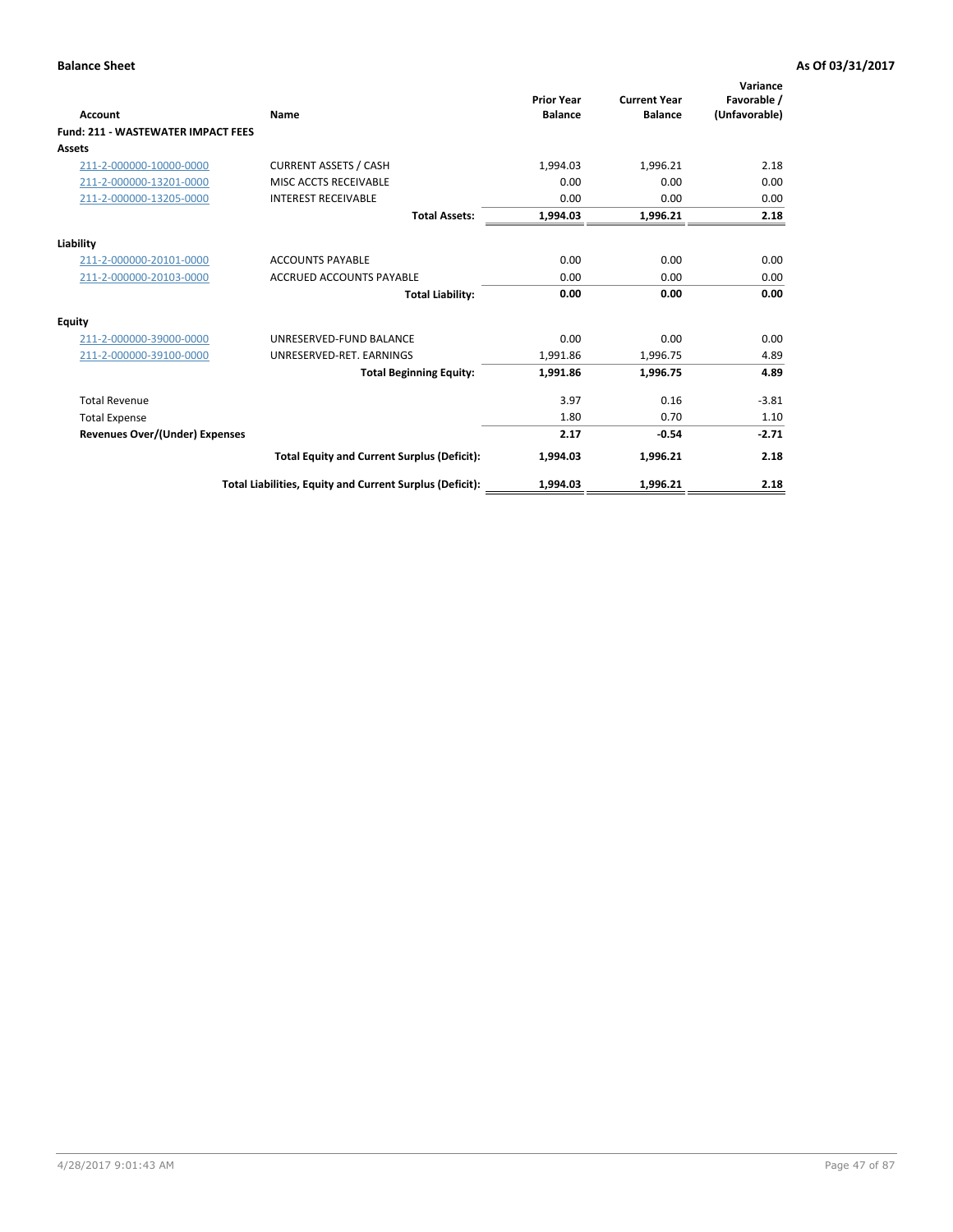**Balance Sheet** **As Of 03/31/2017**

| Account | Name | Prior Year Balance | Current Year Balance | Variance Favorable / (Unfavorable) |
|---|---|---|---|---|
| **Fund: 211 - WASTEWATER IMPACT FEES** | | | | |
| **Assets** | | | | |
| 211-2-000000-10000-0000 | CURRENT ASSETS / CASH | 1,994.03 | 1,996.21 | 2.18 |
| 211-2-000000-13201-0000 | MISC ACCTS RECEIVABLE | 0.00 | 0.00 | 0.00 |
| 211-2-000000-13205-0000 | INTEREST RECEIVABLE | 0.00 | 0.00 | 0.00 |
| | **Total Assets:** | **1,994.03** | **1,996.21** | **2.18** |
| **Liability** | | | | |
| 211-2-000000-20101-0000 | ACCOUNTS PAYABLE | 0.00 | 0.00 | 0.00 |
| 211-2-000000-20103-0000 | ACCRUED ACCOUNTS PAYABLE | 0.00 | 0.00 | 0.00 |
| | **Total Liability:** | **0.00** | **0.00** | **0.00** |
| **Equity** | | | | |
| 211-2-000000-39000-0000 | UNRESERVED-FUND BALANCE | 0.00 | 0.00 | 0.00 |
| 211-2-000000-39100-0000 | UNRESERVED-RET. EARNINGS | 1,991.86 | 1,996.75 | 4.89 |
| | **Total Beginning Equity:** | **1,991.86** | **1,996.75** | **4.89** |
| Total Revenue | | 3.97 | 0.16 | -3.81 |
| Total Expense | | 1.80 | 0.70 | 1.10 |
| **Revenues Over/(Under) Expenses** | | **2.17** | **-0.54** | **-2.71** |
| | **Total Equity and Current Surplus (Deficit):** | **1,994.03** | **1,996.21** | **2.18** |
| | **Total Liabilities, Equity and Current Surplus (Deficit):** | **1,994.03** | **1,996.21** | **2.18** |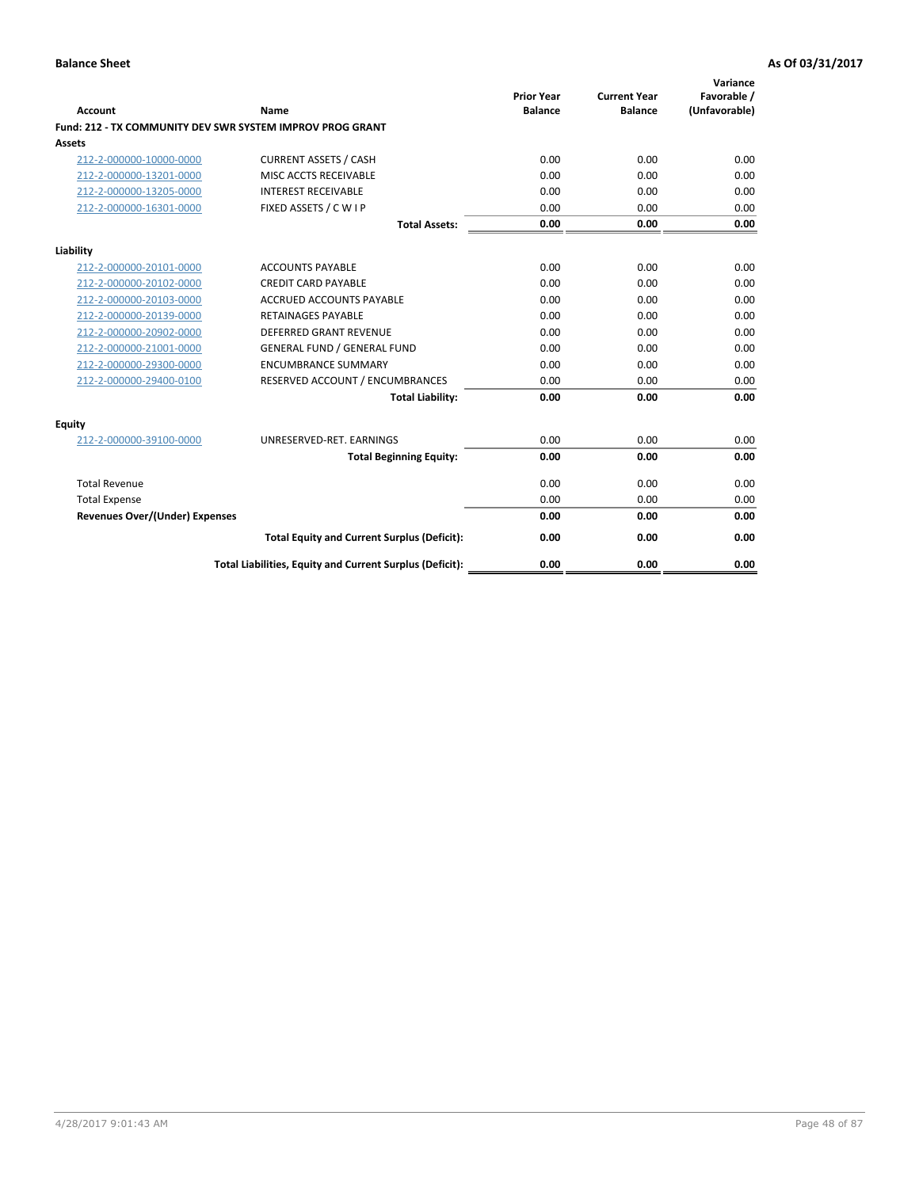**Balance Sheet** **As Of 03/31/2017**

| Account | Name | Prior Year Balance | Current Year Balance | Variance Favorable / (Unfavorable) |
|---|---|---|---|---|
| **Fund: 212 - TX COMMUNITY DEV SWR SYSTEM IMPROV PROG GRANT** | | | | |
| **Assets** | | | | |
| 212-2-000000-10000-0000 | CURRENT ASSETS / CASH | 0.00 | 0.00 | 0.00 |
| 212-2-000000-13201-0000 | MISC ACCTS RECEIVABLE | 0.00 | 0.00 | 0.00 |
| 212-2-000000-13205-0000 | INTEREST RECEIVABLE | 0.00 | 0.00 | 0.00 |
| 212-2-000000-16301-0000 | FIXED ASSETS / C W I P | 0.00 | 0.00 | 0.00 |
| | **Total Assets:** | **0.00** | **0.00** | **0.00** |
| **Liability** | | | | |
| 212-2-000000-20101-0000 | ACCOUNTS PAYABLE | 0.00 | 0.00 | 0.00 |
| 212-2-000000-20102-0000 | CREDIT CARD PAYABLE | 0.00 | 0.00 | 0.00 |
| 212-2-000000-20103-0000 | ACCRUED ACCOUNTS PAYABLE | 0.00 | 0.00 | 0.00 |
| 212-2-000000-20139-0000 | RETAINAGES PAYABLE | 0.00 | 0.00 | 0.00 |
| 212-2-000000-20902-0000 | DEFERRED GRANT REVENUE | 0.00 | 0.00 | 0.00 |
| 212-2-000000-21001-0000 | GENERAL FUND / GENERAL FUND | 0.00 | 0.00 | 0.00 |
| 212-2-000000-29300-0000 | ENCUMBRANCE SUMMARY | 0.00 | 0.00 | 0.00 |
| 212-2-000000-29400-0100 | RESERVED ACCOUNT / ENCUMBRANCES | 0.00 | 0.00 | 0.00 |
| | **Total Liability:** | **0.00** | **0.00** | **0.00** |
| **Equity** | | | | |
| 212-2-000000-39100-0000 | UNRESERVED-RET. EARNINGS | 0.00 | 0.00 | 0.00 |
| | **Total Beginning Equity:** | **0.00** | **0.00** | **0.00** |
| Total Revenue | | 0.00 | 0.00 | 0.00 |
| Total Expense | | 0.00 | 0.00 | 0.00 |
| **Revenues Over/(Under) Expenses** | | **0.00** | **0.00** | **0.00** |
| | **Total Equity and Current Surplus (Deficit):** | **0.00** | **0.00** | **0.00** |
| | **Total Liabilities, Equity and Current Surplus (Deficit):** | **0.00** | **0.00** | **0.00** |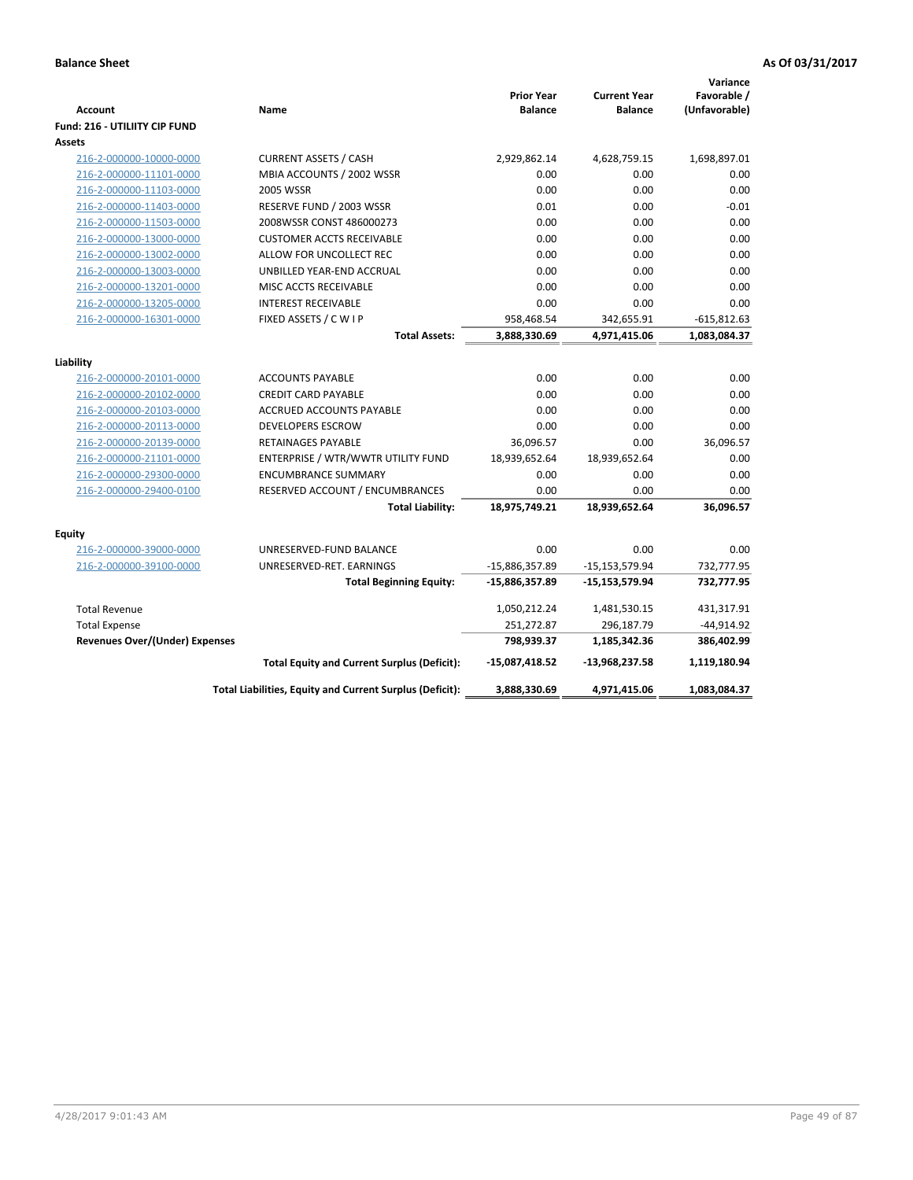**Balance Sheet** **As Of 03/31/2017**

| Account | Name | Prior Year Balance | Current Year Balance | Variance Favorable / (Unfavorable) |
|---|---|---|---|---|
| **Fund: 216 - UTILIITY CIP FUND** | | | | |
| **Assets** | | | | |
| 216-2-000000-10000-0000 | CURRENT ASSETS / CASH | 2,929,862.14 | 4,628,759.15 | 1,698,897.01 |
| 216-2-000000-11101-0000 | MBIA ACCOUNTS / 2002 WSSR | 0.00 | 0.00 | 0.00 |
| 216-2-000000-11103-0000 | 2005 WSSR | 0.00 | 0.00 | 0.00 |
| 216-2-000000-11403-0000 | RESERVE FUND / 2003 WSSR | 0.01 | 0.00 | -0.01 |
| 216-2-000000-11503-0000 | 2008WSSR CONST 486000273 | 0.00 | 0.00 | 0.00 |
| 216-2-000000-13000-0000 | CUSTOMER ACCTS RECEIVABLE | 0.00 | 0.00 | 0.00 |
| 216-2-000000-13002-0000 | ALLOW FOR UNCOLLECT REC | 0.00 | 0.00 | 0.00 |
| 216-2-000000-13003-0000 | UNBILLED YEAR-END ACCRUAL | 0.00 | 0.00 | 0.00 |
| 216-2-000000-13201-0000 | MISC ACCTS RECEIVABLE | 0.00 | 0.00 | 0.00 |
| 216-2-000000-13205-0000 | INTEREST RECEIVABLE | 0.00 | 0.00 | 0.00 |
| 216-2-000000-16301-0000 | FIXED ASSETS / C W I P | 958,468.54 | 342,655.91 | -615,812.63 |
| | **Total Assets:** | **3,888,330.69** | **4,971,415.06** | **1,083,084.37** |
| **Liability** | | | | |
| 216-2-000000-20101-0000 | ACCOUNTS PAYABLE | 0.00 | 0.00 | 0.00 |
| 216-2-000000-20102-0000 | CREDIT CARD PAYABLE | 0.00 | 0.00 | 0.00 |
| 216-2-000000-20103-0000 | ACCRUED ACCOUNTS PAYABLE | 0.00 | 0.00 | 0.00 |
| 216-2-000000-20113-0000 | DEVELOPERS ESCROW | 0.00 | 0.00 | 0.00 |
| 216-2-000000-20139-0000 | RETAINAGES PAYABLE | 36,096.57 | 0.00 | 36,096.57 |
| 216-2-000000-21101-0000 | ENTERPRISE / WTR/WWTR UTILITY FUND | 18,939,652.64 | 18,939,652.64 | 0.00 |
| 216-2-000000-29300-0000 | ENCUMBRANCE SUMMARY | 0.00 | 0.00 | 0.00 |
| 216-2-000000-29400-0100 | RESERVED ACCOUNT / ENCUMBRANCES | 0.00 | 0.00 | 0.00 |
| | **Total Liability:** | **18,975,749.21** | **18,939,652.64** | **36,096.57** |
| **Equity** | | | | |
| 216-2-000000-39000-0000 | UNRESERVED-FUND BALANCE | 0.00 | 0.00 | 0.00 |
| 216-2-000000-39100-0000 | UNRESERVED-RET. EARNINGS | -15,886,357.89 | -15,153,579.94 | 732,777.95 |
| | **Total Beginning Equity:** | **-15,886,357.89** | **-15,153,579.94** | **732,777.95** |
| Total Revenue | | 1,050,212.24 | 1,481,530.15 | 431,317.91 |
| Total Expense | | 251,272.87 | 296,187.79 | -44,914.92 |
| **Revenues Over/(Under) Expenses** | | **798,939.37** | **1,185,342.36** | **386,402.99** |
| | **Total Equity and Current Surplus (Deficit):** | **-15,087,418.52** | **-13,968,237.58** | **1,119,180.94** |
| | **Total Liabilities, Equity and Current Surplus (Deficit):** | **3,888,330.69** | **4,971,415.06** | **1,083,084.37** |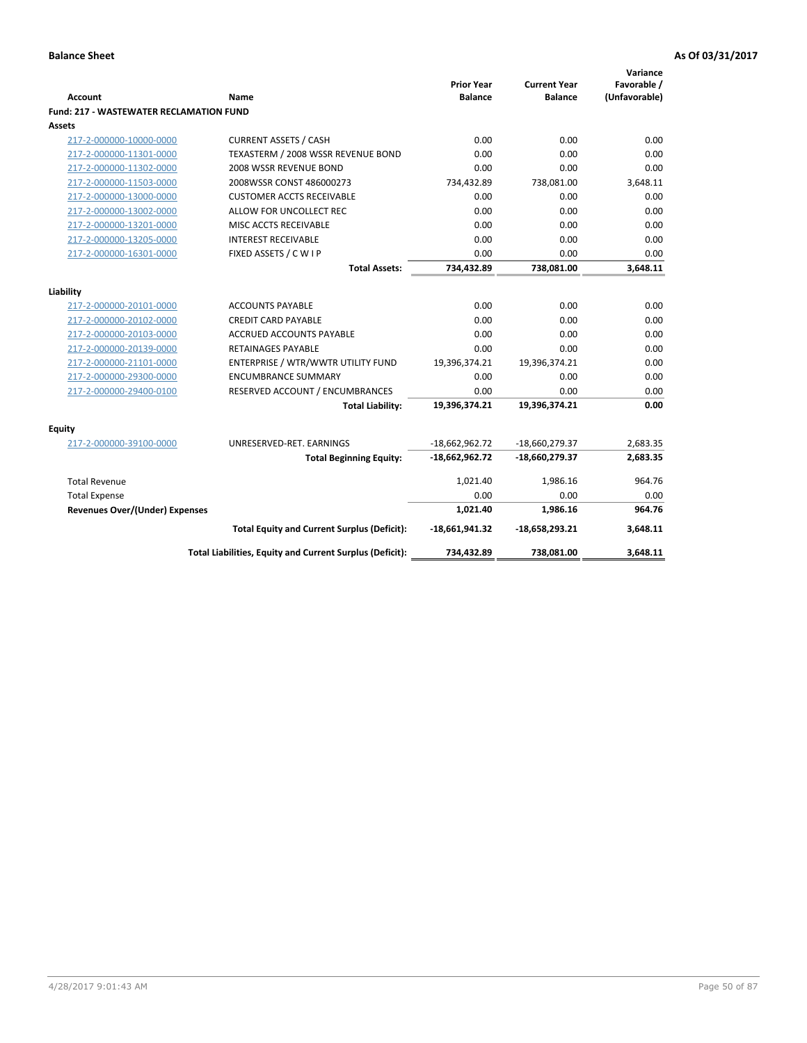**Balance Sheet** **As Of 03/31/2017**

| Account | Name | Prior Year Balance | Current Year Balance | Variance Favorable / (Unfavorable) |
|---|---|---|---|---|
| **Fund: 217 - WASTEWATER RECLAMATION FUND** | | | | |
| **Assets** | | | | |
| 217-2-000000-10000-0000 | CURRENT ASSETS / CASH | 0.00 | 0.00 | 0.00 |
| 217-2-000000-11301-0000 | TEXASTERM / 2008 WSSR REVENUE BOND | 0.00 | 0.00 | 0.00 |
| 217-2-000000-11302-0000 | 2008 WSSR REVENUE BOND | 0.00 | 0.00 | 0.00 |
| 217-2-000000-11503-0000 | 2008WSSR CONST 486000273 | 734,432.89 | 738,081.00 | 3,648.11 |
| 217-2-000000-13000-0000 | CUSTOMER ACCTS RECEIVABLE | 0.00 | 0.00 | 0.00 |
| 217-2-000000-13002-0000 | ALLOW FOR UNCOLLECT REC | 0.00 | 0.00 | 0.00 |
| 217-2-000000-13201-0000 | MISC ACCTS RECEIVABLE | 0.00 | 0.00 | 0.00 |
| 217-2-000000-13205-0000 | INTEREST RECEIVABLE | 0.00 | 0.00 | 0.00 |
| 217-2-000000-16301-0000 | FIXED ASSETS / C W I P | 0.00 | 0.00 | 0.00 |
| | **Total Assets:** | **734,432.89** | **738,081.00** | **3,648.11** |
| **Liability** | | | | |
| 217-2-000000-20101-0000 | ACCOUNTS PAYABLE | 0.00 | 0.00 | 0.00 |
| 217-2-000000-20102-0000 | CREDIT CARD PAYABLE | 0.00 | 0.00 | 0.00 |
| 217-2-000000-20103-0000 | ACCRUED ACCOUNTS PAYABLE | 0.00 | 0.00 | 0.00 |
| 217-2-000000-20139-0000 | RETAINAGES PAYABLE | 0.00 | 0.00 | 0.00 |
| 217-2-000000-21101-0000 | ENTERPRISE / WTR/WWTR UTILITY FUND | 19,396,374.21 | 19,396,374.21 | 0.00 |
| 217-2-000000-29300-0000 | ENCUMBRANCE SUMMARY | 0.00 | 0.00 | 0.00 |
| 217-2-000000-29400-0100 | RESERVED ACCOUNT / ENCUMBRANCES | 0.00 | 0.00 | 0.00 |
| | **Total Liability:** | **19,396,374.21** | **19,396,374.21** | **0.00** |
| **Equity** | | | | |
| 217-2-000000-39100-0000 | UNRESERVED-RET. EARNINGS | -18,662,962.72 | -18,660,279.37 | 2,683.35 |
| | **Total Beginning Equity:** | **-18,662,962.72** | **-18,660,279.37** | **2,683.35** |
| Total Revenue | | 1,021.40 | 1,986.16 | 964.76 |
| Total Expense | | 0.00 | 0.00 | 0.00 |
| **Revenues Over/(Under) Expenses** | | **1,021.40** | **1,986.16** | **964.76** |
| | **Total Equity and Current Surplus (Deficit):** | **-18,661,941.32** | **-18,658,293.21** | **3,648.11** |
| | **Total Liabilities, Equity and Current Surplus (Deficit):** | **734,432.89** | **738,081.00** | **3,648.11** |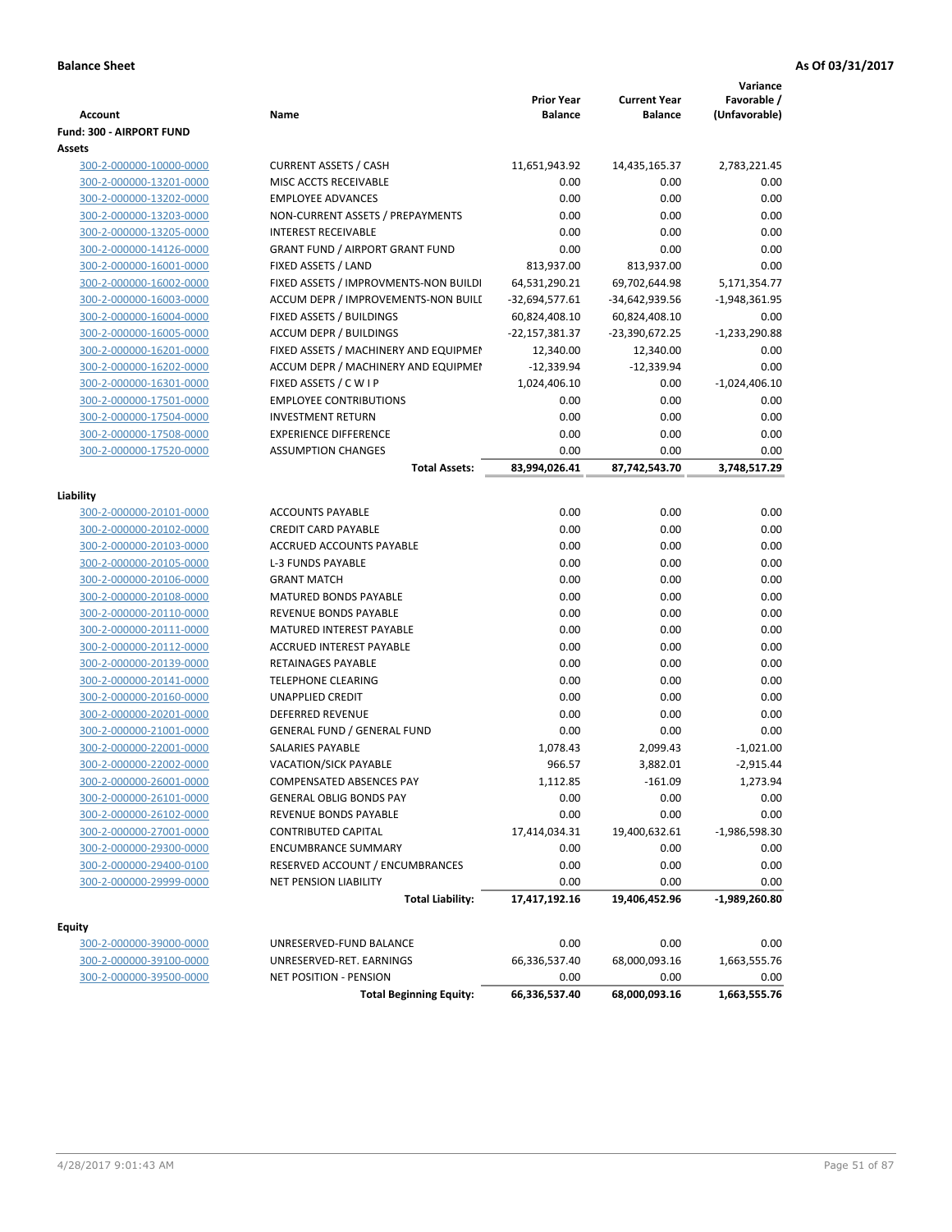**Balance Sheet** **As Of 03/31/2017**

| Account | Name | Prior Year Balance | Current Year Balance | Variance Favorable / (Unfavorable) |
|---|---|---|---|---|
| **Fund: 300 - AIRPORT FUND** | | | | |
| **Assets** | | | | |
| 300-2-000000-10000-0000 | CURRENT ASSETS / CASH | 11,651,943.92 | 14,435,165.37 | 2,783,221.45 |
| 300-2-000000-13201-0000 | MISC ACCTS RECEIVABLE | 0.00 | 0.00 | 0.00 |
| 300-2-000000-13202-0000 | EMPLOYEE ADVANCES | 0.00 | 0.00 | 0.00 |
| 300-2-000000-13203-0000 | NON-CURRENT ASSETS / PREPAYMENTS | 0.00 | 0.00 | 0.00 |
| 300-2-000000-13205-0000 | INTEREST RECEIVABLE | 0.00 | 0.00 | 0.00 |
| 300-2-000000-14126-0000 | GRANT FUND / AIRPORT GRANT FUND | 0.00 | 0.00 | 0.00 |
| 300-2-000000-16001-0000 | FIXED ASSETS / LAND | 813,937.00 | 813,937.00 | 0.00 |
| 300-2-000000-16002-0000 | FIXED ASSETS / IMPROVMENTS-NON BUILDI | 64,531,290.21 | 69,702,644.98 | 5,171,354.77 |
| 300-2-000000-16003-0000 | ACCUM DEPR / IMPROVEMENTS-NON BUILI | -32,694,577.61 | -34,642,939.56 | -1,948,361.95 |
| 300-2-000000-16004-0000 | FIXED ASSETS / BUILDINGS | 60,824,408.10 | 60,824,408.10 | 0.00 |
| 300-2-000000-16005-0000 | ACCUM DEPR / BUILDINGS | -22,157,381.37 | -23,390,672.25 | -1,233,290.88 |
| 300-2-000000-16201-0000 | FIXED ASSETS / MACHINERY AND EQUIPMEI | 12,340.00 | 12,340.00 | 0.00 |
| 300-2-000000-16202-0000 | ACCUM DEPR / MACHINERY AND EQUIPMEI | -12,339.94 | -12,339.94 | 0.00 |
| 300-2-000000-16301-0000 | FIXED ASSETS / C W I P | 1,024,406.10 | 0.00 | -1,024,406.10 |
| 300-2-000000-17501-0000 | EMPLOYEE CONTRIBUTIONS | 0.00 | 0.00 | 0.00 |
| 300-2-000000-17504-0000 | INVESTMENT RETURN | 0.00 | 0.00 | 0.00 |
| 300-2-000000-17508-0000 | EXPERIENCE DIFFERENCE | 0.00 | 0.00 | 0.00 |
| 300-2-000000-17520-0000 | ASSUMPTION CHANGES | 0.00 | 0.00 | 0.00 |
| | **Total Assets:** | **83,994,026.41** | **87,742,543.70** | **3,748,517.29** |
| **Liability** | | | | |
| 300-2-000000-20101-0000 | ACCOUNTS PAYABLE | 0.00 | 0.00 | 0.00 |
| 300-2-000000-20102-0000 | CREDIT CARD PAYABLE | 0.00 | 0.00 | 0.00 |
| 300-2-000000-20103-0000 | ACCRUED ACCOUNTS PAYABLE | 0.00 | 0.00 | 0.00 |
| 300-2-000000-20105-0000 | L-3 FUNDS PAYABLE | 0.00 | 0.00 | 0.00 |
| 300-2-000000-20106-0000 | GRANT MATCH | 0.00 | 0.00 | 0.00 |
| 300-2-000000-20108-0000 | MATURED BONDS PAYABLE | 0.00 | 0.00 | 0.00 |
| 300-2-000000-20110-0000 | REVENUE BONDS PAYABLE | 0.00 | 0.00 | 0.00 |
| 300-2-000000-20111-0000 | MATURED INTEREST PAYABLE | 0.00 | 0.00 | 0.00 |
| 300-2-000000-20112-0000 | ACCRUED INTEREST PAYABLE | 0.00 | 0.00 | 0.00 |
| 300-2-000000-20139-0000 | RETAINAGES PAYABLE | 0.00 | 0.00 | 0.00 |
| 300-2-000000-20141-0000 | TELEPHONE CLEARING | 0.00 | 0.00 | 0.00 |
| 300-2-000000-20160-0000 | UNAPPLIED CREDIT | 0.00 | 0.00 | 0.00 |
| 300-2-000000-20201-0000 | DEFERRED REVENUE | 0.00 | 0.00 | 0.00 |
| 300-2-000000-21001-0000 | GENERAL FUND / GENERAL FUND | 0.00 | 0.00 | 0.00 |
| 300-2-000000-22001-0000 | SALARIES PAYABLE | 1,078.43 | 2,099.43 | -1,021.00 |
| 300-2-000000-22002-0000 | VACATION/SICK PAYABLE | 966.57 | 3,882.01 | -2,915.44 |
| 300-2-000000-26001-0000 | COMPENSATED ABSENCES PAY | 1,112.85 | -161.09 | 1,273.94 |
| 300-2-000000-26101-0000 | GENERAL OBLIG BONDS PAY | 0.00 | 0.00 | 0.00 |
| 300-2-000000-26102-0000 | REVENUE BONDS PAYABLE | 0.00 | 0.00 | 0.00 |
| 300-2-000000-27001-0000 | CONTRIBUTED CAPITAL | 17,414,034.31 | 19,400,632.61 | -1,986,598.30 |
| 300-2-000000-29300-0000 | ENCUMBRANCE SUMMARY | 0.00 | 0.00 | 0.00 |
| 300-2-000000-29400-0100 | RESERVED ACCOUNT / ENCUMBRANCES | 0.00 | 0.00 | 0.00 |
| 300-2-000000-29999-0000 | NET PENSION LIABILITY | 0.00 | 0.00 | 0.00 |
| | **Total Liability:** | **17,417,192.16** | **19,406,452.96** | **-1,989,260.80** |
| **Equity** | | | | |
| 300-2-000000-39000-0000 | UNRESERVED-FUND BALANCE | 0.00 | 0.00 | 0.00 |
| 300-2-000000-39100-0000 | UNRESERVED-RET. EARNINGS | 66,336,537.40 | 68,000,093.16 | 1,663,555.76 |
| 300-2-000000-39500-0000 | NET POSITION - PENSION | 0.00 | 0.00 | 0.00 |
| | **Total Beginning Equity:** | **66,336,537.40** | **68,000,093.16** | **1,663,555.76** |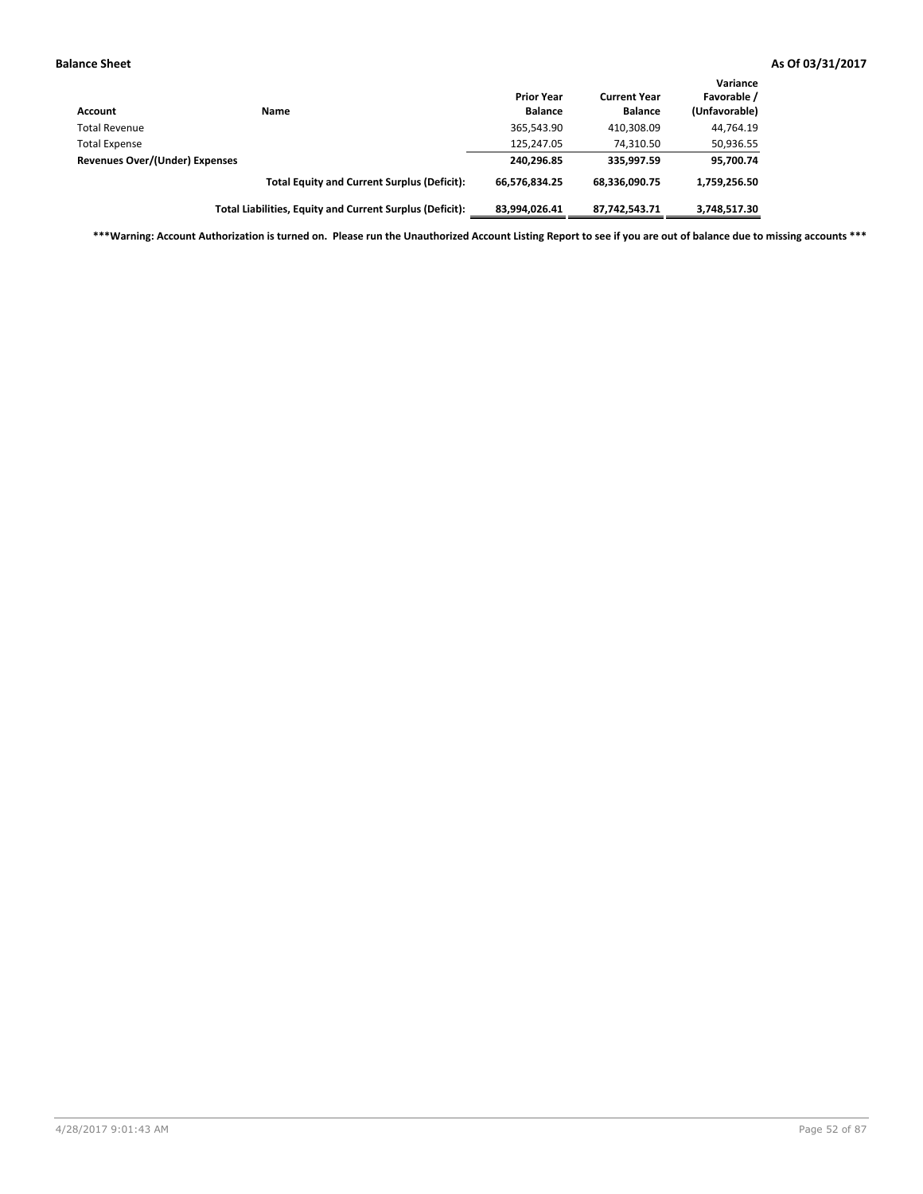**Balance Sheet** **As Of 03/31/2017**

| Account | Name | Prior Year Balance | Current Year Balance | Variance Favorable / (Unfavorable) |
|---|---|---|---|---|
| Total Revenue | | 365,543.90 | 410,308.09 | 44,764.19 |
| Total Expense | | 125,247.05 | 74,310.50 | 50,936.55 |
| **Revenues Over/(Under) Expenses** | | **240,296.85** | **335,997.59** | **95,700.74** |
| | **Total Equity and Current Surplus (Deficit):** | **66,576,834.25** | **68,336,090.75** | **1,759,256.50** |
| | **Total Liabilities, Equity and Current Surplus (Deficit):** | **83,994,026.41** | **87,742,543.71** | **3,748,517.30** |

**\*\*\*Warning: Account Authorization is turned on. Please run the Unauthorized Account Listing Report to see if you are out of balance due to missing accounts \*\*\***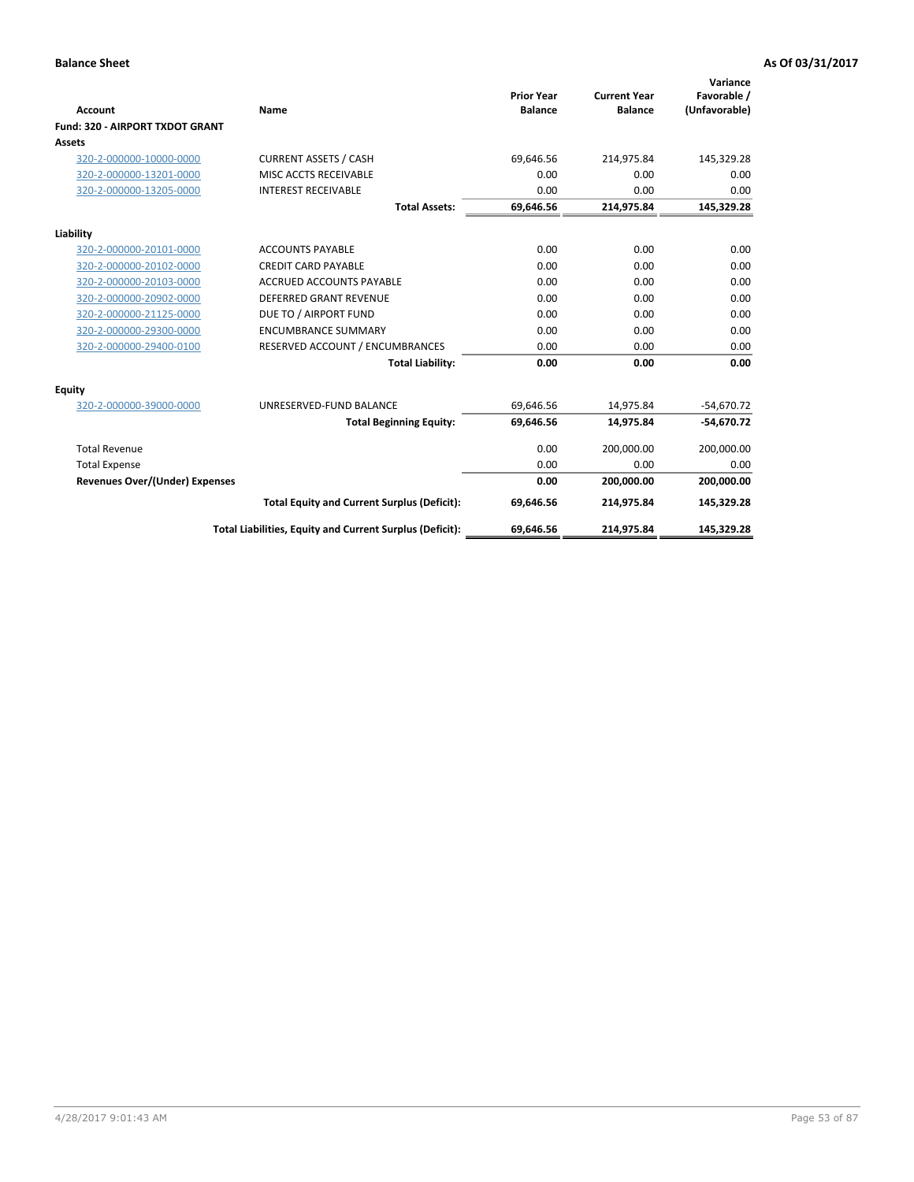**Balance Sheet** — As Of 03/31/2017

| Account | Name | Prior Year Balance | Current Year Balance | Variance Favorable / (Unfavorable) |
|---|---|---|---|---|
| **Fund: 320 - AIRPORT TXDOT GRANT** | | | | |
| **Assets** | | | | |
| 320-2-000000-10000-0000 | CURRENT ASSETS / CASH | 69,646.56 | 214,975.84 | 145,329.28 |
| 320-2-000000-13201-0000 | MISC ACCTS RECEIVABLE | 0.00 | 0.00 | 0.00 |
| 320-2-000000-13205-0000 | INTEREST RECEIVABLE | 0.00 | 0.00 | 0.00 |
| | **Total Assets:** | **69,646.56** | **214,975.84** | **145,329.28** |
| **Liability** | | | | |
| 320-2-000000-20101-0000 | ACCOUNTS PAYABLE | 0.00 | 0.00 | 0.00 |
| 320-2-000000-20102-0000 | CREDIT CARD PAYABLE | 0.00 | 0.00 | 0.00 |
| 320-2-000000-20103-0000 | ACCRUED ACCOUNTS PAYABLE | 0.00 | 0.00 | 0.00 |
| 320-2-000000-20902-0000 | DEFERRED GRANT REVENUE | 0.00 | 0.00 | 0.00 |
| 320-2-000000-21125-0000 | DUE TO / AIRPORT FUND | 0.00 | 0.00 | 0.00 |
| 320-2-000000-29300-0000 | ENCUMBRANCE SUMMARY | 0.00 | 0.00 | 0.00 |
| 320-2-000000-29400-0100 | RESERVED ACCOUNT / ENCUMBRANCES | 0.00 | 0.00 | 0.00 |
| | **Total Liability:** | **0.00** | **0.00** | **0.00** |
| **Equity** | | | | |
| 320-2-000000-39000-0000 | UNRESERVED-FUND BALANCE | 69,646.56 | 14,975.84 | -54,670.72 |
| | **Total Beginning Equity:** | **69,646.56** | **14,975.84** | **-54,670.72** |
| Total Revenue | | 0.00 | 200,000.00 | 200,000.00 |
| Total Expense | | 0.00 | 0.00 | 0.00 |
| **Revenues Over/(Under) Expenses** | | **0.00** | **200,000.00** | **200,000.00** |
| | **Total Equity and Current Surplus (Deficit):** | **69,646.56** | **214,975.84** | **145,329.28** |
| | **Total Liabilities, Equity and Current Surplus (Deficit):** | **69,646.56** | **214,975.84** | **145,329.28** |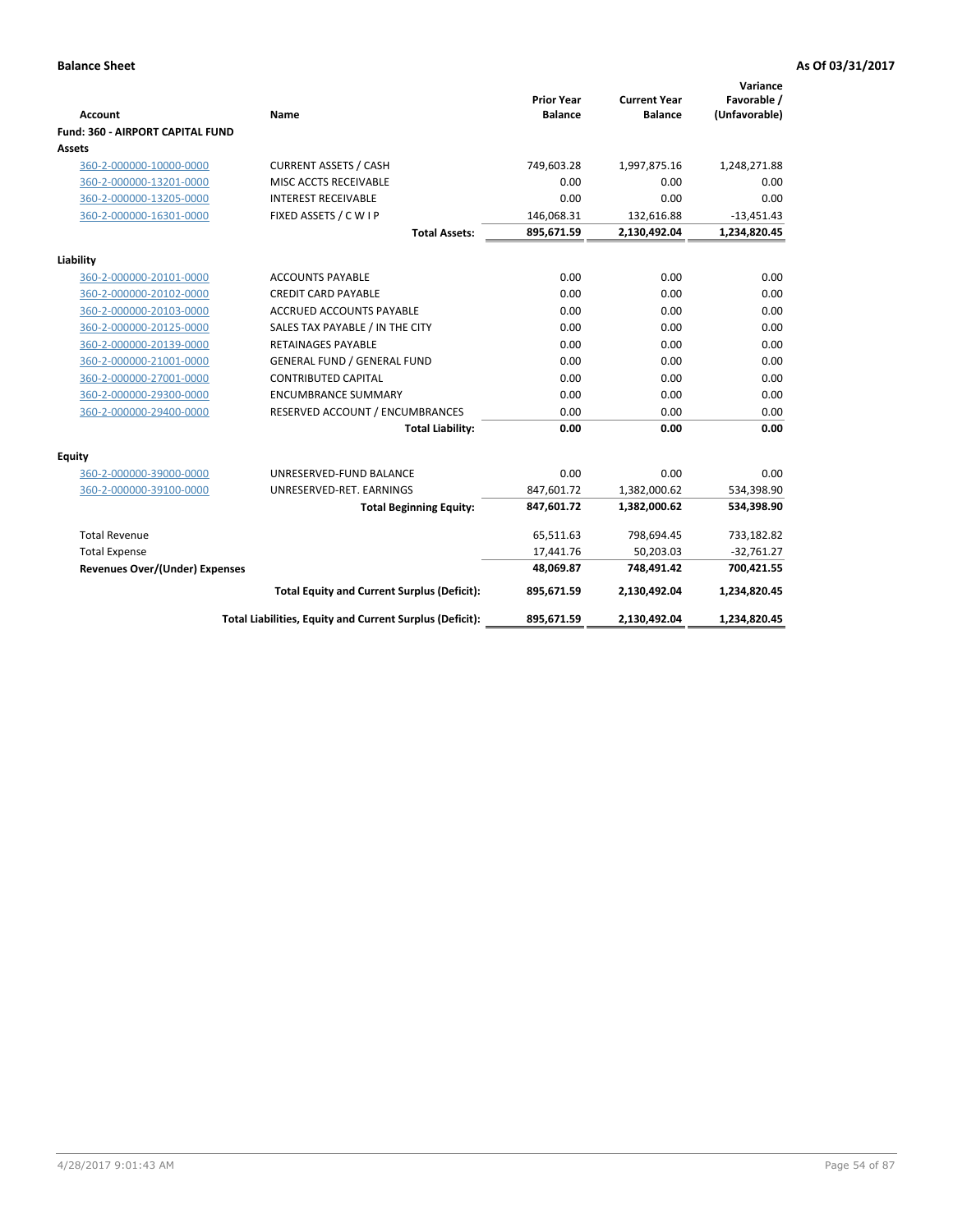**Balance Sheet** **As Of 03/31/2017**

| Account | Name | Prior Year Balance | Current Year Balance | Variance Favorable / (Unfavorable) |
|---|---|---|---|---|
| **Fund: 360 - AIRPORT CAPITAL FUND** | | | | |
| **Assets** | | | | |
| 360-2-000000-10000-0000 | CURRENT ASSETS / CASH | 749,603.28 | 1,997,875.16 | 1,248,271.88 |
| 360-2-000000-13201-0000 | MISC ACCTS RECEIVABLE | 0.00 | 0.00 | 0.00 |
| 360-2-000000-13205-0000 | INTEREST RECEIVABLE | 0.00 | 0.00 | 0.00 |
| 360-2-000000-16301-0000 | FIXED ASSETS / C W I P | 146,068.31 | 132,616.88 | -13,451.43 |
| | **Total Assets:** | **895,671.59** | **2,130,492.04** | **1,234,820.45** |
| **Liability** | | | | |
| 360-2-000000-20101-0000 | ACCOUNTS PAYABLE | 0.00 | 0.00 | 0.00 |
| 360-2-000000-20102-0000 | CREDIT CARD PAYABLE | 0.00 | 0.00 | 0.00 |
| 360-2-000000-20103-0000 | ACCRUED ACCOUNTS PAYABLE | 0.00 | 0.00 | 0.00 |
| 360-2-000000-20125-0000 | SALES TAX PAYABLE / IN THE CITY | 0.00 | 0.00 | 0.00 |
| 360-2-000000-20139-0000 | RETAINAGES PAYABLE | 0.00 | 0.00 | 0.00 |
| 360-2-000000-21001-0000 | GENERAL FUND / GENERAL FUND | 0.00 | 0.00 | 0.00 |
| 360-2-000000-27001-0000 | CONTRIBUTED CAPITAL | 0.00 | 0.00 | 0.00 |
| 360-2-000000-29300-0000 | ENCUMBRANCE SUMMARY | 0.00 | 0.00 | 0.00 |
| 360-2-000000-29400-0000 | RESERVED ACCOUNT / ENCUMBRANCES | 0.00 | 0.00 | 0.00 |
| | **Total Liability:** | **0.00** | **0.00** | **0.00** |
| **Equity** | | | | |
| 360-2-000000-39000-0000 | UNRESERVED-FUND BALANCE | 0.00 | 0.00 | 0.00 |
| 360-2-000000-39100-0000 | UNRESERVED-RET. EARNINGS | 847,601.72 | 1,382,000.62 | 534,398.90 |
| | **Total Beginning Equity:** | **847,601.72** | **1,382,000.62** | **534,398.90** |
| Total Revenue | | 65,511.63 | 798,694.45 | 733,182.82 |
| Total Expense | | 17,441.76 | 50,203.03 | -32,761.27 |
| **Revenues Over/(Under) Expenses** | | **48,069.87** | **748,491.42** | **700,421.55** |
| | **Total Equity and Current Surplus (Deficit):** | **895,671.59** | **2,130,492.04** | **1,234,820.45** |
| | **Total Liabilities, Equity and Current Surplus (Deficit):** | **895,671.59** | **2,130,492.04** | **1,234,820.45** |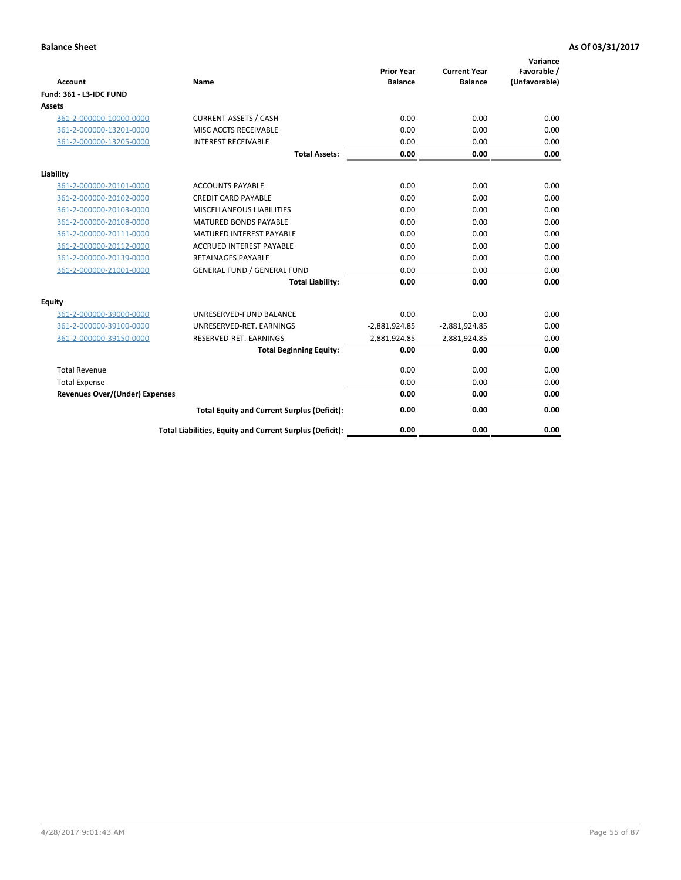**Balance Sheet** **As Of 03/31/2017**

| Account | Name | Prior Year Balance | Current Year Balance | Variance Favorable / (Unfavorable) |
|---|---|---|---|---|
| **Fund: 361 - L3-IDC FUND** | | | | |
| **Assets** | | | | |
| 361-2-000000-10000-0000 | CURRENT ASSETS / CASH | 0.00 | 0.00 | 0.00 |
| 361-2-000000-13201-0000 | MISC ACCTS RECEIVABLE | 0.00 | 0.00 | 0.00 |
| 361-2-000000-13205-0000 | INTEREST RECEIVABLE | 0.00 | 0.00 | 0.00 |
| | **Total Assets:** | **0.00** | **0.00** | **0.00** |
| **Liability** | | | | |
| 361-2-000000-20101-0000 | ACCOUNTS PAYABLE | 0.00 | 0.00 | 0.00 |
| 361-2-000000-20102-0000 | CREDIT CARD PAYABLE | 0.00 | 0.00 | 0.00 |
| 361-2-000000-20103-0000 | MISCELLANEOUS LIABILITIES | 0.00 | 0.00 | 0.00 |
| 361-2-000000-20108-0000 | MATURED BONDS PAYABLE | 0.00 | 0.00 | 0.00 |
| 361-2-000000-20111-0000 | MATURED INTEREST PAYABLE | 0.00 | 0.00 | 0.00 |
| 361-2-000000-20112-0000 | ACCRUED INTEREST PAYABLE | 0.00 | 0.00 | 0.00 |
| 361-2-000000-20139-0000 | RETAINAGES PAYABLE | 0.00 | 0.00 | 0.00 |
| 361-2-000000-21001-0000 | GENERAL FUND / GENERAL FUND | 0.00 | 0.00 | 0.00 |
| | **Total Liability:** | **0.00** | **0.00** | **0.00** |
| **Equity** | | | | |
| 361-2-000000-39000-0000 | UNRESERVED-FUND BALANCE | 0.00 | 0.00 | 0.00 |
| 361-2-000000-39100-0000 | UNRESERVED-RET. EARNINGS | -2,881,924.85 | -2,881,924.85 | 0.00 |
| 361-2-000000-39150-0000 | RESERVED-RET. EARNINGS | 2,881,924.85 | 2,881,924.85 | 0.00 |
| | **Total Beginning Equity:** | **0.00** | **0.00** | **0.00** |
| Total Revenue | | 0.00 | 0.00 | 0.00 |
| Total Expense | | 0.00 | 0.00 | 0.00 |
| **Revenues Over/(Under) Expenses** | | **0.00** | **0.00** | **0.00** |
| | **Total Equity and Current Surplus (Deficit):** | **0.00** | **0.00** | **0.00** |
| | **Total Liabilities, Equity and Current Surplus (Deficit):** | **0.00** | **0.00** | **0.00** |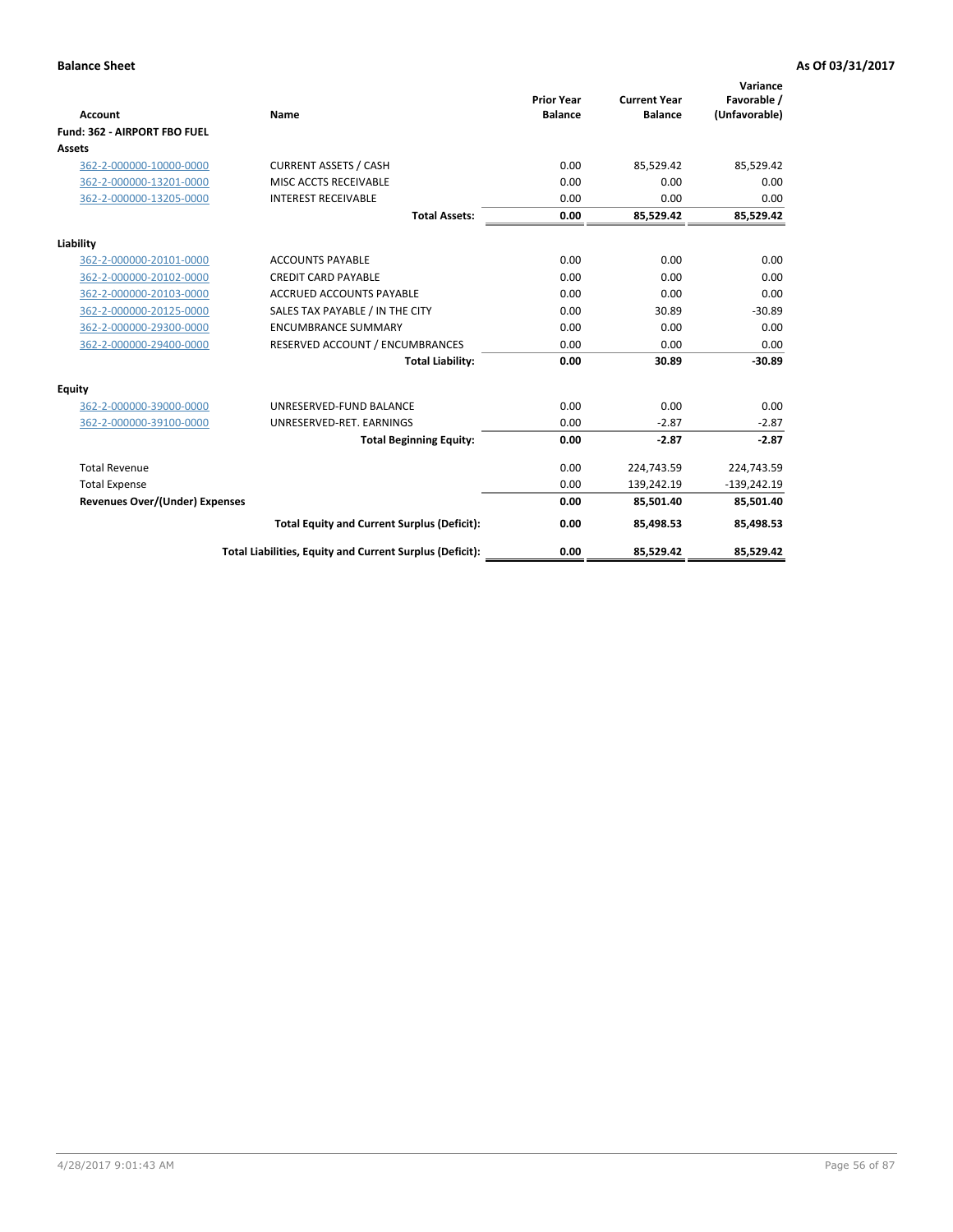**Balance Sheet** **As Of 03/31/2017**

| Account | Name | Prior Year Balance | Current Year Balance | Variance Favorable / (Unfavorable) |
|---|---|---|---|---|
| **Fund: 362 - AIRPORT FBO FUEL** | | | | |
| **Assets** | | | | |
| 362-2-000000-10000-0000 | CURRENT ASSETS / CASH | 0.00 | 85,529.42 | 85,529.42 |
| 362-2-000000-13201-0000 | MISC ACCTS RECEIVABLE | 0.00 | 0.00 | 0.00 |
| 362-2-000000-13205-0000 | INTEREST RECEIVABLE | 0.00 | 0.00 | 0.00 |
| | **Total Assets:** | **0.00** | **85,529.42** | **85,529.42** |
| **Liability** | | | | |
| 362-2-000000-20101-0000 | ACCOUNTS PAYABLE | 0.00 | 0.00 | 0.00 |
| 362-2-000000-20102-0000 | CREDIT CARD PAYABLE | 0.00 | 0.00 | 0.00 |
| 362-2-000000-20103-0000 | ACCRUED ACCOUNTS PAYABLE | 0.00 | 0.00 | 0.00 |
| 362-2-000000-20125-0000 | SALES TAX PAYABLE / IN THE CITY | 0.00 | 30.89 | -30.89 |
| 362-2-000000-29300-0000 | ENCUMBRANCE SUMMARY | 0.00 | 0.00 | 0.00 |
| 362-2-000000-29400-0000 | RESERVED ACCOUNT / ENCUMBRANCES | 0.00 | 0.00 | 0.00 |
| | **Total Liability:** | **0.00** | **30.89** | **-30.89** |
| **Equity** | | | | |
| 362-2-000000-39000-0000 | UNRESERVED-FUND BALANCE | 0.00 | 0.00 | 0.00 |
| 362-2-000000-39100-0000 | UNRESERVED-RET. EARNINGS | 0.00 | -2.87 | -2.87 |
| | **Total Beginning Equity:** | **0.00** | **-2.87** | **-2.87** |
| Total Revenue | | 0.00 | 224,743.59 | 224,743.59 |
| Total Expense | | 0.00 | 139,242.19 | -139,242.19 |
| **Revenues Over/(Under) Expenses** | | **0.00** | **85,501.40** | **85,501.40** |
| | **Total Equity and Current Surplus (Deficit):** | **0.00** | **85,498.53** | **85,498.53** |
| | **Total Liabilities, Equity and Current Surplus (Deficit):** | **0.00** | **85,529.42** | **85,529.42** |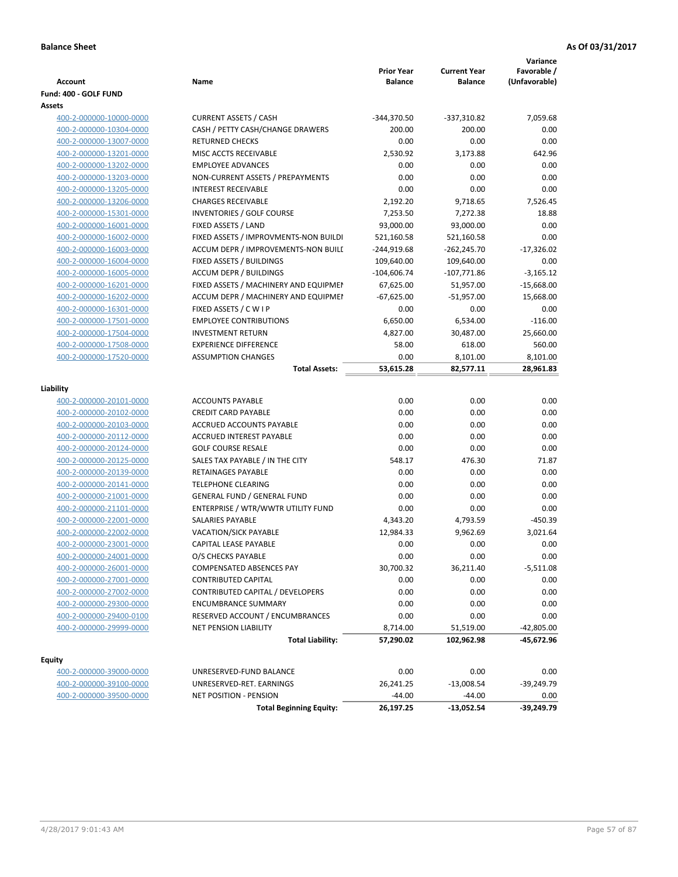**Balance Sheet** **As Of 03/31/2017**

| Account | Name | Prior Year Balance | Current Year Balance | Variance Favorable / (Unfavorable) |
|---|---|---|---|---|
| **Fund: 400 - GOLF FUND** | | | | |
| **Assets** | | | | |
| 400-2-000000-10000-0000 | CURRENT ASSETS / CASH | -344,370.50 | -337,310.82 | 7,059.68 |
| 400-2-000000-10304-0000 | CASH / PETTY CASH/CHANGE DRAWERS | 200.00 | 200.00 | 0.00 |
| 400-2-000000-13007-0000 | RETURNED CHECKS | 0.00 | 0.00 | 0.00 |
| 400-2-000000-13201-0000 | MISC ACCTS RECEIVABLE | 2,530.92 | 3,173.88 | 642.96 |
| 400-2-000000-13202-0000 | EMPLOYEE ADVANCES | 0.00 | 0.00 | 0.00 |
| 400-2-000000-13203-0000 | NON-CURRENT ASSETS / PREPAYMENTS | 0.00 | 0.00 | 0.00 |
| 400-2-000000-13205-0000 | INTEREST RECEIVABLE | 0.00 | 0.00 | 0.00 |
| 400-2-000000-13206-0000 | CHARGES RECEIVABLE | 2,192.20 | 9,718.65 | 7,526.45 |
| 400-2-000000-15301-0000 | INVENTORIES / GOLF COURSE | 7,253.50 | 7,272.38 | 18.88 |
| 400-2-000000-16001-0000 | FIXED ASSETS / LAND | 93,000.00 | 93,000.00 | 0.00 |
| 400-2-000000-16002-0000 | FIXED ASSETS / IMPROVMENTS-NON BUILDI | 521,160.58 | 521,160.58 | 0.00 |
| 400-2-000000-16003-0000 | ACCUM DEPR / IMPROVEMENTS-NON BUILI | -244,919.68 | -262,245.70 | -17,326.02 |
| 400-2-000000-16004-0000 | FIXED ASSETS / BUILDINGS | 109,640.00 | 109,640.00 | 0.00 |
| 400-2-000000-16005-0000 | ACCUM DEPR / BUILDINGS | -104,606.74 | -107,771.86 | -3,165.12 |
| 400-2-000000-16201-0000 | FIXED ASSETS / MACHINERY AND EQUIPMEI | 67,625.00 | 51,957.00 | -15,668.00 |
| 400-2-000000-16202-0000 | ACCUM DEPR / MACHINERY AND EQUIPMEI | -67,625.00 | -51,957.00 | 15,668.00 |
| 400-2-000000-16301-0000 | FIXED ASSETS / C W I P | 0.00 | 0.00 | 0.00 |
| 400-2-000000-17501-0000 | EMPLOYEE CONTRIBUTIONS | 6,650.00 | 6,534.00 | -116.00 |
| 400-2-000000-17504-0000 | INVESTMENT RETURN | 4,827.00 | 30,487.00 | 25,660.00 |
| 400-2-000000-17508-0000 | EXPERIENCE DIFFERENCE | 58.00 | 618.00 | 560.00 |
| 400-2-000000-17520-0000 | ASSUMPTION CHANGES | 0.00 | 8,101.00 | 8,101.00 |
| | **Total Assets:** | **53,615.28** | **82,577.11** | **28,961.83** |
| **Liability** | | | | |
| 400-2-000000-20101-0000 | ACCOUNTS PAYABLE | 0.00 | 0.00 | 0.00 |
| 400-2-000000-20102-0000 | CREDIT CARD PAYABLE | 0.00 | 0.00 | 0.00 |
| 400-2-000000-20103-0000 | ACCRUED ACCOUNTS PAYABLE | 0.00 | 0.00 | 0.00 |
| 400-2-000000-20112-0000 | ACCRUED INTEREST PAYABLE | 0.00 | 0.00 | 0.00 |
| 400-2-000000-20124-0000 | GOLF COURSE RESALE | 0.00 | 0.00 | 0.00 |
| 400-2-000000-20125-0000 | SALES TAX PAYABLE / IN THE CITY | 548.17 | 476.30 | 71.87 |
| 400-2-000000-20139-0000 | RETAINAGES PAYABLE | 0.00 | 0.00 | 0.00 |
| 400-2-000000-20141-0000 | TELEPHONE CLEARING | 0.00 | 0.00 | 0.00 |
| 400-2-000000-21001-0000 | GENERAL FUND / GENERAL FUND | 0.00 | 0.00 | 0.00 |
| 400-2-000000-21101-0000 | ENTERPRISE / WTR/WWTR UTILITY FUND | 0.00 | 0.00 | 0.00 |
| 400-2-000000-22001-0000 | SALARIES PAYABLE | 4,343.20 | 4,793.59 | -450.39 |
| 400-2-000000-22002-0000 | VACATION/SICK PAYABLE | 12,984.33 | 9,962.69 | 3,021.64 |
| 400-2-000000-23001-0000 | CAPITAL LEASE PAYABLE | 0.00 | 0.00 | 0.00 |
| 400-2-000000-24001-0000 | O/S CHECKS PAYABLE | 0.00 | 0.00 | 0.00 |
| 400-2-000000-26001-0000 | COMPENSATED ABSENCES PAY | 30,700.32 | 36,211.40 | -5,511.08 |
| 400-2-000000-27001-0000 | CONTRIBUTED CAPITAL | 0.00 | 0.00 | 0.00 |
| 400-2-000000-27002-0000 | CONTRIBUTED CAPITAL / DEVELOPERS | 0.00 | 0.00 | 0.00 |
| 400-2-000000-29300-0000 | ENCUMBRANCE SUMMARY | 0.00 | 0.00 | 0.00 |
| 400-2-000000-29400-0100 | RESERVED ACCOUNT / ENCUMBRANCES | 0.00 | 0.00 | 0.00 |
| 400-2-000000-29999-0000 | NET PENSION LIABILITY | 8,714.00 | 51,519.00 | -42,805.00 |
| | **Total Liability:** | **57,290.02** | **102,962.98** | **-45,672.96** |
| **Equity** | | | | |
| 400-2-000000-39000-0000 | UNRESERVED-FUND BALANCE | 0.00 | 0.00 | 0.00 |
| 400-2-000000-39100-0000 | UNRESERVED-RET. EARNINGS | 26,241.25 | -13,008.54 | -39,249.79 |
| 400-2-000000-39500-0000 | NET POSITION - PENSION | -44.00 | -44.00 | 0.00 |
| | **Total Beginning Equity:** | **26,197.25** | **-13,052.54** | **-39,249.79** |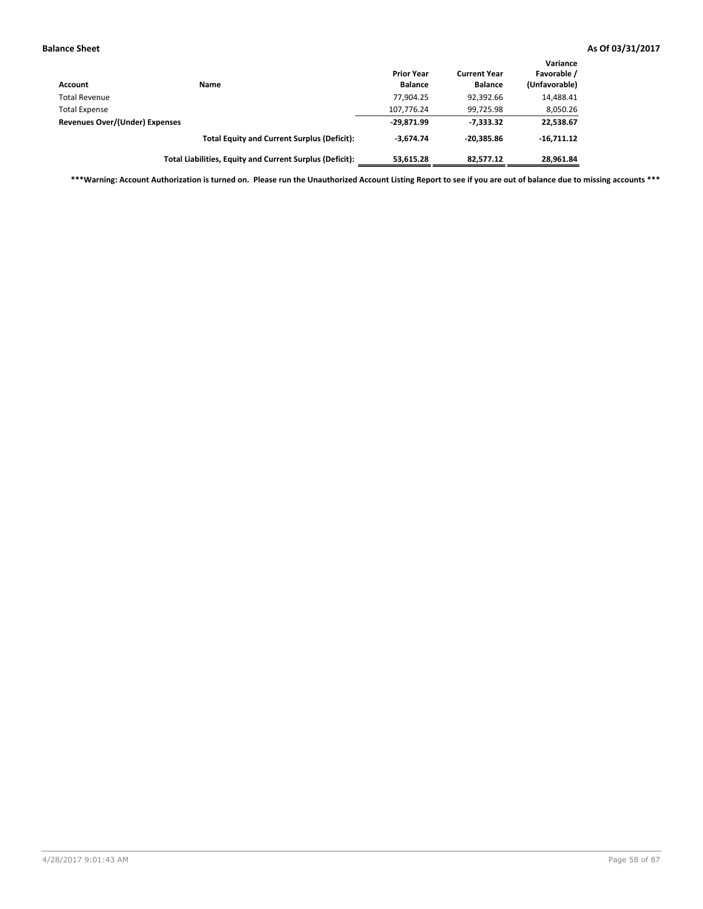**Balance Sheet** **As Of 03/31/2017**

| Account | Name | Prior Year Balance | Current Year Balance | Variance Favorable / (Unfavorable) |
|---|---|---|---|---|
| Total Revenue | | 77,904.25 | 92,392.66 | 14,488.41 |
| Total Expense | | 107,776.24 | 99,725.98 | 8,050.26 |
| **Revenues Over/(Under) Expenses** | | **-29,871.99** | **-7,333.32** | **22,538.67** |
| | **Total Equity and Current Surplus (Deficit):** | **-3,674.74** | **-20,385.86** | **-16,711.12** |
| | **Total Liabilities, Equity and Current Surplus (Deficit):** | **53,615.28** | **82,577.12** | **28,961.84** |

**\*\*\*Warning: Account Authorization is turned on. Please run the Unauthorized Account Listing Report to see if you are out of balance due to missing accounts \*\*\***

4/28/2017 9:01:43 AM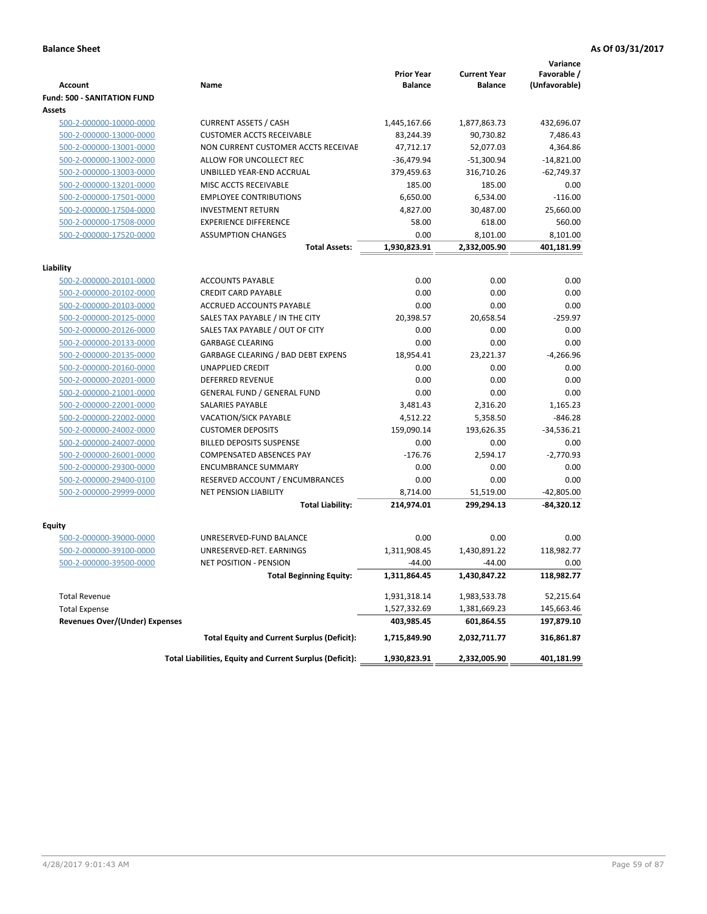**Balance Sheet** **As Of 03/31/2017**

| Account | Name | Prior Year Balance | Current Year Balance | Variance Favorable / (Unfavorable) |
|---|---|---|---|---|
| **Fund: 500 - SANITATION FUND** | | | | |
| **Assets** | | | | |
| 500-2-000000-10000-0000 | CURRENT ASSETS / CASH | 1,445,167.66 | 1,877,863.73 | 432,696.07 |
| 500-2-000000-13000-0000 | CUSTOMER ACCTS RECEIVABLE | 83,244.39 | 90,730.82 | 7,486.43 |
| 500-2-000000-13001-0000 | NON CURRENT CUSTOMER ACCTS RECEIVAE | 47,712.17 | 52,077.03 | 4,364.86 |
| 500-2-000000-13002-0000 | ALLOW FOR UNCOLLECT REC | -36,479.94 | -51,300.94 | -14,821.00 |
| 500-2-000000-13003-0000 | UNBILLED YEAR-END ACCRUAL | 379,459.63 | 316,710.26 | -62,749.37 |
| 500-2-000000-13201-0000 | MISC ACCTS RECEIVABLE | 185.00 | 185.00 | 0.00 |
| 500-2-000000-17501-0000 | EMPLOYEE CONTRIBUTIONS | 6,650.00 | 6,534.00 | -116.00 |
| 500-2-000000-17504-0000 | INVESTMENT RETURN | 4,827.00 | 30,487.00 | 25,660.00 |
| 500-2-000000-17508-0000 | EXPERIENCE DIFFERENCE | 58.00 | 618.00 | 560.00 |
| 500-2-000000-17520-0000 | ASSUMPTION CHANGES | 0.00 | 8,101.00 | 8,101.00 |
| | **Total Assets:** | **1,930,823.91** | **2,332,005.90** | **401,181.99** |
| **Liability** | | | | |
| 500-2-000000-20101-0000 | ACCOUNTS PAYABLE | 0.00 | 0.00 | 0.00 |
| 500-2-000000-20102-0000 | CREDIT CARD PAYABLE | 0.00 | 0.00 | 0.00 |
| 500-2-000000-20103-0000 | ACCRUED ACCOUNTS PAYABLE | 0.00 | 0.00 | 0.00 |
| 500-2-000000-20125-0000 | SALES TAX PAYABLE / IN THE CITY | 20,398.57 | 20,658.54 | -259.97 |
| 500-2-000000-20126-0000 | SALES TAX PAYABLE / OUT OF CITY | 0.00 | 0.00 | 0.00 |
| 500-2-000000-20133-0000 | GARBAGE CLEARING | 0.00 | 0.00 | 0.00 |
| 500-2-000000-20135-0000 | GARBAGE CLEARING / BAD DEBT EXPENS | 18,954.41 | 23,221.37 | -4,266.96 |
| 500-2-000000-20160-0000 | UNAPPLIED CREDIT | 0.00 | 0.00 | 0.00 |
| 500-2-000000-20201-0000 | DEFERRED REVENUE | 0.00 | 0.00 | 0.00 |
| 500-2-000000-21001-0000 | GENERAL FUND / GENERAL FUND | 0.00 | 0.00 | 0.00 |
| 500-2-000000-22001-0000 | SALARIES PAYABLE | 3,481.43 | 2,316.20 | 1,165.23 |
| 500-2-000000-22002-0000 | VACATION/SICK PAYABLE | 4,512.22 | 5,358.50 | -846.28 |
| 500-2-000000-24002-0000 | CUSTOMER DEPOSITS | 159,090.14 | 193,626.35 | -34,536.21 |
| 500-2-000000-24007-0000 | BILLED DEPOSITS SUSPENSE | 0.00 | 0.00 | 0.00 |
| 500-2-000000-26001-0000 | COMPENSATED ABSENCES PAY | -176.76 | 2,594.17 | -2,770.93 |
| 500-2-000000-29300-0000 | ENCUMBRANCE SUMMARY | 0.00 | 0.00 | 0.00 |
| 500-2-000000-29400-0100 | RESERVED ACCOUNT / ENCUMBRANCES | 0.00 | 0.00 | 0.00 |
| 500-2-000000-29999-0000 | NET PENSION LIABILITY | 8,714.00 | 51,519.00 | -42,805.00 |
| | **Total Liability:** | **214,974.01** | **299,294.13** | **-84,320.12** |
| **Equity** | | | | |
| 500-2-000000-39000-0000 | UNRESERVED-FUND BALANCE | 0.00 | 0.00 | 0.00 |
| 500-2-000000-39100-0000 | UNRESERVED-RET. EARNINGS | 1,311,908.45 | 1,430,891.22 | 118,982.77 |
| 500-2-000000-39500-0000 | NET POSITION - PENSION | -44.00 | -44.00 | 0.00 |
| | **Total Beginning Equity:** | **1,311,864.45** | **1,430,847.22** | **118,982.77** |
| Total Revenue | | 1,931,318.14 | 1,983,533.78 | 52,215.64 |
| Total Expense | | 1,527,332.69 | 1,381,669.23 | 145,663.46 |
| **Revenues Over/(Under) Expenses** | | **403,985.45** | **601,864.55** | **197,879.10** |
| | **Total Equity and Current Surplus (Deficit):** | **1,715,849.90** | **2,032,711.77** | **316,861.87** |
| | **Total Liabilities, Equity and Current Surplus (Deficit):** | **1,930,823.91** | **2,332,005.90** | **401,181.99** |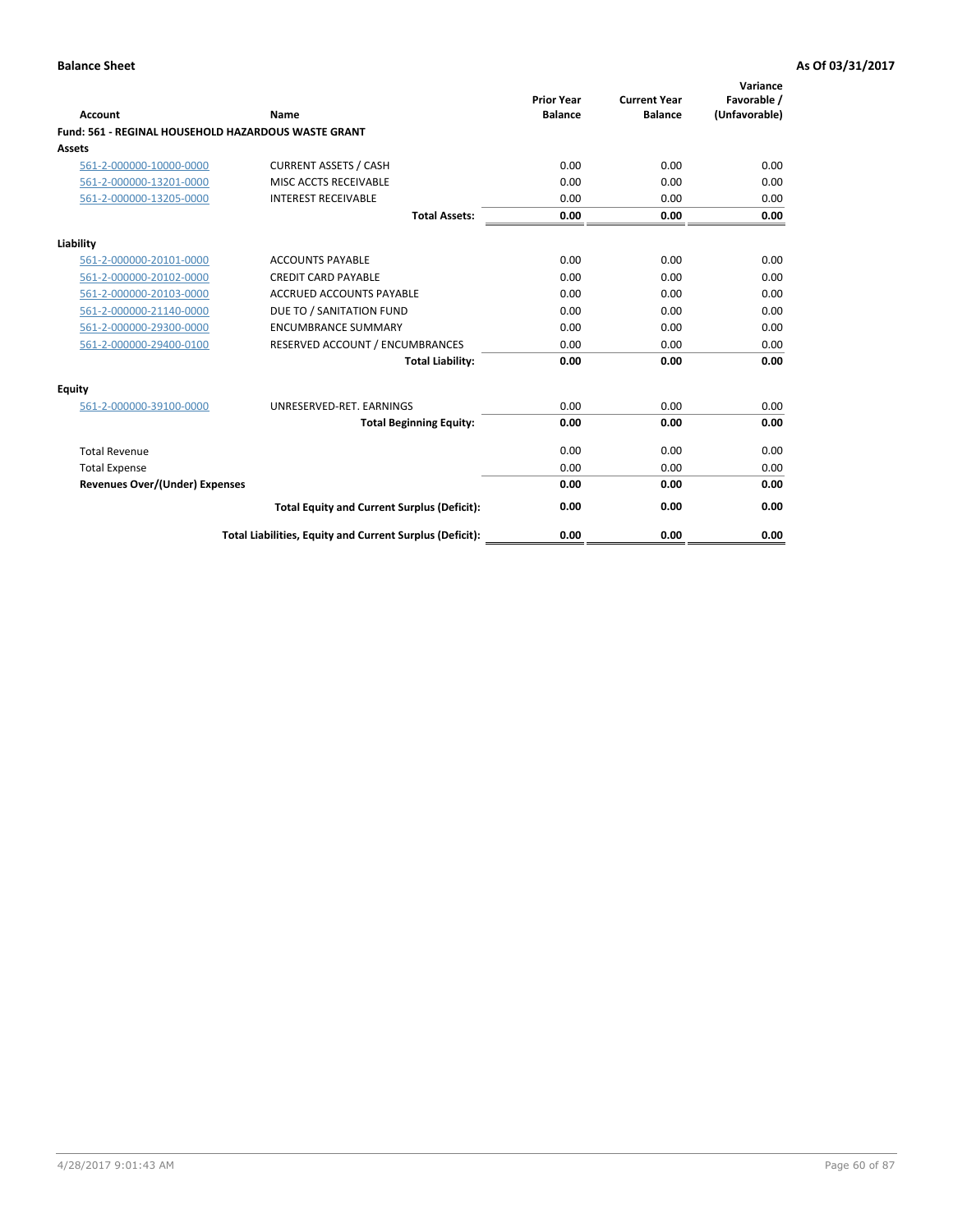**Balance Sheet** | **As Of 03/31/2017**

| Account | Name | Prior Year Balance | Current Year Balance | Variance Favorable / (Unfavorable) |
|---|---|---|---|---|
| **Fund: 561 - REGINAL HOUSEHOLD HAZARDOUS WASTE GRANT** | | | | |
| **Assets** | | | | |
| 561-2-000000-10000-0000 | CURRENT ASSETS / CASH | 0.00 | 0.00 | 0.00 |
| 561-2-000000-13201-0000 | MISC ACCTS RECEIVABLE | 0.00 | 0.00 | 0.00 |
| 561-2-000000-13205-0000 | INTEREST RECEIVABLE | 0.00 | 0.00 | 0.00 |
| | **Total Assets:** | **0.00** | **0.00** | **0.00** |
| **Liability** | | | | |
| 561-2-000000-20101-0000 | ACCOUNTS PAYABLE | 0.00 | 0.00 | 0.00 |
| 561-2-000000-20102-0000 | CREDIT CARD PAYABLE | 0.00 | 0.00 | 0.00 |
| 561-2-000000-20103-0000 | ACCRUED ACCOUNTS PAYABLE | 0.00 | 0.00 | 0.00 |
| 561-2-000000-21140-0000 | DUE TO / SANITATION FUND | 0.00 | 0.00 | 0.00 |
| 561-2-000000-29300-0000 | ENCUMBRANCE SUMMARY | 0.00 | 0.00 | 0.00 |
| 561-2-000000-29400-0100 | RESERVED ACCOUNT / ENCUMBRANCES | 0.00 | 0.00 | 0.00 |
| | **Total Liability:** | **0.00** | **0.00** | **0.00** |
| **Equity** | | | | |
| 561-2-000000-39100-0000 | UNRESERVED-RET. EARNINGS | 0.00 | 0.00 | 0.00 |
| | **Total Beginning Equity:** | **0.00** | **0.00** | **0.00** |
| Total Revenue | | 0.00 | 0.00 | 0.00 |
| Total Expense | | 0.00 | 0.00 | 0.00 |
| **Revenues Over/(Under) Expenses** | | **0.00** | **0.00** | **0.00** |
| | **Total Equity and Current Surplus (Deficit):** | **0.00** | **0.00** | **0.00** |
| | **Total Liabilities, Equity and Current Surplus (Deficit):** | **0.00** | **0.00** | **0.00** |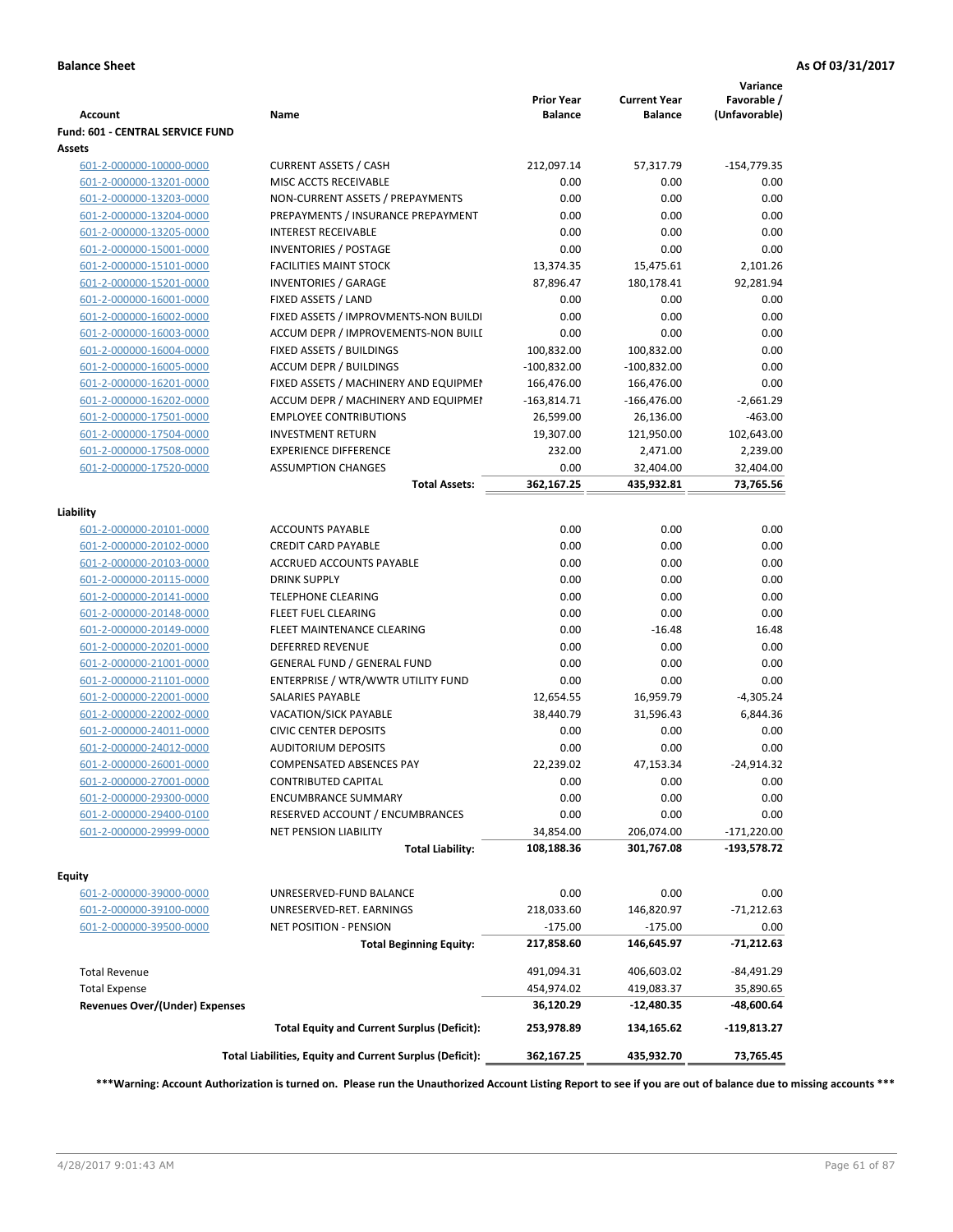**Balance Sheet** **As Of 03/31/2017**

| Account | Name | Prior Year Balance | Current Year Balance | Variance Favorable / (Unfavorable) |
|---|---|---|---|---|
| **Fund: 601 - CENTRAL SERVICE FUND** | | | | |
| **Assets** | | | | |
| 601-2-000000-10000-0000 | CURRENT ASSETS / CASH | 212,097.14 | 57,317.79 | -154,779.35 |
| 601-2-000000-13201-0000 | MISC ACCTS RECEIVABLE | 0.00 | 0.00 | 0.00 |
| 601-2-000000-13203-0000 | NON-CURRENT ASSETS / PREPAYMENTS | 0.00 | 0.00 | 0.00 |
| 601-2-000000-13204-0000 | PREPAYMENTS / INSURANCE PREPAYMENT | 0.00 | 0.00 | 0.00 |
| 601-2-000000-13205-0000 | INTEREST RECEIVABLE | 0.00 | 0.00 | 0.00 |
| 601-2-000000-15001-0000 | INVENTORIES / POSTAGE | 0.00 | 0.00 | 0.00 |
| 601-2-000000-15101-0000 | FACILITIES MAINT STOCK | 13,374.35 | 15,475.61 | 2,101.26 |
| 601-2-000000-15201-0000 | INVENTORIES / GARAGE | 87,896.47 | 180,178.41 | 92,281.94 |
| 601-2-000000-16001-0000 | FIXED ASSETS / LAND | 0.00 | 0.00 | 0.00 |
| 601-2-000000-16002-0000 | FIXED ASSETS / IMPROVMENTS-NON BUILDI | 0.00 | 0.00 | 0.00 |
| 601-2-000000-16003-0000 | ACCUM DEPR / IMPROVEMENTS-NON BUILD | 0.00 | 0.00 | 0.00 |
| 601-2-000000-16004-0000 | FIXED ASSETS / BUILDINGS | 100,832.00 | 100,832.00 | 0.00 |
| 601-2-000000-16005-0000 | ACCUM DEPR / BUILDINGS | -100,832.00 | -100,832.00 | 0.00 |
| 601-2-000000-16201-0000 | FIXED ASSETS / MACHINERY AND EQUIPMEN | 166,476.00 | 166,476.00 | 0.00 |
| 601-2-000000-16202-0000 | ACCUM DEPR / MACHINERY AND EQUIPMEI | -163,814.71 | -166,476.00 | -2,661.29 |
| 601-2-000000-17501-0000 | EMPLOYEE CONTRIBUTIONS | 26,599.00 | 26,136.00 | -463.00 |
| 601-2-000000-17504-0000 | INVESTMENT RETURN | 19,307.00 | 121,950.00 | 102,643.00 |
| 601-2-000000-17508-0000 | EXPERIENCE DIFFERENCE | 232.00 | 2,471.00 | 2,239.00 |
| 601-2-000000-17520-0000 | ASSUMPTION CHANGES | 0.00 | 32,404.00 | 32,404.00 |
| | **Total Assets:** | **362,167.25** | **435,932.81** | **73,765.56** |
| **Liability** | | | | |
| 601-2-000000-20101-0000 | ACCOUNTS PAYABLE | 0.00 | 0.00 | 0.00 |
| 601-2-000000-20102-0000 | CREDIT CARD PAYABLE | 0.00 | 0.00 | 0.00 |
| 601-2-000000-20103-0000 | ACCRUED ACCOUNTS PAYABLE | 0.00 | 0.00 | 0.00 |
| 601-2-000000-20115-0000 | DRINK SUPPLY | 0.00 | 0.00 | 0.00 |
| 601-2-000000-20141-0000 | TELEPHONE CLEARING | 0.00 | 0.00 | 0.00 |
| 601-2-000000-20148-0000 | FLEET FUEL CLEARING | 0.00 | 0.00 | 0.00 |
| 601-2-000000-20149-0000 | FLEET MAINTENANCE CLEARING | 0.00 | -16.48 | 16.48 |
| 601-2-000000-20201-0000 | DEFERRED REVENUE | 0.00 | 0.00 | 0.00 |
| 601-2-000000-21001-0000 | GENERAL FUND / GENERAL FUND | 0.00 | 0.00 | 0.00 |
| 601-2-000000-21101-0000 | ENTERPRISE / WTR/WWTR UTILITY FUND | 0.00 | 0.00 | 0.00 |
| 601-2-000000-22001-0000 | SALARIES PAYABLE | 12,654.55 | 16,959.79 | -4,305.24 |
| 601-2-000000-22002-0000 | VACATION/SICK PAYABLE | 38,440.79 | 31,596.43 | 6,844.36 |
| 601-2-000000-24011-0000 | CIVIC CENTER DEPOSITS | 0.00 | 0.00 | 0.00 |
| 601-2-000000-24012-0000 | AUDITORIUM DEPOSITS | 0.00 | 0.00 | 0.00 |
| 601-2-000000-26001-0000 | COMPENSATED ABSENCES PAY | 22,239.02 | 47,153.34 | -24,914.32 |
| 601-2-000000-27001-0000 | CONTRIBUTED CAPITAL | 0.00 | 0.00 | 0.00 |
| 601-2-000000-29300-0000 | ENCUMBRANCE SUMMARY | 0.00 | 0.00 | 0.00 |
| 601-2-000000-29400-0100 | RESERVED ACCOUNT / ENCUMBRANCES | 0.00 | 0.00 | 0.00 |
| 601-2-000000-29999-0000 | NET PENSION LIABILITY | 34,854.00 | 206,074.00 | -171,220.00 |
| | **Total Liability:** | **108,188.36** | **301,767.08** | **-193,578.72** |
| **Equity** | | | | |
| 601-2-000000-39000-0000 | UNRESERVED-FUND BALANCE | 0.00 | 0.00 | 0.00 |
| 601-2-000000-39100-0000 | UNRESERVED-RET. EARNINGS | 218,033.60 | 146,820.97 | -71,212.63 |
| 601-2-000000-39500-0000 | NET POSITION - PENSION | -175.00 | -175.00 | 0.00 |
| | **Total Beginning Equity:** | **217,858.60** | **146,645.97** | **-71,212.63** |
| Total Revenue | | 491,094.31 | 406,603.02 | -84,491.29 |
| Total Expense | | 454,974.02 | 419,083.37 | 35,890.65 |
| **Revenues Over/(Under) Expenses** | | **36,120.29** | **-12,480.35** | **-48,600.64** |
| | **Total Equity and Current Surplus (Deficit):** | **253,978.89** | **134,165.62** | **-119,813.27** |
| | **Total Liabilities, Equity and Current Surplus (Deficit):** | **362,167.25** | **435,932.70** | **73,765.45** |

**\*\*\*Warning: Account Authorization is turned on. Please run the Unauthorized Account Listing Report to see if you are out of balance due to missing accounts \*\*\***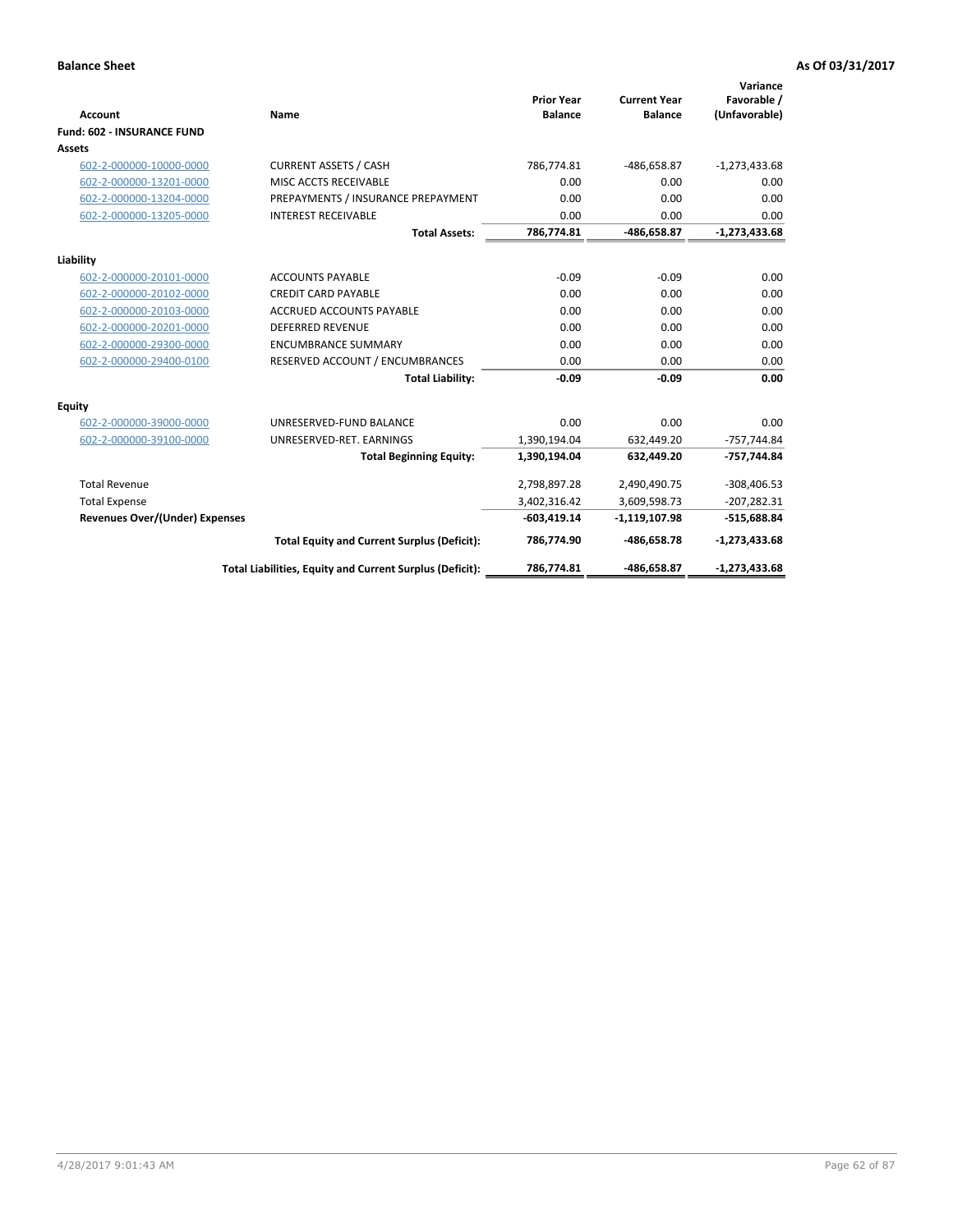**Balance Sheet** **As Of 03/31/2017**

| Account | Name | Prior Year Balance | Current Year Balance | Variance Favorable / (Unfavorable) |
|---|---|---|---|---|
| **Fund: 602 - INSURANCE FUND** | | | | |
| **Assets** | | | | |
| 602-2-000000-10000-0000 | CURRENT ASSETS / CASH | 786,774.81 | -486,658.87 | -1,273,433.68 |
| 602-2-000000-13201-0000 | MISC ACCTS RECEIVABLE | 0.00 | 0.00 | 0.00 |
| 602-2-000000-13204-0000 | PREPAYMENTS / INSURANCE PREPAYMENT | 0.00 | 0.00 | 0.00 |
| 602-2-000000-13205-0000 | INTEREST RECEIVABLE | 0.00 | 0.00 | 0.00 |
| | **Total Assets:** | **786,774.81** | **-486,658.87** | **-1,273,433.68** |
| **Liability** | | | | |
| 602-2-000000-20101-0000 | ACCOUNTS PAYABLE | -0.09 | -0.09 | 0.00 |
| 602-2-000000-20102-0000 | CREDIT CARD PAYABLE | 0.00 | 0.00 | 0.00 |
| 602-2-000000-20103-0000 | ACCRUED ACCOUNTS PAYABLE | 0.00 | 0.00 | 0.00 |
| 602-2-000000-20201-0000 | DEFERRED REVENUE | 0.00 | 0.00 | 0.00 |
| 602-2-000000-29300-0000 | ENCUMBRANCE SUMMARY | 0.00 | 0.00 | 0.00 |
| 602-2-000000-29400-0100 | RESERVED ACCOUNT / ENCUMBRANCES | 0.00 | 0.00 | 0.00 |
| | **Total Liability:** | **-0.09** | **-0.09** | **0.00** |
| **Equity** | | | | |
| 602-2-000000-39000-0000 | UNRESERVED-FUND BALANCE | 0.00 | 0.00 | 0.00 |
| 602-2-000000-39100-0000 | UNRESERVED-RET. EARNINGS | 1,390,194.04 | 632,449.20 | -757,744.84 |
| | **Total Beginning Equity:** | **1,390,194.04** | **632,449.20** | **-757,744.84** |
| Total Revenue | | 2,798,897.28 | 2,490,490.75 | -308,406.53 |
| Total Expense | | 3,402,316.42 | 3,609,598.73 | -207,282.31 |
| **Revenues Over/(Under) Expenses** | | **-603,419.14** | **-1,119,107.98** | **-515,688.84** |
| | **Total Equity and Current Surplus (Deficit):** | **786,774.90** | **-486,658.78** | **-1,273,433.68** |
| | **Total Liabilities, Equity and Current Surplus (Deficit):** | **786,774.81** | **-486,658.87** | **-1,273,433.68** |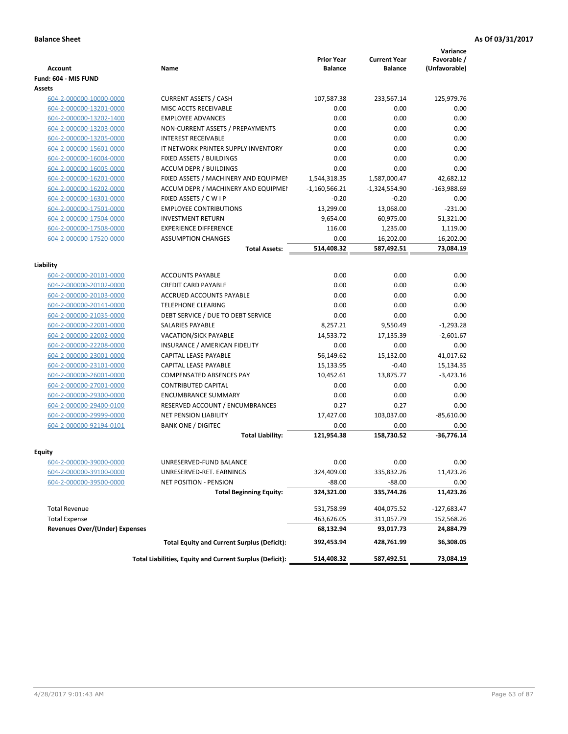**Balance Sheet** **As Of 03/31/2017**

| Account | Name | Prior Year Balance | Current Year Balance | Variance Favorable / (Unfavorable) |
|---|---|---|---|---|
| **Fund: 604 - MIS FUND** | | | | |
| **Assets** | | | | |
| 604-2-000000-10000-0000 | CURRENT ASSETS / CASH | 107,587.38 | 233,567.14 | 125,979.76 |
| 604-2-000000-13201-0000 | MISC ACCTS RECEIVABLE | 0.00 | 0.00 | 0.00 |
| 604-2-000000-13202-1400 | EMPLOYEE ADVANCES | 0.00 | 0.00 | 0.00 |
| 604-2-000000-13203-0000 | NON-CURRENT ASSETS / PREPAYMENTS | 0.00 | 0.00 | 0.00 |
| 604-2-000000-13205-0000 | INTEREST RECEIVABLE | 0.00 | 0.00 | 0.00 |
| 604-2-000000-15601-0000 | IT NETWORK PRINTER SUPPLY INVENTORY | 0.00 | 0.00 | 0.00 |
| 604-2-000000-16004-0000 | FIXED ASSETS / BUILDINGS | 0.00 | 0.00 | 0.00 |
| 604-2-000000-16005-0000 | ACCUM DEPR / BUILDINGS | 0.00 | 0.00 | 0.00 |
| 604-2-000000-16201-0000 | FIXED ASSETS / MACHINERY AND EQUIPMEI | 1,544,318.35 | 1,587,000.47 | 42,682.12 |
| 604-2-000000-16202-0000 | ACCUM DEPR / MACHINERY AND EQUIPMEI | -1,160,566.21 | -1,324,554.90 | -163,988.69 |
| 604-2-000000-16301-0000 | FIXED ASSETS / C W I P | -0.20 | -0.20 | 0.00 |
| 604-2-000000-17501-0000 | EMPLOYEE CONTRIBUTIONS | 13,299.00 | 13,068.00 | -231.00 |
| 604-2-000000-17504-0000 | INVESTMENT RETURN | 9,654.00 | 60,975.00 | 51,321.00 |
| 604-2-000000-17508-0000 | EXPERIENCE DIFFERENCE | 116.00 | 1,235.00 | 1,119.00 |
| 604-2-000000-17520-0000 | ASSUMPTION CHANGES | 0.00 | 16,202.00 | 16,202.00 |
| | **Total Assets:** | **514,408.32** | **587,492.51** | **73,084.19** |
| **Liability** | | | | |
| 604-2-000000-20101-0000 | ACCOUNTS PAYABLE | 0.00 | 0.00 | 0.00 |
| 604-2-000000-20102-0000 | CREDIT CARD PAYABLE | 0.00 | 0.00 | 0.00 |
| 604-2-000000-20103-0000 | ACCRUED ACCOUNTS PAYABLE | 0.00 | 0.00 | 0.00 |
| 604-2-000000-20141-0000 | TELEPHONE CLEARING | 0.00 | 0.00 | 0.00 |
| 604-2-000000-21035-0000 | DEBT SERVICE / DUE TO DEBT SERVICE | 0.00 | 0.00 | 0.00 |
| 604-2-000000-22001-0000 | SALARIES PAYABLE | 8,257.21 | 9,550.49 | -1,293.28 |
| 604-2-000000-22002-0000 | VACATION/SICK PAYABLE | 14,533.72 | 17,135.39 | -2,601.67 |
| 604-2-000000-22208-0000 | INSURANCE / AMERICAN FIDELITY | 0.00 | 0.00 | 0.00 |
| 604-2-000000-23001-0000 | CAPITAL LEASE PAYABLE | 56,149.62 | 15,132.00 | 41,017.62 |
| 604-2-000000-23101-0000 | CAPITAL LEASE PAYABLE | 15,133.95 | -0.40 | 15,134.35 |
| 604-2-000000-26001-0000 | COMPENSATED ABSENCES PAY | 10,452.61 | 13,875.77 | -3,423.16 |
| 604-2-000000-27001-0000 | CONTRIBUTED CAPITAL | 0.00 | 0.00 | 0.00 |
| 604-2-000000-29300-0000 | ENCUMBRANCE SUMMARY | 0.00 | 0.00 | 0.00 |
| 604-2-000000-29400-0100 | RESERVED ACCOUNT / ENCUMBRANCES | 0.27 | 0.27 | 0.00 |
| 604-2-000000-29999-0000 | NET PENSION LIABILITY | 17,427.00 | 103,037.00 | -85,610.00 |
| 604-2-000000-92194-0101 | BANK ONE / DIGITEC | 0.00 | 0.00 | 0.00 |
| | **Total Liability:** | **121,954.38** | **158,730.52** | **-36,776.14** |
| **Equity** | | | | |
| 604-2-000000-39000-0000 | UNRESERVED-FUND BALANCE | 0.00 | 0.00 | 0.00 |
| 604-2-000000-39100-0000 | UNRESERVED-RET. EARNINGS | 324,409.00 | 335,832.26 | 11,423.26 |
| 604-2-000000-39500-0000 | NET POSITION - PENSION | -88.00 | -88.00 | 0.00 |
| | **Total Beginning Equity:** | **324,321.00** | **335,744.26** | **11,423.26** |
| Total Revenue | | 531,758.99 | 404,075.52 | -127,683.47 |
| Total Expense | | 463,626.05 | 311,057.79 | 152,568.26 |
| **Revenues Over/(Under) Expenses** | | **68,132.94** | **93,017.73** | **24,884.79** |
| | **Total Equity and Current Surplus (Deficit):** | **392,453.94** | **428,761.99** | **36,308.05** |
| | **Total Liabilities, Equity and Current Surplus (Deficit):** | **514,408.32** | **587,492.51** | **73,084.19** |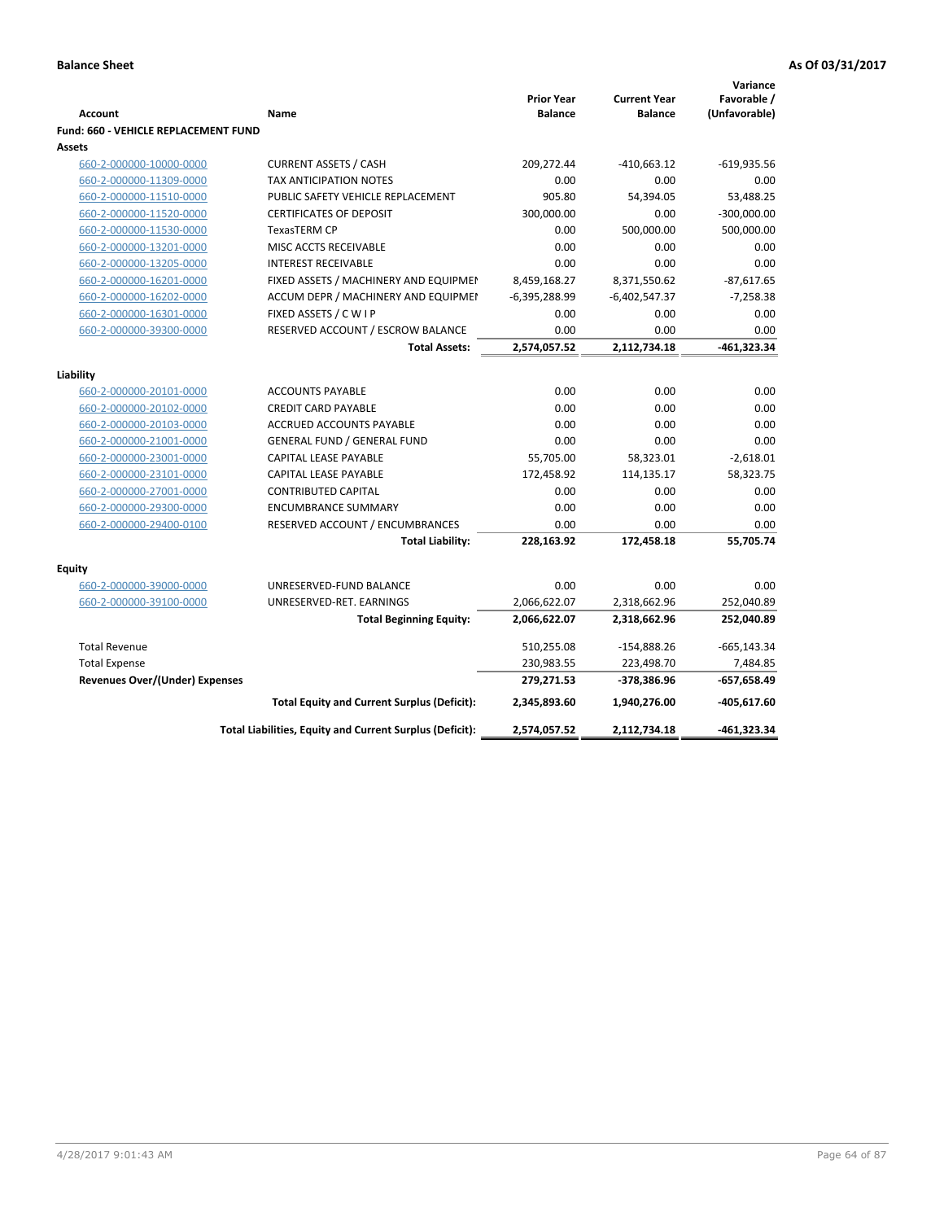**Balance Sheet** **As Of 03/31/2017**

| Account | Name | Prior Year Balance | Current Year Balance | Variance Favorable / (Unfavorable) |
|---|---|---|---|---|
| **Fund: 660 - VEHICLE REPLACEMENT FUND** | | | | |
| **Assets** | | | | |
| 660-2-000000-10000-0000 | CURRENT ASSETS / CASH | 209,272.44 | -410,663.12 | -619,935.56 |
| 660-2-000000-11309-0000 | TAX ANTICIPATION NOTES | 0.00 | 0.00 | 0.00 |
| 660-2-000000-11510-0000 | PUBLIC SAFETY VEHICLE REPLACEMENT | 905.80 | 54,394.05 | 53,488.25 |
| 660-2-000000-11520-0000 | CERTIFICATES OF DEPOSIT | 300,000.00 | 0.00 | -300,000.00 |
| 660-2-000000-11530-0000 | TexasTERM CP | 0.00 | 500,000.00 | 500,000.00 |
| 660-2-000000-13201-0000 | MISC ACCTS RECEIVABLE | 0.00 | 0.00 | 0.00 |
| 660-2-000000-13205-0000 | INTEREST RECEIVABLE | 0.00 | 0.00 | 0.00 |
| 660-2-000000-16201-0000 | FIXED ASSETS / MACHINERY AND EQUIPMEN | 8,459,168.27 | 8,371,550.62 | -87,617.65 |
| 660-2-000000-16202-0000 | ACCUM DEPR / MACHINERY AND EQUIPMEI | -6,395,288.99 | -6,402,547.37 | -7,258.38 |
| 660-2-000000-16301-0000 | FIXED ASSETS / C W I P | 0.00 | 0.00 | 0.00 |
| 660-2-000000-39300-0000 | RESERVED ACCOUNT / ESCROW BALANCE | 0.00 | 0.00 | 0.00 |
| | **Total Assets:** | **2,574,057.52** | **2,112,734.18** | **-461,323.34** |
| **Liability** | | | | |
| 660-2-000000-20101-0000 | ACCOUNTS PAYABLE | 0.00 | 0.00 | 0.00 |
| 660-2-000000-20102-0000 | CREDIT CARD PAYABLE | 0.00 | 0.00 | 0.00 |
| 660-2-000000-20103-0000 | ACCRUED ACCOUNTS PAYABLE | 0.00 | 0.00 | 0.00 |
| 660-2-000000-21001-0000 | GENERAL FUND / GENERAL FUND | 0.00 | 0.00 | 0.00 |
| 660-2-000000-23001-0000 | CAPITAL LEASE PAYABLE | 55,705.00 | 58,323.01 | -2,618.01 |
| 660-2-000000-23101-0000 | CAPITAL LEASE PAYABLE | 172,458.92 | 114,135.17 | 58,323.75 |
| 660-2-000000-27001-0000 | CONTRIBUTED CAPITAL | 0.00 | 0.00 | 0.00 |
| 660-2-000000-29300-0000 | ENCUMBRANCE SUMMARY | 0.00 | 0.00 | 0.00 |
| 660-2-000000-29400-0100 | RESERVED ACCOUNT / ENCUMBRANCES | 0.00 | 0.00 | 0.00 |
| | **Total Liability:** | **228,163.92** | **172,458.18** | **55,705.74** |
| **Equity** | | | | |
| 660-2-000000-39000-0000 | UNRESERVED-FUND BALANCE | 0.00 | 0.00 | 0.00 |
| 660-2-000000-39100-0000 | UNRESERVED-RET. EARNINGS | 2,066,622.07 | 2,318,662.96 | 252,040.89 |
| | **Total Beginning Equity:** | **2,066,622.07** | **2,318,662.96** | **252,040.89** |
| Total Revenue | | 510,255.08 | -154,888.26 | -665,143.34 |
| Total Expense | | 230,983.55 | 223,498.70 | 7,484.85 |
| **Revenues Over/(Under) Expenses** | | **279,271.53** | **-378,386.96** | **-657,658.49** |
| | **Total Equity and Current Surplus (Deficit):** | **2,345,893.60** | **1,940,276.00** | **-405,617.60** |
| | **Total Liabilities, Equity and Current Surplus (Deficit):** | **2,574,057.52** | **2,112,734.18** | **-461,323.34** |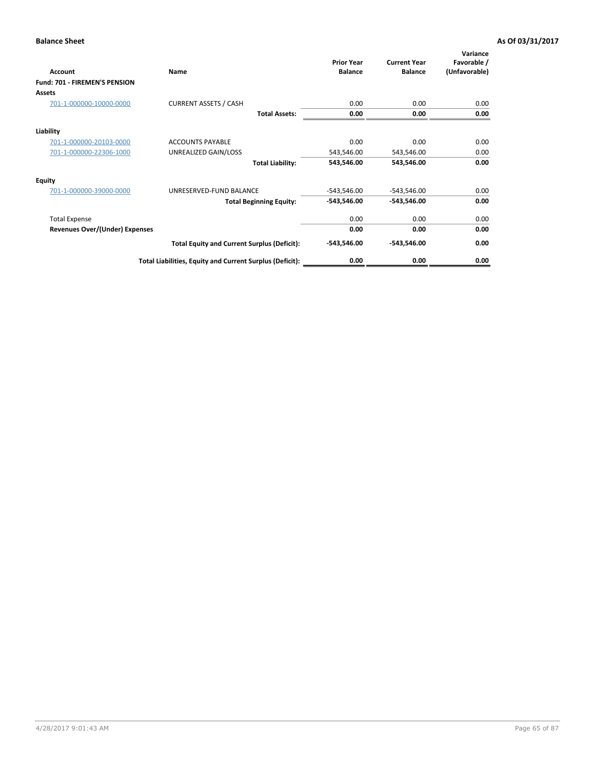**Balance Sheet** **As Of 03/31/2017**

| Account | Name | Prior Year Balance | Current Year Balance | Variance Favorable / (Unfavorable) |
|---|---|---|---|---|
| **Fund: 701 - FIREMEN'S PENSION** | | | | |
| **Assets** | | | | |
| 701-1-000000-10000-0000 | CURRENT ASSETS / CASH | 0.00 | 0.00 | 0.00 |
| | **Total Assets:** | **0.00** | **0.00** | **0.00** |
| **Liability** | | | | |
| 701-1-000000-20103-0000 | ACCOUNTS PAYABLE | 0.00 | 0.00 | 0.00 |
| 701-1-000000-22306-1000 | UNREALIZED GAIN/LOSS | 543,546.00 | 543,546.00 | 0.00 |
| | **Total Liability:** | **543,546.00** | **543,546.00** | **0.00** |
| **Equity** | | | | |
| 701-1-000000-39000-0000 | UNRESERVED-FUND BALANCE | -543,546.00 | -543,546.00 | 0.00 |
| | **Total Beginning Equity:** | **-543,546.00** | **-543,546.00** | **0.00** |
| Total Expense | | 0.00 | 0.00 | 0.00 |
| **Revenues Over/(Under) Expenses** | | **0.00** | **0.00** | **0.00** |
| | **Total Equity and Current Surplus (Deficit):** | **-543,546.00** | **-543,546.00** | **0.00** |
| | **Total Liabilities, Equity and Current Surplus (Deficit):** | **0.00** | **0.00** | **0.00** |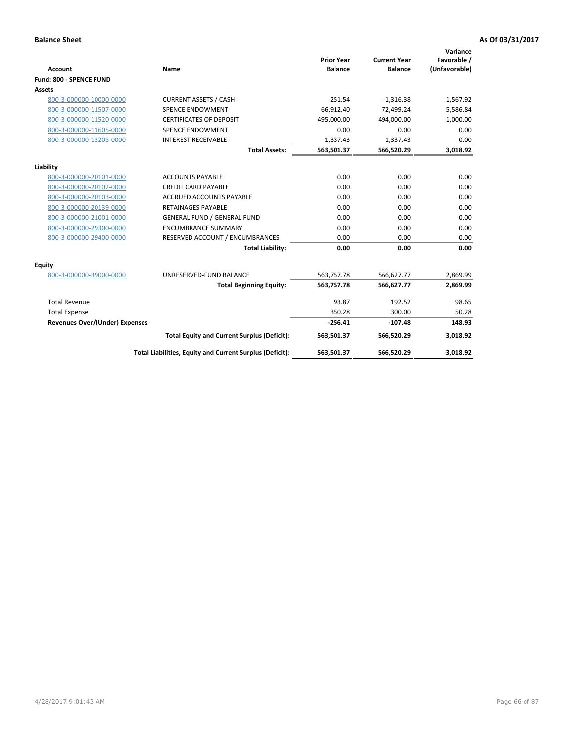**Balance Sheet** **As Of 03/31/2017**

| Account | Name | Prior Year Balance | Current Year Balance | Variance Favorable / (Unfavorable) |
|---|---|---|---|---|
| **Fund: 800 - SPENCE FUND** | | | | |
| **Assets** | | | | |
| 800-3-000000-10000-0000 | CURRENT ASSETS / CASH | 251.54 | -1,316.38 | -1,567.92 |
| 800-3-000000-11507-0000 | SPENCE ENDOWMENT | 66,912.40 | 72,499.24 | 5,586.84 |
| 800-3-000000-11520-0000 | CERTIFICATES OF DEPOSIT | 495,000.00 | 494,000.00 | -1,000.00 |
| 800-3-000000-11605-0000 | SPENCE ENDOWMENT | 0.00 | 0.00 | 0.00 |
| 800-3-000000-13205-0000 | INTEREST RECEIVABLE | 1,337.43 | 1,337.43 | 0.00 |
| | **Total Assets:** | **563,501.37** | **566,520.29** | **3,018.92** |
| **Liability** | | | | |
| 800-3-000000-20101-0000 | ACCOUNTS PAYABLE | 0.00 | 0.00 | 0.00 |
| 800-3-000000-20102-0000 | CREDIT CARD PAYABLE | 0.00 | 0.00 | 0.00 |
| 800-3-000000-20103-0000 | ACCRUED ACCOUNTS PAYABLE | 0.00 | 0.00 | 0.00 |
| 800-3-000000-20139-0000 | RETAINAGES PAYABLE | 0.00 | 0.00 | 0.00 |
| 800-3-000000-21001-0000 | GENERAL FUND / GENERAL FUND | 0.00 | 0.00 | 0.00 |
| 800-3-000000-29300-0000 | ENCUMBRANCE SUMMARY | 0.00 | 0.00 | 0.00 |
| 800-3-000000-29400-0000 | RESERVED ACCOUNT / ENCUMBRANCES | 0.00 | 0.00 | 0.00 |
| | **Total Liability:** | **0.00** | **0.00** | **0.00** |
| **Equity** | | | | |
| 800-3-000000-39000-0000 | UNRESERVED-FUND BALANCE | 563,757.78 | 566,627.77 | 2,869.99 |
| | **Total Beginning Equity:** | **563,757.78** | **566,627.77** | **2,869.99** |
| Total Revenue | | 93.87 | 192.52 | 98.65 |
| Total Expense | | 350.28 | 300.00 | 50.28 |
| **Revenues Over/(Under) Expenses** | | **-256.41** | **-107.48** | **148.93** |
| | **Total Equity and Current Surplus (Deficit):** | **563,501.37** | **566,520.29** | **3,018.92** |
| | **Total Liabilities, Equity and Current Surplus (Deficit):** | **563,501.37** | **566,520.29** | **3,018.92** |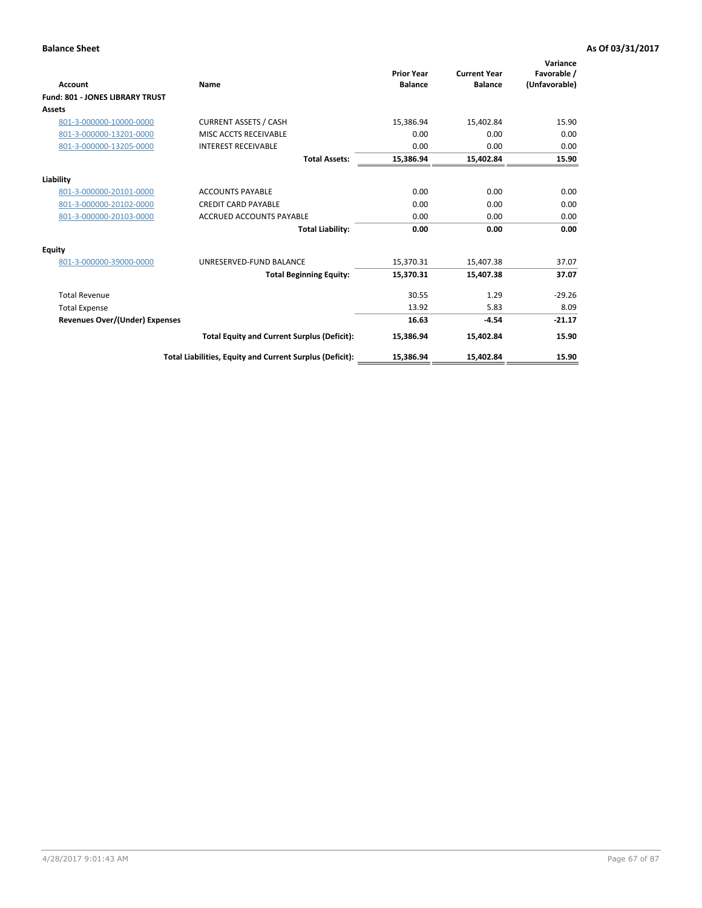**Balance Sheet** **As Of 03/31/2017**

| Account | Name | Prior Year Balance | Current Year Balance | Variance Favorable / (Unfavorable) |
|---|---|---|---|---|
| **Fund: 801 - JONES LIBRARY TRUST** | | | | |
| **Assets** | | | | |
| 801-3-000000-10000-0000 | CURRENT ASSETS / CASH | 15,386.94 | 15,402.84 | 15.90 |
| 801-3-000000-13201-0000 | MISC ACCTS RECEIVABLE | 0.00 | 0.00 | 0.00 |
| 801-3-000000-13205-0000 | INTEREST RECEIVABLE | 0.00 | 0.00 | 0.00 |
| | **Total Assets:** | **15,386.94** | **15,402.84** | **15.90** |
| **Liability** | | | | |
| 801-3-000000-20101-0000 | ACCOUNTS PAYABLE | 0.00 | 0.00 | 0.00 |
| 801-3-000000-20102-0000 | CREDIT CARD PAYABLE | 0.00 | 0.00 | 0.00 |
| 801-3-000000-20103-0000 | ACCRUED ACCOUNTS PAYABLE | 0.00 | 0.00 | 0.00 |
| | **Total Liability:** | **0.00** | **0.00** | **0.00** |
| **Equity** | | | | |
| 801-3-000000-39000-0000 | UNRESERVED-FUND BALANCE | 15,370.31 | 15,407.38 | 37.07 |
| | **Total Beginning Equity:** | **15,370.31** | **15,407.38** | **37.07** |
| Total Revenue | | 30.55 | 1.29 | -29.26 |
| Total Expense | | 13.92 | 5.83 | 8.09 |
| **Revenues Over/(Under) Expenses** | | **16.63** | **-4.54** | **-21.17** |
| | **Total Equity and Current Surplus (Deficit):** | **15,386.94** | **15,402.84** | **15.90** |
| | **Total Liabilities, Equity and Current Surplus (Deficit):** | **15,386.94** | **15,402.84** | **15.90** |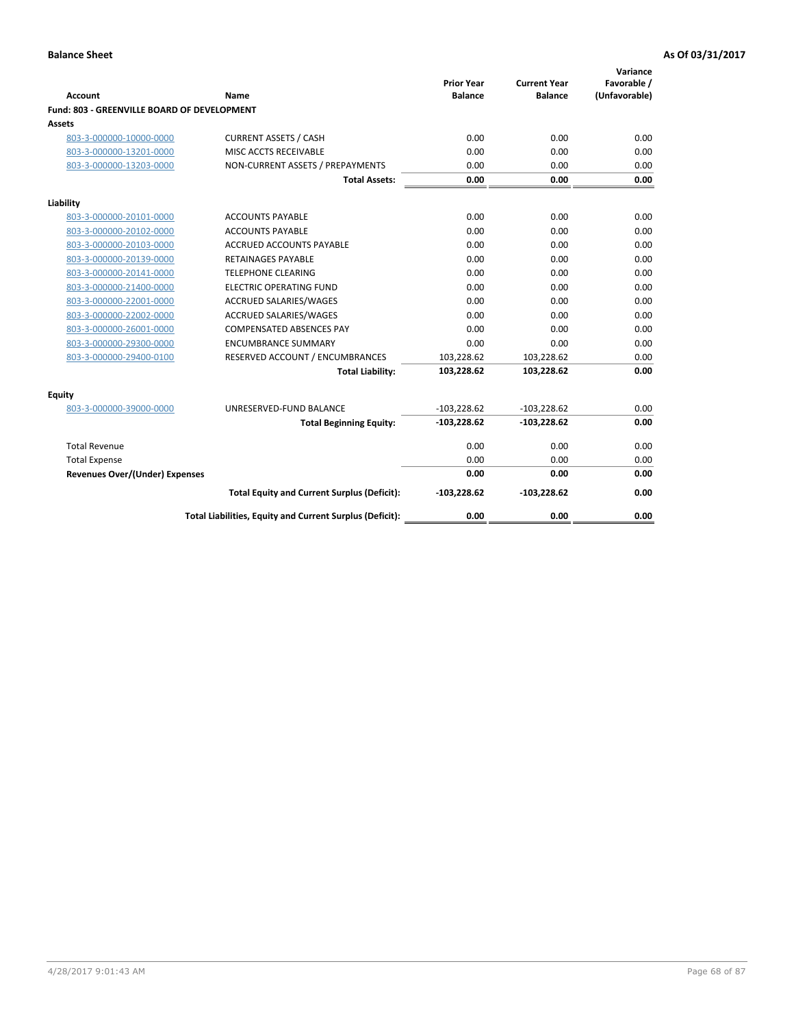**Balance Sheet** **As Of 03/31/2017**

| Account | Name | Prior Year Balance | Current Year Balance | Variance Favorable / (Unfavorable) |
|---|---|---|---|---|
| **Fund: 803 - GREENVILLE BOARD OF DEVELOPMENT** | | | | |
| **Assets** | | | | |
| 803-3-000000-10000-0000 | CURRENT ASSETS / CASH | 0.00 | 0.00 | 0.00 |
| 803-3-000000-13201-0000 | MISC ACCTS RECEIVABLE | 0.00 | 0.00 | 0.00 |
| 803-3-000000-13203-0000 | NON-CURRENT ASSETS / PREPAYMENTS | 0.00 | 0.00 | 0.00 |
| | **Total Assets:** | **0.00** | **0.00** | **0.00** |
| **Liability** | | | | |
| 803-3-000000-20101-0000 | ACCOUNTS PAYABLE | 0.00 | 0.00 | 0.00 |
| 803-3-000000-20102-0000 | ACCOUNTS PAYABLE | 0.00 | 0.00 | 0.00 |
| 803-3-000000-20103-0000 | ACCRUED ACCOUNTS PAYABLE | 0.00 | 0.00 | 0.00 |
| 803-3-000000-20139-0000 | RETAINAGES PAYABLE | 0.00 | 0.00 | 0.00 |
| 803-3-000000-20141-0000 | TELEPHONE CLEARING | 0.00 | 0.00 | 0.00 |
| 803-3-000000-21400-0000 | ELECTRIC OPERATING FUND | 0.00 | 0.00 | 0.00 |
| 803-3-000000-22001-0000 | ACCRUED SALARIES/WAGES | 0.00 | 0.00 | 0.00 |
| 803-3-000000-22002-0000 | ACCRUED SALARIES/WAGES | 0.00 | 0.00 | 0.00 |
| 803-3-000000-26001-0000 | COMPENSATED ABSENCES PAY | 0.00 | 0.00 | 0.00 |
| 803-3-000000-29300-0000 | ENCUMBRANCE SUMMARY | 0.00 | 0.00 | 0.00 |
| 803-3-000000-29400-0100 | RESERVED ACCOUNT / ENCUMBRANCES | 103,228.62 | 103,228.62 | 0.00 |
| | **Total Liability:** | **103,228.62** | **103,228.62** | **0.00** |
| **Equity** | | | | |
| 803-3-000000-39000-0000 | UNRESERVED-FUND BALANCE | -103,228.62 | -103,228.62 | 0.00 |
| | **Total Beginning Equity:** | **-103,228.62** | **-103,228.62** | **0.00** |
| Total Revenue | | 0.00 | 0.00 | 0.00 |
| Total Expense | | 0.00 | 0.00 | 0.00 |
| **Revenues Over/(Under) Expenses** | | **0.00** | **0.00** | **0.00** |
| | **Total Equity and Current Surplus (Deficit):** | **-103,228.62** | **-103,228.62** | **0.00** |
| | **Total Liabilities, Equity and Current Surplus (Deficit):** | **0.00** | **0.00** | **0.00** |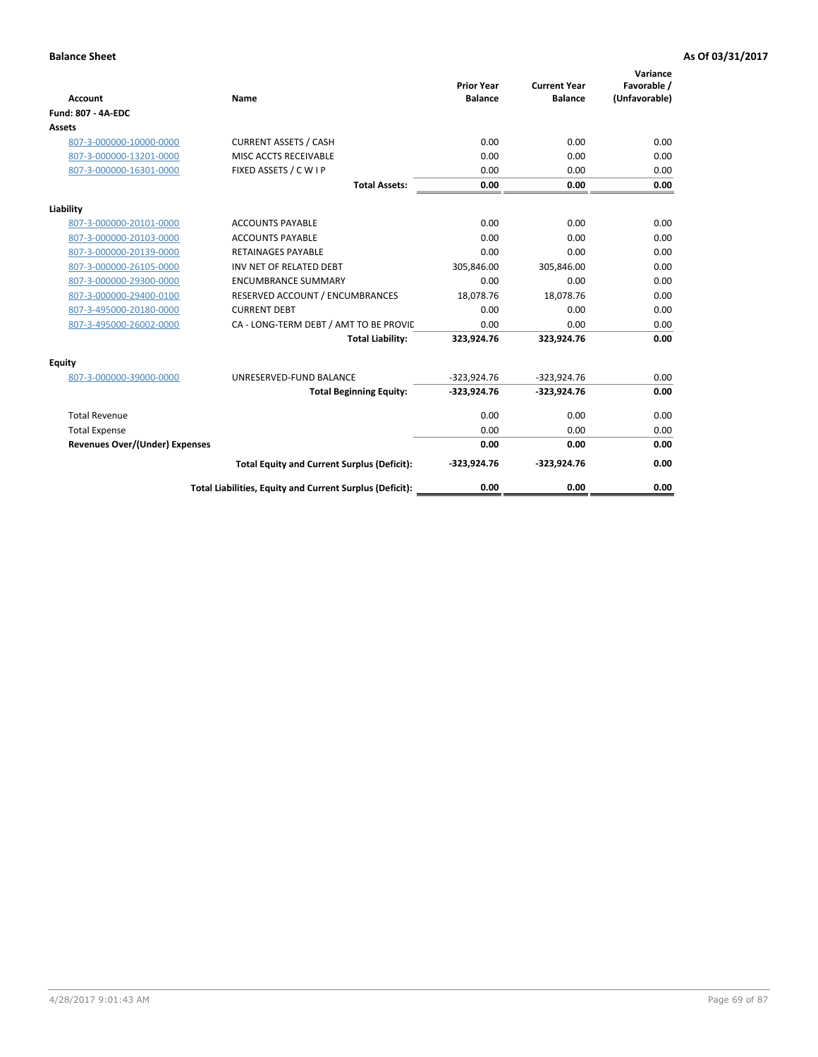**Balance Sheet** **As Of 03/31/2017**

| Account | Name | Prior Year Balance | Current Year Balance | Variance Favorable / (Unfavorable) |
|---|---|---|---|---|
| **Fund: 807 - 4A-EDC** | | | | |
| **Assets** | | | | |
| 807-3-000000-10000-0000 | CURRENT ASSETS / CASH | 0.00 | 0.00 | 0.00 |
| 807-3-000000-13201-0000 | MISC ACCTS RECEIVABLE | 0.00 | 0.00 | 0.00 |
| 807-3-000000-16301-0000 | FIXED ASSETS / C W I P | 0.00 | 0.00 | 0.00 |
| | **Total Assets:** | **0.00** | **0.00** | **0.00** |
| **Liability** | | | | |
| 807-3-000000-20101-0000 | ACCOUNTS PAYABLE | 0.00 | 0.00 | 0.00 |
| 807-3-000000-20103-0000 | ACCOUNTS PAYABLE | 0.00 | 0.00 | 0.00 |
| 807-3-000000-20139-0000 | RETAINAGES PAYABLE | 0.00 | 0.00 | 0.00 |
| 807-3-000000-26105-0000 | INV NET OF RELATED DEBT | 305,846.00 | 305,846.00 | 0.00 |
| 807-3-000000-29300-0000 | ENCUMBRANCE SUMMARY | 0.00 | 0.00 | 0.00 |
| 807-3-000000-29400-0100 | RESERVED ACCOUNT / ENCUMBRANCES | 18,078.76 | 18,078.76 | 0.00 |
| 807-3-495000-20180-0000 | CURRENT DEBT | 0.00 | 0.00 | 0.00 |
| 807-3-495000-26002-0000 | CA - LONG-TERM DEBT / AMT TO BE PROVIC | 0.00 | 0.00 | 0.00 |
| | **Total Liability:** | **323,924.76** | **323,924.76** | **0.00** |
| **Equity** | | | | |
| 807-3-000000-39000-0000 | UNRESERVED-FUND BALANCE | -323,924.76 | -323,924.76 | 0.00 |
| | **Total Beginning Equity:** | **-323,924.76** | **-323,924.76** | **0.00** |
| Total Revenue | | 0.00 | 0.00 | 0.00 |
| Total Expense | | 0.00 | 0.00 | 0.00 |
| **Revenues Over/(Under) Expenses** | | **0.00** | **0.00** | **0.00** |
| | **Total Equity and Current Surplus (Deficit):** | **-323,924.76** | **-323,924.76** | **0.00** |
| | **Total Liabilities, Equity and Current Surplus (Deficit):** | **0.00** | **0.00** | **0.00** |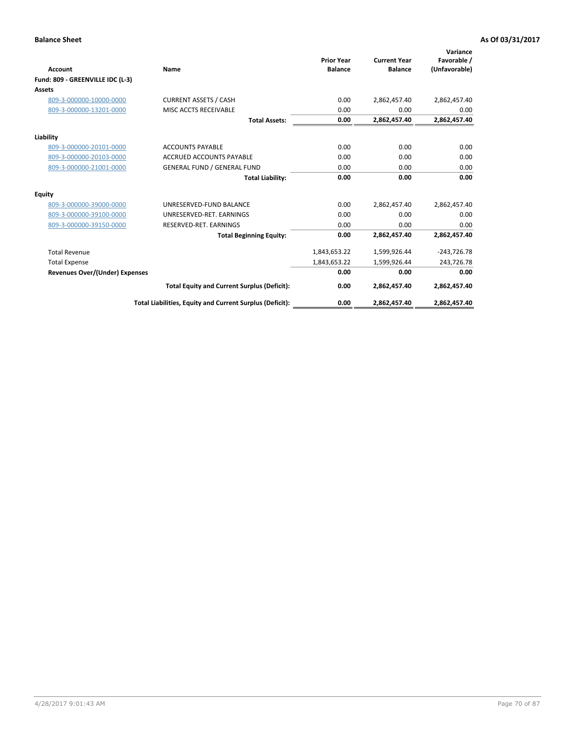**Balance Sheet** **As Of 03/31/2017**

| Account | Name | Prior Year Balance | Current Year Balance | Variance Favorable / (Unfavorable) |
|---|---|---|---|---|
| **Fund: 809 - GREENVILLE IDC (L-3)** | | | | |
| **Assets** | | | | |
| 809-3-000000-10000-0000 | CURRENT ASSETS / CASH | 0.00 | 2,862,457.40 | 2,862,457.40 |
| 809-3-000000-13201-0000 | MISC ACCTS RECEIVABLE | 0.00 | 0.00 | 0.00 |
| | **Total Assets:** | **0.00** | **2,862,457.40** | **2,862,457.40** |
| **Liability** | | | | |
| 809-3-000000-20101-0000 | ACCOUNTS PAYABLE | 0.00 | 0.00 | 0.00 |
| 809-3-000000-20103-0000 | ACCRUED ACCOUNTS PAYABLE | 0.00 | 0.00 | 0.00 |
| 809-3-000000-21001-0000 | GENERAL FUND / GENERAL FUND | 0.00 | 0.00 | 0.00 |
| | **Total Liability:** | **0.00** | **0.00** | **0.00** |
| **Equity** | | | | |
| 809-3-000000-39000-0000 | UNRESERVED-FUND BALANCE | 0.00 | 2,862,457.40 | 2,862,457.40 |
| 809-3-000000-39100-0000 | UNRESERVED-RET. EARNINGS | 0.00 | 0.00 | 0.00 |
| 809-3-000000-39150-0000 | RESERVED-RET. EARNINGS | 0.00 | 0.00 | 0.00 |
| | **Total Beginning Equity:** | **0.00** | **2,862,457.40** | **2,862,457.40** |
| Total Revenue | | 1,843,653.22 | 1,599,926.44 | -243,726.78 |
| Total Expense | | 1,843,653.22 | 1,599,926.44 | 243,726.78 |
| **Revenues Over/(Under) Expenses** | | **0.00** | **0.00** | **0.00** |
| | **Total Equity and Current Surplus (Deficit):** | **0.00** | **2,862,457.40** | **2,862,457.40** |
| | **Total Liabilities, Equity and Current Surplus (Deficit):** | **0.00** | **2,862,457.40** | **2,862,457.40** |

4/28/2017 9:01:43 AM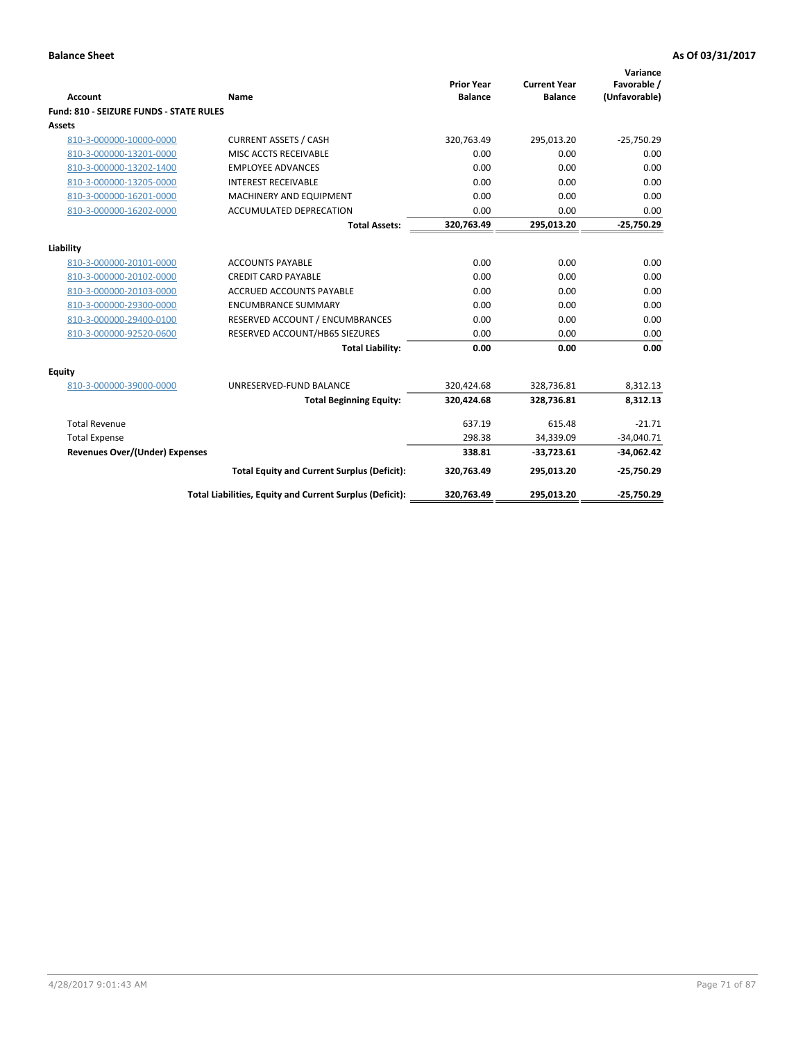**Balance Sheet** **As Of 03/31/2017**

| Account | Name | Prior Year Balance | Current Year Balance | Variance Favorable / (Unfavorable) |
|---|---|---|---|---|
| **Fund: 810 - SEIZURE FUNDS - STATE RULES** | | | | |
| **Assets** | | | | |
| 810-3-000000-10000-0000 | CURRENT ASSETS / CASH | 320,763.49 | 295,013.20 | -25,750.29 |
| 810-3-000000-13201-0000 | MISC ACCTS RECEIVABLE | 0.00 | 0.00 | 0.00 |
| 810-3-000000-13202-1400 | EMPLOYEE ADVANCES | 0.00 | 0.00 | 0.00 |
| 810-3-000000-13205-0000 | INTEREST RECEIVABLE | 0.00 | 0.00 | 0.00 |
| 810-3-000000-16201-0000 | MACHINERY AND EQUIPMENT | 0.00 | 0.00 | 0.00 |
| 810-3-000000-16202-0000 | ACCUMULATED DEPRECATION | 0.00 | 0.00 | 0.00 |
| | **Total Assets:** | **320,763.49** | **295,013.20** | **-25,750.29** |
| **Liability** | | | | |
| 810-3-000000-20101-0000 | ACCOUNTS PAYABLE | 0.00 | 0.00 | 0.00 |
| 810-3-000000-20102-0000 | CREDIT CARD PAYABLE | 0.00 | 0.00 | 0.00 |
| 810-3-000000-20103-0000 | ACCRUED ACCOUNTS PAYABLE | 0.00 | 0.00 | 0.00 |
| 810-3-000000-29300-0000 | ENCUMBRANCE SUMMARY | 0.00 | 0.00 | 0.00 |
| 810-3-000000-29400-0100 | RESERVED ACCOUNT / ENCUMBRANCES | 0.00 | 0.00 | 0.00 |
| 810-3-000000-92520-0600 | RESERVED ACCOUNT/HB65 SIEZURES | 0.00 | 0.00 | 0.00 |
| | **Total Liability:** | **0.00** | **0.00** | **0.00** |
| **Equity** | | | | |
| 810-3-000000-39000-0000 | UNRESERVED-FUND BALANCE | 320,424.68 | 328,736.81 | 8,312.13 |
| | **Total Beginning Equity:** | **320,424.68** | **328,736.81** | **8,312.13** |
| Total Revenue | | 637.19 | 615.48 | -21.71 |
| Total Expense | | 298.38 | 34,339.09 | -34,040.71 |
| **Revenues Over/(Under) Expenses** | | **338.81** | **-33,723.61** | **-34,062.42** |
| | **Total Equity and Current Surplus (Deficit):** | **320,763.49** | **295,013.20** | **-25,750.29** |
| | **Total Liabilities, Equity and Current Surplus (Deficit):** | **320,763.49** | **295,013.20** | **-25,750.29** |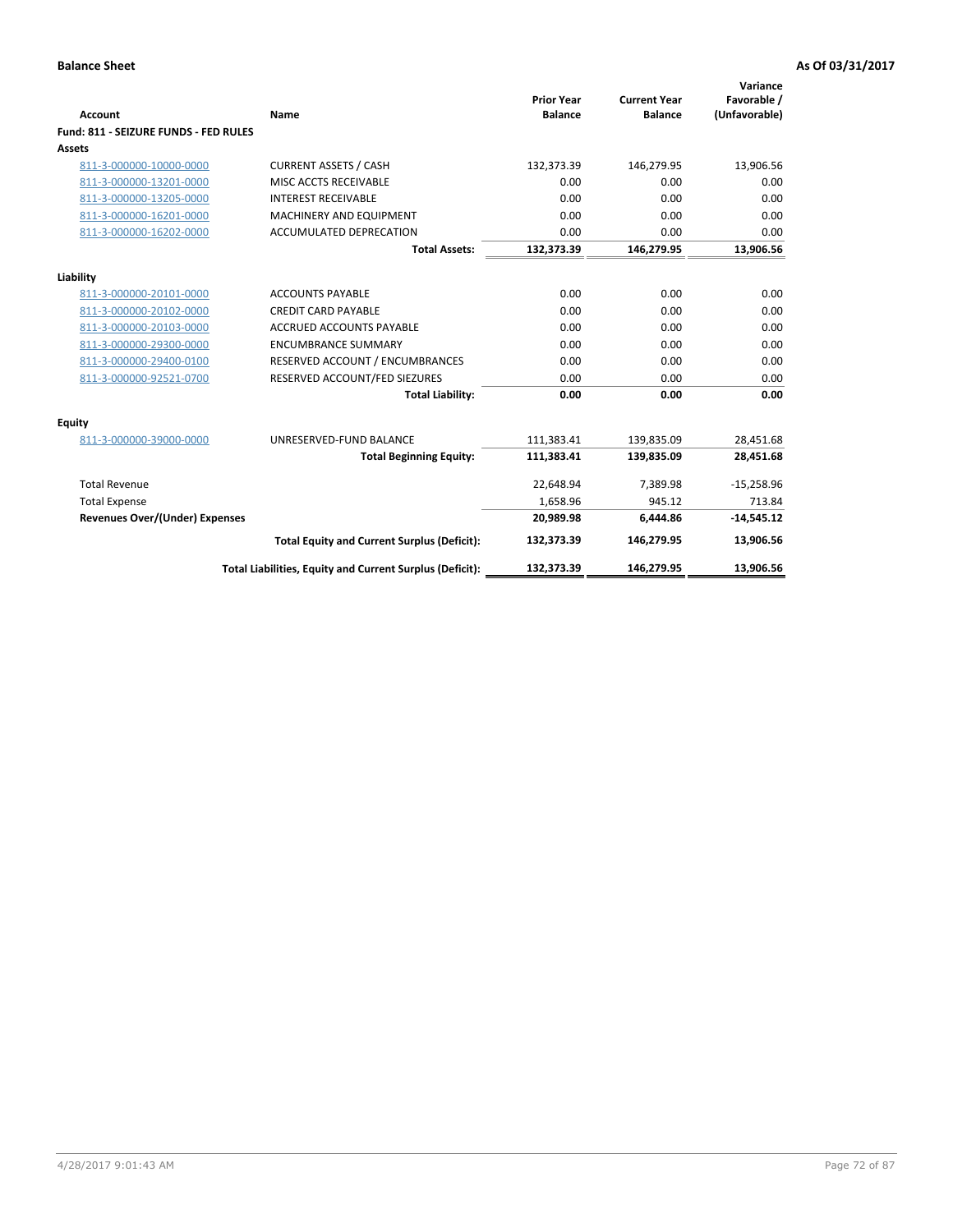**Balance Sheet** | **As Of 03/31/2017**

| Account | Name | Prior Year Balance | Current Year Balance | Variance Favorable / (Unfavorable) |
|---|---|---|---|---|
| **Fund: 811 - SEIZURE FUNDS - FED RULES** | | | | |
| **Assets** | | | | |
| 811-3-000000-10000-0000 | CURRENT ASSETS / CASH | 132,373.39 | 146,279.95 | 13,906.56 |
| 811-3-000000-13201-0000 | MISC ACCTS RECEIVABLE | 0.00 | 0.00 | 0.00 |
| 811-3-000000-13205-0000 | INTEREST RECEIVABLE | 0.00 | 0.00 | 0.00 |
| 811-3-000000-16201-0000 | MACHINERY AND EQUIPMENT | 0.00 | 0.00 | 0.00 |
| 811-3-000000-16202-0000 | ACCUMULATED DEPRECATION | 0.00 | 0.00 | 0.00 |
| | **Total Assets:** | **132,373.39** | **146,279.95** | **13,906.56** |
| **Liability** | | | | |
| 811-3-000000-20101-0000 | ACCOUNTS PAYABLE | 0.00 | 0.00 | 0.00 |
| 811-3-000000-20102-0000 | CREDIT CARD PAYABLE | 0.00 | 0.00 | 0.00 |
| 811-3-000000-20103-0000 | ACCRUED ACCOUNTS PAYABLE | 0.00 | 0.00 | 0.00 |
| 811-3-000000-29300-0000 | ENCUMBRANCE SUMMARY | 0.00 | 0.00 | 0.00 |
| 811-3-000000-29400-0100 | RESERVED ACCOUNT / ENCUMBRANCES | 0.00 | 0.00 | 0.00 |
| 811-3-000000-92521-0700 | RESERVED ACCOUNT/FED SIEZURES | 0.00 | 0.00 | 0.00 |
| | **Total Liability:** | **0.00** | **0.00** | **0.00** |
| **Equity** | | | | |
| 811-3-000000-39000-0000 | UNRESERVED-FUND BALANCE | 111,383.41 | 139,835.09 | 28,451.68 |
| | **Total Beginning Equity:** | **111,383.41** | **139,835.09** | **28,451.68** |
| Total Revenue | | 22,648.94 | 7,389.98 | -15,258.96 |
| Total Expense | | 1,658.96 | 945.12 | 713.84 |
| **Revenues Over/(Under) Expenses** | | **20,989.98** | **6,444.86** | **-14,545.12** |
| | **Total Equity and Current Surplus (Deficit):** | **132,373.39** | **146,279.95** | **13,906.56** |
| | **Total Liabilities, Equity and Current Surplus (Deficit):** | **132,373.39** | **146,279.95** | **13,906.56** |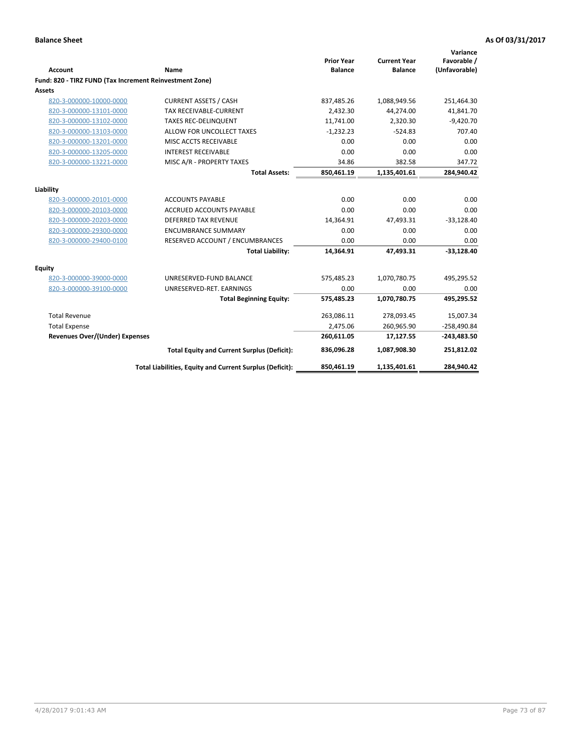**Balance Sheet** **As Of 03/31/2017**

| Account | Name | Prior Year Balance | Current Year Balance | Variance Favorable / (Unfavorable) |
|---|---|---|---|---|
| **Fund: 820 - TIRZ FUND (Tax Increment Reinvestment Zone)** | | | | |
| **Assets** | | | | |
| 820-3-000000-10000-0000 | CURRENT ASSETS / CASH | 837,485.26 | 1,088,949.56 | 251,464.30 |
| 820-3-000000-13101-0000 | TAX RECEIVABLE-CURRENT | 2,432.30 | 44,274.00 | 41,841.70 |
| 820-3-000000-13102-0000 | TAXES REC-DELINQUENT | 11,741.00 | 2,320.30 | -9,420.70 |
| 820-3-000000-13103-0000 | ALLOW FOR UNCOLLECT TAXES | -1,232.23 | -524.83 | 707.40 |
| 820-3-000000-13201-0000 | MISC ACCTS RECEIVABLE | 0.00 | 0.00 | 0.00 |
| 820-3-000000-13205-0000 | INTEREST RECEIVABLE | 0.00 | 0.00 | 0.00 |
| 820-3-000000-13221-0000 | MISC A/R - PROPERTY TAXES | 34.86 | 382.58 | 347.72 |
| | **Total Assets:** | **850,461.19** | **1,135,401.61** | **284,940.42** |
| **Liability** | | | | |
| 820-3-000000-20101-0000 | ACCOUNTS PAYABLE | 0.00 | 0.00 | 0.00 |
| 820-3-000000-20103-0000 | ACCRUED ACCOUNTS PAYABLE | 0.00 | 0.00 | 0.00 |
| 820-3-000000-20203-0000 | DEFERRED TAX REVENUE | 14,364.91 | 47,493.31 | -33,128.40 |
| 820-3-000000-29300-0000 | ENCUMBRANCE SUMMARY | 0.00 | 0.00 | 0.00 |
| 820-3-000000-29400-0100 | RESERVED ACCOUNT / ENCUMBRANCES | 0.00 | 0.00 | 0.00 |
| | **Total Liability:** | **14,364.91** | **47,493.31** | **-33,128.40** |
| **Equity** | | | | |
| 820-3-000000-39000-0000 | UNRESERVED-FUND BALANCE | 575,485.23 | 1,070,780.75 | 495,295.52 |
| 820-3-000000-39100-0000 | UNRESERVED-RET. EARNINGS | 0.00 | 0.00 | 0.00 |
| | **Total Beginning Equity:** | **575,485.23** | **1,070,780.75** | **495,295.52** |
| Total Revenue | | 263,086.11 | 278,093.45 | 15,007.34 |
| Total Expense | | 2,475.06 | 260,965.90 | -258,490.84 |
| **Revenues Over/(Under) Expenses** | | **260,611.05** | **17,127.55** | **-243,483.50** |
| | **Total Equity and Current Surplus (Deficit):** | **836,096.28** | **1,087,908.30** | **251,812.02** |
| | **Total Liabilities, Equity and Current Surplus (Deficit):** | **850,461.19** | **1,135,401.61** | **284,940.42** |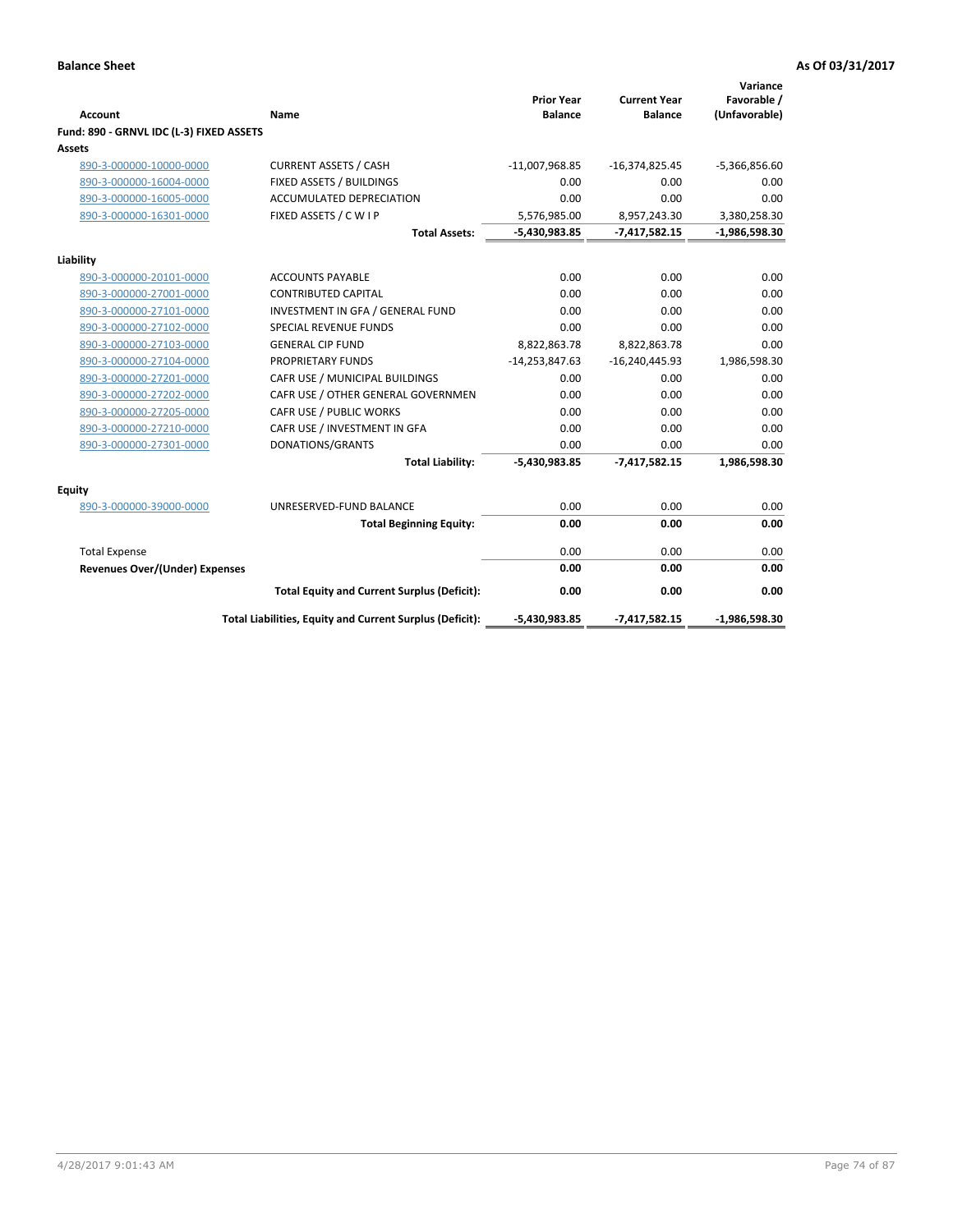**Balance Sheet** | **As Of 03/31/2017**

| Account | Name | Prior Year Balance | Current Year Balance | Variance Favorable / (Unfavorable) |
|---|---|---|---|---|
| **Fund: 890 - GRNVL IDC (L-3) FIXED ASSETS** | | | | |
| **Assets** | | | | |
| 890-3-000000-10000-0000 | CURRENT ASSETS / CASH | -11,007,968.85 | -16,374,825.45 | -5,366,856.60 |
| 890-3-000000-16004-0000 | FIXED ASSETS / BUILDINGS | 0.00 | 0.00 | 0.00 |
| 890-3-000000-16005-0000 | ACCUMULATED DEPRECIATION | 0.00 | 0.00 | 0.00 |
| 890-3-000000-16301-0000 | FIXED ASSETS / C W I P | 5,576,985.00 | 8,957,243.30 | 3,380,258.30 |
| | **Total Assets:** | **-5,430,983.85** | **-7,417,582.15** | **-1,986,598.30** |
| **Liability** | | | | |
| 890-3-000000-20101-0000 | ACCOUNTS PAYABLE | 0.00 | 0.00 | 0.00 |
| 890-3-000000-27001-0000 | CONTRIBUTED CAPITAL | 0.00 | 0.00 | 0.00 |
| 890-3-000000-27101-0000 | INVESTMENT IN GFA / GENERAL FUND | 0.00 | 0.00 | 0.00 |
| 890-3-000000-27102-0000 | SPECIAL REVENUE FUNDS | 0.00 | 0.00 | 0.00 |
| 890-3-000000-27103-0000 | GENERAL CIP FUND | 8,822,863.78 | 8,822,863.78 | 0.00 |
| 890-3-000000-27104-0000 | PROPRIETARY FUNDS | -14,253,847.63 | -16,240,445.93 | 1,986,598.30 |
| 890-3-000000-27201-0000 | CAFR USE / MUNICIPAL BUILDINGS | 0.00 | 0.00 | 0.00 |
| 890-3-000000-27202-0000 | CAFR USE / OTHER GENERAL GOVERNMEN | 0.00 | 0.00 | 0.00 |
| 890-3-000000-27205-0000 | CAFR USE / PUBLIC WORKS | 0.00 | 0.00 | 0.00 |
| 890-3-000000-27210-0000 | CAFR USE / INVESTMENT IN GFA | 0.00 | 0.00 | 0.00 |
| 890-3-000000-27301-0000 | DONATIONS/GRANTS | 0.00 | 0.00 | 0.00 |
| | **Total Liability:** | **-5,430,983.85** | **-7,417,582.15** | **1,986,598.30** |
| **Equity** | | | | |
| 890-3-000000-39000-0000 | UNRESERVED-FUND BALANCE | 0.00 | 0.00 | 0.00 |
| | **Total Beginning Equity:** | **0.00** | **0.00** | **0.00** |
| Total Expense | | 0.00 | 0.00 | 0.00 |
| **Revenues Over/(Under) Expenses** | | **0.00** | **0.00** | **0.00** |
| | **Total Equity and Current Surplus (Deficit):** | **0.00** | **0.00** | **0.00** |
| | **Total Liabilities, Equity and Current Surplus (Deficit):** | **-5,430,983.85** | **-7,417,582.15** | **-1,986,598.30** |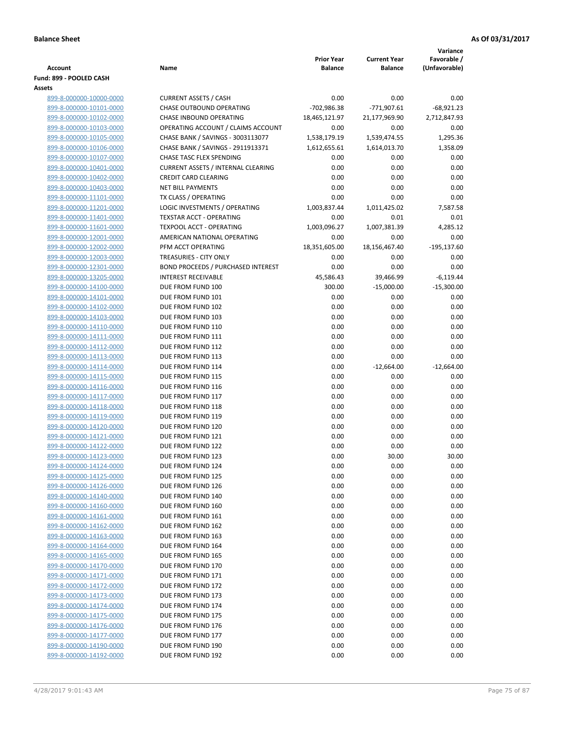**Balance Sheet** **As Of 03/31/2017**

| Account | Name | Prior Year Balance | Current Year Balance | Variance Favorable / (Unfavorable) |
|---|---|---|---|---|
| **Fund: 899 - POOLED CASH** | | | | |
| **Assets** | | | | |
| 899-8-000000-10000-0000 | CURRENT ASSETS / CASH | 0.00 | 0.00 | 0.00 |
| 899-8-000000-10101-0000 | CHASE OUTBOUND OPERATING | -702,986.38 | -771,907.61 | -68,921.23 |
| 899-8-000000-10102-0000 | CHASE INBOUND OPERATING | 18,465,121.97 | 21,177,969.90 | 2,712,847.93 |
| 899-8-000000-10103-0000 | OPERATING ACCOUNT / CLAIMS ACCOUNT | 0.00 | 0.00 | 0.00 |
| 899-8-000000-10105-0000 | CHASE BANK / SAVINGS - 3003113077 | 1,538,179.19 | 1,539,474.55 | 1,295.36 |
| 899-8-000000-10106-0000 | CHASE BANK / SAVINGS - 2911913371 | 1,612,655.61 | 1,614,013.70 | 1,358.09 |
| 899-8-000000-10107-0000 | CHASE TASC FLEX SPENDING | 0.00 | 0.00 | 0.00 |
| 899-8-000000-10401-0000 | CURRENT ASSETS / INTERNAL CLEARING | 0.00 | 0.00 | 0.00 |
| 899-8-000000-10402-0000 | CREDIT CARD CLEARING | 0.00 | 0.00 | 0.00 |
| 899-8-000000-10403-0000 | NET BILL PAYMENTS | 0.00 | 0.00 | 0.00 |
| 899-8-000000-11101-0000 | TX CLASS / OPERATING | 0.00 | 0.00 | 0.00 |
| 899-8-000000-11201-0000 | LOGIC INVESTMENTS / OPERATING | 1,003,837.44 | 1,011,425.02 | 7,587.58 |
| 899-8-000000-11401-0000 | TEXSTAR ACCT - OPERATING | 0.00 | 0.01 | 0.01 |
| 899-8-000000-11601-0000 | TEXPOOL ACCT - OPERATING | 1,003,096.27 | 1,007,381.39 | 4,285.12 |
| 899-8-000000-12001-0000 | AMERICAN NATIONAL OPERATING | 0.00 | 0.00 | 0.00 |
| 899-8-000000-12002-0000 | PFM ACCT OPERATING | 18,351,605.00 | 18,156,467.40 | -195,137.60 |
| 899-8-000000-12003-0000 | TREASURIES - CITY ONLY | 0.00 | 0.00 | 0.00 |
| 899-8-000000-12301-0000 | BOND PROCEEDS / PURCHASED INTEREST | 0.00 | 0.00 | 0.00 |
| 899-8-000000-13205-0000 | INTEREST RECEIVABLE | 45,586.43 | 39,466.99 | -6,119.44 |
| 899-8-000000-14100-0000 | DUE FROM FUND 100 | 300.00 | -15,000.00 | -15,300.00 |
| 899-8-000000-14101-0000 | DUE FROM FUND 101 | 0.00 | 0.00 | 0.00 |
| 899-8-000000-14102-0000 | DUE FROM FUND 102 | 0.00 | 0.00 | 0.00 |
| 899-8-000000-14103-0000 | DUE FROM FUND 103 | 0.00 | 0.00 | 0.00 |
| 899-8-000000-14110-0000 | DUE FROM FUND 110 | 0.00 | 0.00 | 0.00 |
| 899-8-000000-14111-0000 | DUE FROM FUND 111 | 0.00 | 0.00 | 0.00 |
| 899-8-000000-14112-0000 | DUE FROM FUND 112 | 0.00 | 0.00 | 0.00 |
| 899-8-000000-14113-0000 | DUE FROM FUND 113 | 0.00 | 0.00 | 0.00 |
| 899-8-000000-14114-0000 | DUE FROM FUND 114 | 0.00 | -12,664.00 | -12,664.00 |
| 899-8-000000-14115-0000 | DUE FROM FUND 115 | 0.00 | 0.00 | 0.00 |
| 899-8-000000-14116-0000 | DUE FROM FUND 116 | 0.00 | 0.00 | 0.00 |
| 899-8-000000-14117-0000 | DUE FROM FUND 117 | 0.00 | 0.00 | 0.00 |
| 899-8-000000-14118-0000 | DUE FROM FUND 118 | 0.00 | 0.00 | 0.00 |
| 899-8-000000-14119-0000 | DUE FROM FUND 119 | 0.00 | 0.00 | 0.00 |
| 899-8-000000-14120-0000 | DUE FROM FUND 120 | 0.00 | 0.00 | 0.00 |
| 899-8-000000-14121-0000 | DUE FROM FUND 121 | 0.00 | 0.00 | 0.00 |
| 899-8-000000-14122-0000 | DUE FROM FUND 122 | 0.00 | 0.00 | 0.00 |
| 899-8-000000-14123-0000 | DUE FROM FUND 123 | 0.00 | 30.00 | 30.00 |
| 899-8-000000-14124-0000 | DUE FROM FUND 124 | 0.00 | 0.00 | 0.00 |
| 899-8-000000-14125-0000 | DUE FROM FUND 125 | 0.00 | 0.00 | 0.00 |
| 899-8-000000-14126-0000 | DUE FROM FUND 126 | 0.00 | 0.00 | 0.00 |
| 899-8-000000-14140-0000 | DUE FROM FUND 140 | 0.00 | 0.00 | 0.00 |
| 899-8-000000-14160-0000 | DUE FROM FUND 160 | 0.00 | 0.00 | 0.00 |
| 899-8-000000-14161-0000 | DUE FROM FUND 161 | 0.00 | 0.00 | 0.00 |
| 899-8-000000-14162-0000 | DUE FROM FUND 162 | 0.00 | 0.00 | 0.00 |
| 899-8-000000-14163-0000 | DUE FROM FUND 163 | 0.00 | 0.00 | 0.00 |
| 899-8-000000-14164-0000 | DUE FROM FUND 164 | 0.00 | 0.00 | 0.00 |
| 899-8-000000-14165-0000 | DUE FROM FUND 165 | 0.00 | 0.00 | 0.00 |
| 899-8-000000-14170-0000 | DUE FROM FUND 170 | 0.00 | 0.00 | 0.00 |
| 899-8-000000-14171-0000 | DUE FROM FUND 171 | 0.00 | 0.00 | 0.00 |
| 899-8-000000-14172-0000 | DUE FROM FUND 172 | 0.00 | 0.00 | 0.00 |
| 899-8-000000-14173-0000 | DUE FROM FUND 173 | 0.00 | 0.00 | 0.00 |
| 899-8-000000-14174-0000 | DUE FROM FUND 174 | 0.00 | 0.00 | 0.00 |
| 899-8-000000-14175-0000 | DUE FROM FUND 175 | 0.00 | 0.00 | 0.00 |
| 899-8-000000-14176-0000 | DUE FROM FUND 176 | 0.00 | 0.00 | 0.00 |
| 899-8-000000-14177-0000 | DUE FROM FUND 177 | 0.00 | 0.00 | 0.00 |
| 899-8-000000-14190-0000 | DUE FROM FUND 190 | 0.00 | 0.00 | 0.00 |
| 899-8-000000-14192-0000 | DUE FROM FUND 192 | 0.00 | 0.00 | 0.00 |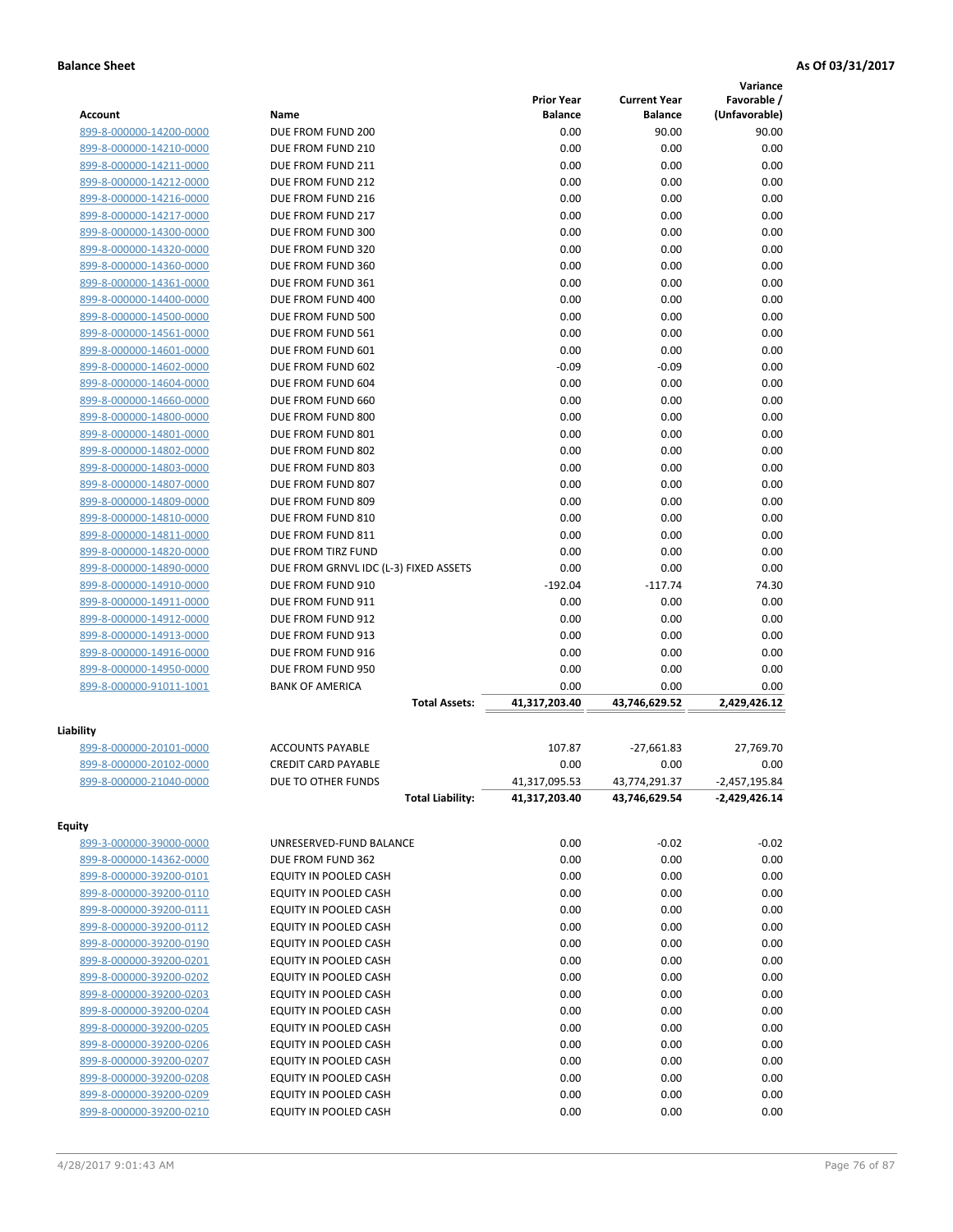**Balance Sheet** **As Of 03/31/2017**

| Account | Name | Prior Year Balance | Current Year Balance | Variance Favorable / (Unfavorable) |
|---|---|---|---|---|
| 899-8-000000-14200-0000 | DUE FROM FUND 200 | 0.00 | 90.00 | 90.00 |
| 899-8-000000-14210-0000 | DUE FROM FUND 210 | 0.00 | 0.00 | 0.00 |
| 899-8-000000-14211-0000 | DUE FROM FUND 211 | 0.00 | 0.00 | 0.00 |
| 899-8-000000-14212-0000 | DUE FROM FUND 212 | 0.00 | 0.00 | 0.00 |
| 899-8-000000-14216-0000 | DUE FROM FUND 216 | 0.00 | 0.00 | 0.00 |
| 899-8-000000-14217-0000 | DUE FROM FUND 217 | 0.00 | 0.00 | 0.00 |
| 899-8-000000-14300-0000 | DUE FROM FUND 300 | 0.00 | 0.00 | 0.00 |
| 899-8-000000-14320-0000 | DUE FROM FUND 320 | 0.00 | 0.00 | 0.00 |
| 899-8-000000-14360-0000 | DUE FROM FUND 360 | 0.00 | 0.00 | 0.00 |
| 899-8-000000-14361-0000 | DUE FROM FUND 361 | 0.00 | 0.00 | 0.00 |
| 899-8-000000-14400-0000 | DUE FROM FUND 400 | 0.00 | 0.00 | 0.00 |
| 899-8-000000-14500-0000 | DUE FROM FUND 500 | 0.00 | 0.00 | 0.00 |
| 899-8-000000-14561-0000 | DUE FROM FUND 561 | 0.00 | 0.00 | 0.00 |
| 899-8-000000-14601-0000 | DUE FROM FUND 601 | 0.00 | 0.00 | 0.00 |
| 899-8-000000-14602-0000 | DUE FROM FUND 602 | -0.09 | -0.09 | 0.00 |
| 899-8-000000-14604-0000 | DUE FROM FUND 604 | 0.00 | 0.00 | 0.00 |
| 899-8-000000-14660-0000 | DUE FROM FUND 660 | 0.00 | 0.00 | 0.00 |
| 899-8-000000-14800-0000 | DUE FROM FUND 800 | 0.00 | 0.00 | 0.00 |
| 899-8-000000-14801-0000 | DUE FROM FUND 801 | 0.00 | 0.00 | 0.00 |
| 899-8-000000-14802-0000 | DUE FROM FUND 802 | 0.00 | 0.00 | 0.00 |
| 899-8-000000-14803-0000 | DUE FROM FUND 803 | 0.00 | 0.00 | 0.00 |
| 899-8-000000-14807-0000 | DUE FROM FUND 807 | 0.00 | 0.00 | 0.00 |
| 899-8-000000-14809-0000 | DUE FROM FUND 809 | 0.00 | 0.00 | 0.00 |
| 899-8-000000-14810-0000 | DUE FROM FUND 810 | 0.00 | 0.00 | 0.00 |
| 899-8-000000-14811-0000 | DUE FROM FUND 811 | 0.00 | 0.00 | 0.00 |
| 899-8-000000-14820-0000 | DUE FROM TIRZ FUND | 0.00 | 0.00 | 0.00 |
| 899-8-000000-14890-0000 | DUE FROM GRNVL IDC (L-3) FIXED ASSETS | 0.00 | 0.00 | 0.00 |
| 899-8-000000-14910-0000 | DUE FROM FUND 910 | -192.04 | -117.74 | 74.30 |
| 899-8-000000-14911-0000 | DUE FROM FUND 911 | 0.00 | 0.00 | 0.00 |
| 899-8-000000-14912-0000 | DUE FROM FUND 912 | 0.00 | 0.00 | 0.00 |
| 899-8-000000-14913-0000 | DUE FROM FUND 913 | 0.00 | 0.00 | 0.00 |
| 899-8-000000-14916-0000 | DUE FROM FUND 916 | 0.00 | 0.00 | 0.00 |
| 899-8-000000-14950-0000 | DUE FROM FUND 950 | 0.00 | 0.00 | 0.00 |
| 899-8-000000-91011-1001 | BANK OF AMERICA | 0.00 | 0.00 | 0.00 |
| | **Total Assets:** | **41,317,203.40** | **43,746,629.52** | **2,429,426.12** |
| **Liability** | | | | |
| 899-8-000000-20101-0000 | ACCOUNTS PAYABLE | 107.87 | -27,661.83 | 27,769.70 |
| 899-8-000000-20102-0000 | CREDIT CARD PAYABLE | 0.00 | 0.00 | 0.00 |
| 899-8-000000-21040-0000 | DUE TO OTHER FUNDS | 41,317,095.53 | 43,774,291.37 | -2,457,195.84 |
| | **Total Liability:** | **41,317,203.40** | **43,746,629.54** | **-2,429,426.14** |
| **Equity** | | | | |
| 899-3-000000-39000-0000 | UNRESERVED-FUND BALANCE | 0.00 | -0.02 | -0.02 |
| 899-8-000000-14362-0000 | DUE FROM FUND 362 | 0.00 | 0.00 | 0.00 |
| 899-8-000000-39200-0101 | EQUITY IN POOLED CASH | 0.00 | 0.00 | 0.00 |
| 899-8-000000-39200-0110 | EQUITY IN POOLED CASH | 0.00 | 0.00 | 0.00 |
| 899-8-000000-39200-0111 | EQUITY IN POOLED CASH | 0.00 | 0.00 | 0.00 |
| 899-8-000000-39200-0112 | EQUITY IN POOLED CASH | 0.00 | 0.00 | 0.00 |
| 899-8-000000-39200-0190 | EQUITY IN POOLED CASH | 0.00 | 0.00 | 0.00 |
| 899-8-000000-39200-0201 | EQUITY IN POOLED CASH | 0.00 | 0.00 | 0.00 |
| 899-8-000000-39200-0202 | EQUITY IN POOLED CASH | 0.00 | 0.00 | 0.00 |
| 899-8-000000-39200-0203 | EQUITY IN POOLED CASH | 0.00 | 0.00 | 0.00 |
| 899-8-000000-39200-0204 | EQUITY IN POOLED CASH | 0.00 | 0.00 | 0.00 |
| 899-8-000000-39200-0205 | EQUITY IN POOLED CASH | 0.00 | 0.00 | 0.00 |
| 899-8-000000-39200-0206 | EQUITY IN POOLED CASH | 0.00 | 0.00 | 0.00 |
| 899-8-000000-39200-0207 | EQUITY IN POOLED CASH | 0.00 | 0.00 | 0.00 |
| 899-8-000000-39200-0208 | EQUITY IN POOLED CASH | 0.00 | 0.00 | 0.00 |
| 899-8-000000-39200-0209 | EQUITY IN POOLED CASH | 0.00 | 0.00 | 0.00 |
| 899-8-000000-39200-0210 | EQUITY IN POOLED CASH | 0.00 | 0.00 | 0.00 |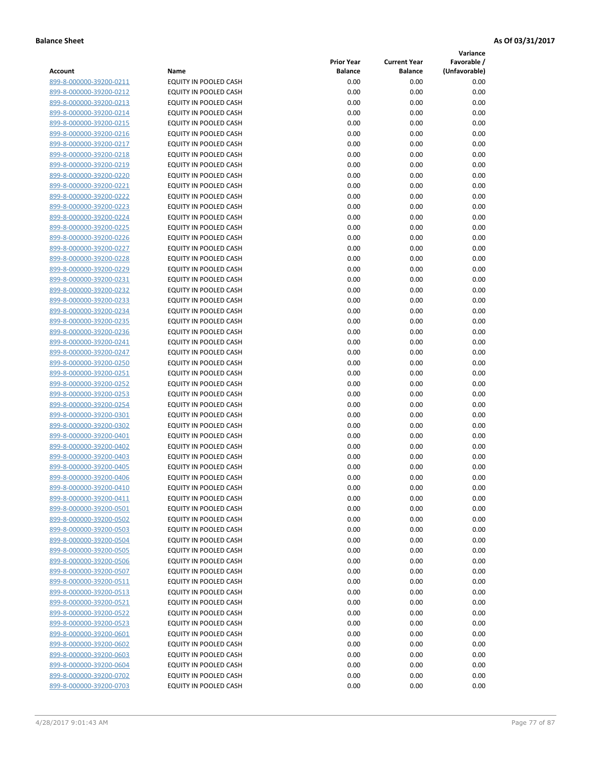**Balance Sheet** **As Of 03/31/2017**

| Account | Name | Prior Year Balance | Current Year Balance | Variance Favorable / (Unfavorable) |
|---|---|---|---|---|
| 899-8-000000-39200-0211 | EQUITY IN POOLED CASH | 0.00 | 0.00 | 0.00 |
| 899-8-000000-39200-0212 | EQUITY IN POOLED CASH | 0.00 | 0.00 | 0.00 |
| 899-8-000000-39200-0213 | EQUITY IN POOLED CASH | 0.00 | 0.00 | 0.00 |
| 899-8-000000-39200-0214 | EQUITY IN POOLED CASH | 0.00 | 0.00 | 0.00 |
| 899-8-000000-39200-0215 | EQUITY IN POOLED CASH | 0.00 | 0.00 | 0.00 |
| 899-8-000000-39200-0216 | EQUITY IN POOLED CASH | 0.00 | 0.00 | 0.00 |
| 899-8-000000-39200-0217 | EQUITY IN POOLED CASH | 0.00 | 0.00 | 0.00 |
| 899-8-000000-39200-0218 | EQUITY IN POOLED CASH | 0.00 | 0.00 | 0.00 |
| 899-8-000000-39200-0219 | EQUITY IN POOLED CASH | 0.00 | 0.00 | 0.00 |
| 899-8-000000-39200-0220 | EQUITY IN POOLED CASH | 0.00 | 0.00 | 0.00 |
| 899-8-000000-39200-0221 | EQUITY IN POOLED CASH | 0.00 | 0.00 | 0.00 |
| 899-8-000000-39200-0222 | EQUITY IN POOLED CASH | 0.00 | 0.00 | 0.00 |
| 899-8-000000-39200-0223 | EQUITY IN POOLED CASH | 0.00 | 0.00 | 0.00 |
| 899-8-000000-39200-0224 | EQUITY IN POOLED CASH | 0.00 | 0.00 | 0.00 |
| 899-8-000000-39200-0225 | EQUITY IN POOLED CASH | 0.00 | 0.00 | 0.00 |
| 899-8-000000-39200-0226 | EQUITY IN POOLED CASH | 0.00 | 0.00 | 0.00 |
| 899-8-000000-39200-0227 | EQUITY IN POOLED CASH | 0.00 | 0.00 | 0.00 |
| 899-8-000000-39200-0228 | EQUITY IN POOLED CASH | 0.00 | 0.00 | 0.00 |
| 899-8-000000-39200-0229 | EQUITY IN POOLED CASH | 0.00 | 0.00 | 0.00 |
| 899-8-000000-39200-0231 | EQUITY IN POOLED CASH | 0.00 | 0.00 | 0.00 |
| 899-8-000000-39200-0232 | EQUITY IN POOLED CASH | 0.00 | 0.00 | 0.00 |
| 899-8-000000-39200-0233 | EQUITY IN POOLED CASH | 0.00 | 0.00 | 0.00 |
| 899-8-000000-39200-0234 | EQUITY IN POOLED CASH | 0.00 | 0.00 | 0.00 |
| 899-8-000000-39200-0235 | EQUITY IN POOLED CASH | 0.00 | 0.00 | 0.00 |
| 899-8-000000-39200-0236 | EQUITY IN POOLED CASH | 0.00 | 0.00 | 0.00 |
| 899-8-000000-39200-0241 | EQUITY IN POOLED CASH | 0.00 | 0.00 | 0.00 |
| 899-8-000000-39200-0247 | EQUITY IN POOLED CASH | 0.00 | 0.00 | 0.00 |
| 899-8-000000-39200-0250 | EQUITY IN POOLED CASH | 0.00 | 0.00 | 0.00 |
| 899-8-000000-39200-0251 | EQUITY IN POOLED CASH | 0.00 | 0.00 | 0.00 |
| 899-8-000000-39200-0252 | EQUITY IN POOLED CASH | 0.00 | 0.00 | 0.00 |
| 899-8-000000-39200-0253 | EQUITY IN POOLED CASH | 0.00 | 0.00 | 0.00 |
| 899-8-000000-39200-0254 | EQUITY IN POOLED CASH | 0.00 | 0.00 | 0.00 |
| 899-8-000000-39200-0301 | EQUITY IN POOLED CASH | 0.00 | 0.00 | 0.00 |
| 899-8-000000-39200-0302 | EQUITY IN POOLED CASH | 0.00 | 0.00 | 0.00 |
| 899-8-000000-39200-0401 | EQUITY IN POOLED CASH | 0.00 | 0.00 | 0.00 |
| 899-8-000000-39200-0402 | EQUITY IN POOLED CASH | 0.00 | 0.00 | 0.00 |
| 899-8-000000-39200-0403 | EQUITY IN POOLED CASH | 0.00 | 0.00 | 0.00 |
| 899-8-000000-39200-0405 | EQUITY IN POOLED CASH | 0.00 | 0.00 | 0.00 |
| 899-8-000000-39200-0406 | EQUITY IN POOLED CASH | 0.00 | 0.00 | 0.00 |
| 899-8-000000-39200-0410 | EQUITY IN POOLED CASH | 0.00 | 0.00 | 0.00 |
| 899-8-000000-39200-0411 | EQUITY IN POOLED CASH | 0.00 | 0.00 | 0.00 |
| 899-8-000000-39200-0501 | EQUITY IN POOLED CASH | 0.00 | 0.00 | 0.00 |
| 899-8-000000-39200-0502 | EQUITY IN POOLED CASH | 0.00 | 0.00 | 0.00 |
| 899-8-000000-39200-0503 | EQUITY IN POOLED CASH | 0.00 | 0.00 | 0.00 |
| 899-8-000000-39200-0504 | EQUITY IN POOLED CASH | 0.00 | 0.00 | 0.00 |
| 899-8-000000-39200-0505 | EQUITY IN POOLED CASH | 0.00 | 0.00 | 0.00 |
| 899-8-000000-39200-0506 | EQUITY IN POOLED CASH | 0.00 | 0.00 | 0.00 |
| 899-8-000000-39200-0507 | EQUITY IN POOLED CASH | 0.00 | 0.00 | 0.00 |
| 899-8-000000-39200-0511 | EQUITY IN POOLED CASH | 0.00 | 0.00 | 0.00 |
| 899-8-000000-39200-0513 | EQUITY IN POOLED CASH | 0.00 | 0.00 | 0.00 |
| 899-8-000000-39200-0521 | EQUITY IN POOLED CASH | 0.00 | 0.00 | 0.00 |
| 899-8-000000-39200-0522 | EQUITY IN POOLED CASH | 0.00 | 0.00 | 0.00 |
| 899-8-000000-39200-0523 | EQUITY IN POOLED CASH | 0.00 | 0.00 | 0.00 |
| 899-8-000000-39200-0601 | EQUITY IN POOLED CASH | 0.00 | 0.00 | 0.00 |
| 899-8-000000-39200-0602 | EQUITY IN POOLED CASH | 0.00 | 0.00 | 0.00 |
| 899-8-000000-39200-0603 | EQUITY IN POOLED CASH | 0.00 | 0.00 | 0.00 |
| 899-8-000000-39200-0604 | EQUITY IN POOLED CASH | 0.00 | 0.00 | 0.00 |
| 899-8-000000-39200-0702 | EQUITY IN POOLED CASH | 0.00 | 0.00 | 0.00 |
| 899-8-000000-39200-0703 | EQUITY IN POOLED CASH | 0.00 | 0.00 | 0.00 |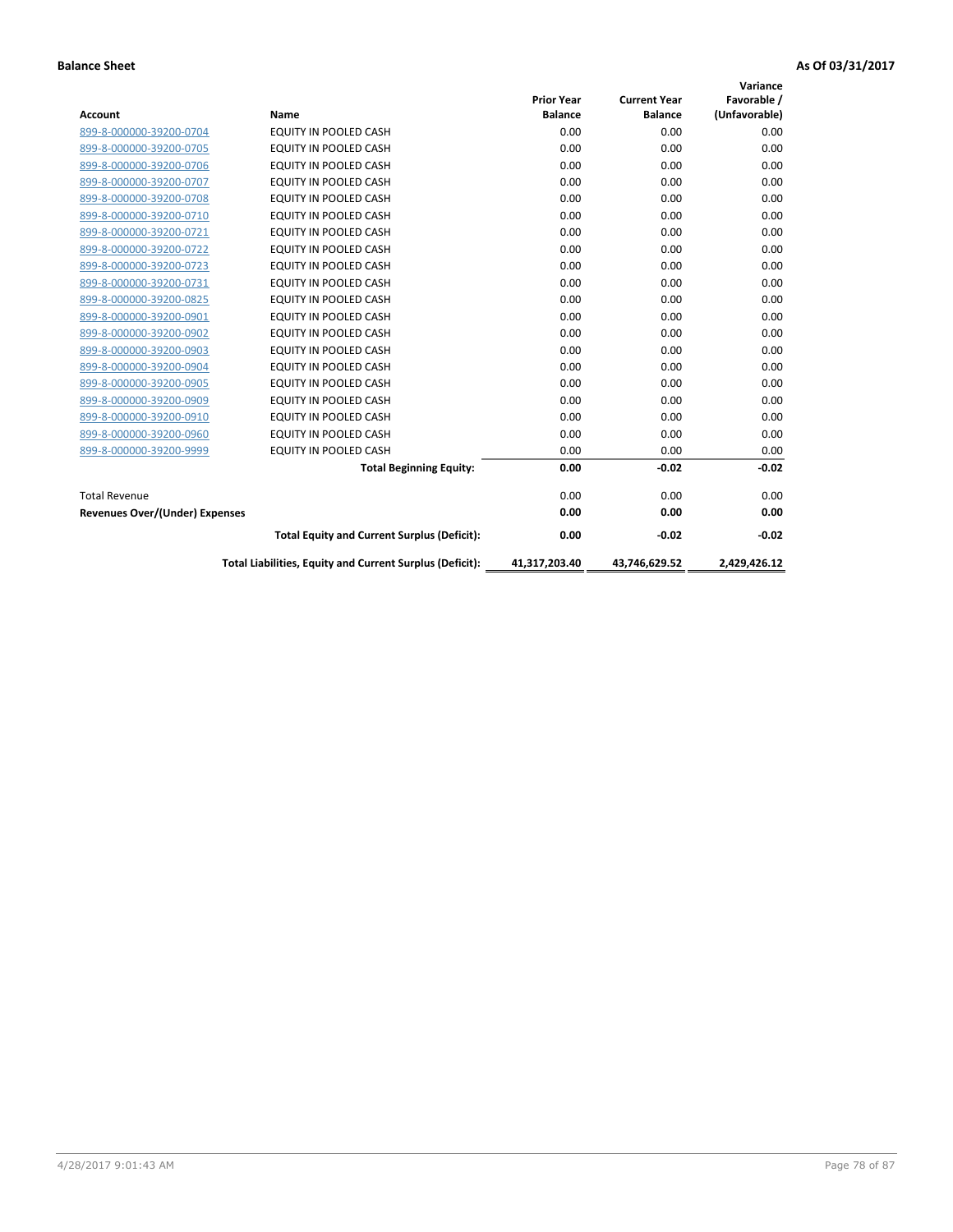**Balance Sheet** **As Of 03/31/2017**

| Account | Name | Prior Year Balance | Current Year Balance | Variance Favorable / (Unfavorable) |
|---|---|---|---|---|
| 899-8-000000-39200-0704 | EQUITY IN POOLED CASH | 0.00 | 0.00 | 0.00 |
| 899-8-000000-39200-0705 | EQUITY IN POOLED CASH | 0.00 | 0.00 | 0.00 |
| 899-8-000000-39200-0706 | EQUITY IN POOLED CASH | 0.00 | 0.00 | 0.00 |
| 899-8-000000-39200-0707 | EQUITY IN POOLED CASH | 0.00 | 0.00 | 0.00 |
| 899-8-000000-39200-0708 | EQUITY IN POOLED CASH | 0.00 | 0.00 | 0.00 |
| 899-8-000000-39200-0710 | EQUITY IN POOLED CASH | 0.00 | 0.00 | 0.00 |
| 899-8-000000-39200-0721 | EQUITY IN POOLED CASH | 0.00 | 0.00 | 0.00 |
| 899-8-000000-39200-0722 | EQUITY IN POOLED CASH | 0.00 | 0.00 | 0.00 |
| 899-8-000000-39200-0723 | EQUITY IN POOLED CASH | 0.00 | 0.00 | 0.00 |
| 899-8-000000-39200-0731 | EQUITY IN POOLED CASH | 0.00 | 0.00 | 0.00 |
| 899-8-000000-39200-0825 | EQUITY IN POOLED CASH | 0.00 | 0.00 | 0.00 |
| 899-8-000000-39200-0901 | EQUITY IN POOLED CASH | 0.00 | 0.00 | 0.00 |
| 899-8-000000-39200-0902 | EQUITY IN POOLED CASH | 0.00 | 0.00 | 0.00 |
| 899-8-000000-39200-0903 | EQUITY IN POOLED CASH | 0.00 | 0.00 | 0.00 |
| 899-8-000000-39200-0904 | EQUITY IN POOLED CASH | 0.00 | 0.00 | 0.00 |
| 899-8-000000-39200-0905 | EQUITY IN POOLED CASH | 0.00 | 0.00 | 0.00 |
| 899-8-000000-39200-0909 | EQUITY IN POOLED CASH | 0.00 | 0.00 | 0.00 |
| 899-8-000000-39200-0910 | EQUITY IN POOLED CASH | 0.00 | 0.00 | 0.00 |
| 899-8-000000-39200-0960 | EQUITY IN POOLED CASH | 0.00 | 0.00 | 0.00 |
| 899-8-000000-39200-9999 | EQUITY IN POOLED CASH | 0.00 | 0.00 | 0.00 |
| | **Total Beginning Equity:** | **0.00** | **-0.02** | **-0.02** |
| Total Revenue | | 0.00 | 0.00 | 0.00 |
| **Revenues Over/(Under) Expenses** | | **0.00** | **0.00** | **0.00** |
| | **Total Equity and Current Surplus (Deficit):** | **0.00** | **-0.02** | **-0.02** |
| | **Total Liabilities, Equity and Current Surplus (Deficit):** | **41,317,203.40** | **43,746,629.52** | **2,429,426.12** |

4/28/2017 9:01:43 AM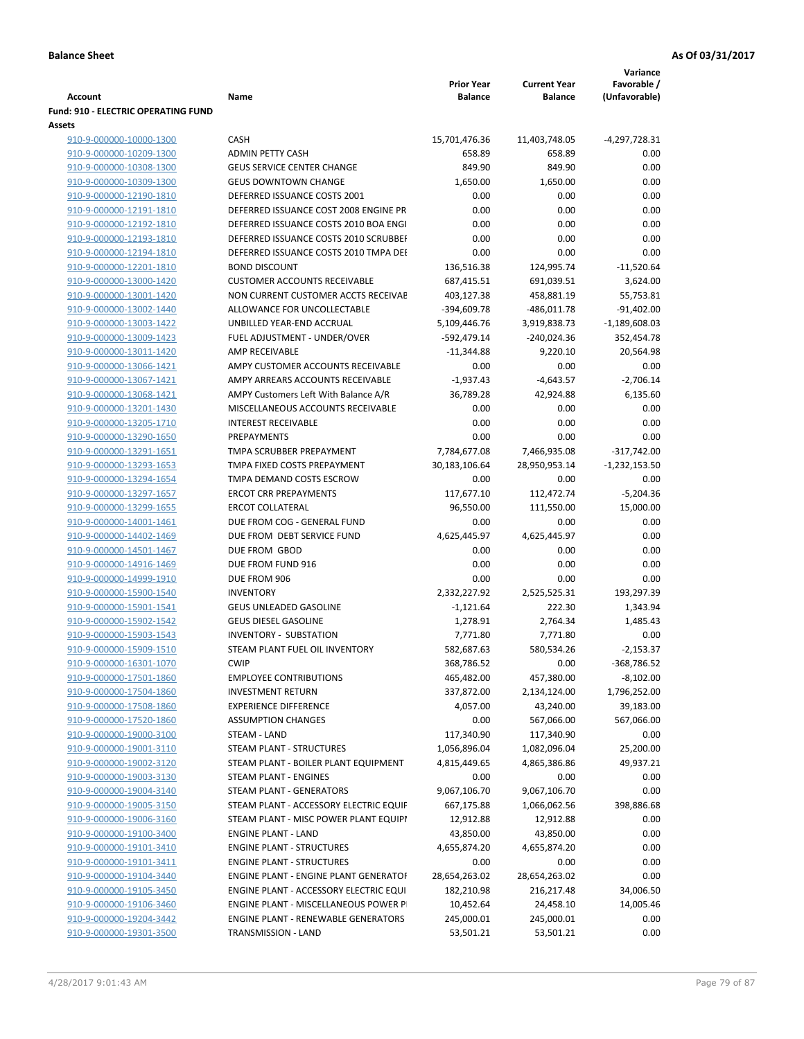**Balance Sheet** **As Of 03/31/2017**

| Account | Name | Prior Year Balance | Current Year Balance | Variance Favorable / (Unfavorable) |
|---|---|---|---|---|
| **Fund: 910 - ELECTRIC OPERATING FUND** | | | | |
| **Assets** | | | | |
| 910-9-000000-10000-1300 | CASH | 15,701,476.36 | 11,403,748.05 | -4,297,728.31 |
| 910-9-000000-10209-1300 | ADMIN PETTY CASH | 658.89 | 658.89 | 0.00 |
| 910-9-000000-10308-1300 | GEUS SERVICE CENTER CHANGE | 849.90 | 849.90 | 0.00 |
| 910-9-000000-10309-1300 | GEUS DOWNTOWN CHANGE | 1,650.00 | 1,650.00 | 0.00 |
| 910-9-000000-12190-1810 | DEFERRED ISSUANCE COSTS 2001 | 0.00 | 0.00 | 0.00 |
| 910-9-000000-12191-1810 | DEFERRED ISSUANCE COST 2008 ENGINE PR | 0.00 | 0.00 | 0.00 |
| 910-9-000000-12192-1810 | DEFERRED ISSUANCE COSTS 2010 BOA ENGI | 0.00 | 0.00 | 0.00 |
| 910-9-000000-12193-1810 | DEFERRED ISSUANCE COSTS 2010 SCRUBBEI | 0.00 | 0.00 | 0.00 |
| 910-9-000000-12194-1810 | DEFERRED ISSUANCE COSTS 2010 TMPA DEI | 0.00 | 0.00 | 0.00 |
| 910-9-000000-12201-1810 | BOND DISCOUNT | 136,516.38 | 124,995.74 | -11,520.64 |
| 910-9-000000-13000-1420 | CUSTOMER ACCOUNTS RECEIVABLE | 687,415.51 | 691,039.51 | 3,624.00 |
| 910-9-000000-13001-1420 | NON CURRENT CUSTOMER ACCTS RECEIVAE | 403,127.38 | 458,881.19 | 55,753.81 |
| 910-9-000000-13002-1440 | ALLOWANCE FOR UNCOLLECTABLE | -394,609.78 | -486,011.78 | -91,402.00 |
| 910-9-000000-13003-1422 | UNBILLED YEAR-END ACCRUAL | 5,109,446.76 | 3,919,838.73 | -1,189,608.03 |
| 910-9-000000-13009-1423 | FUEL ADJUSTMENT - UNDER/OVER | -592,479.14 | -240,024.36 | 352,454.78 |
| 910-9-000000-13011-1420 | AMP RECEIVABLE | -11,344.88 | 9,220.10 | 20,564.98 |
| 910-9-000000-13066-1421 | AMPY CUSTOMER ACCOUNTS RECEIVABLE | 0.00 | 0.00 | 0.00 |
| 910-9-000000-13067-1421 | AMPY ARREARS ACCOUNTS RECEIVABLE | -1,937.43 | -4,643.57 | -2,706.14 |
| 910-9-000000-13068-1421 | AMPY Customers Left With Balance A/R | 36,789.28 | 42,924.88 | 6,135.60 |
| 910-9-000000-13201-1430 | MISCELLANEOUS ACCOUNTS RECEIVABLE | 0.00 | 0.00 | 0.00 |
| 910-9-000000-13205-1710 | INTEREST RECEIVABLE | 0.00 | 0.00 | 0.00 |
| 910-9-000000-13290-1650 | PREPAYMENTS | 0.00 | 0.00 | 0.00 |
| 910-9-000000-13291-1651 | TMPA SCRUBBER PREPAYMENT | 7,784,677.08 | 7,466,935.08 | -317,742.00 |
| 910-9-000000-13293-1653 | TMPA FIXED COSTS PREPAYMENT | 30,183,106.64 | 28,950,953.14 | -1,232,153.50 |
| 910-9-000000-13294-1654 | TMPA DEMAND COSTS ESCROW | 0.00 | 0.00 | 0.00 |
| 910-9-000000-13297-1657 | ERCOT CRR PREPAYMENTS | 117,677.10 | 112,472.74 | -5,204.36 |
| 910-9-000000-13299-1655 | ERCOT COLLATERAL | 96,550.00 | 111,550.00 | 15,000.00 |
| 910-9-000000-14001-1461 | DUE FROM COG - GENERAL FUND | 0.00 | 0.00 | 0.00 |
| 910-9-000000-14402-1469 | DUE FROM DEBT SERVICE FUND | 4,625,445.97 | 4,625,445.97 | 0.00 |
| 910-9-000000-14501-1467 | DUE FROM GBOD | 0.00 | 0.00 | 0.00 |
| 910-9-000000-14916-1469 | DUE FROM FUND 916 | 0.00 | 0.00 | 0.00 |
| 910-9-000000-14999-1910 | DUE FROM 906 | 0.00 | 0.00 | 0.00 |
| 910-9-000000-15900-1540 | INVENTORY | 2,332,227.92 | 2,525,525.31 | 193,297.39 |
| 910-9-000000-15901-1541 | GEUS UNLEADED GASOLINE | -1,121.64 | 222.30 | 1,343.94 |
| 910-9-000000-15902-1542 | GEUS DIESEL GASOLINE | 1,278.91 | 2,764.34 | 1,485.43 |
| 910-9-000000-15903-1543 | INVENTORY - SUBSTATION | 7,771.80 | 7,771.80 | 0.00 |
| 910-9-000000-15909-1510 | STEAM PLANT FUEL OIL INVENTORY | 582,687.63 | 580,534.26 | -2,153.37 |
| 910-9-000000-16301-1070 | CWIP | 368,786.52 | 0.00 | -368,786.52 |
| 910-9-000000-17501-1860 | EMPLOYEE CONTRIBUTIONS | 465,482.00 | 457,380.00 | -8,102.00 |
| 910-9-000000-17504-1860 | INVESTMENT RETURN | 337,872.00 | 2,134,124.00 | 1,796,252.00 |
| 910-9-000000-17508-1860 | EXPERIENCE DIFFERENCE | 4,057.00 | 43,240.00 | 39,183.00 |
| 910-9-000000-17520-1860 | ASSUMPTION CHANGES | 0.00 | 567,066.00 | 567,066.00 |
| 910-9-000000-19000-3100 | STEAM - LAND | 117,340.90 | 117,340.90 | 0.00 |
| 910-9-000000-19001-3110 | STEAM PLANT - STRUCTURES | 1,056,896.04 | 1,082,096.04 | 25,200.00 |
| 910-9-000000-19002-3120 | STEAM PLANT - BOILER PLANT EQUIPMENT | 4,815,449.65 | 4,865,386.86 | 49,937.21 |
| 910-9-000000-19003-3130 | STEAM PLANT - ENGINES | 0.00 | 0.00 | 0.00 |
| 910-9-000000-19004-3140 | STEAM PLANT - GENERATORS | 9,067,106.70 | 9,067,106.70 | 0.00 |
| 910-9-000000-19005-3150 | STEAM PLANT - ACCESSORY ELECTRIC EQUIF | 667,175.88 | 1,066,062.56 | 398,886.68 |
| 910-9-000000-19006-3160 | STEAM PLANT - MISC POWER PLANT EQUIPI | 12,912.88 | 12,912.88 | 0.00 |
| 910-9-000000-19100-3400 | ENGINE PLANT - LAND | 43,850.00 | 43,850.00 | 0.00 |
| 910-9-000000-19101-3410 | ENGINE PLANT - STRUCTURES | 4,655,874.20 | 4,655,874.20 | 0.00 |
| 910-9-000000-19101-3411 | ENGINE PLANT - STRUCTURES | 0.00 | 0.00 | 0.00 |
| 910-9-000000-19104-3440 | ENGINE PLANT - ENGINE PLANT GENERATOF | 28,654,263.02 | 28,654,263.02 | 0.00 |
| 910-9-000000-19105-3450 | ENGINE PLANT - ACCESSORY ELECTRIC EQUI | 182,210.98 | 216,217.48 | 34,006.50 |
| 910-9-000000-19106-3460 | ENGINE PLANT - MISCELLANEOUS POWER PI | 10,452.64 | 24,458.10 | 14,005.46 |
| 910-9-000000-19204-3442 | ENGINE PLANT - RENEWABLE GENERATORS | 245,000.01 | 245,000.01 | 0.00 |
| 910-9-000000-19301-3500 | TRANSMISSION - LAND | 53,501.21 | 53,501.21 | 0.00 |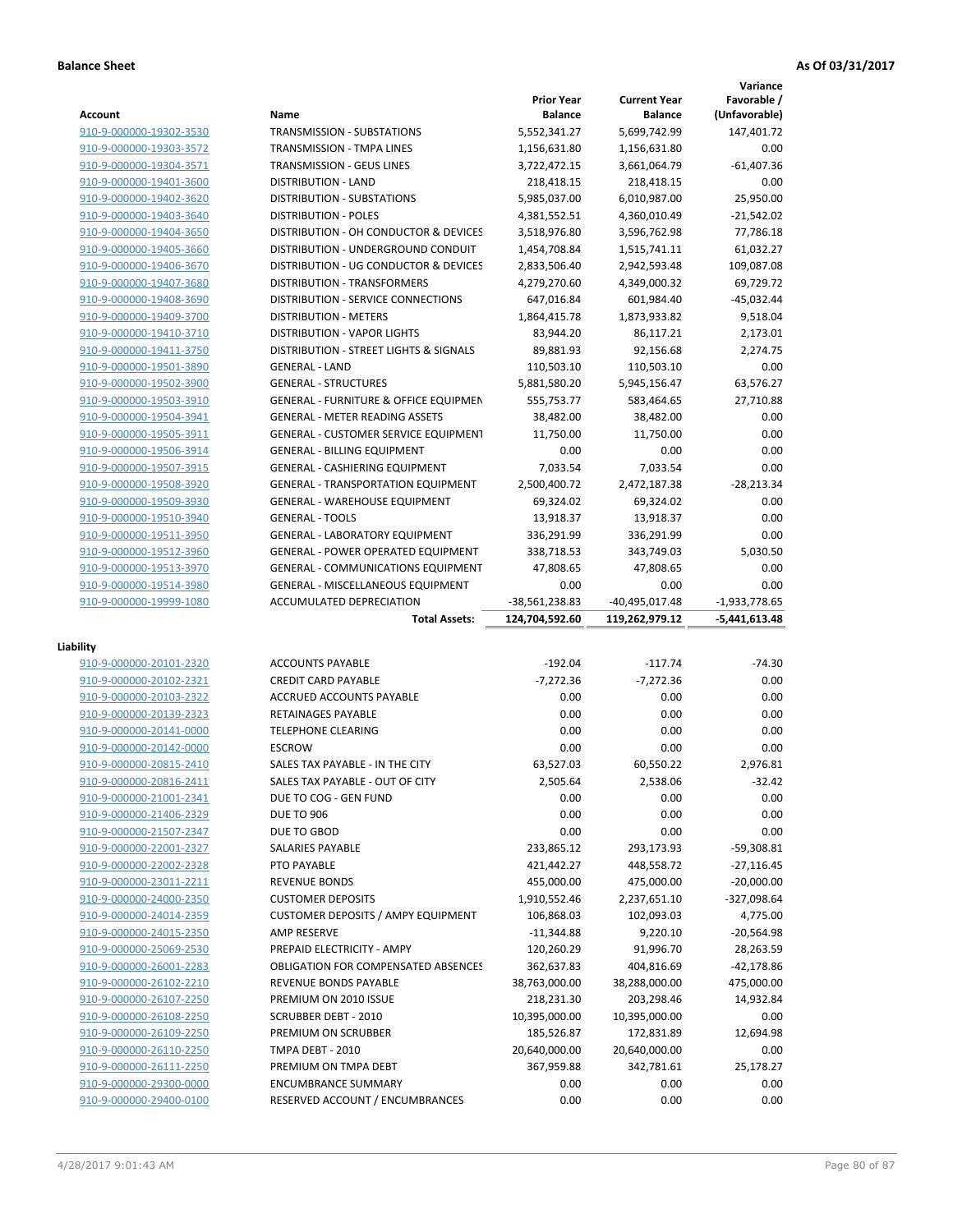**Balance Sheet** **As Of 03/31/2017**

| Account | Name | Prior Year Balance | Current Year Balance | Variance Favorable / (Unfavorable) |
|---|---|---|---|---|
| 910-9-000000-19302-3530 | TRANSMISSION - SUBSTATIONS | 5,552,341.27 | 5,699,742.99 | 147,401.72 |
| 910-9-000000-19303-3572 | TRANSMISSION - TMPA LINES | 1,156,631.80 | 1,156,631.80 | 0.00 |
| 910-9-000000-19304-3571 | TRANSMISSION - GEUS LINES | 3,722,472.15 | 3,661,064.79 | -61,407.36 |
| 910-9-000000-19401-3600 | DISTRIBUTION - LAND | 218,418.15 | 218,418.15 | 0.00 |
| 910-9-000000-19402-3620 | DISTRIBUTION - SUBSTATIONS | 5,985,037.00 | 6,010,987.00 | 25,950.00 |
| 910-9-000000-19403-3640 | DISTRIBUTION - POLES | 4,381,552.51 | 4,360,010.49 | -21,542.02 |
| 910-9-000000-19404-3650 | DISTRIBUTION - OH CONDUCTOR & DEVICES | 3,518,976.80 | 3,596,762.98 | 77,786.18 |
| 910-9-000000-19405-3660 | DISTRIBUTION - UNDERGROUND CONDUIT | 1,454,708.84 | 1,515,741.11 | 61,032.27 |
| 910-9-000000-19406-3670 | DISTRIBUTION - UG CONDUCTOR & DEVICES | 2,833,506.40 | 2,942,593.48 | 109,087.08 |
| 910-9-000000-19407-3680 | DISTRIBUTION - TRANSFORMERS | 4,279,270.60 | 4,349,000.32 | 69,729.72 |
| 910-9-000000-19408-3690 | DISTRIBUTION - SERVICE CONNECTIONS | 647,016.84 | 601,984.40 | -45,032.44 |
| 910-9-000000-19409-3700 | DISTRIBUTION - METERS | 1,864,415.78 | 1,873,933.82 | 9,518.04 |
| 910-9-000000-19410-3710 | DISTRIBUTION - VAPOR LIGHTS | 83,944.20 | 86,117.21 | 2,173.01 |
| 910-9-000000-19411-3750 | DISTRIBUTION - STREET LIGHTS & SIGNALS | 89,881.93 | 92,156.68 | 2,274.75 |
| 910-9-000000-19501-3890 | GENERAL - LAND | 110,503.10 | 110,503.10 | 0.00 |
| 910-9-000000-19502-3900 | GENERAL - STRUCTURES | 5,881,580.20 | 5,945,156.47 | 63,576.27 |
| 910-9-000000-19503-3910 | GENERAL - FURNITURE & OFFICE EQUIPMEN | 555,753.77 | 583,464.65 | 27,710.88 |
| 910-9-000000-19504-3941 | GENERAL - METER READING ASSETS | 38,482.00 | 38,482.00 | 0.00 |
| 910-9-000000-19505-3911 | GENERAL - CUSTOMER SERVICE EQUIPMENT | 11,750.00 | 11,750.00 | 0.00 |
| 910-9-000000-19506-3914 | GENERAL - BILLING EQUIPMENT | 0.00 | 0.00 | 0.00 |
| 910-9-000000-19507-3915 | GENERAL - CASHIERING EQUIPMENT | 7,033.54 | 7,033.54 | 0.00 |
| 910-9-000000-19508-3920 | GENERAL - TRANSPORTATION EQUIPMENT | 2,500,400.72 | 2,472,187.38 | -28,213.34 |
| 910-9-000000-19509-3930 | GENERAL - WAREHOUSE EQUIPMENT | 69,324.02 | 69,324.02 | 0.00 |
| 910-9-000000-19510-3940 | GENERAL - TOOLS | 13,918.37 | 13,918.37 | 0.00 |
| 910-9-000000-19511-3950 | GENERAL - LABORATORY EQUIPMENT | 336,291.99 | 336,291.99 | 0.00 |
| 910-9-000000-19512-3960 | GENERAL - POWER OPERATED EQUIPMENT | 338,718.53 | 343,749.03 | 5,030.50 |
| 910-9-000000-19513-3970 | GENERAL - COMMUNICATIONS EQUIPMENT | 47,808.65 | 47,808.65 | 0.00 |
| 910-9-000000-19514-3980 | GENERAL - MISCELLANEOUS EQUIPMENT | 0.00 | 0.00 | 0.00 |
| 910-9-000000-19999-1080 | ACCUMULATED DEPRECIATION | -38,561,238.83 | -40,495,017.48 | -1,933,778.65 |
| | **Total Assets:** | **124,704,592.60** | **119,262,979.12** | **-5,441,613.48** |
| **Liability** | | | | |
| 910-9-000000-20101-2320 | ACCOUNTS PAYABLE | -192.04 | -117.74 | -74.30 |
| 910-9-000000-20102-2321 | CREDIT CARD PAYABLE | -7,272.36 | -7,272.36 | 0.00 |
| 910-9-000000-20103-2322 | ACCRUED ACCOUNTS PAYABLE | 0.00 | 0.00 | 0.00 |
| 910-9-000000-20139-2323 | RETAINAGES PAYABLE | 0.00 | 0.00 | 0.00 |
| 910-9-000000-20141-0000 | TELEPHONE CLEARING | 0.00 | 0.00 | 0.00 |
| 910-9-000000-20142-0000 | ESCROW | 0.00 | 0.00 | 0.00 |
| 910-9-000000-20815-2410 | SALES TAX PAYABLE - IN THE CITY | 63,527.03 | 60,550.22 | 2,976.81 |
| 910-9-000000-20816-2411 | SALES TAX PAYABLE - OUT OF CITY | 2,505.64 | 2,538.06 | -32.42 |
| 910-9-000000-21001-2341 | DUE TO COG - GEN FUND | 0.00 | 0.00 | 0.00 |
| 910-9-000000-21406-2329 | DUE TO 906 | 0.00 | 0.00 | 0.00 |
| 910-9-000000-21507-2347 | DUE TO GBOD | 0.00 | 0.00 | 0.00 |
| 910-9-000000-22001-2327 | SALARIES PAYABLE | 233,865.12 | 293,173.93 | -59,308.81 |
| 910-9-000000-22002-2328 | PTO PAYABLE | 421,442.27 | 448,558.72 | -27,116.45 |
| 910-9-000000-23011-2211 | REVENUE BONDS | 455,000.00 | 475,000.00 | -20,000.00 |
| 910-9-000000-24000-2350 | CUSTOMER DEPOSITS | 1,910,552.46 | 2,237,651.10 | -327,098.64 |
| 910-9-000000-24014-2359 | CUSTOMER DEPOSITS / AMPY EQUIPMENT | 106,868.03 | 102,093.03 | 4,775.00 |
| 910-9-000000-24015-2350 | AMP RESERVE | -11,344.88 | 9,220.10 | -20,564.98 |
| 910-9-000000-25069-2530 | PREPAID ELECTRICITY - AMPY | 120,260.29 | 91,996.70 | 28,263.59 |
| 910-9-000000-26001-2283 | OBLIGATION FOR COMPENSATED ABSENCES | 362,637.83 | 404,816.69 | -42,178.86 |
| 910-9-000000-26102-2210 | REVENUE BONDS PAYABLE | 38,763,000.00 | 38,288,000.00 | 475,000.00 |
| 910-9-000000-26107-2250 | PREMIUM ON 2010 ISSUE | 218,231.30 | 203,298.46 | 14,932.84 |
| 910-9-000000-26108-2250 | SCRUBBER DEBT - 2010 | 10,395,000.00 | 10,395,000.00 | 0.00 |
| 910-9-000000-26109-2250 | PREMIUM ON SCRUBBER | 185,526.87 | 172,831.89 | 12,694.98 |
| 910-9-000000-26110-2250 | TMPA DEBT - 2010 | 20,640,000.00 | 20,640,000.00 | 0.00 |
| 910-9-000000-26111-2250 | PREMIUM ON TMPA DEBT | 367,959.88 | 342,781.61 | 25,178.27 |
| 910-9-000000-29300-0000 | ENCUMBRANCE SUMMARY | 0.00 | 0.00 | 0.00 |
| 910-9-000000-29400-0100 | RESERVED ACCOUNT / ENCUMBRANCES | 0.00 | 0.00 | 0.00 |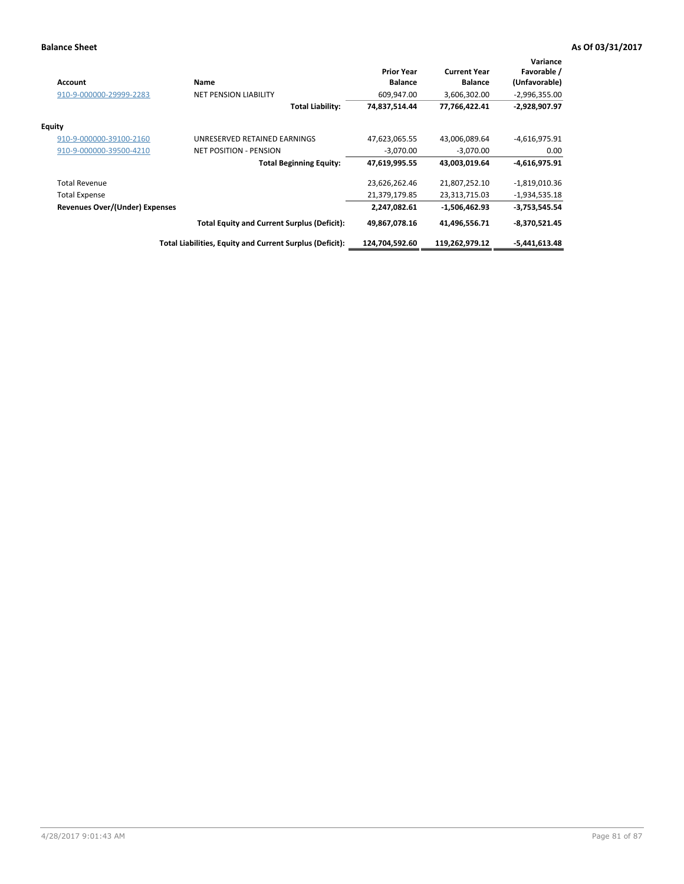**Balance Sheet** **As Of 03/31/2017**

| Account | Name | Prior Year Balance | Current Year Balance | Variance Favorable / (Unfavorable) |
|---|---|---|---|---|
| 910-9-000000-29999-2283 | NET PENSION LIABILITY | 609,947.00 | 3,606,302.00 | -2,996,355.00 |
| | **Total Liability:** | **74,837,514.44** | **77,766,422.41** | **-2,928,907.97** |
| **Equity** | | | | |
| 910-9-000000-39100-2160 | UNRESERVED RETAINED EARNINGS | 47,623,065.55 | 43,006,089.64 | -4,616,975.91 |
| 910-9-000000-39500-4210 | NET POSITION - PENSION | -3,070.00 | -3,070.00 | 0.00 |
| | **Total Beginning Equity:** | **47,619,995.55** | **43,003,019.64** | **-4,616,975.91** |
| Total Revenue | | 23,626,262.46 | 21,807,252.10 | -1,819,010.36 |
| Total Expense | | 21,379,179.85 | 23,313,715.03 | -1,934,535.18 |
| **Revenues Over/(Under) Expenses** | | **2,247,082.61** | **-1,506,462.93** | **-3,753,545.54** |
| | **Total Equity and Current Surplus (Deficit):** | **49,867,078.16** | **41,496,556.71** | **-8,370,521.45** |
| | **Total Liabilities, Equity and Current Surplus (Deficit):** | **124,704,592.60** | **119,262,979.12** | **-5,441,613.48** |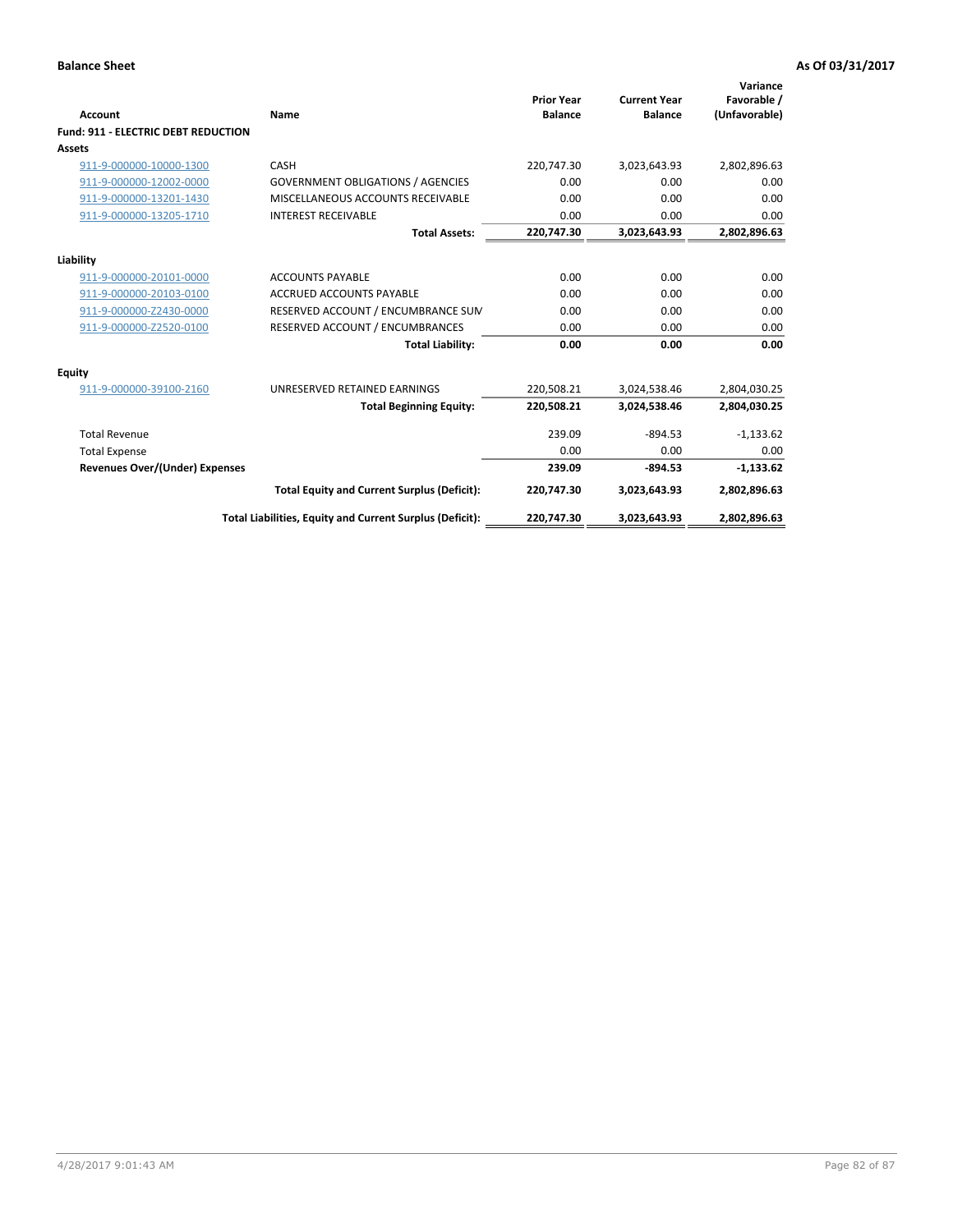**Balance Sheet** **As Of 03/31/2017**

| Account | Name | Prior Year Balance | Current Year Balance | Variance Favorable / (Unfavorable) |
|---|---|---|---|---|
| **Fund: 911 - ELECTRIC DEBT REDUCTION** | | | | |
| **Assets** | | | | |
| 911-9-000000-10000-1300 | CASH | 220,747.30 | 3,023,643.93 | 2,802,896.63 |
| 911-9-000000-12002-0000 | GOVERNMENT OBLIGATIONS / AGENCIES | 0.00 | 0.00 | 0.00 |
| 911-9-000000-13201-1430 | MISCELLANEOUS ACCOUNTS RECEIVABLE | 0.00 | 0.00 | 0.00 |
| 911-9-000000-13205-1710 | INTEREST RECEIVABLE | 0.00 | 0.00 | 0.00 |
| | **Total Assets:** | **220,747.30** | **3,023,643.93** | **2,802,896.63** |
| **Liability** | | | | |
| 911-9-000000-20101-0000 | ACCOUNTS PAYABLE | 0.00 | 0.00 | 0.00 |
| 911-9-000000-20103-0100 | ACCRUED ACCOUNTS PAYABLE | 0.00 | 0.00 | 0.00 |
| 911-9-000000-Z2430-0000 | RESERVED ACCOUNT / ENCUMBRANCE SUM | 0.00 | 0.00 | 0.00 |
| 911-9-000000-Z2520-0100 | RESERVED ACCOUNT / ENCUMBRANCES | 0.00 | 0.00 | 0.00 |
| | **Total Liability:** | **0.00** | **0.00** | **0.00** |
| **Equity** | | | | |
| 911-9-000000-39100-2160 | UNRESERVED RETAINED EARNINGS | 220,508.21 | 3,024,538.46 | 2,804,030.25 |
| | **Total Beginning Equity:** | **220,508.21** | **3,024,538.46** | **2,804,030.25** |
| Total Revenue | | 239.09 | -894.53 | -1,133.62 |
| Total Expense | | 0.00 | 0.00 | 0.00 |
| **Revenues Over/(Under) Expenses** | | **239.09** | **-894.53** | **-1,133.62** |
| | **Total Equity and Current Surplus (Deficit):** | **220,747.30** | **3,023,643.93** | **2,802,896.63** |
| | **Total Liabilities, Equity and Current Surplus (Deficit):** | **220,747.30** | **3,023,643.93** | **2,802,896.63** |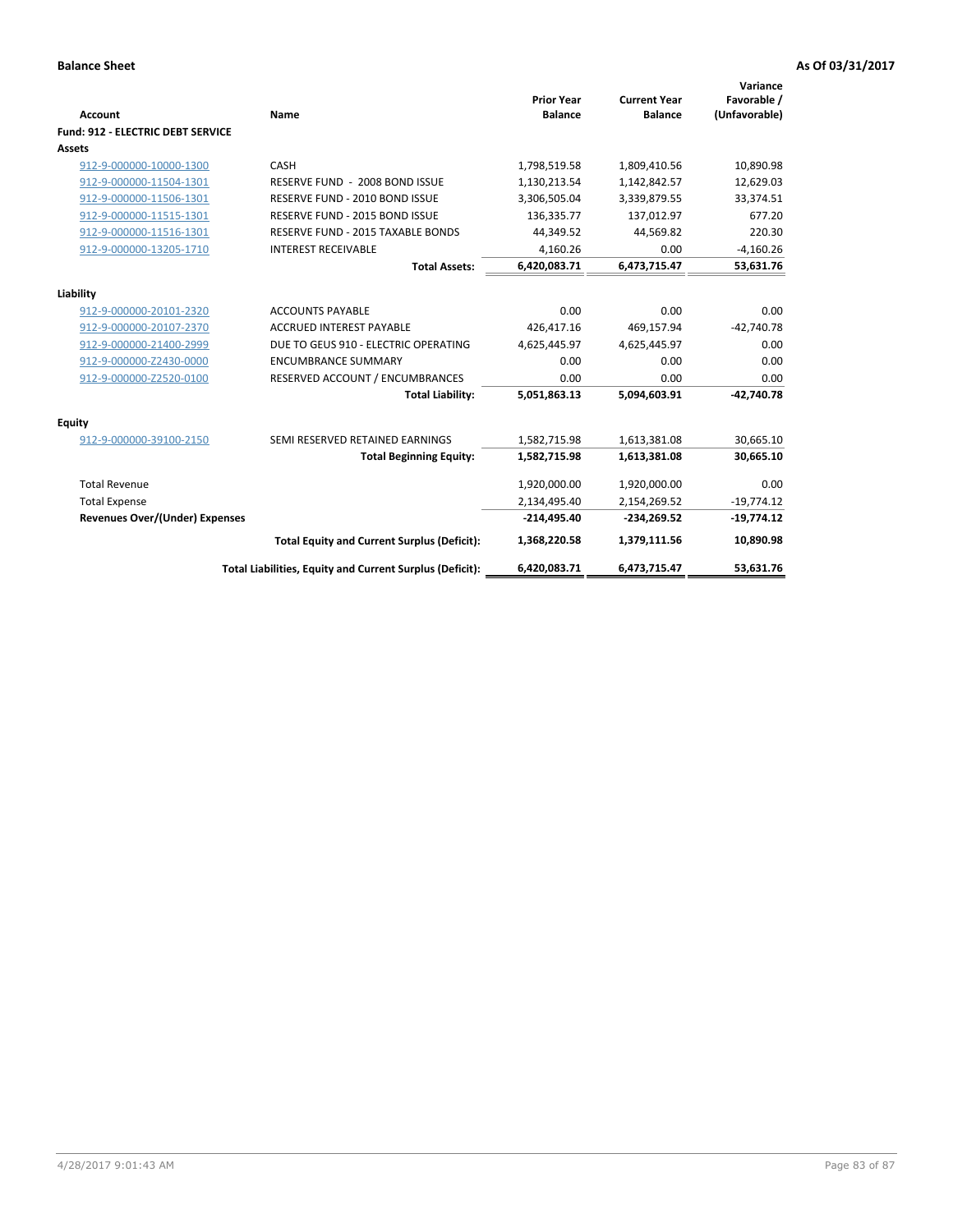**Balance Sheet** **As Of 03/31/2017**

| Account | Name | Prior Year Balance | Current Year Balance | Variance Favorable / (Unfavorable) |
|---|---|---|---|---|
| **Fund: 912 - ELECTRIC DEBT SERVICE** | | | | |
| **Assets** | | | | |
| 912-9-000000-10000-1300 | CASH | 1,798,519.58 | 1,809,410.56 | 10,890.98 |
| 912-9-000000-11504-1301 | RESERVE FUND - 2008 BOND ISSUE | 1,130,213.54 | 1,142,842.57 | 12,629.03 |
| 912-9-000000-11506-1301 | RESERVE FUND - 2010 BOND ISSUE | 3,306,505.04 | 3,339,879.55 | 33,374.51 |
| 912-9-000000-11515-1301 | RESERVE FUND - 2015 BOND ISSUE | 136,335.77 | 137,012.97 | 677.20 |
| 912-9-000000-11516-1301 | RESERVE FUND - 2015 TAXABLE BONDS | 44,349.52 | 44,569.82 | 220.30 |
| 912-9-000000-13205-1710 | INTEREST RECEIVABLE | 4,160.26 | 0.00 | -4,160.26 |
| | **Total Assets:** | **6,420,083.71** | **6,473,715.47** | **53,631.76** |
| **Liability** | | | | |
| 912-9-000000-20101-2320 | ACCOUNTS PAYABLE | 0.00 | 0.00 | 0.00 |
| 912-9-000000-20107-2370 | ACCRUED INTEREST PAYABLE | 426,417.16 | 469,157.94 | -42,740.78 |
| 912-9-000000-21400-2999 | DUE TO GEUS 910 - ELECTRIC OPERATING | 4,625,445.97 | 4,625,445.97 | 0.00 |
| 912-9-000000-Z2430-0000 | ENCUMBRANCE SUMMARY | 0.00 | 0.00 | 0.00 |
| 912-9-000000-Z2520-0100 | RESERVED ACCOUNT / ENCUMBRANCES | 0.00 | 0.00 | 0.00 |
| | **Total Liability:** | **5,051,863.13** | **5,094,603.91** | **-42,740.78** |
| **Equity** | | | | |
| 912-9-000000-39100-2150 | SEMI RESERVED RETAINED EARNINGS | 1,582,715.98 | 1,613,381.08 | 30,665.10 |
| | **Total Beginning Equity:** | **1,582,715.98** | **1,613,381.08** | **30,665.10** |
| Total Revenue | | 1,920,000.00 | 1,920,000.00 | 0.00 |
| Total Expense | | 2,134,495.40 | 2,154,269.52 | -19,774.12 |
| **Revenues Over/(Under) Expenses** | | **-214,495.40** | **-234,269.52** | **-19,774.12** |
| | **Total Equity and Current Surplus (Deficit):** | **1,368,220.58** | **1,379,111.56** | **10,890.98** |
| | **Total Liabilities, Equity and Current Surplus (Deficit):** | **6,420,083.71** | **6,473,715.47** | **53,631.76** |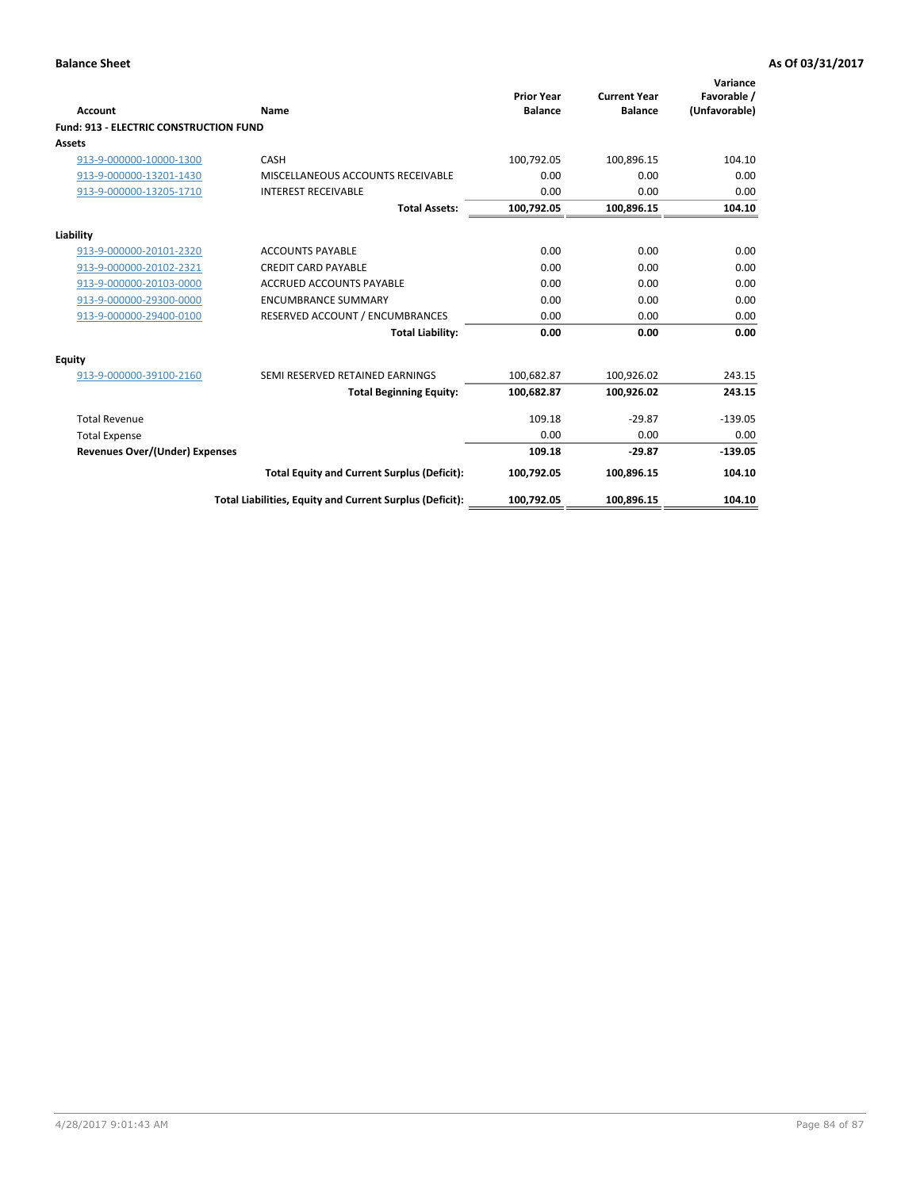**Balance Sheet** **As Of 03/31/2017**

| Account | Name | Prior Year Balance | Current Year Balance | Variance Favorable / (Unfavorable) |
|---|---|---|---|---|
| **Fund: 913 - ELECTRIC CONSTRUCTION FUND** | | | | |
| **Assets** | | | | |
| 913-9-000000-10000-1300 | CASH | 100,792.05 | 100,896.15 | 104.10 |
| 913-9-000000-13201-1430 | MISCELLANEOUS ACCOUNTS RECEIVABLE | 0.00 | 0.00 | 0.00 |
| 913-9-000000-13205-1710 | INTEREST RECEIVABLE | 0.00 | 0.00 | 0.00 |
| | **Total Assets:** | **100,792.05** | **100,896.15** | **104.10** |
| **Liability** | | | | |
| 913-9-000000-20101-2320 | ACCOUNTS PAYABLE | 0.00 | 0.00 | 0.00 |
| 913-9-000000-20102-2321 | CREDIT CARD PAYABLE | 0.00 | 0.00 | 0.00 |
| 913-9-000000-20103-0000 | ACCRUED ACCOUNTS PAYABLE | 0.00 | 0.00 | 0.00 |
| 913-9-000000-29300-0000 | ENCUMBRANCE SUMMARY | 0.00 | 0.00 | 0.00 |
| 913-9-000000-29400-0100 | RESERVED ACCOUNT / ENCUMBRANCES | 0.00 | 0.00 | 0.00 |
| | **Total Liability:** | **0.00** | **0.00** | **0.00** |
| **Equity** | | | | |
| 913-9-000000-39100-2160 | SEMI RESERVED RETAINED EARNINGS | 100,682.87 | 100,926.02 | 243.15 |
| | **Total Beginning Equity:** | **100,682.87** | **100,926.02** | **243.15** |
| Total Revenue | | 109.18 | -29.87 | -139.05 |
| Total Expense | | 0.00 | 0.00 | 0.00 |
| **Revenues Over/(Under) Expenses** | | **109.18** | **-29.87** | **-139.05** |
| | **Total Equity and Current Surplus (Deficit):** | **100,792.05** | **100,896.15** | **104.10** |
| | **Total Liabilities, Equity and Current Surplus (Deficit):** | **100,792.05** | **100,896.15** | **104.10** |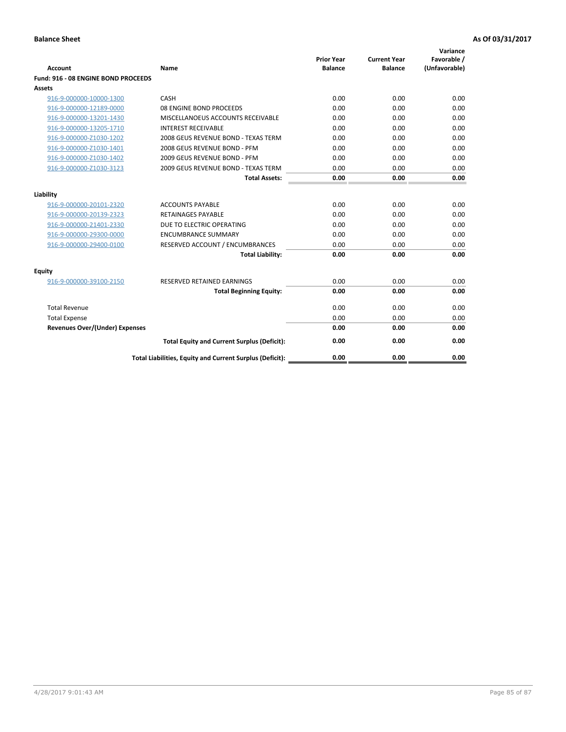**Balance Sheet** | **As Of 03/31/2017**

| Account | Name | Prior Year Balance | Current Year Balance | Variance Favorable / (Unfavorable) |
|---|---|---|---|---|
| **Fund: 916 - 08 ENGINE BOND PROCEEDS** | | | | |
| **Assets** | | | | |
| 916-9-000000-10000-1300 | CASH | 0.00 | 0.00 | 0.00 |
| 916-9-000000-12189-0000 | 08 ENGINE BOND PROCEEDS | 0.00 | 0.00 | 0.00 |
| 916-9-000000-13201-1430 | MISCELLANOEUS ACCOUNTS RECEIVABLE | 0.00 | 0.00 | 0.00 |
| 916-9-000000-13205-1710 | INTEREST RECEIVABLE | 0.00 | 0.00 | 0.00 |
| 916-9-000000-Z1030-1202 | 2008 GEUS REVENUE BOND - TEXAS TERM | 0.00 | 0.00 | 0.00 |
| 916-9-000000-Z1030-1401 | 2008 GEUS REVENUE BOND - PFM | 0.00 | 0.00 | 0.00 |
| 916-9-000000-Z1030-1402 | 2009 GEUS REVENUE BOND - PFM | 0.00 | 0.00 | 0.00 |
| 916-9-000000-Z1030-3123 | 2009 GEUS REVENUE BOND - TEXAS TERM | 0.00 | 0.00 | 0.00 |
| | **Total Assets:** | **0.00** | **0.00** | **0.00** |
| **Liability** | | | | |
| 916-9-000000-20101-2320 | ACCOUNTS PAYABLE | 0.00 | 0.00 | 0.00 |
| 916-9-000000-20139-2323 | RETAINAGES PAYABLE | 0.00 | 0.00 | 0.00 |
| 916-9-000000-21401-2330 | DUE TO ELECTRIC OPERATING | 0.00 | 0.00 | 0.00 |
| 916-9-000000-29300-0000 | ENCUMBRANCE SUMMARY | 0.00 | 0.00 | 0.00 |
| 916-9-000000-29400-0100 | RESERVED ACCOUNT / ENCUMBRANCES | 0.00 | 0.00 | 0.00 |
| | **Total Liability:** | **0.00** | **0.00** | **0.00** |
| **Equity** | | | | |
| 916-9-000000-39100-2150 | RESERVED RETAINED EARNINGS | 0.00 | 0.00 | 0.00 |
| | **Total Beginning Equity:** | **0.00** | **0.00** | **0.00** |
| Total Revenue | | 0.00 | 0.00 | 0.00 |
| Total Expense | | 0.00 | 0.00 | 0.00 |
| **Revenues Over/(Under) Expenses** | | **0.00** | **0.00** | **0.00** |
| | **Total Equity and Current Surplus (Deficit):** | **0.00** | **0.00** | **0.00** |
| | **Total Liabilities, Equity and Current Surplus (Deficit):** | **0.00** | **0.00** | **0.00** |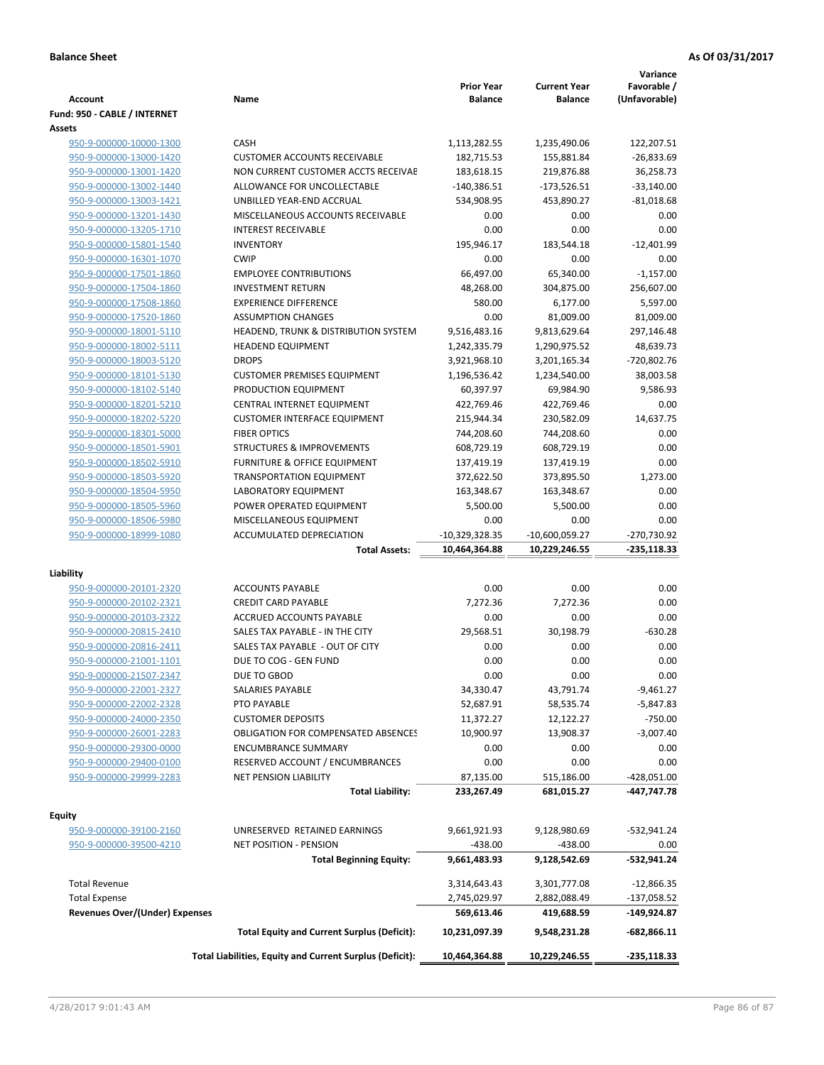**Balance Sheet** — **As Of 03/31/2017**

| Account | Name | Prior Year Balance | Current Year Balance | Variance Favorable / (Unfavorable) |
|---|---|---|---|---|
| **Fund: 950 - CABLE / INTERNET** | | | | |
| **Assets** | | | | |
| 950-9-000000-10000-1300 | CASH | 1,113,282.55 | 1,235,490.06 | 122,207.51 |
| 950-9-000000-13000-1420 | CUSTOMER ACCOUNTS RECEIVABLE | 182,715.53 | 155,881.84 | -26,833.69 |
| 950-9-000000-13001-1420 | NON CURRENT CUSTOMER ACCTS RECEIVAE | 183,618.15 | 219,876.88 | 36,258.73 |
| 950-9-000000-13002-1440 | ALLOWANCE FOR UNCOLLECTABLE | -140,386.51 | -173,526.51 | -33,140.00 |
| 950-9-000000-13003-1421 | UNBILLED YEAR-END ACCRUAL | 534,908.95 | 453,890.27 | -81,018.68 |
| 950-9-000000-13201-1430 | MISCELLANEOUS ACCOUNTS RECEIVABLE | 0.00 | 0.00 | 0.00 |
| 950-9-000000-13205-1710 | INTEREST RECEIVABLE | 0.00 | 0.00 | 0.00 |
| 950-9-000000-15801-1540 | INVENTORY | 195,946.17 | 183,544.18 | -12,401.99 |
| 950-9-000000-16301-1070 | CWIP | 0.00 | 0.00 | 0.00 |
| 950-9-000000-17501-1860 | EMPLOYEE CONTRIBUTIONS | 66,497.00 | 65,340.00 | -1,157.00 |
| 950-9-000000-17504-1860 | INVESTMENT RETURN | 48,268.00 | 304,875.00 | 256,607.00 |
| 950-9-000000-17508-1860 | EXPERIENCE DIFFERENCE | 580.00 | 6,177.00 | 5,597.00 |
| 950-9-000000-17520-1860 | ASSUMPTION CHANGES | 0.00 | 81,009.00 | 81,009.00 |
| 950-9-000000-18001-5110 | HEADEND, TRUNK & DISTRIBUTION SYSTEM | 9,516,483.16 | 9,813,629.64 | 297,146.48 |
| 950-9-000000-18002-5111 | HEADEND EQUIPMENT | 1,242,335.79 | 1,290,975.52 | 48,639.73 |
| 950-9-000000-18003-5120 | DROPS | 3,921,968.10 | 3,201,165.34 | -720,802.76 |
| 950-9-000000-18101-5130 | CUSTOMER PREMISES EQUIPMENT | 1,196,536.42 | 1,234,540.00 | 38,003.58 |
| 950-9-000000-18102-5140 | PRODUCTION EQUIPMENT | 60,397.97 | 69,984.90 | 9,586.93 |
| 950-9-000000-18201-5210 | CENTRAL INTERNET EQUIPMENT | 422,769.46 | 422,769.46 | 0.00 |
| 950-9-000000-18202-5220 | CUSTOMER INTERFACE EQUIPMENT | 215,944.34 | 230,582.09 | 14,637.75 |
| 950-9-000000-18301-5000 | FIBER OPTICS | 744,208.60 | 744,208.60 | 0.00 |
| 950-9-000000-18501-5901 | STRUCTURES & IMPROVEMENTS | 608,729.19 | 608,729.19 | 0.00 |
| 950-9-000000-18502-5910 | FURNITURE & OFFICE EQUIPMENT | 137,419.19 | 137,419.19 | 0.00 |
| 950-9-000000-18503-5920 | TRANSPORTATION EQUIPMENT | 372,622.50 | 373,895.50 | 1,273.00 |
| 950-9-000000-18504-5950 | LABORATORY EQUIPMENT | 163,348.67 | 163,348.67 | 0.00 |
| 950-9-000000-18505-5960 | POWER OPERATED EQUIPMENT | 5,500.00 | 5,500.00 | 0.00 |
| 950-9-000000-18506-5980 | MISCELLANEOUS EQUIPMENT | 0.00 | 0.00 | 0.00 |
| 950-9-000000-18999-1080 | ACCUMULATED DEPRECIATION | -10,329,328.35 | -10,600,059.27 | -270,730.92 |
| | **Total Assets:** | **10,464,364.88** | **10,229,246.55** | **-235,118.33** |
| **Liability** | | | | |
| 950-9-000000-20101-2320 | ACCOUNTS PAYABLE | 0.00 | 0.00 | 0.00 |
| 950-9-000000-20102-2321 | CREDIT CARD PAYABLE | 7,272.36 | 7,272.36 | 0.00 |
| 950-9-000000-20103-2322 | ACCRUED ACCOUNTS PAYABLE | 0.00 | 0.00 | 0.00 |
| 950-9-000000-20815-2410 | SALES TAX PAYABLE - IN THE CITY | 29,568.51 | 30,198.79 | -630.28 |
| 950-9-000000-20816-2411 | SALES TAX PAYABLE - OUT OF CITY | 0.00 | 0.00 | 0.00 |
| 950-9-000000-21001-1101 | DUE TO COG - GEN FUND | 0.00 | 0.00 | 0.00 |
| 950-9-000000-21507-2347 | DUE TO GBOD | 0.00 | 0.00 | 0.00 |
| 950-9-000000-22001-2327 | SALARIES PAYABLE | 34,330.47 | 43,791.74 | -9,461.27 |
| 950-9-000000-22002-2328 | PTO PAYABLE | 52,687.91 | 58,535.74 | -5,847.83 |
| 950-9-000000-24000-2350 | CUSTOMER DEPOSITS | 11,372.27 | 12,122.27 | -750.00 |
| 950-9-000000-26001-2283 | OBLIGATION FOR COMPENSATED ABSENCES | 10,900.97 | 13,908.37 | -3,007.40 |
| 950-9-000000-29300-0000 | ENCUMBRANCE SUMMARY | 0.00 | 0.00 | 0.00 |
| 950-9-000000-29400-0100 | RESERVED ACCOUNT / ENCUMBRANCES | 0.00 | 0.00 | 0.00 |
| 950-9-000000-29999-2283 | NET PENSION LIABILITY | 87,135.00 | 515,186.00 | -428,051.00 |
| | **Total Liability:** | **233,267.49** | **681,015.27** | **-447,747.78** |
| **Equity** | | | | |
| 950-9-000000-39100-2160 | UNRESERVED RETAINED EARNINGS | 9,661,921.93 | 9,128,980.69 | -532,941.24 |
| 950-9-000000-39500-4210 | NET POSITION - PENSION | -438.00 | -438.00 | 0.00 |
| | **Total Beginning Equity:** | **9,661,483.93** | **9,128,542.69** | **-532,941.24** |
| Total Revenue | | 3,314,643.43 | 3,301,777.08 | -12,866.35 |
| Total Expense | | 2,745,029.97 | 2,882,088.49 | -137,058.52 |
| **Revenues Over/(Under) Expenses** | | **569,613.46** | **419,688.59** | **-149,924.87** |
| | **Total Equity and Current Surplus (Deficit):** | **10,231,097.39** | **9,548,231.28** | **-682,866.11** |
| | **Total Liabilities, Equity and Current Surplus (Deficit):** | **10,464,364.88** | **10,229,246.55** | **-235,118.33** |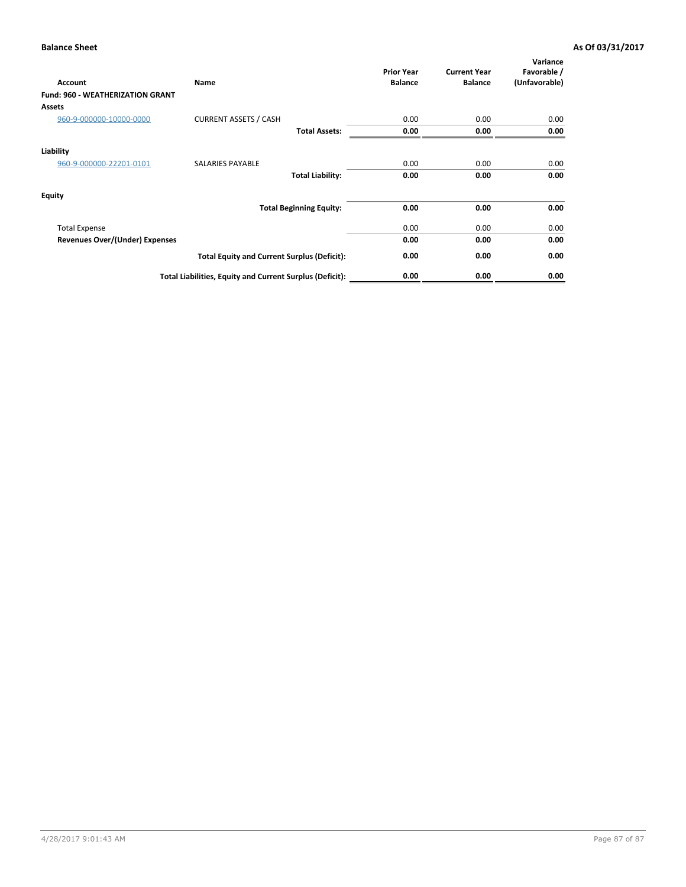**Balance Sheet** **As Of 03/31/2017**

| Account | Name | Prior Year Balance | Current Year Balance | Variance Favorable / (Unfavorable) |
|---|---|---|---|---|
| **Fund: 960 - WEATHERIZATION GRANT** | | | | |
| **Assets** | | | | |
| 960-9-000000-10000-0000 | CURRENT ASSETS / CASH | 0.00 | 0.00 | 0.00 |
| | **Total Assets:** | **0.00** | **0.00** | **0.00** |
| **Liability** | | | | |
| 960-9-000000-22201-0101 | SALARIES PAYABLE | 0.00 | 0.00 | 0.00 |
| | **Total Liability:** | **0.00** | **0.00** | **0.00** |
| **Equity** | | | | |
| | **Total Beginning Equity:** | **0.00** | **0.00** | **0.00** |
| Total Expense | | 0.00 | 0.00 | 0.00 |
| **Revenues Over/(Under) Expenses** | | **0.00** | **0.00** | **0.00** |
| | **Total Equity and Current Surplus (Deficit):** | **0.00** | **0.00** | **0.00** |
| | **Total Liabilities, Equity and Current Surplus (Deficit):** | **0.00** | **0.00** | **0.00** |